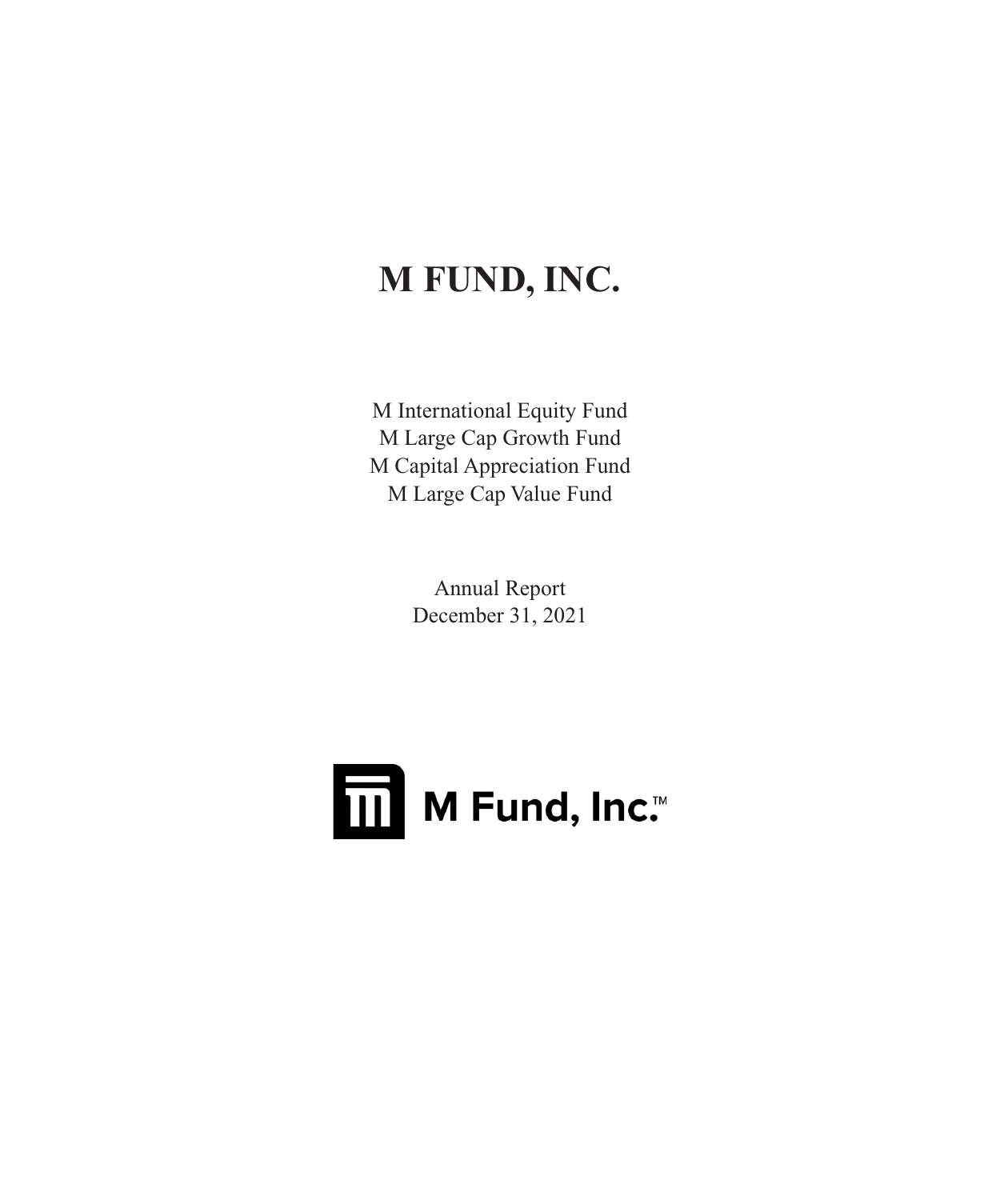# M FUND, INC.

M International Equity Fund
M Large Cap Growth Fund
M Capital Appreciation Fund
M Large Cap Value Fund

Annual Report
December 31, 2021

M Fund, Inc.™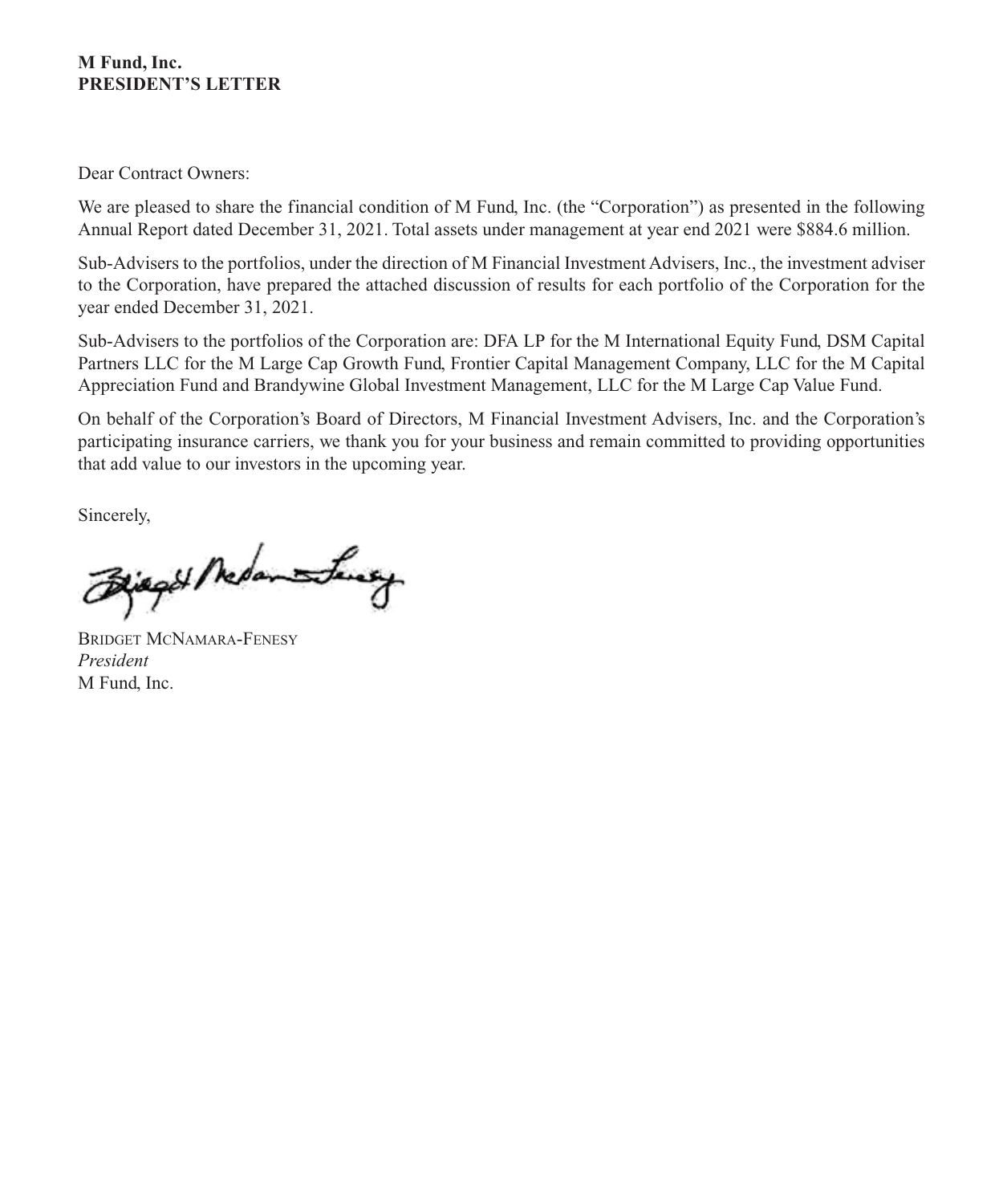**M Fund, Inc.**
**PRESIDENT'S LETTER**

Dear Contract Owners:

We are pleased to share the financial condition of M Fund, Inc. (the "Corporation") as presented in the following Annual Report dated December 31, 2021. Total assets under management at year end 2021 were $884.6 million.

Sub-Advisers to the portfolios, under the direction of M Financial Investment Advisers, Inc., the investment adviser to the Corporation, have prepared the attached discussion of results for each portfolio of the Corporation for the year ended December 31, 2021.

Sub-Advisers to the portfolios of the Corporation are: DFA LP for the M International Equity Fund, DSM Capital Partners LLC for the M Large Cap Growth Fund, Frontier Capital Management Company, LLC for the M Capital Appreciation Fund and Brandywine Global Investment Management, LLC for the M Large Cap Value Fund.

On behalf of the Corporation's Board of Directors, M Financial Investment Advisers, Inc. and the Corporation's participating insurance carriers, we thank you for your business and remain committed to providing opportunities that add value to our investors in the upcoming year.

Sincerely,

BRIDGET MCNAMARA-FENESY
*President*
M Fund, Inc.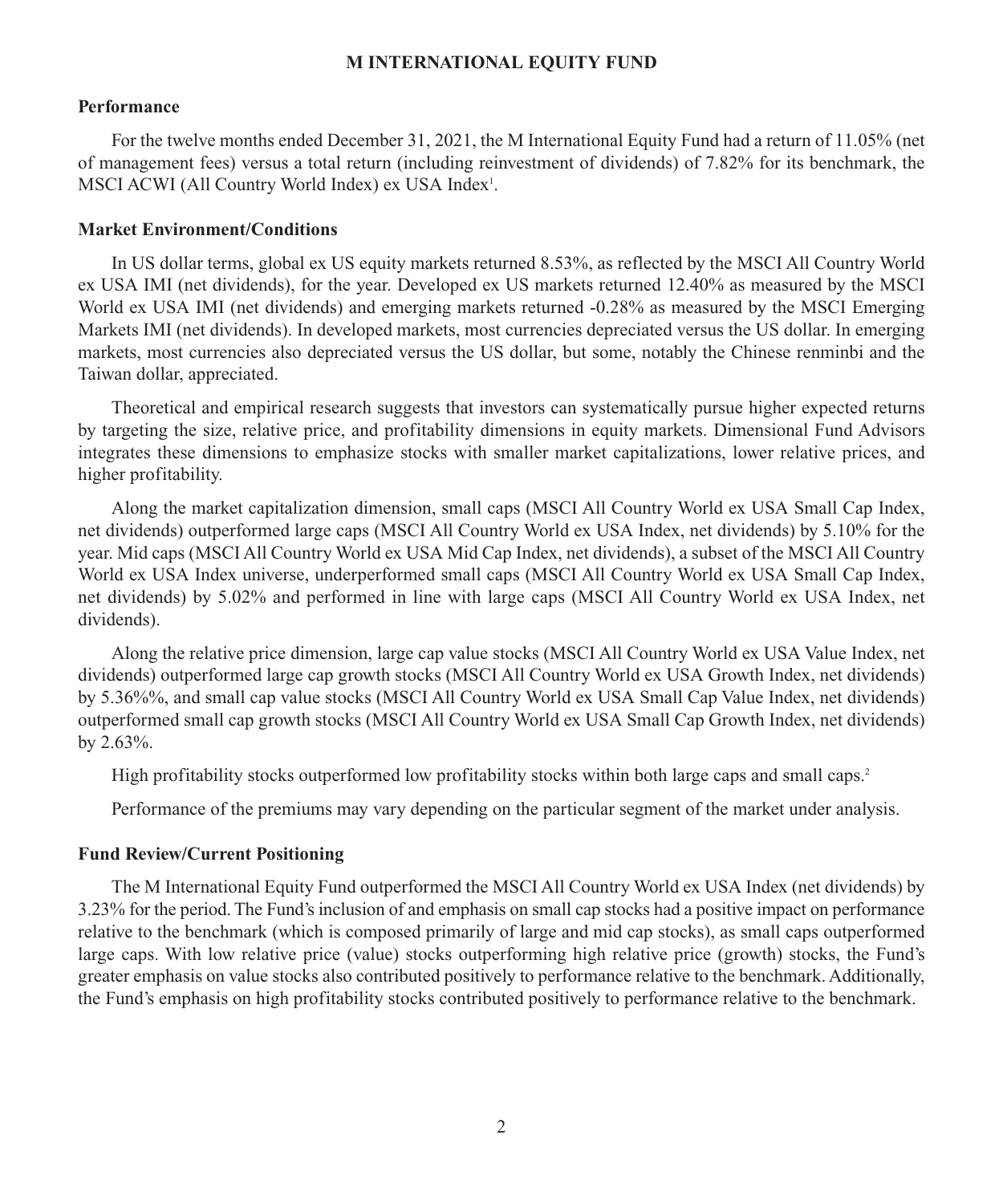# M INTERNATIONAL EQUITY FUND

## Performance

For the twelve months ended December 31, 2021, the M International Equity Fund had a return of 11.05% (net of management fees) versus a total return (including reinvestment of dividends) of 7.82% for its benchmark, the MSCI ACWI (All Country World Index) ex USA Index[1].

## Market Environment/Conditions

In US dollar terms, global ex US equity markets returned 8.53%, as reflected by the MSCI All Country World ex USA IMI (net dividends), for the year. Developed ex US markets returned 12.40% as measured by the MSCI World ex USA IMI (net dividends) and emerging markets returned -0.28% as measured by the MSCI Emerging Markets IMI (net dividends). In developed markets, most currencies depreciated versus the US dollar. In emerging markets, most currencies also depreciated versus the US dollar, but some, notably the Chinese renminbi and the Taiwan dollar, appreciated.

Theoretical and empirical research suggests that investors can systematically pursue higher expected returns by targeting the size, relative price, and profitability dimensions in equity markets. Dimensional Fund Advisors integrates these dimensions to emphasize stocks with smaller market capitalizations, lower relative prices, and higher profitability.

Along the market capitalization dimension, small caps (MSCI All Country World ex USA Small Cap Index, net dividends) outperformed large caps (MSCI All Country World ex USA Index, net dividends) by 5.10% for the year. Mid caps (MSCI All Country World ex USA Mid Cap Index, net dividends), a subset of the MSCI All Country World ex USA Index universe, underperformed small caps (MSCI All Country World ex USA Small Cap Index, net dividends) by 5.02% and performed in line with large caps (MSCI All Country World ex USA Index, net dividends).

Along the relative price dimension, large cap value stocks (MSCI All Country World ex USA Value Index, net dividends) outperformed large cap growth stocks (MSCI All Country World ex USA Growth Index, net dividends) by 5.36%%, and small cap value stocks (MSCI All Country World ex USA Small Cap Value Index, net dividends) outperformed small cap growth stocks (MSCI All Country World ex USA Small Cap Growth Index, net dividends) by 2.63%.

High profitability stocks outperformed low profitability stocks within both large caps and small caps.[2]

Performance of the premiums may vary depending on the particular segment of the market under analysis.

## Fund Review/Current Positioning

The M International Equity Fund outperformed the MSCI All Country World ex USA Index (net dividends) by 3.23% for the period. The Fund's inclusion of and emphasis on small cap stocks had a positive impact on performance relative to the benchmark (which is composed primarily of large and mid cap stocks), as small caps outperformed large caps. With low relative price (value) stocks outperforming high relative price (growth) stocks, the Fund's greater emphasis on value stocks also contributed positively to performance relative to the benchmark. Additionally, the Fund's emphasis on high profitability stocks contributed positively to performance relative to the benchmark.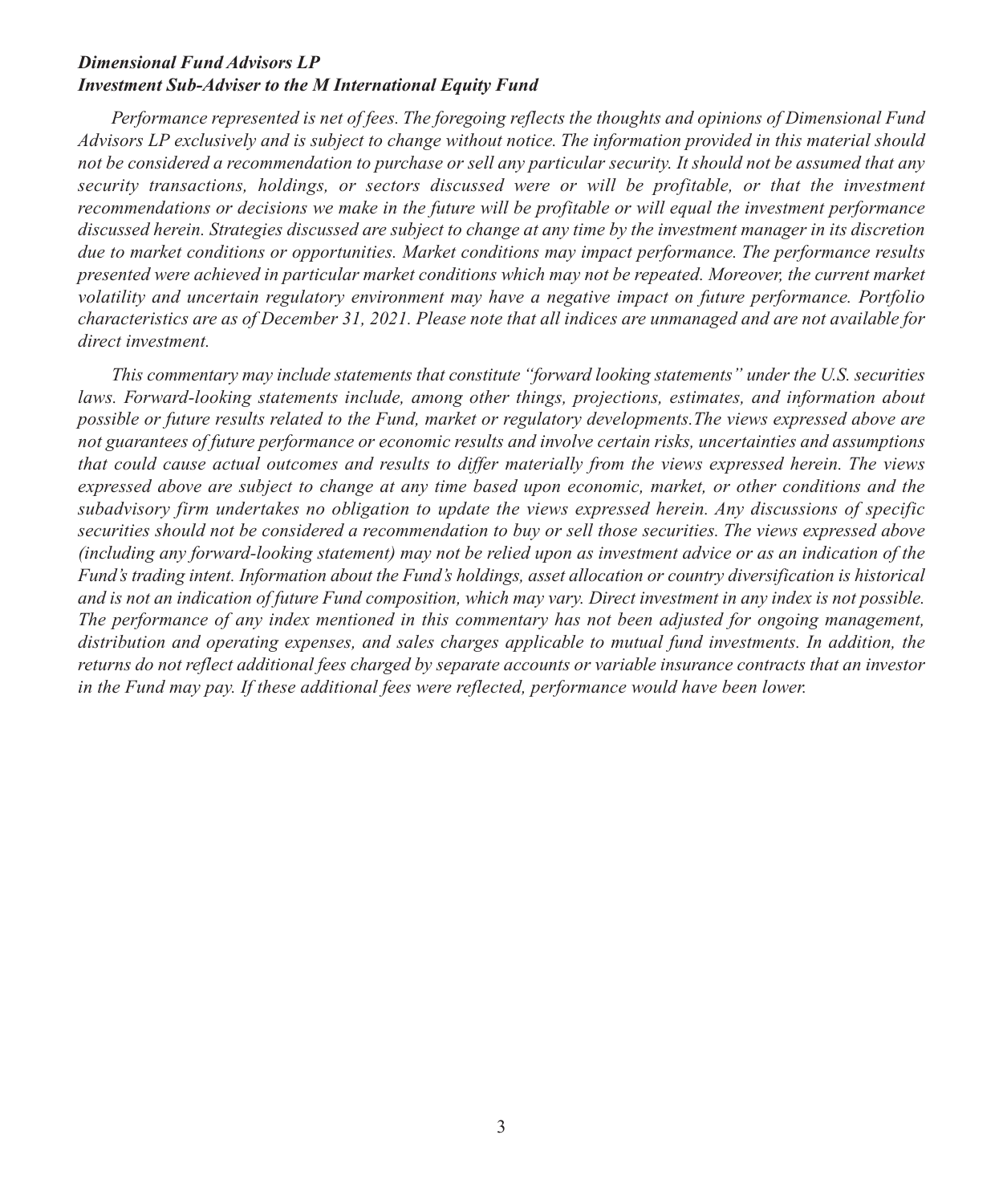***Dimensional Fund Advisors LP***
***Investment Sub-Adviser to the M International Equity Fund***

*Performance represented is net of fees. The foregoing reflects the thoughts and opinions of Dimensional Fund Advisors LP exclusively and is subject to change without notice. The information provided in this material should not be considered a recommendation to purchase or sell any particular security. It should not be assumed that any security transactions, holdings, or sectors discussed were or will be profitable, or that the investment recommendations or decisions we make in the future will be profitable or will equal the investment performance discussed herein. Strategies discussed are subject to change at any time by the investment manager in its discretion due to market conditions or opportunities. Market conditions may impact performance. The performance results presented were achieved in particular market conditions which may not be repeated. Moreover, the current market volatility and uncertain regulatory environment may have a negative impact on future performance. Portfolio characteristics are as of December 31, 2021. Please note that all indices are unmanaged and are not available for direct investment.*

*This commentary may include statements that constitute "forward looking statements" under the U.S. securities laws. Forward-looking statements include, among other things, projections, estimates, and information about possible or future results related to the Fund, market or regulatory developments.The views expressed above are not guarantees of future performance or economic results and involve certain risks, uncertainties and assumptions that could cause actual outcomes and results to differ materially from the views expressed herein. The views expressed above are subject to change at any time based upon economic, market, or other conditions and the subadvisory firm undertakes no obligation to update the views expressed herein. Any discussions of specific securities should not be considered a recommendation to buy or sell those securities. The views expressed above (including any forward-looking statement) may not be relied upon as investment advice or as an indication of the Fund's trading intent. Information about the Fund's holdings, asset allocation or country diversification is historical and is not an indication of future Fund composition, which may vary. Direct investment in any index is not possible. The performance of any index mentioned in this commentary has not been adjusted for ongoing management, distribution and operating expenses, and sales charges applicable to mutual fund investments. In addition, the returns do not reflect additional fees charged by separate accounts or variable insurance contracts that an investor in the Fund may pay. If these additional fees were reflected, performance would have been lower.*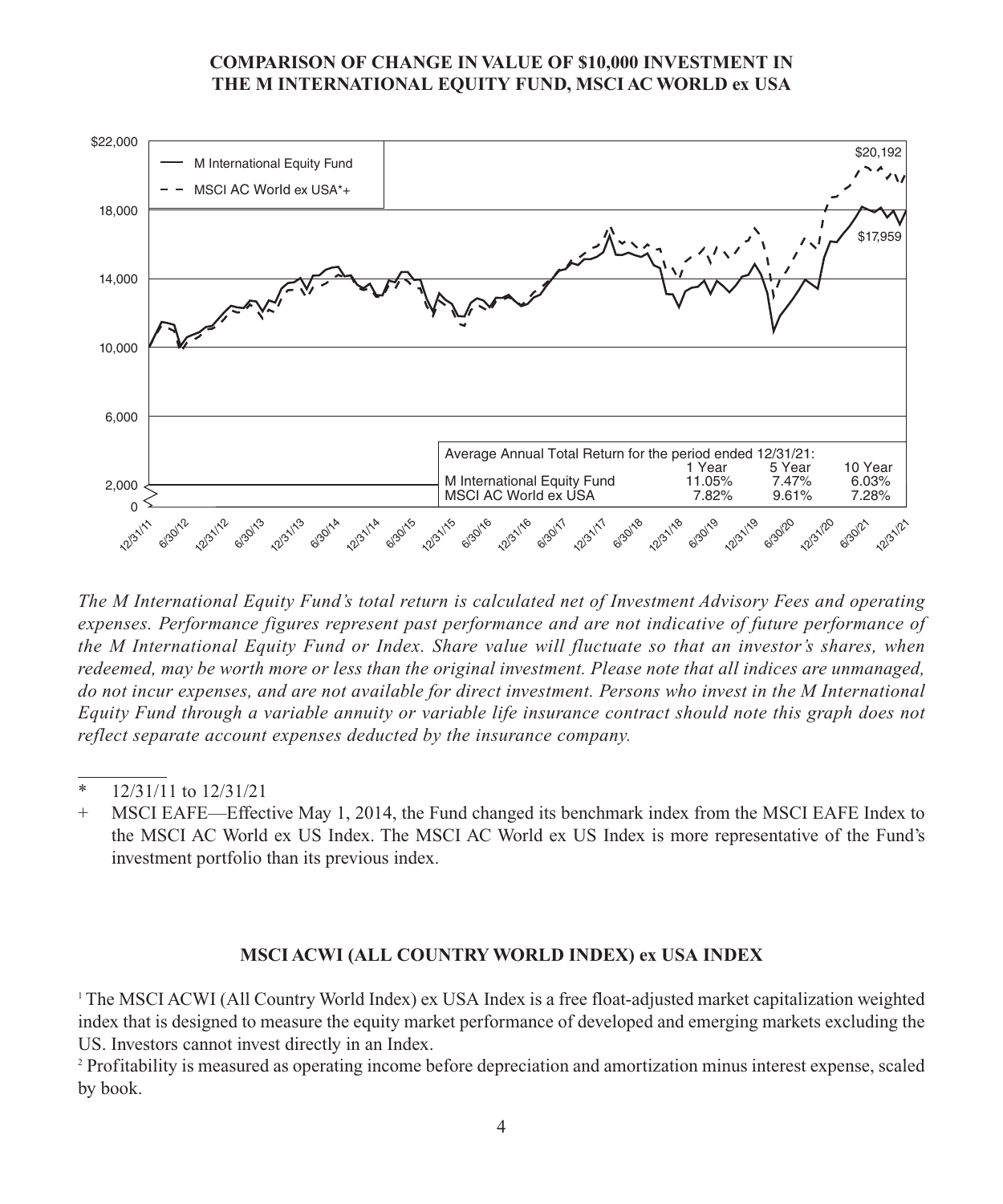**COMPARISON OF CHANGE IN VALUE OF $10,000 INVESTMENT IN THE M INTERNATIONAL EQUITY FUND, MSCI AC WORLD ex USA**

M International Equity Fund
MSCI AC World ex USA*+

$22,000
18,000
14,000
10,000
6,000
2,000
0

$20,192
$17,959

12/31/11 6/30/12 12/31/12 6/30/13 12/31/13 6/30/14 12/31/14 6/30/15 12/31/15 6/30/16 12/31/16 6/30/17 12/31/17 6/30/18 12/31/18 6/30/19 12/31/19 6/30/20 12/31/20 6/30/21 12/31/21

Average Annual Total Return for the period ended 12/31/21:

| | 1 Year | 5 Year | 10 Year |
|---|---|---|---|
| M International Equity Fund | 11.05% | 7.47% | 6.03% |
| MSCI AC World ex USA | 7.82% | 9.61% | 7.28% |

*The M International Equity Fund's total return is calculated net of Investment Advisory Fees and operating expenses. Performance figures represent past performance and are not indicative of future performance of the M International Equity Fund or Index. Share value will fluctuate so that an investor's shares, when redeemed, may be worth more or less than the original investment. Please note that all indices are unmanaged, do not incur expenses, and are not available for direct investment. Persons who invest in the M International Equity Fund through a variable annuity or variable life insurance contract should note this graph does not reflect separate account expenses deducted by the insurance company.*

\* 12/31/11 to 12/31/21

\+ MSCI EAFE—Effective May 1, 2014, the Fund changed its benchmark index from the MSCI EAFE Index to the MSCI AC World ex US Index. The MSCI AC World ex US Index is more representative of the Fund's investment portfolio than its previous index.

## MSCI ACWI (ALL COUNTRY WORLD INDEX) ex USA INDEX

[1] The MSCI ACWI (All Country World Index) ex USA Index is a free float-adjusted market capitalization weighted index that is designed to measure the equity market performance of developed and emerging markets excluding the US. Investors cannot invest directly in an Index.

[2] Profitability is measured as operating income before depreciation and amortization minus interest expense, scaled by book.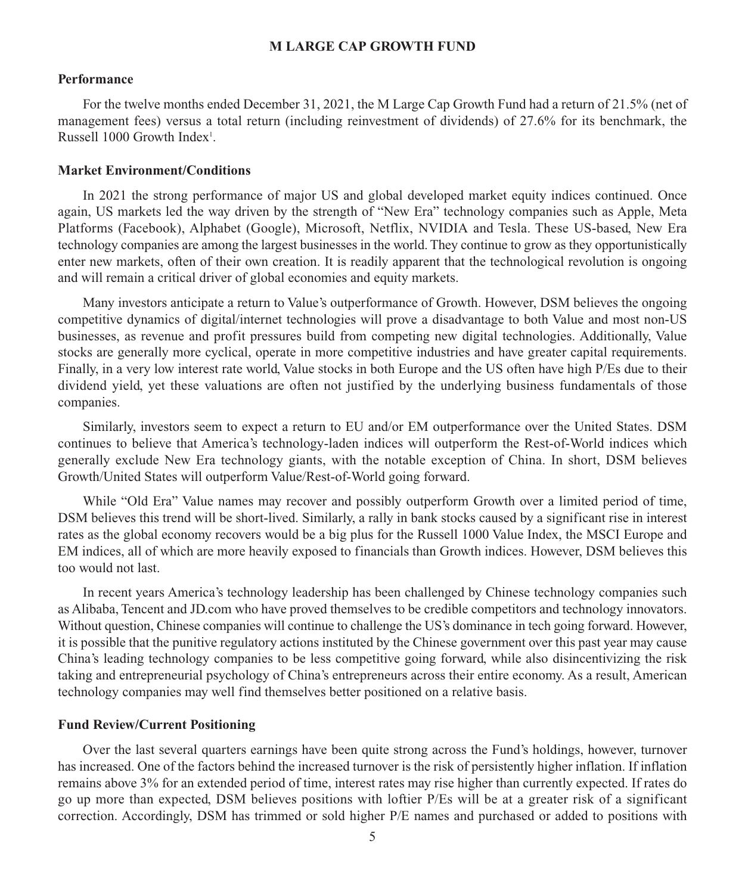# M LARGE CAP GROWTH FUND

## Performance

For the twelve months ended December 31, 2021, the M Large Cap Growth Fund had a return of 21.5% (net of management fees) versus a total return (including reinvestment of dividends) of 27.6% for its benchmark, the Russell 1000 Growth Index[1].

## Market Environment/Conditions

In 2021 the strong performance of major US and global developed market equity indices continued. Once again, US markets led the way driven by the strength of "New Era" technology companies such as Apple, Meta Platforms (Facebook), Alphabet (Google), Microsoft, Netflix, NVIDIA and Tesla. These US-based, New Era technology companies are among the largest businesses in the world. They continue to grow as they opportunistically enter new markets, often of their own creation. It is readily apparent that the technological revolution is ongoing and will remain a critical driver of global economies and equity markets.

Many investors anticipate a return to Value's outperformance of Growth. However, DSM believes the ongoing competitive dynamics of digital/internet technologies will prove a disadvantage to both Value and most non-US businesses, as revenue and profit pressures build from competing new digital technologies. Additionally, Value stocks are generally more cyclical, operate in more competitive industries and have greater capital requirements. Finally, in a very low interest rate world, Value stocks in both Europe and the US often have high P/Es due to their dividend yield, yet these valuations are often not justified by the underlying business fundamentals of those companies.

Similarly, investors seem to expect a return to EU and/or EM outperformance over the United States. DSM continues to believe that America's technology-laden indices will outperform the Rest-of-World indices which generally exclude New Era technology giants, with the notable exception of China. In short, DSM believes Growth/United States will outperform Value/Rest-of-World going forward.

While "Old Era" Value names may recover and possibly outperform Growth over a limited period of time, DSM believes this trend will be short-lived. Similarly, a rally in bank stocks caused by a significant rise in interest rates as the global economy recovers would be a big plus for the Russell 1000 Value Index, the MSCI Europe and EM indices, all of which are more heavily exposed to financials than Growth indices. However, DSM believes this too would not last.

In recent years America's technology leadership has been challenged by Chinese technology companies such as Alibaba, Tencent and JD.com who have proved themselves to be credible competitors and technology innovators. Without question, Chinese companies will continue to challenge the US's dominance in tech going forward. However, it is possible that the punitive regulatory actions instituted by the Chinese government over this past year may cause China's leading technology companies to be less competitive going forward, while also disincentivizing the risk taking and entrepreneurial psychology of China's entrepreneurs across their entire economy. As a result, American technology companies may well find themselves better positioned on a relative basis.

## Fund Review/Current Positioning

Over the last several quarters earnings have been quite strong across the Fund's holdings, however, turnover has increased. One of the factors behind the increased turnover is the risk of persistently higher inflation. If inflation remains above 3% for an extended period of time, interest rates may rise higher than currently expected. If rates do go up more than expected, DSM believes positions with loftier P/Es will be at a greater risk of a significant correction. Accordingly, DSM has trimmed or sold higher P/E names and purchased or added to positions with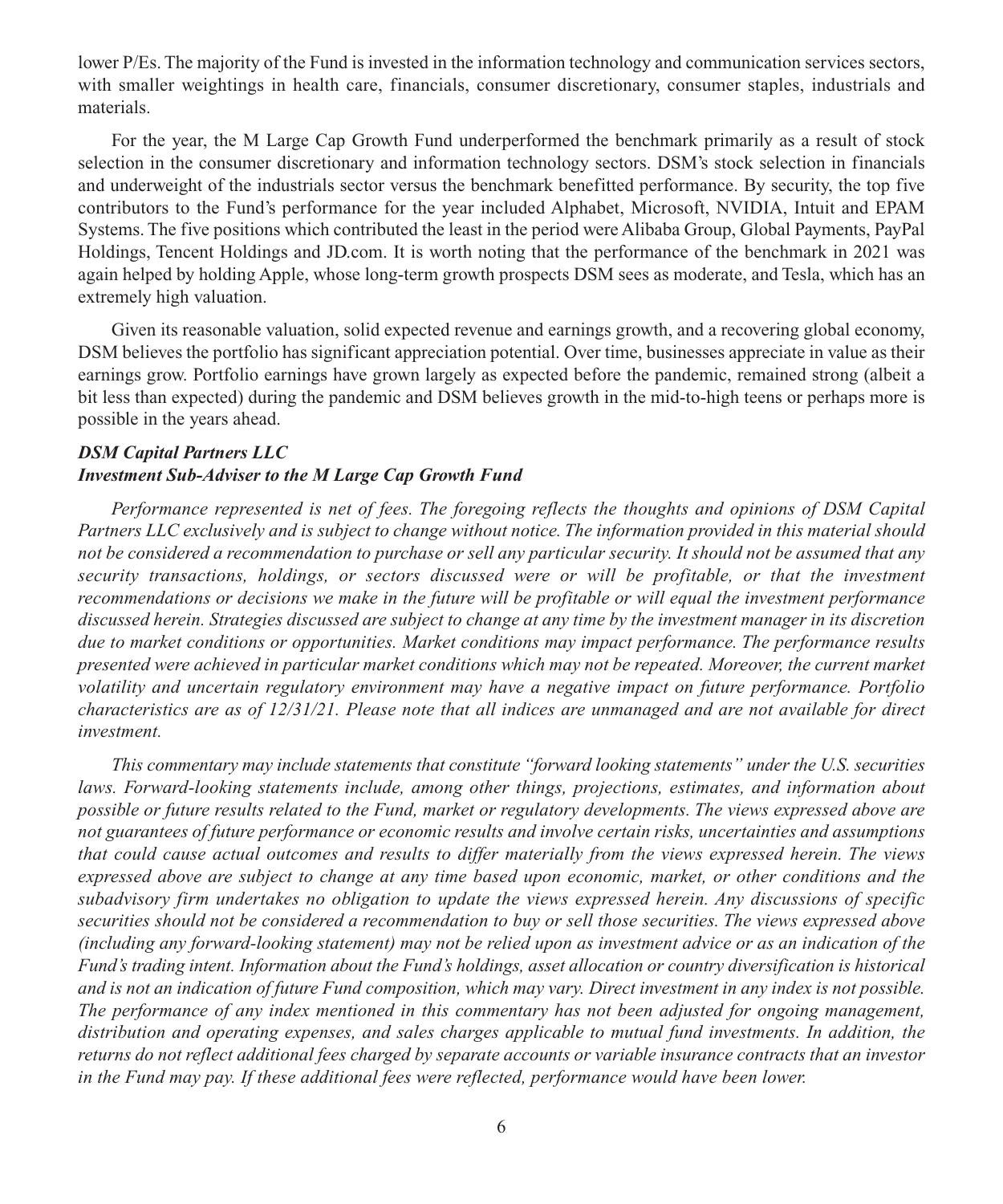lower P/Es. The majority of the Fund is invested in the information technology and communication services sectors, with smaller weightings in health care, financials, consumer discretionary, consumer staples, industrials and materials.

For the year, the M Large Cap Growth Fund underperformed the benchmark primarily as a result of stock selection in the consumer discretionary and information technology sectors. DSM's stock selection in financials and underweight of the industrials sector versus the benchmark benefitted performance. By security, the top five contributors to the Fund's performance for the year included Alphabet, Microsoft, NVIDIA, Intuit and EPAM Systems. The five positions which contributed the least in the period were Alibaba Group, Global Payments, PayPal Holdings, Tencent Holdings and JD.com. It is worth noting that the performance of the benchmark in 2021 was again helped by holding Apple, whose long-term growth prospects DSM sees as moderate, and Tesla, which has an extremely high valuation.

Given its reasonable valuation, solid expected revenue and earnings growth, and a recovering global economy, DSM believes the portfolio has significant appreciation potential. Over time, businesses appreciate in value as their earnings grow. Portfolio earnings have grown largely as expected before the pandemic, remained strong (albeit a bit less than expected) during the pandemic and DSM believes growth in the mid-to-high teens or perhaps more is possible in the years ahead.

***DSM Capital Partners LLC***
***Investment Sub-Adviser to the M Large Cap Growth Fund***

*Performance represented is net of fees. The foregoing reflects the thoughts and opinions of DSM Capital Partners LLC exclusively and is subject to change without notice. The information provided in this material should not be considered a recommendation to purchase or sell any particular security. It should not be assumed that any security transactions, holdings, or sectors discussed were or will be profitable, or that the investment recommendations or decisions we make in the future will be profitable or will equal the investment performance discussed herein. Strategies discussed are subject to change at any time by the investment manager in its discretion due to market conditions or opportunities. Market conditions may impact performance. The performance results presented were achieved in particular market conditions which may not be repeated. Moreover, the current market volatility and uncertain regulatory environment may have a negative impact on future performance. Portfolio characteristics are as of 12/31/21. Please note that all indices are unmanaged and are not available for direct investment.*

*This commentary may include statements that constitute "forward looking statements" under the U.S. securities laws. Forward-looking statements include, among other things, projections, estimates, and information about possible or future results related to the Fund, market or regulatory developments. The views expressed above are not guarantees of future performance or economic results and involve certain risks, uncertainties and assumptions that could cause actual outcomes and results to differ materially from the views expressed herein. The views expressed above are subject to change at any time based upon economic, market, or other conditions and the subadvisory firm undertakes no obligation to update the views expressed herein. Any discussions of specific securities should not be considered a recommendation to buy or sell those securities. The views expressed above (including any forward-looking statement) may not be relied upon as investment advice or as an indication of the Fund's trading intent. Information about the Fund's holdings, asset allocation or country diversification is historical and is not an indication of future Fund composition, which may vary. Direct investment in any index is not possible. The performance of any index mentioned in this commentary has not been adjusted for ongoing management, distribution and operating expenses, and sales charges applicable to mutual fund investments. In addition, the returns do not reflect additional fees charged by separate accounts or variable insurance contracts that an investor in the Fund may pay. If these additional fees were reflected, performance would have been lower.*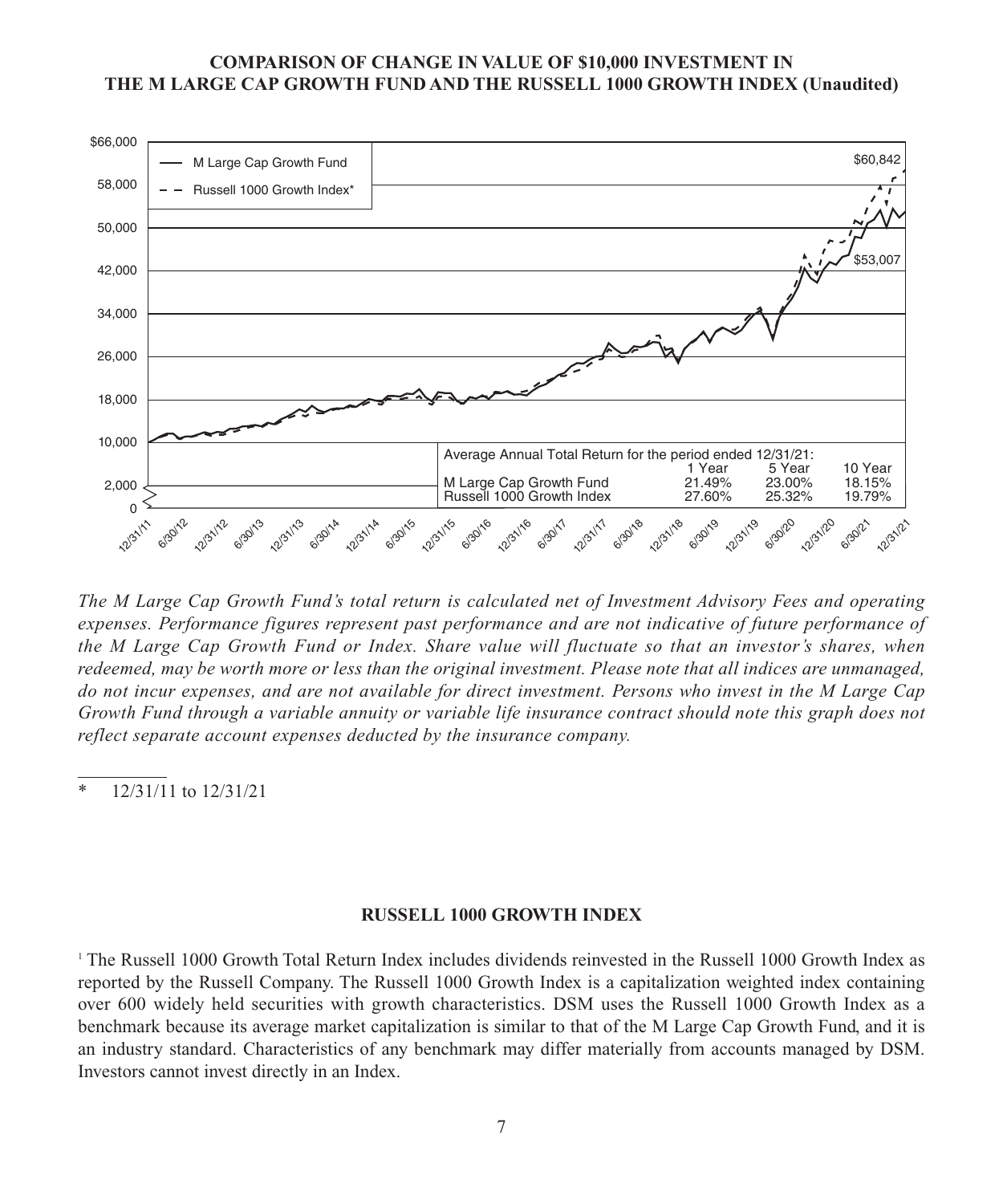**COMPARISON OF CHANGE IN VALUE OF $10,000 INVESTMENT IN THE M LARGE CAP GROWTH FUND AND THE RUSSELL 1000 GROWTH INDEX (Unaudited)**

M Large Cap Growth Fund
Russell 1000 Growth Index*

$66,000
58,000
50,000
42,000
34,000
26,000
18,000
10,000
2,000
0

$60,842
$53,007

12/31/11 6/30/12 12/31/12 6/30/13 12/31/13 6/30/14 12/31/14 6/30/15 12/31/15 6/30/16 12/31/16 6/30/17 12/31/17 6/30/18 12/31/18 6/30/19 12/31/19 6/30/20 12/31/20 6/30/21 12/31/21

Average Annual Total Return for the period ended 12/31/21:

| | 1 Year | 5 Year | 10 Year |
|---|---|---|---|
| M Large Cap Growth Fund | 21.49% | 23.00% | 18.15% |
| Russell 1000 Growth Index | 27.60% | 25.32% | 19.79% |

*The M Large Cap Growth Fund's total return is calculated net of Investment Advisory Fees and operating expenses. Performance figures represent past performance and are not indicative of future performance of the M Large Cap Growth Fund or Index. Share value will fluctuate so that an investor's shares, when redeemed, may be worth more or less than the original investment. Please note that all indices are unmanaged, do not incur expenses, and are not available for direct investment. Persons who invest in the M Large Cap Growth Fund through a variable annuity or variable life insurance contract should note this graph does not reflect separate account expenses deducted by the insurance company.*

\* 12/31/11 to 12/31/21

**RUSSELL 1000 GROWTH INDEX**

[1] The Russell 1000 Growth Total Return Index includes dividends reinvested in the Russell 1000 Growth Index as reported by the Russell Company. The Russell 1000 Growth Index is a capitalization weighted index containing over 600 widely held securities with growth characteristics. DSM uses the Russell 1000 Growth Index as a benchmark because its average market capitalization is similar to that of the M Large Cap Growth Fund, and it is an industry standard. Characteristics of any benchmark may differ materially from accounts managed by DSM. Investors cannot invest directly in an Index.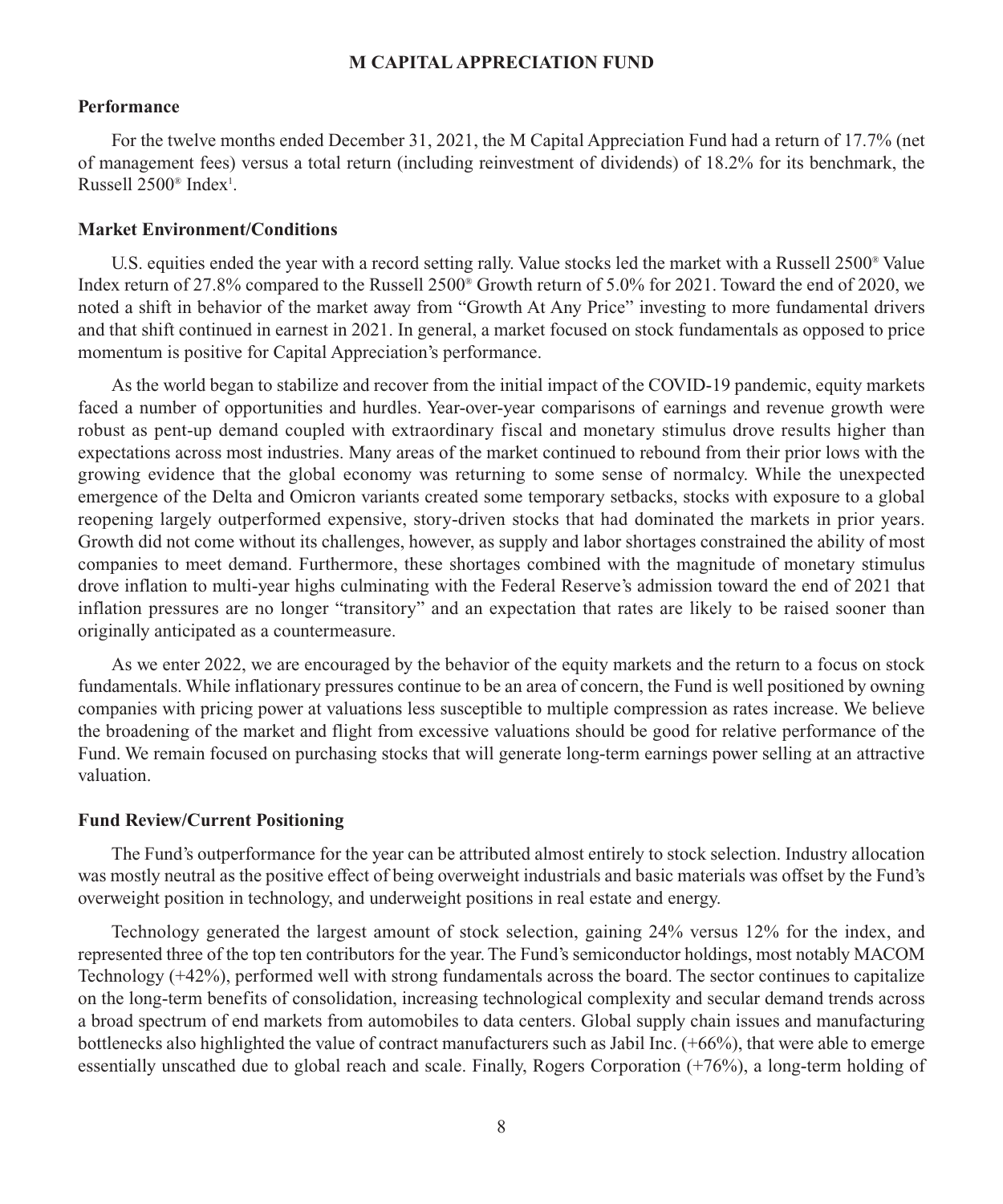# M CAPITAL APPRECIATION FUND

## Performance

For the twelve months ended December 31, 2021, the M Capital Appreciation Fund had a return of 17.7% (net of management fees) versus a total return (including reinvestment of dividends) of 18.2% for its benchmark, the Russell 2500® Index[1].

## Market Environment/Conditions

U.S. equities ended the year with a record setting rally. Value stocks led the market with a Russell 2500® Value Index return of 27.8% compared to the Russell 2500® Growth return of 5.0% for 2021. Toward the end of 2020, we noted a shift in behavior of the market away from "Growth At Any Price" investing to more fundamental drivers and that shift continued in earnest in 2021. In general, a market focused on stock fundamentals as opposed to price momentum is positive for Capital Appreciation's performance.

As the world began to stabilize and recover from the initial impact of the COVID-19 pandemic, equity markets faced a number of opportunities and hurdles. Year-over-year comparisons of earnings and revenue growth were robust as pent-up demand coupled with extraordinary fiscal and monetary stimulus drove results higher than expectations across most industries. Many areas of the market continued to rebound from their prior lows with the growing evidence that the global economy was returning to some sense of normalcy. While the unexpected emergence of the Delta and Omicron variants created some temporary setbacks, stocks with exposure to a global reopening largely outperformed expensive, story-driven stocks that had dominated the markets in prior years. Growth did not come without its challenges, however, as supply and labor shortages constrained the ability of most companies to meet demand. Furthermore, these shortages combined with the magnitude of monetary stimulus drove inflation to multi-year highs culminating with the Federal Reserve's admission toward the end of 2021 that inflation pressures are no longer "transitory" and an expectation that rates are likely to be raised sooner than originally anticipated as a countermeasure.

As we enter 2022, we are encouraged by the behavior of the equity markets and the return to a focus on stock fundamentals. While inflationary pressures continue to be an area of concern, the Fund is well positioned by owning companies with pricing power at valuations less susceptible to multiple compression as rates increase. We believe the broadening of the market and flight from excessive valuations should be good for relative performance of the Fund. We remain focused on purchasing stocks that will generate long-term earnings power selling at an attractive valuation.

## Fund Review/Current Positioning

The Fund's outperformance for the year can be attributed almost entirely to stock selection. Industry allocation was mostly neutral as the positive effect of being overweight industrials and basic materials was offset by the Fund's overweight position in technology, and underweight positions in real estate and energy.

Technology generated the largest amount of stock selection, gaining 24% versus 12% for the index, and represented three of the top ten contributors for the year. The Fund's semiconductor holdings, most notably MACOM Technology (+42%), performed well with strong fundamentals across the board. The sector continues to capitalize on the long-term benefits of consolidation, increasing technological complexity and secular demand trends across a broad spectrum of end markets from automobiles to data centers. Global supply chain issues and manufacturing bottlenecks also highlighted the value of contract manufacturers such as Jabil Inc. (+66%), that were able to emerge essentially unscathed due to global reach and scale. Finally, Rogers Corporation (+76%), a long-term holding of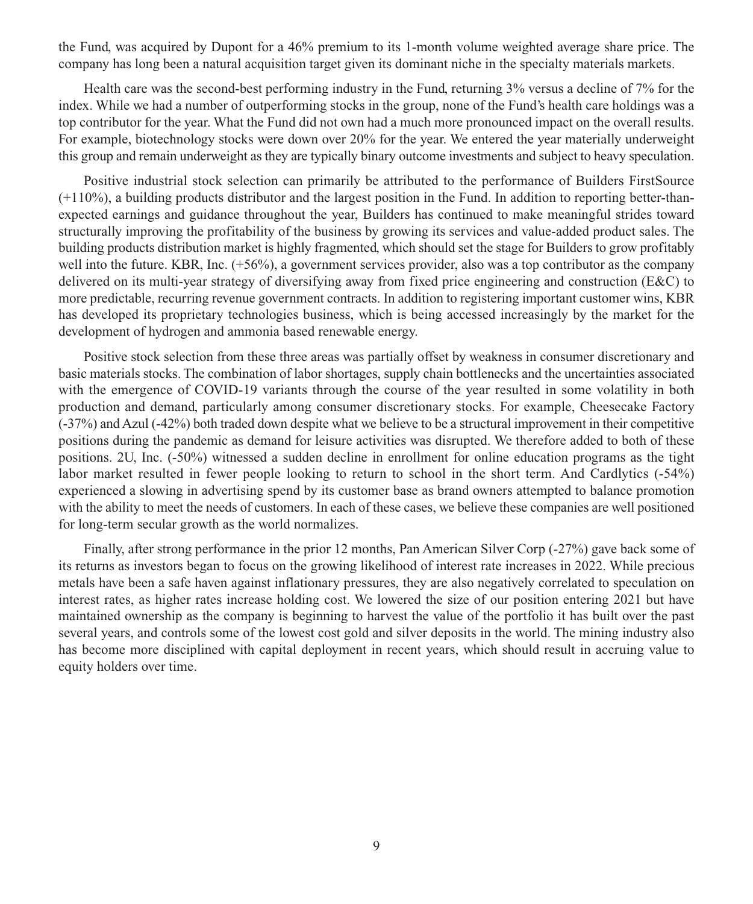the Fund, was acquired by Dupont for a 46% premium to its 1-month volume weighted average share price. The company has long been a natural acquisition target given its dominant niche in the specialty materials markets.

Health care was the second-best performing industry in the Fund, returning 3% versus a decline of 7% for the index. While we had a number of outperforming stocks in the group, none of the Fund's health care holdings was a top contributor for the year. What the Fund did not own had a much more pronounced impact on the overall results. For example, biotechnology stocks were down over 20% for the year. We entered the year materially underweight this group and remain underweight as they are typically binary outcome investments and subject to heavy speculation.

Positive industrial stock selection can primarily be attributed to the performance of Builders FirstSource (+110%), a building products distributor and the largest position in the Fund. In addition to reporting better-than-expected earnings and guidance throughout the year, Builders has continued to make meaningful strides toward structurally improving the profitability of the business by growing its services and value-added product sales. The building products distribution market is highly fragmented, which should set the stage for Builders to grow profitably well into the future. KBR, Inc. (+56%), a government services provider, also was a top contributor as the company delivered on its multi-year strategy of diversifying away from fixed price engineering and construction (E&C) to more predictable, recurring revenue government contracts. In addition to registering important customer wins, KBR has developed its proprietary technologies business, which is being accessed increasingly by the market for the development of hydrogen and ammonia based renewable energy.

Positive stock selection from these three areas was partially offset by weakness in consumer discretionary and basic materials stocks. The combination of labor shortages, supply chain bottlenecks and the uncertainties associated with the emergence of COVID-19 variants through the course of the year resulted in some volatility in both production and demand, particularly among consumer discretionary stocks. For example, Cheesecake Factory (-37%) and Azul (-42%) both traded down despite what we believe to be a structural improvement in their competitive positions during the pandemic as demand for leisure activities was disrupted. We therefore added to both of these positions. 2U, Inc. (-50%) witnessed a sudden decline in enrollment for online education programs as the tight labor market resulted in fewer people looking to return to school in the short term. And Cardlytics (-54%) experienced a slowing in advertising spend by its customer base as brand owners attempted to balance promotion with the ability to meet the needs of customers. In each of these cases, we believe these companies are well positioned for long-term secular growth as the world normalizes.

Finally, after strong performance in the prior 12 months, Pan American Silver Corp (-27%) gave back some of its returns as investors began to focus on the growing likelihood of interest rate increases in 2022. While precious metals have been a safe haven against inflationary pressures, they are also negatively correlated to speculation on interest rates, as higher rates increase holding cost. We lowered the size of our position entering 2021 but have maintained ownership as the company is beginning to harvest the value of the portfolio it has built over the past several years, and controls some of the lowest cost gold and silver deposits in the world. The mining industry also has become more disciplined with capital deployment in recent years, which should result in accruing value to equity holders over time.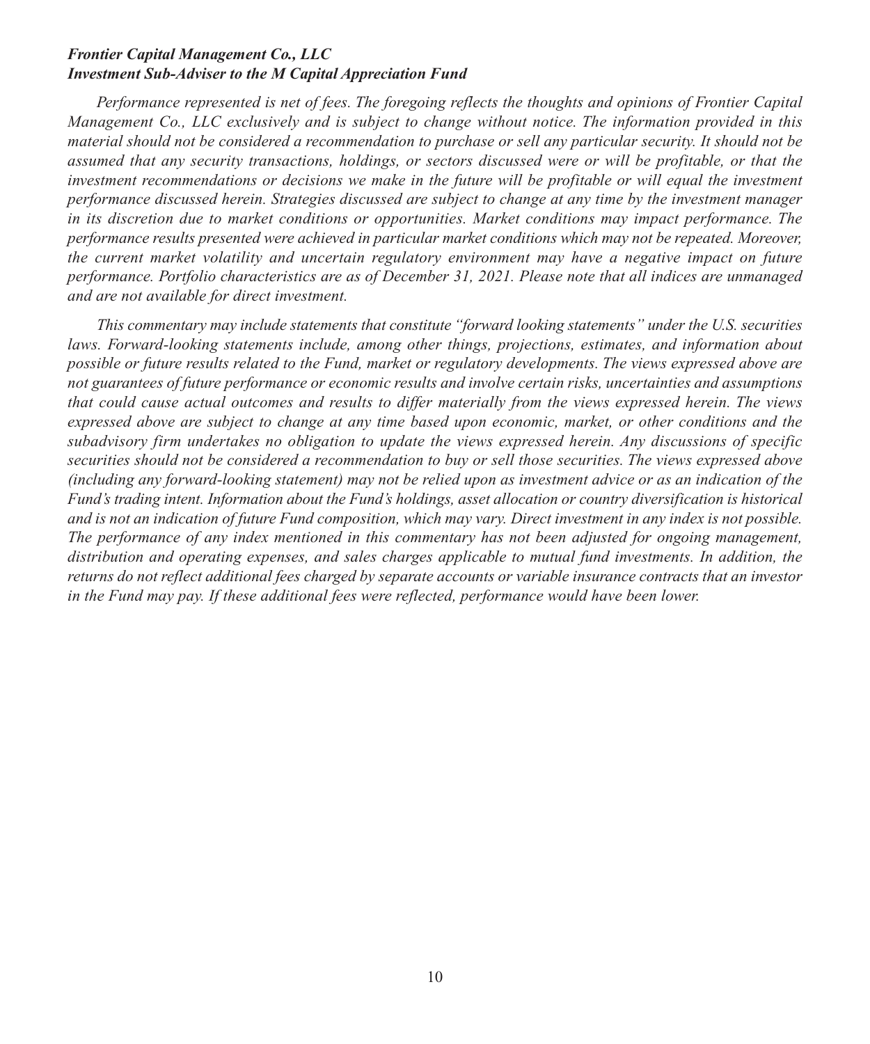***Frontier Capital Management Co., LLC***
***Investment Sub-Adviser to the M Capital Appreciation Fund***

*Performance represented is net of fees. The foregoing reflects the thoughts and opinions of Frontier Capital Management Co., LLC exclusively and is subject to change without notice. The information provided in this material should not be considered a recommendation to purchase or sell any particular security. It should not be assumed that any security transactions, holdings, or sectors discussed were or will be profitable, or that the investment recommendations or decisions we make in the future will be profitable or will equal the investment performance discussed herein. Strategies discussed are subject to change at any time by the investment manager in its discretion due to market conditions or opportunities. Market conditions may impact performance. The performance results presented were achieved in particular market conditions which may not be repeated. Moreover, the current market volatility and uncertain regulatory environment may have a negative impact on future performance. Portfolio characteristics are as of December 31, 2021. Please note that all indices are unmanaged and are not available for direct investment.*

*This commentary may include statements that constitute "forward looking statements" under the U.S. securities laws. Forward-looking statements include, among other things, projections, estimates, and information about possible or future results related to the Fund, market or regulatory developments. The views expressed above are not guarantees of future performance or economic results and involve certain risks, uncertainties and assumptions that could cause actual outcomes and results to differ materially from the views expressed herein. The views expressed above are subject to change at any time based upon economic, market, or other conditions and the subadvisory firm undertakes no obligation to update the views expressed herein. Any discussions of specific securities should not be considered a recommendation to buy or sell those securities. The views expressed above (including any forward-looking statement) may not be relied upon as investment advice or as an indication of the Fund's trading intent. Information about the Fund's holdings, asset allocation or country diversification is historical and is not an indication of future Fund composition, which may vary. Direct investment in any index is not possible. The performance of any index mentioned in this commentary has not been adjusted for ongoing management, distribution and operating expenses, and sales charges applicable to mutual fund investments. In addition, the returns do not reflect additional fees charged by separate accounts or variable insurance contracts that an investor in the Fund may pay. If these additional fees were reflected, performance would have been lower.*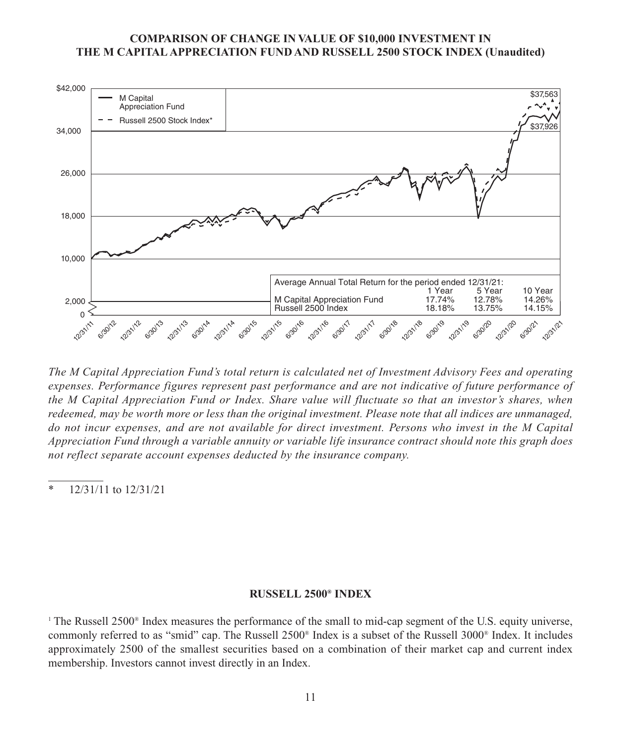**COMPARISON OF CHANGE IN VALUE OF $10,000 INVESTMENT IN THE M CAPITAL APPRECIATION FUND AND RUSSELL 2500 STOCK INDEX (Unaudited)**

$42,000
34,000
26,000
18,000
10,000
2,000
0

M Capital Appreciation Fund
Russell 2500 Stock Index*

$37,563
$37,926

12/31/11 6/30/12 12/31/12 6/30/13 12/31/13 6/30/14 12/31/14 6/30/15 12/31/15 6/30/16 12/31/16 6/30/17 12/31/17 6/30/18 12/31/18 6/30/19 12/31/19 6/30/20 12/31/20 6/30/21 12/31/21

Average Annual Total Return for the period ended 12/31/21:

| | 1 Year | 5 Year | 10 Year |
|---|---|---|---|
| M Capital Appreciation Fund | 17.74% | 12.78% | 14.26% |
| Russell 2500 Index | 18.18% | 13.75% | 14.15% |

*The M Capital Appreciation Fund's total return is calculated net of Investment Advisory Fees and operating expenses. Performance figures represent past performance and are not indicative of future performance of the M Capital Appreciation Fund or Index. Share value will fluctuate so that an investor's shares, when redeemed, may be worth more or less than the original investment. Please note that all indices are unmanaged, do not incur expenses, and are not available for direct investment. Persons who invest in the M Capital Appreciation Fund through a variable annuity or variable life insurance contract should note this graph does not reflect separate account expenses deducted by the insurance company.*

\* 12/31/11 to 12/31/21

**RUSSELL 2500® INDEX**

[1] The Russell 2500® Index measures the performance of the small to mid-cap segment of the U.S. equity universe, commonly referred to as "smid" cap. The Russell 2500® Index is a subset of the Russell 3000® Index. It includes approximately 2500 of the smallest securities based on a combination of their market cap and current index membership. Investors cannot invest directly in an Index.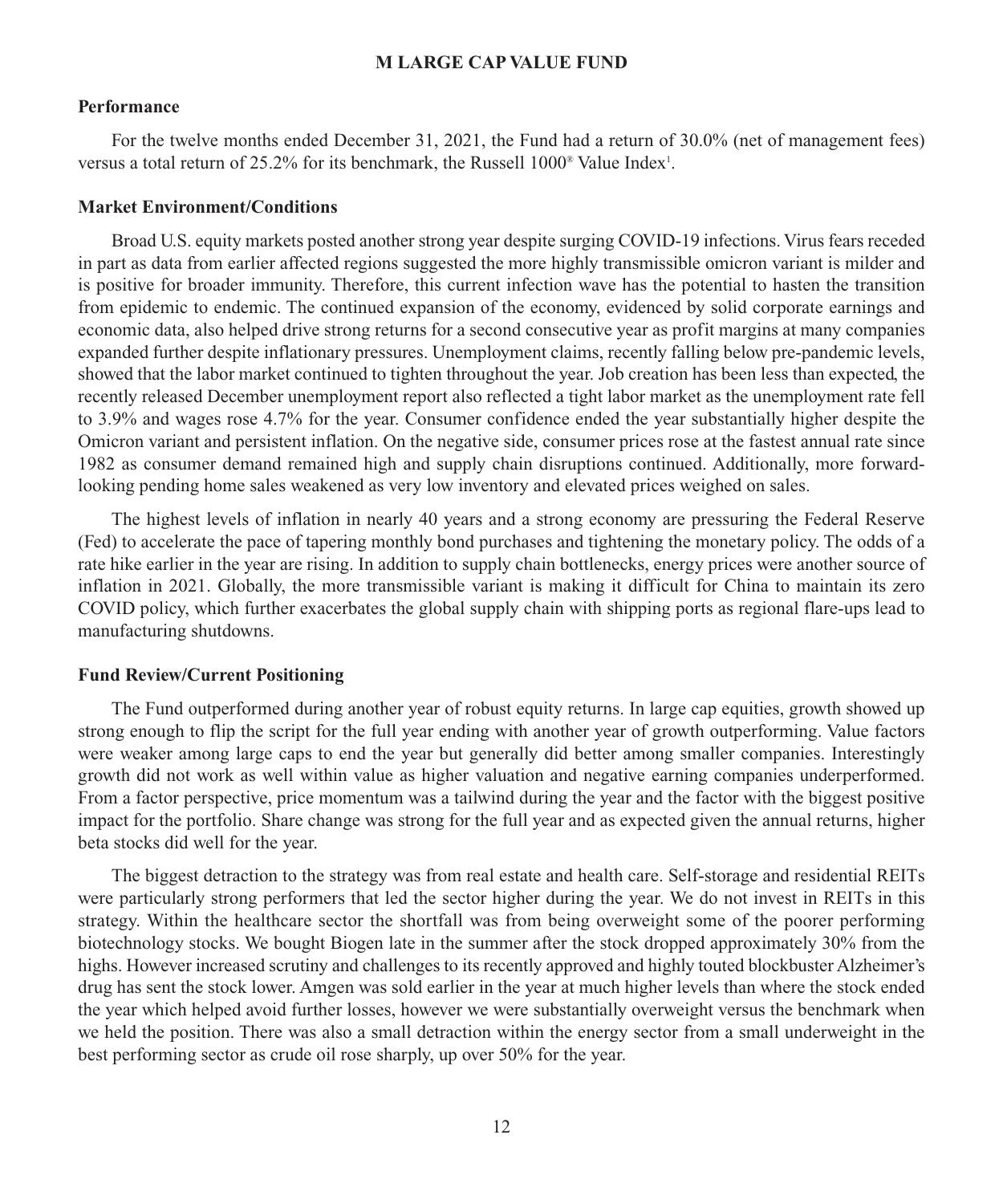# M LARGE CAP VALUE FUND

## Performance

For the twelve months ended December 31, 2021, the Fund had a return of 30.0% (net of management fees) versus a total return of 25.2% for its benchmark, the Russell 1000® Value Index[1].

## Market Environment/Conditions

Broad U.S. equity markets posted another strong year despite surging COVID-19 infections. Virus fears receded in part as data from earlier affected regions suggested the more highly transmissible omicron variant is milder and is positive for broader immunity. Therefore, this current infection wave has the potential to hasten the transition from epidemic to endemic. The continued expansion of the economy, evidenced by solid corporate earnings and economic data, also helped drive strong returns for a second consecutive year as profit margins at many companies expanded further despite inflationary pressures. Unemployment claims, recently falling below pre-pandemic levels, showed that the labor market continued to tighten throughout the year. Job creation has been less than expected, the recently released December unemployment report also reflected a tight labor market as the unemployment rate fell to 3.9% and wages rose 4.7% for the year. Consumer confidence ended the year substantially higher despite the Omicron variant and persistent inflation. On the negative side, consumer prices rose at the fastest annual rate since 1982 as consumer demand remained high and supply chain disruptions continued. Additionally, more forward-looking pending home sales weakened as very low inventory and elevated prices weighed on sales.

The highest levels of inflation in nearly 40 years and a strong economy are pressuring the Federal Reserve (Fed) to accelerate the pace of tapering monthly bond purchases and tightening the monetary policy. The odds of a rate hike earlier in the year are rising. In addition to supply chain bottlenecks, energy prices were another source of inflation in 2021. Globally, the more transmissible variant is making it difficult for China to maintain its zero COVID policy, which further exacerbates the global supply chain with shipping ports as regional flare-ups lead to manufacturing shutdowns.

## Fund Review/Current Positioning

The Fund outperformed during another year of robust equity returns. In large cap equities, growth showed up strong enough to flip the script for the full year ending with another year of growth outperforming. Value factors were weaker among large caps to end the year but generally did better among smaller companies. Interestingly growth did not work as well within value as higher valuation and negative earning companies underperformed. From a factor perspective, price momentum was a tailwind during the year and the factor with the biggest positive impact for the portfolio. Share change was strong for the full year and as expected given the annual returns, higher beta stocks did well for the year.

The biggest detraction to the strategy was from real estate and health care. Self-storage and residential REITs were particularly strong performers that led the sector higher during the year. We do not invest in REITs in this strategy. Within the healthcare sector the shortfall was from being overweight some of the poorer performing biotechnology stocks. We bought Biogen late in the summer after the stock dropped approximately 30% from the highs. However increased scrutiny and challenges to its recently approved and highly touted blockbuster Alzheimer's drug has sent the stock lower. Amgen was sold earlier in the year at much higher levels than where the stock ended the year which helped avoid further losses, however we were substantially overweight versus the benchmark when we held the position. There was also a small detraction within the energy sector from a small underweight in the best performing sector as crude oil rose sharply, up over 50% for the year.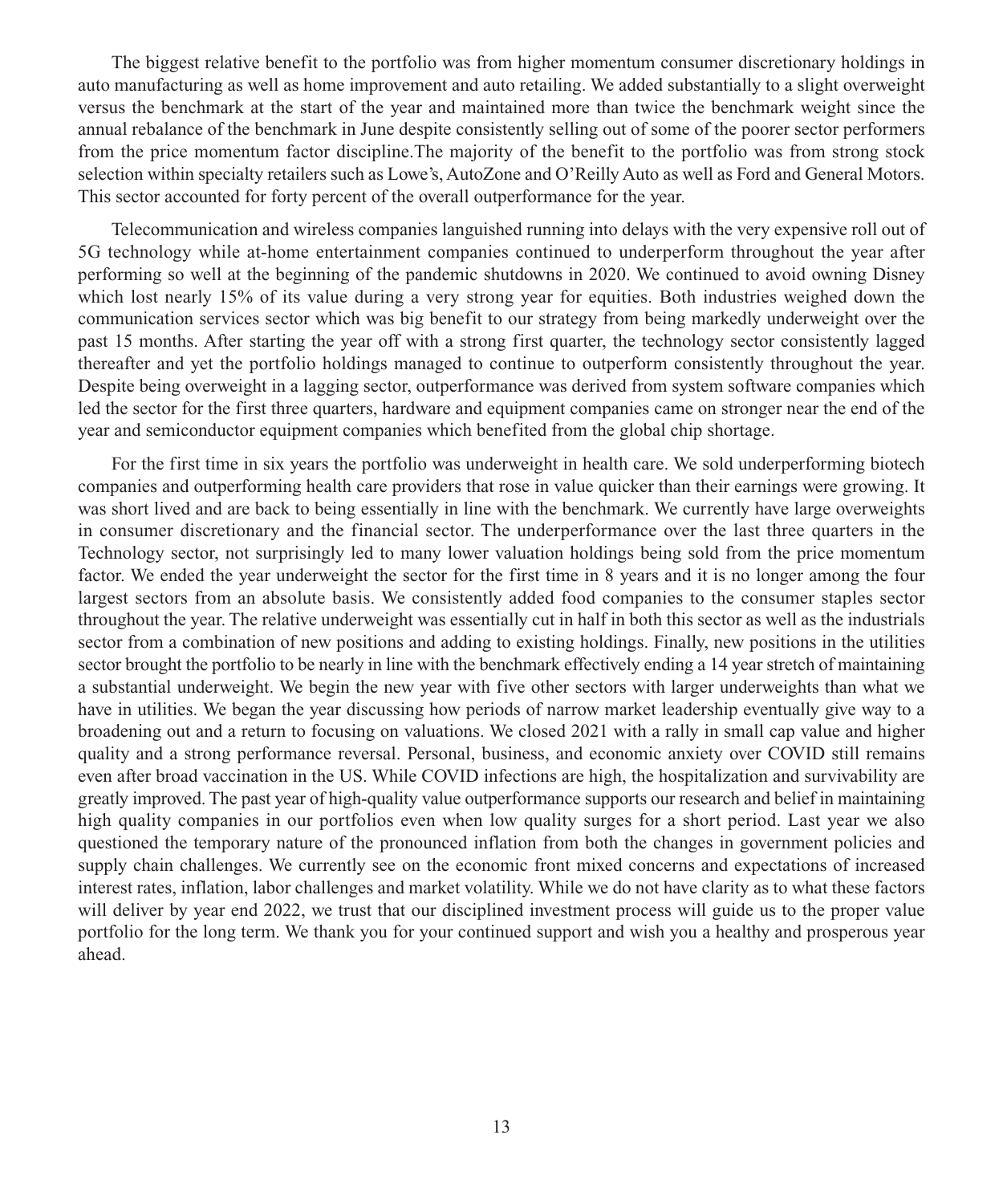The biggest relative benefit to the portfolio was from higher momentum consumer discretionary holdings in auto manufacturing as well as home improvement and auto retailing. We added substantially to a slight overweight versus the benchmark at the start of the year and maintained more than twice the benchmark weight since the annual rebalance of the benchmark in June despite consistently selling out of some of the poorer sector performers from the price momentum factor discipline.The majority of the benefit to the portfolio was from strong stock selection within specialty retailers such as Lowe's, AutoZone and O'Reilly Auto as well as Ford and General Motors. This sector accounted for forty percent of the overall outperformance for the year.

Telecommunication and wireless companies languished running into delays with the very expensive roll out of 5G technology while at-home entertainment companies continued to underperform throughout the year after performing so well at the beginning of the pandemic shutdowns in 2020. We continued to avoid owning Disney which lost nearly 15% of its value during a very strong year for equities. Both industries weighed down the communication services sector which was big benefit to our strategy from being markedly underweight over the past 15 months. After starting the year off with a strong first quarter, the technology sector consistently lagged thereafter and yet the portfolio holdings managed to continue to outperform consistently throughout the year. Despite being overweight in a lagging sector, outperformance was derived from system software companies which led the sector for the first three quarters, hardware and equipment companies came on stronger near the end of the year and semiconductor equipment companies which benefited from the global chip shortage.

For the first time in six years the portfolio was underweight in health care. We sold underperforming biotech companies and outperforming health care providers that rose in value quicker than their earnings were growing. It was short lived and are back to being essentially in line with the benchmark. We currently have large overweights in consumer discretionary and the financial sector. The underperformance over the last three quarters in the Technology sector, not surprisingly led to many lower valuation holdings being sold from the price momentum factor. We ended the year underweight the sector for the first time in 8 years and it is no longer among the four largest sectors from an absolute basis. We consistently added food companies to the consumer staples sector throughout the year. The relative underweight was essentially cut in half in both this sector as well as the industrials sector from a combination of new positions and adding to existing holdings. Finally, new positions in the utilities sector brought the portfolio to be nearly in line with the benchmark effectively ending a 14 year stretch of maintaining a substantial underweight. We begin the new year with five other sectors with larger underweights than what we have in utilities. We began the year discussing how periods of narrow market leadership eventually give way to a broadening out and a return to focusing on valuations. We closed 2021 with a rally in small cap value and higher quality and a strong performance reversal. Personal, business, and economic anxiety over COVID still remains even after broad vaccination in the US. While COVID infections are high, the hospitalization and survivability are greatly improved. The past year of high-quality value outperformance supports our research and belief in maintaining high quality companies in our portfolios even when low quality surges for a short period. Last year we also questioned the temporary nature of the pronounced inflation from both the changes in government policies and supply chain challenges. We currently see on the economic front mixed concerns and expectations of increased interest rates, inflation, labor challenges and market volatility. While we do not have clarity as to what these factors will deliver by year end 2022, we trust that our disciplined investment process will guide us to the proper value portfolio for the long term. We thank you for your continued support and wish you a healthy and prosperous year ahead.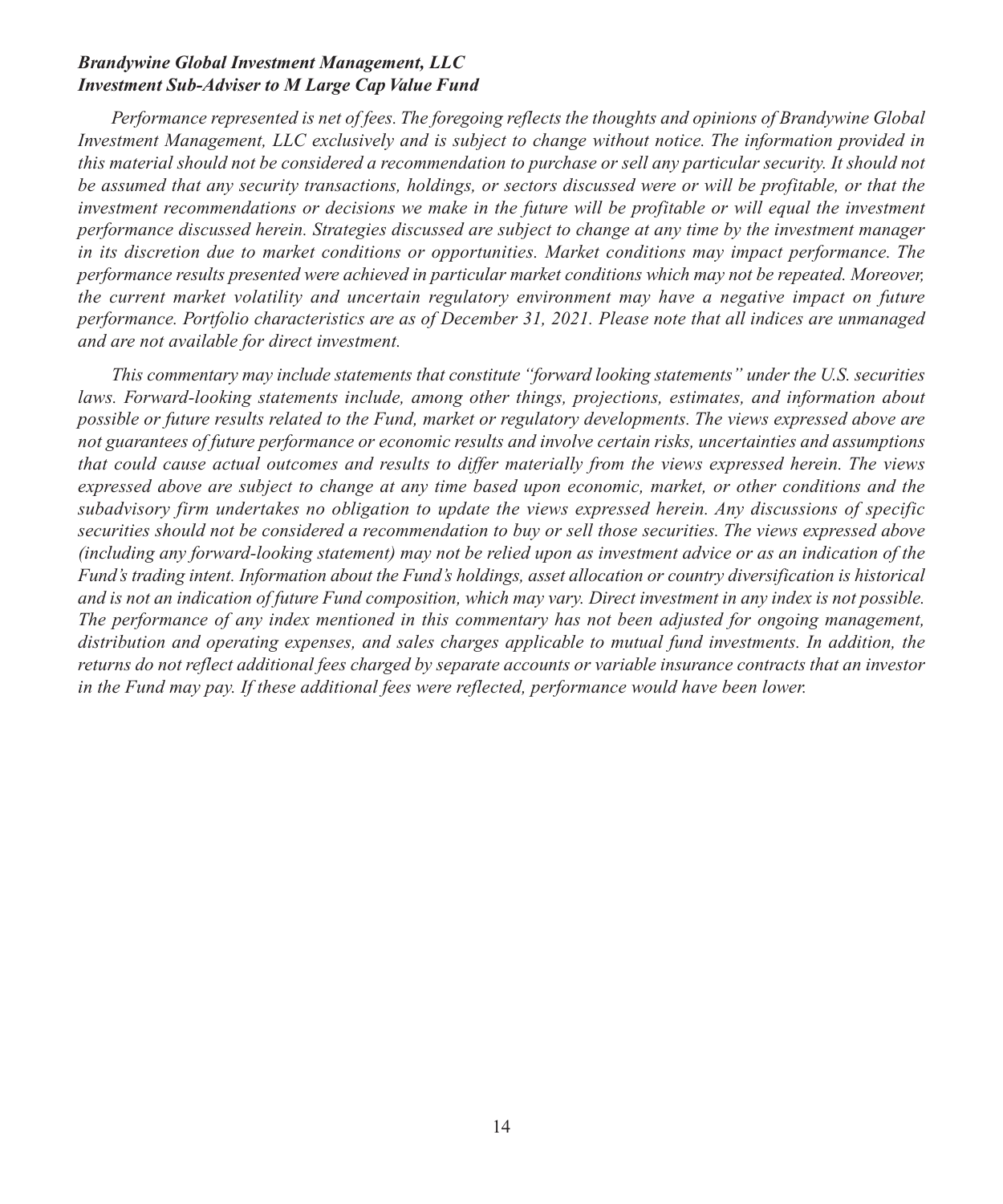***Brandywine Global Investment Management, LLC***
***Investment Sub-Adviser to M Large Cap Value Fund***

*Performance represented is net of fees. The foregoing reflects the thoughts and opinions of Brandywine Global Investment Management, LLC exclusively and is subject to change without notice. The information provided in this material should not be considered a recommendation to purchase or sell any particular security. It should not be assumed that any security transactions, holdings, or sectors discussed were or will be profitable, or that the investment recommendations or decisions we make in the future will be profitable or will equal the investment performance discussed herein. Strategies discussed are subject to change at any time by the investment manager in its discretion due to market conditions or opportunities. Market conditions may impact performance. The performance results presented were achieved in particular market conditions which may not be repeated. Moreover, the current market volatility and uncertain regulatory environment may have a negative impact on future performance. Portfolio characteristics are as of December 31, 2021. Please note that all indices are unmanaged and are not available for direct investment.*

*This commentary may include statements that constitute "forward looking statements" under the U.S. securities laws. Forward-looking statements include, among other things, projections, estimates, and information about possible or future results related to the Fund, market or regulatory developments. The views expressed above are not guarantees of future performance or economic results and involve certain risks, uncertainties and assumptions that could cause actual outcomes and results to differ materially from the views expressed herein. The views expressed above are subject to change at any time based upon economic, market, or other conditions and the subadvisory firm undertakes no obligation to update the views expressed herein. Any discussions of specific securities should not be considered a recommendation to buy or sell those securities. The views expressed above (including any forward-looking statement) may not be relied upon as investment advice or as an indication of the Fund's trading intent. Information about the Fund's holdings, asset allocation or country diversification is historical and is not an indication of future Fund composition, which may vary. Direct investment in any index is not possible. The performance of any index mentioned in this commentary has not been adjusted for ongoing management, distribution and operating expenses, and sales charges applicable to mutual fund investments. In addition, the returns do not reflect additional fees charged by separate accounts or variable insurance contracts that an investor in the Fund may pay. If these additional fees were reflected, performance would have been lower.*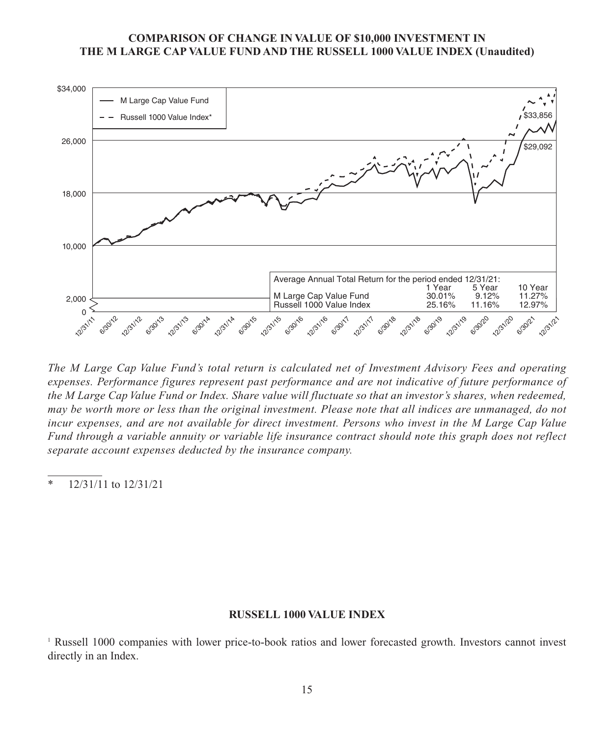**COMPARISON OF CHANGE IN VALUE OF $10,000 INVESTMENT IN THE M LARGE CAP VALUE FUND AND THE RUSSELL 1000 VALUE INDEX (Unaudited)**

M Large Cap Value Fund

Russell 1000 Value Index*

$34,000

26,000

18,000

10,000

2,000

0

$33,856

$29,092

12/31/11 6/30/12 12/31/12 6/30/13 12/31/13 6/30/14 12/31/14 6/30/15 12/31/15 6/30/16 12/31/16 6/30/17 12/31/17 6/30/18 12/31/18 6/30/19 12/31/19 6/30/20 12/31/20 6/30/21 12/31/21

Average Annual Total Return for the period ended 12/31/21:

| | 1 Year | 5 Year | 10 Year |
|---|---|---|---|
| M Large Cap Value Fund | 30.01% | 9.12% | 11.27% |
| Russell 1000 Value Index | 25.16% | 11.16% | 12.97% |

*The M Large Cap Value Fund's total return is calculated net of Investment Advisory Fees and operating expenses. Performance figures represent past performance and are not indicative of future performance of the M Large Cap Value Fund or Index. Share value will fluctuate so that an investor's shares, when redeemed, may be worth more or less than the original investment. Please note that all indices are unmanaged, do not incur expenses, and are not available for direct investment. Persons who invest in the M Large Cap Value Fund through a variable annuity or variable life insurance contract should note this graph does not reflect separate account expenses deducted by the insurance company.*

\* 12/31/11 to 12/31/21

**RUSSELL 1000 VALUE INDEX**

[1] Russell 1000 companies with lower price-to-book ratios and lower forecasted growth. Investors cannot invest directly in an Index.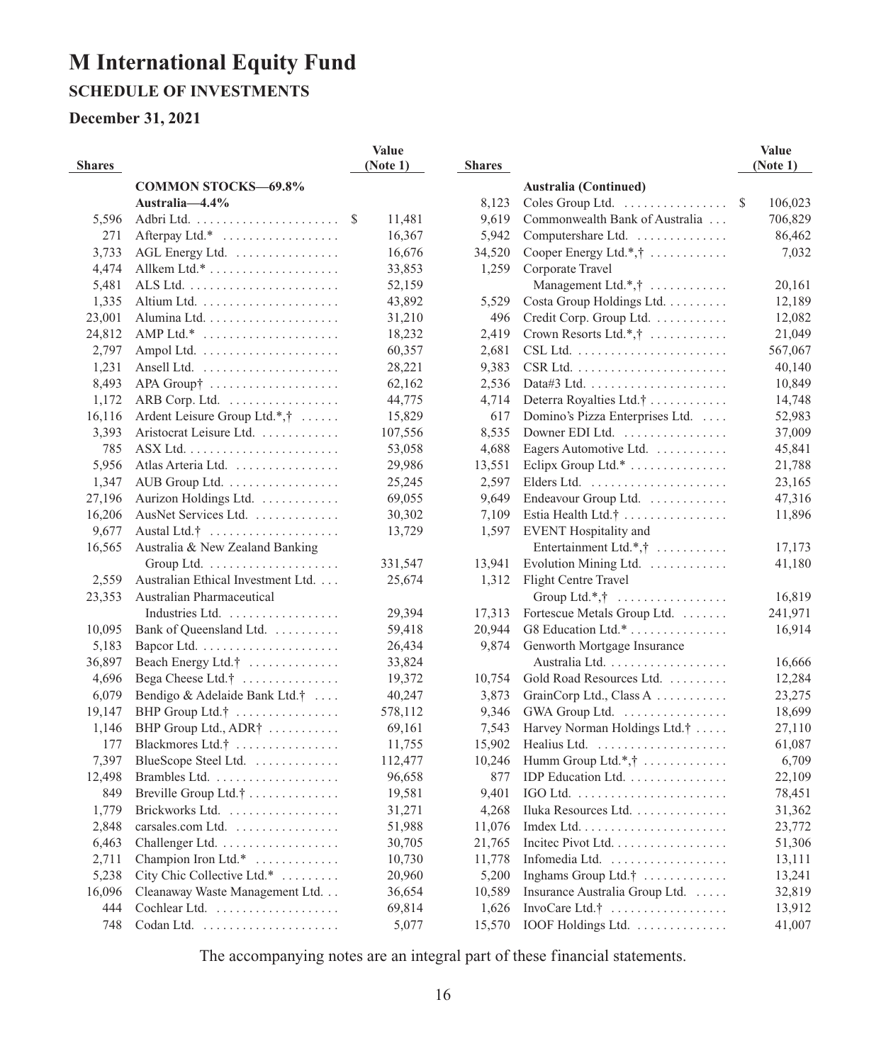# M International Equity Fund

## SCHEDULE OF INVESTMENTS

### December 31, 2021

| Shares | | Value (Note 1) |
|---|---|---|
| | **COMMON STOCKS—69.8%** | |
| | **Australia—4.4%** | |
| 5,596 | Adbri Ltd. | $ 11,481 |
| 271 | Afterpay Ltd.* | 16,367 |
| 3,733 | AGL Energy Ltd. | 16,676 |
| 4,474 | Allkem Ltd.* | 33,853 |
| 5,481 | ALS Ltd. | 52,159 |
| 1,335 | Altium Ltd. | 43,892 |
| 23,001 | Alumina Ltd. | 31,210 |
| 24,812 | AMP Ltd.* | 18,232 |
| 2,797 | Ampol Ltd. | 60,357 |
| 1,231 | Ansell Ltd. | 28,221 |
| 8,493 | APA Group† | 62,162 |
| 1,172 | ARB Corp. Ltd. | 44,775 |
| 16,116 | Ardent Leisure Group Ltd.*,† | 15,829 |
| 3,393 | Aristocrat Leisure Ltd. | 107,556 |
| 785 | ASX Ltd. | 53,058 |
| 5,956 | Atlas Arteria Ltd. | 29,986 |
| 1,347 | AUB Group Ltd. | 25,245 |
| 27,196 | Aurizon Holdings Ltd. | 69,055 |
| 16,206 | AusNet Services Ltd. | 30,302 |
| 9,677 | Austal Ltd.† | 13,729 |
| 16,565 | Australia & New Zealand Banking Group Ltd. | 331,547 |
| 2,559 | Australian Ethical Investment Ltd. | 25,674 |
| 23,353 | Australian Pharmaceutical Industries Ltd. | 29,394 |
| 10,095 | Bank of Queensland Ltd. | 59,418 |
| 5,183 | Bapcor Ltd. | 26,434 |
| 36,897 | Beach Energy Ltd.† | 33,824 |
| 4,696 | Bega Cheese Ltd.† | 19,372 |
| 6,079 | Bendigo & Adelaide Bank Ltd.† | 40,247 |
| 19,147 | BHP Group Ltd.† | 578,112 |
| 1,146 | BHP Group Ltd., ADR† | 69,161 |
| 177 | Blackmores Ltd.† | 11,755 |
| 7,397 | BlueScope Steel Ltd. | 112,477 |
| 12,498 | Brambles Ltd. | 96,658 |
| 849 | Breville Group Ltd.† | 19,581 |
| 1,779 | Brickworks Ltd. | 31,271 |
| 2,848 | carsales.com Ltd. | 51,988 |
| 6,463 | Challenger Ltd. | 30,705 |
| 2,711 | Champion Iron Ltd.* | 10,730 |
| 5,238 | City Chic Collective Ltd.* | 20,960 |
| 16,096 | Cleanaway Waste Management Ltd. | 36,654 |
| 444 | Cochlear Ltd. | 69,814 |
| 748 | Codan Ltd. | 5,077 |
| | **Australia (Continued)** | |
| 8,123 | Coles Group Ltd. | $ 106,023 |
| 9,619 | Commonwealth Bank of Australia | 706,829 |
| 5,942 | Computershare Ltd. | 86,462 |
| 34,520 | Cooper Energy Ltd.*,† | 7,032 |
| 1,259 | Corporate Travel Management Ltd.*,† | 20,161 |
| 5,529 | Costa Group Holdings Ltd. | 12,189 |
| 496 | Credit Corp. Group Ltd. | 12,082 |
| 2,419 | Crown Resorts Ltd.*,† | 21,049 |
| 2,681 | CSL Ltd. | 567,067 |
| 9,383 | CSR Ltd. | 40,140 |
| 2,536 | Data#3 Ltd. | 10,849 |
| 4,714 | Deterra Royalties Ltd.† | 14,748 |
| 617 | Domino's Pizza Enterprises Ltd. | 52,983 |
| 8,535 | Downer EDI Ltd. | 37,009 |
| 4,688 | Eagers Automotive Ltd. | 45,841 |
| 13,551 | Eclipx Group Ltd.* | 21,788 |
| 2,597 | Elders Ltd. | 23,165 |
| 9,649 | Endeavour Group Ltd. | 47,316 |
| 7,109 | Estia Health Ltd.† | 11,896 |
| 1,597 | EVENT Hospitality and Entertainment Ltd.*,† | 17,173 |
| 13,941 | Evolution Mining Ltd. | 41,180 |
| 1,312 | Flight Centre Travel Group Ltd.*,† | 16,819 |
| 17,313 | Fortescue Metals Group Ltd. | 241,971 |
| 20,944 | G8 Education Ltd.* | 16,914 |
| 9,874 | Genworth Mortgage Insurance Australia Ltd. | 16,666 |
| 10,754 | Gold Road Resources Ltd. | 12,284 |
| 3,873 | GrainCorp Ltd., Class A | 23,275 |
| 9,346 | GWA Group Ltd. | 18,699 |
| 7,543 | Harvey Norman Holdings Ltd.† | 27,110 |
| 15,902 | Healius Ltd. | 61,087 |
| 10,246 | Humm Group Ltd.*,† | 6,709 |
| 877 | IDP Education Ltd. | 22,109 |
| 9,401 | IGO Ltd. | 78,451 |
| 4,268 | Iluka Resources Ltd. | 31,362 |
| 11,076 | Imdex Ltd. | 23,772 |
| 21,765 | Incitec Pivot Ltd. | 51,306 |
| 11,778 | Infomedia Ltd. | 13,111 |
| 5,200 | Inghams Group Ltd.† | 13,241 |
| 10,589 | Insurance Australia Group Ltd. | 32,819 |
| 1,626 | InvoCare Ltd.† | 13,912 |
| 15,570 | IOOF Holdings Ltd. | 41,007 |

The accompanying notes are an integral part of these financial statements.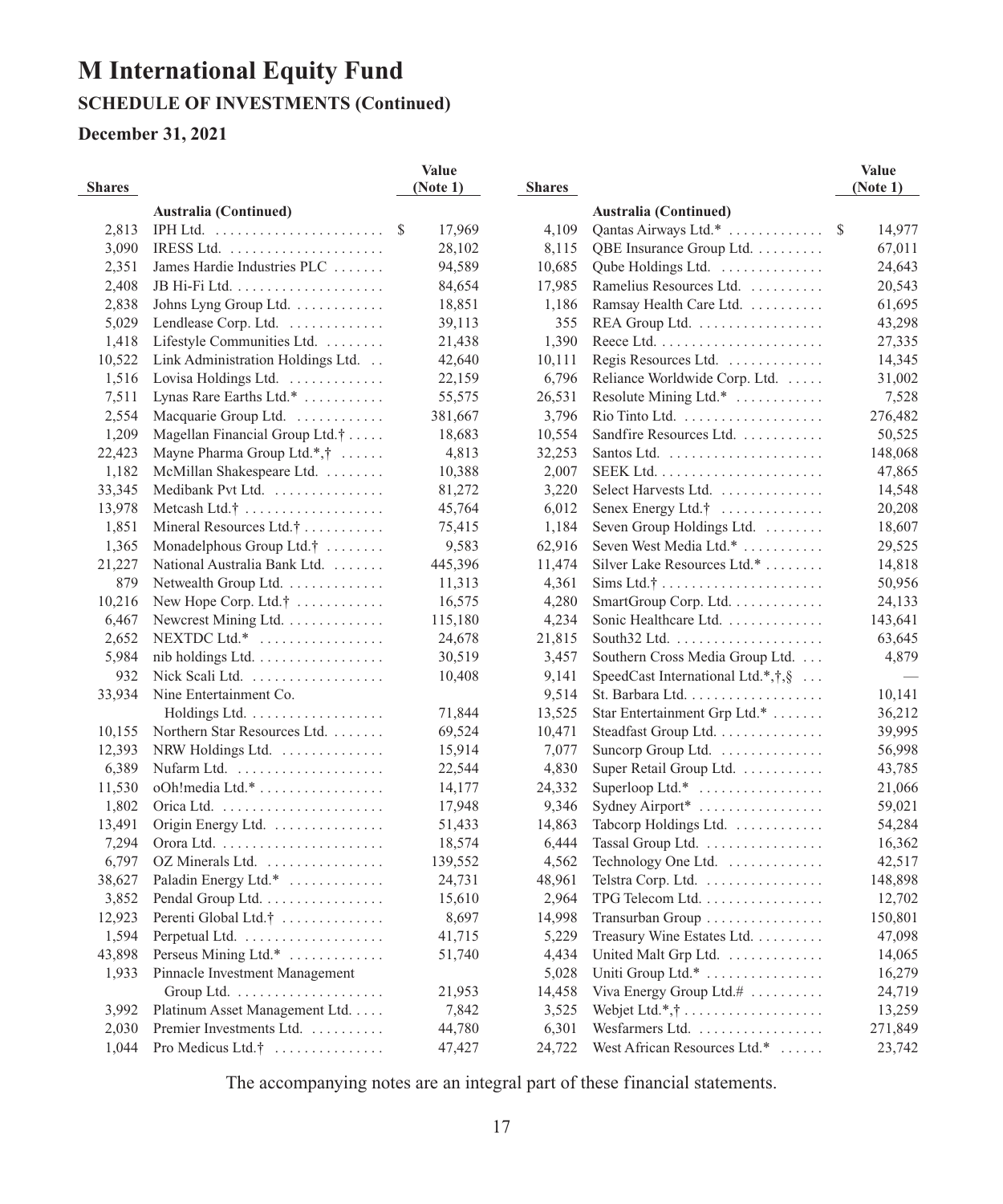# M International Equity Fund

## SCHEDULE OF INVESTMENTS (Continued)

### December 31, 2021

| Shares | | Value (Note 1) |
|---|---|---|
| | **Australia (Continued)** | |
| 2,813 | IPH Ltd. | $ 17,969 |
| 3,090 | IRESS Ltd. | 28,102 |
| 2,351 | James Hardie Industries PLC | 94,589 |
| 2,408 | JB Hi-Fi Ltd. | 84,654 |
| 2,838 | Johns Lyng Group Ltd. | 18,851 |
| 5,029 | Lendlease Corp. Ltd. | 39,113 |
| 1,418 | Lifestyle Communities Ltd. | 21,438 |
| 10,522 | Link Administration Holdings Ltd. | 42,640 |
| 1,516 | Lovisa Holdings Ltd. | 22,159 |
| 7,511 | Lynas Rare Earths Ltd.* | 55,575 |
| 2,554 | Macquarie Group Ltd. | 381,667 |
| 1,209 | Magellan Financial Group Ltd.† | 18,683 |
| 22,423 | Mayne Pharma Group Ltd.*,† | 4,813 |
| 1,182 | McMillan Shakespeare Ltd. | 10,388 |
| 33,345 | Medibank Pvt Ltd. | 81,272 |
| 13,978 | Metcash Ltd.† | 45,764 |
| 1,851 | Mineral Resources Ltd.† | 75,415 |
| 1,365 | Monadelphous Group Ltd.† | 9,583 |
| 21,227 | National Australia Bank Ltd. | 445,396 |
| 879 | Netwealth Group Ltd. | 11,313 |
| 10,216 | New Hope Corp. Ltd.† | 16,575 |
| 6,467 | Newcrest Mining Ltd. | 115,180 |
| 2,652 | NEXTDC Ltd.* | 24,678 |
| 5,984 | nib holdings Ltd. | 30,519 |
| 932 | Nick Scali Ltd. | 10,408 |
| 33,934 | Nine Entertainment Co. Holdings Ltd. | 71,844 |
| 10,155 | Northern Star Resources Ltd. | 69,524 |
| 12,393 | NRW Holdings Ltd. | 15,914 |
| 6,389 | Nufarm Ltd. | 22,544 |
| 11,530 | oOh!media Ltd.* | 14,177 |
| 1,802 | Orica Ltd. | 17,948 |
| 13,491 | Origin Energy Ltd. | 51,433 |
| 7,294 | Orora Ltd. | 18,574 |
| 6,797 | OZ Minerals Ltd. | 139,552 |
| 38,627 | Paladin Energy Ltd.* | 24,731 |
| 3,852 | Pendal Group Ltd. | 15,610 |
| 12,923 | Perenti Global Ltd.† | 8,697 |
| 1,594 | Perpetual Ltd. | 41,715 |
| 43,898 | Perseus Mining Ltd.* | 51,740 |
| 1,933 | Pinnacle Investment Management Group Ltd. | 21,953 |
| 3,992 | Platinum Asset Management Ltd. | 7,842 |
| 2,030 | Premier Investments Ltd. | 44,780 |
| 1,044 | Pro Medicus Ltd.† | 47,427 |
| 4,109 | Qantas Airways Ltd.* | $ 14,977 |
| 8,115 | QBE Insurance Group Ltd. | 67,011 |
| 10,685 | Qube Holdings Ltd. | 24,643 |
| 17,985 | Ramelius Resources Ltd. | 20,543 |
| 1,186 | Ramsay Health Care Ltd. | 61,695 |
| 355 | REA Group Ltd. | 43,298 |
| 1,390 | Reece Ltd. | 27,335 |
| 10,111 | Regis Resources Ltd. | 14,345 |
| 6,796 | Reliance Worldwide Corp. Ltd. | 31,002 |
| 26,531 | Resolute Mining Ltd.* | 7,528 |
| 3,796 | Rio Tinto Ltd. | 276,482 |
| 10,554 | Sandfire Resources Ltd. | 50,525 |
| 32,253 | Santos Ltd. | 148,068 |
| 2,007 | SEEK Ltd. | 47,865 |
| 3,220 | Select Harvests Ltd. | 14,548 |
| 6,012 | Senex Energy Ltd.† | 20,208 |
| 1,184 | Seven Group Holdings Ltd. | 18,607 |
| 62,916 | Seven West Media Ltd.* | 29,525 |
| 11,474 | Silver Lake Resources Ltd.* | 14,818 |
| 4,361 | Sims Ltd.† | 50,956 |
| 4,280 | SmartGroup Corp. Ltd. | 24,133 |
| 4,234 | Sonic Healthcare Ltd. | 143,641 |
| 21,815 | South32 Ltd. | 63,645 |
| 3,457 | Southern Cross Media Group Ltd. | 4,879 |
| 9,141 | SpeedCast International Ltd.*,†,§ | — |
| 9,514 | St. Barbara Ltd. | 10,141 |
| 13,525 | Star Entertainment Grp Ltd.* | 36,212 |
| 10,471 | Steadfast Group Ltd. | 39,995 |
| 7,077 | Suncorp Group Ltd. | 56,998 |
| 4,830 | Super Retail Group Ltd. | 43,785 |
| 24,332 | Superloop Ltd.* | 21,066 |
| 9,346 | Sydney Airport* | 59,021 |
| 14,863 | Tabcorp Holdings Ltd. | 54,284 |
| 6,444 | Tassal Group Ltd. | 16,362 |
| 4,562 | Technology One Ltd. | 42,517 |
| 48,961 | Telstra Corp. Ltd. | 148,898 |
| 2,964 | TPG Telecom Ltd. | 12,702 |
| 14,998 | Transurban Group | 150,801 |
| 5,229 | Treasury Wine Estates Ltd. | 47,098 |
| 4,434 | United Malt Grp Ltd. | 14,065 |
| 5,028 | Uniti Group Ltd.* | 16,279 |
| 14,458 | Viva Energy Group Ltd.# | 24,719 |
| 3,525 | Webjet Ltd.*,† | 13,259 |
| 6,301 | Wesfarmers Ltd. | 271,849 |
| 24,722 | West African Resources Ltd.* | 23,742 |

The accompanying notes are an integral part of these financial statements.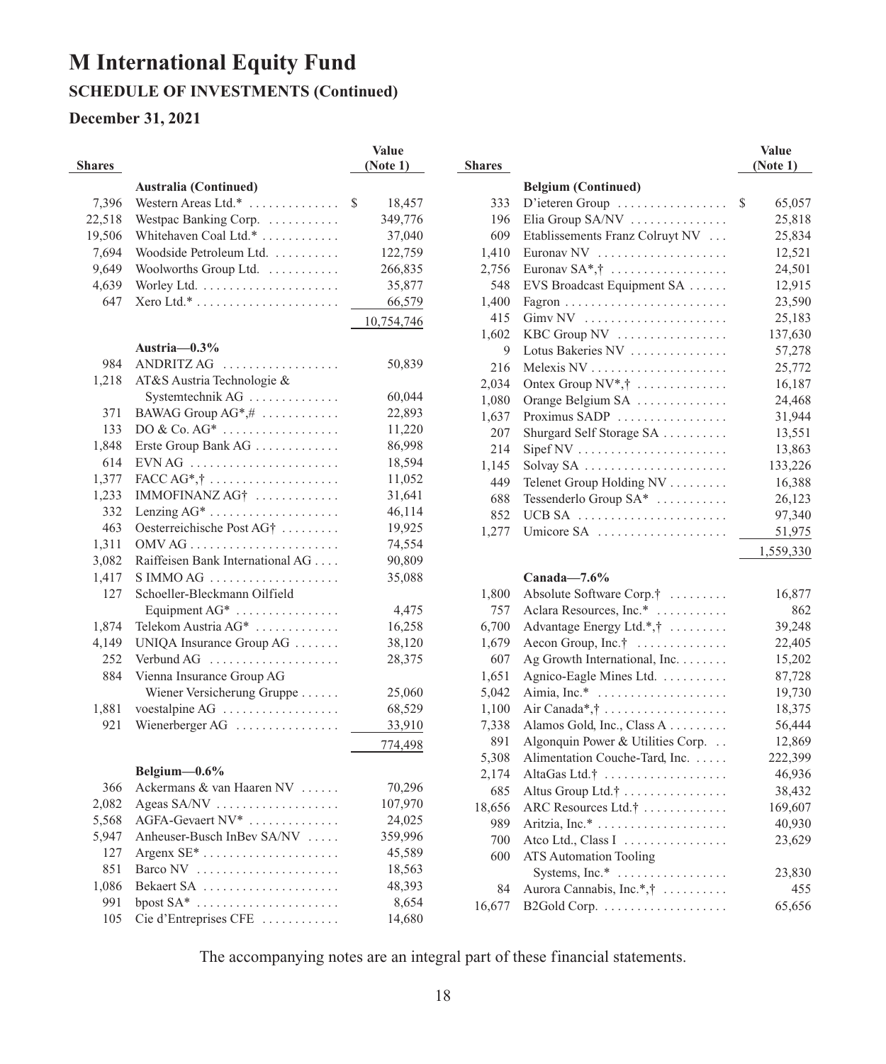# M International Equity Fund

## SCHEDULE OF INVESTMENTS (Continued)

### December 31, 2021

| Shares | | Value (Note 1) |
|---|---|---|
| | **Australia (Continued)** | |
| 7,396 | Western Areas Ltd.* | $ 18,457 |
| 22,518 | Westpac Banking Corp. | 349,776 |
| 19,506 | Whitehaven Coal Ltd.* | 37,040 |
| 7,694 | Woodside Petroleum Ltd. | 122,759 |
| 9,649 | Woolworths Group Ltd. | 266,835 |
| 4,639 | Worley Ltd. | 35,877 |
| 647 | Xero Ltd.* | 66,579 |
| | | 10,754,746 |
| | **Austria—0.3%** | |
| 984 | ANDRITZ AG | 50,839 |
| 1,218 | AT&S Austria Technologie & Systemtechnik AG | 60,044 |
| 371 | BAWAG Group AG*,# | 22,893 |
| 133 | DO & Co. AG* | 11,220 |
| 1,848 | Erste Group Bank AG | 86,998 |
| 614 | EVN AG | 18,594 |
| 1,377 | FACC AG*,† | 11,052 |
| 1,233 | IMMOFINANZ AG† | 31,641 |
| 332 | Lenzing AG* | 46,114 |
| 463 | Oesterreichische Post AG† | 19,925 |
| 1,311 | OMV AG | 74,554 |
| 3,082 | Raiffeisen Bank International AG | 90,809 |
| 1,417 | S IMMO AG | 35,088 |
| 127 | Schoeller-Bleckmann Oilfield Equipment AG* | 4,475 |
| 1,874 | Telekom Austria AG* | 16,258 |
| 4,149 | UNIQA Insurance Group AG | 38,120 |
| 252 | Verbund AG | 28,375 |
| 884 | Vienna Insurance Group AG Wiener Versicherung Gruppe | 25,060 |
| 1,881 | voestalpine AG | 68,529 |
| 921 | Wienerberger AG | 33,910 |
| | | 774,498 |
| | **Belgium—0.6%** | |
| 366 | Ackermans & van Haaren NV | 70,296 |
| 2,082 | Ageas SA/NV | 107,970 |
| 5,568 | AGFA-Gevaert NV* | 24,025 |
| 5,947 | Anheuser-Busch InBev SA/NV | 359,996 |
| 127 | Argenx SE* | 45,589 |
| 851 | Barco NV | 18,563 |
| 1,086 | Bekaert SA | 48,393 |
| 991 | bpost SA* | 8,654 |
| 105 | Cie d'Entreprises CFE | 14,680 |
| 333 | D'ieteren Group | $ 65,057 |
| 196 | Elia Group SA/NV | 25,818 |
| 609 | Etablissements Franz Colruyt NV | 25,834 |
| 1,410 | Euronav NV | 12,521 |
| 2,756 | Euronav SA*,† | 24,501 |
| 548 | EVS Broadcast Equipment SA | 12,915 |
| 1,400 | Fagron | 23,590 |
| 415 | Gimv NV | 25,183 |
| 1,602 | KBC Group NV | 137,630 |
| 9 | Lotus Bakeries NV | 57,278 |
| 216 | Melexis NV | 25,772 |
| 2,034 | Ontex Group NV*,† | 16,187 |
| 1,080 | Orange Belgium SA | 24,468 |
| 1,637 | Proximus SADP | 31,944 |
| 207 | Shurgard Self Storage SA | 13,551 |
| 214 | Sipef NV | 13,863 |
| 1,145 | Solvay SA | 133,226 |
| 449 | Telenet Group Holding NV | 16,388 |
| 688 | Tessenderlo Group SA* | 26,123 |
| 852 | UCB SA | 97,340 |
| 1,277 | Umicore SA | 51,975 |
| | | 1,559,330 |
| | **Canada—7.6%** | |
| 1,800 | Absolute Software Corp.† | 16,877 |
| 757 | Aclara Resources, Inc.* | 862 |
| 6,700 | Advantage Energy Ltd.*,† | 39,248 |
| 1,679 | Aecon Group, Inc.† | 22,405 |
| 607 | Ag Growth International, Inc. | 15,202 |
| 1,651 | Agnico-Eagle Mines Ltd. | 87,728 |
| 5,042 | Aimia, Inc.* | 19,730 |
| 1,100 | Air Canada*,† | 18,375 |
| 7,338 | Alamos Gold, Inc., Class A | 56,444 |
| 891 | Algonquin Power & Utilities Corp. | 12,869 |
| 5,308 | Alimentation Couche-Tard, Inc. | 222,399 |
| 2,174 | AltaGas Ltd.† | 46,936 |
| 685 | Altus Group Ltd.† | 38,432 |
| 18,656 | ARC Resources Ltd.† | 169,607 |
| 989 | Aritzia, Inc.* | 40,930 |
| 700 | Atco Ltd., Class I | 23,629 |
| 600 | ATS Automation Tooling Systems, Inc.* | 23,830 |
| 84 | Aurora Cannabis, Inc.*,† | 455 |
| 16,677 | B2Gold Corp. | 65,656 |

The accompanying notes are an integral part of these financial statements.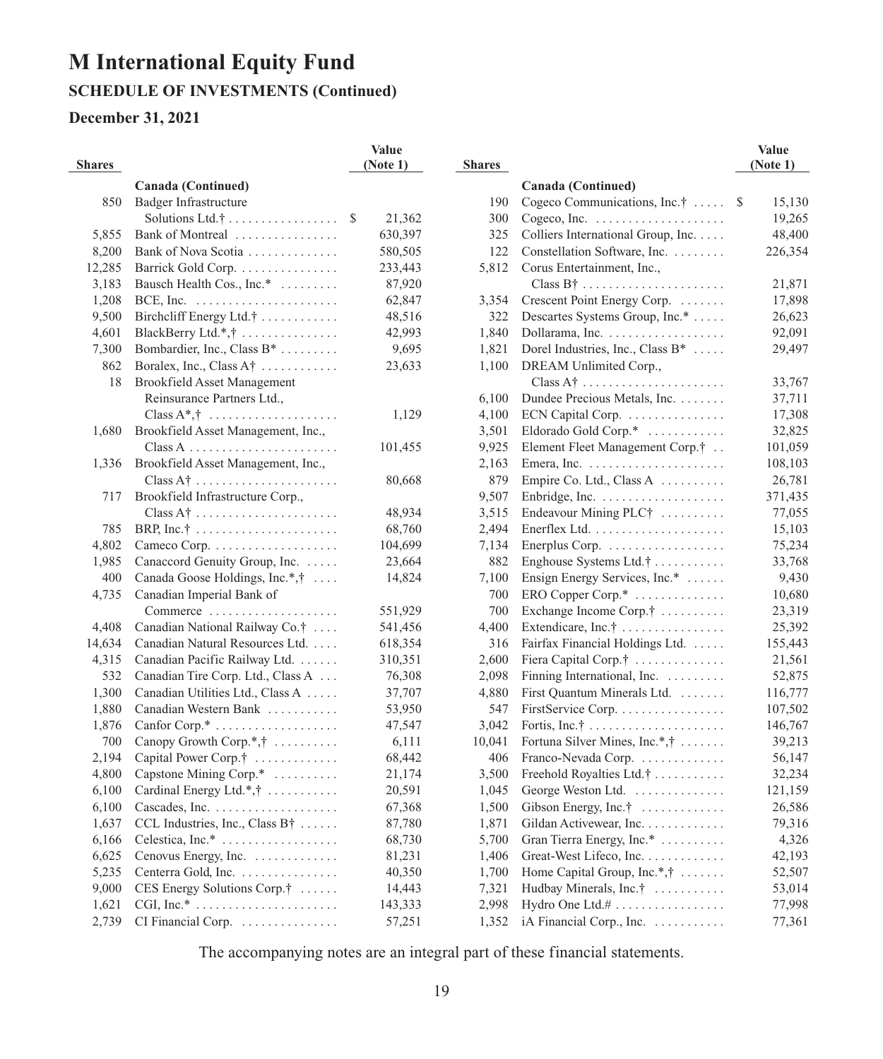# M International Equity Fund

## SCHEDULE OF INVESTMENTS (Continued)

### December 31, 2021

| Shares | | Value (Note 1) |
|---|---|---|
| | **Canada (Continued)** | |
| 850 | Badger Infrastructure Solutions Ltd.† | $ 21,362 |
| 5,855 | Bank of Montreal | 630,397 |
| 8,200 | Bank of Nova Scotia | 580,505 |
| 12,285 | Barrick Gold Corp. | 233,443 |
| 3,183 | Bausch Health Cos., Inc.* | 87,920 |
| 1,208 | BCE, Inc. | 62,847 |
| 9,500 | Birchcliff Energy Ltd.† | 48,516 |
| 4,601 | BlackBerry Ltd.*,† | 42,993 |
| 7,300 | Bombardier, Inc., Class B* | 9,695 |
| 862 | Boralex, Inc., Class A† | 23,633 |
| 18 | Brookfield Asset Management Reinsurance Partners Ltd., Class A*,† | 1,129 |
| 1,680 | Brookfield Asset Management, Inc., Class A | 101,455 |
| 1,336 | Brookfield Asset Management, Inc., Class A† | 80,668 |
| 717 | Brookfield Infrastructure Corp., Class A† | 48,934 |
| 785 | BRP, Inc.† | 68,760 |
| 4,802 | Cameco Corp. | 104,699 |
| 1,985 | Canaccord Genuity Group, Inc. | 23,664 |
| 400 | Canada Goose Holdings, Inc.*,† | 14,824 |
| 4,735 | Canadian Imperial Bank of Commerce | 551,929 |
| 4,408 | Canadian National Railway Co.† | 541,456 |
| 14,634 | Canadian Natural Resources Ltd. | 618,354 |
| 4,315 | Canadian Pacific Railway Ltd. | 310,351 |
| 532 | Canadian Tire Corp. Ltd., Class A | 76,308 |
| 1,300 | Canadian Utilities Ltd., Class A | 37,707 |
| 1,880 | Canadian Western Bank | 53,950 |
| 1,876 | Canfor Corp.* | 47,547 |
| 700 | Canopy Growth Corp.*,† | 6,111 |
| 2,194 | Capital Power Corp.† | 68,442 |
| 4,800 | Capstone Mining Corp.* | 21,174 |
| 6,100 | Cardinal Energy Ltd.*,† | 20,591 |
| 6,100 | Cascades, Inc. | 67,368 |
| 1,637 | CCL Industries, Inc., Class B† | 87,780 |
| 6,166 | Celestica, Inc.* | 68,730 |
| 6,625 | Cenovus Energy, Inc. | 81,231 |
| 5,235 | Centerra Gold, Inc. | 40,350 |
| 9,000 | CES Energy Solutions Corp.† | 14,443 |
| 1,621 | CGI, Inc.* | 143,333 |
| 2,739 | CI Financial Corp. | 57,251 |
| 190 | Cogeco Communications, Inc.† | $ 15,130 |
| 300 | Cogeco, Inc. | 19,265 |
| 325 | Colliers International Group, Inc. | 48,400 |
| 122 | Constellation Software, Inc. | 226,354 |
| 5,812 | Corus Entertainment, Inc., Class B† | 21,871 |
| 3,354 | Crescent Point Energy Corp. | 17,898 |
| 322 | Descartes Systems Group, Inc.* | 26,623 |
| 1,840 | Dollarama, Inc. | 92,091 |
| 1,821 | Dorel Industries, Inc., Class B* | 29,497 |
| 1,100 | DREAM Unlimited Corp., Class A† | 33,767 |
| 6,100 | Dundee Precious Metals, Inc. | 37,711 |
| 4,100 | ECN Capital Corp. | 17,308 |
| 3,501 | Eldorado Gold Corp.* | 32,825 |
| 9,925 | Element Fleet Management Corp.† | 101,059 |
| 2,163 | Emera, Inc. | 108,103 |
| 879 | Empire Co. Ltd., Class A | 26,781 |
| 9,507 | Enbridge, Inc. | 371,435 |
| 3,515 | Endeavour Mining PLC† | 77,055 |
| 2,494 | Enerflex Ltd. | 15,103 |
| 7,134 | Enerplus Corp. | 75,234 |
| 882 | Enghouse Systems Ltd.† | 33,768 |
| 7,100 | Ensign Energy Services, Inc.* | 9,430 |
| 700 | ERO Copper Corp.* | 10,680 |
| 700 | Exchange Income Corp.† | 23,319 |
| 4,400 | Extendicare, Inc.† | 25,392 |
| 316 | Fairfax Financial Holdings Ltd. | 155,443 |
| 2,600 | Fiera Capital Corp.† | 21,561 |
| 2,098 | Finning International, Inc. | 52,875 |
| 4,880 | First Quantum Minerals Ltd. | 116,777 |
| 547 | FirstService Corp. | 107,502 |
| 3,042 | Fortis, Inc.† | 146,767 |
| 10,041 | Fortuna Silver Mines, Inc.*,† | 39,213 |
| 406 | Franco-Nevada Corp. | 56,147 |
| 3,500 | Freehold Royalties Ltd.† | 32,234 |
| 1,045 | George Weston Ltd. | 121,159 |
| 1,500 | Gibson Energy, Inc.† | 26,586 |
| 1,871 | Gildan Activewear, Inc. | 79,316 |
| 5,700 | Gran Tierra Energy, Inc.* | 4,326 |
| 1,406 | Great-West Lifeco, Inc. | 42,193 |
| 1,700 | Home Capital Group, Inc.*,† | 52,507 |
| 7,321 | Hudbay Minerals, Inc.† | 53,014 |
| 2,998 | Hydro One Ltd.# | 77,998 |
| 1,352 | iA Financial Corp., Inc. | 77,361 |

The accompanying notes are an integral part of these financial statements.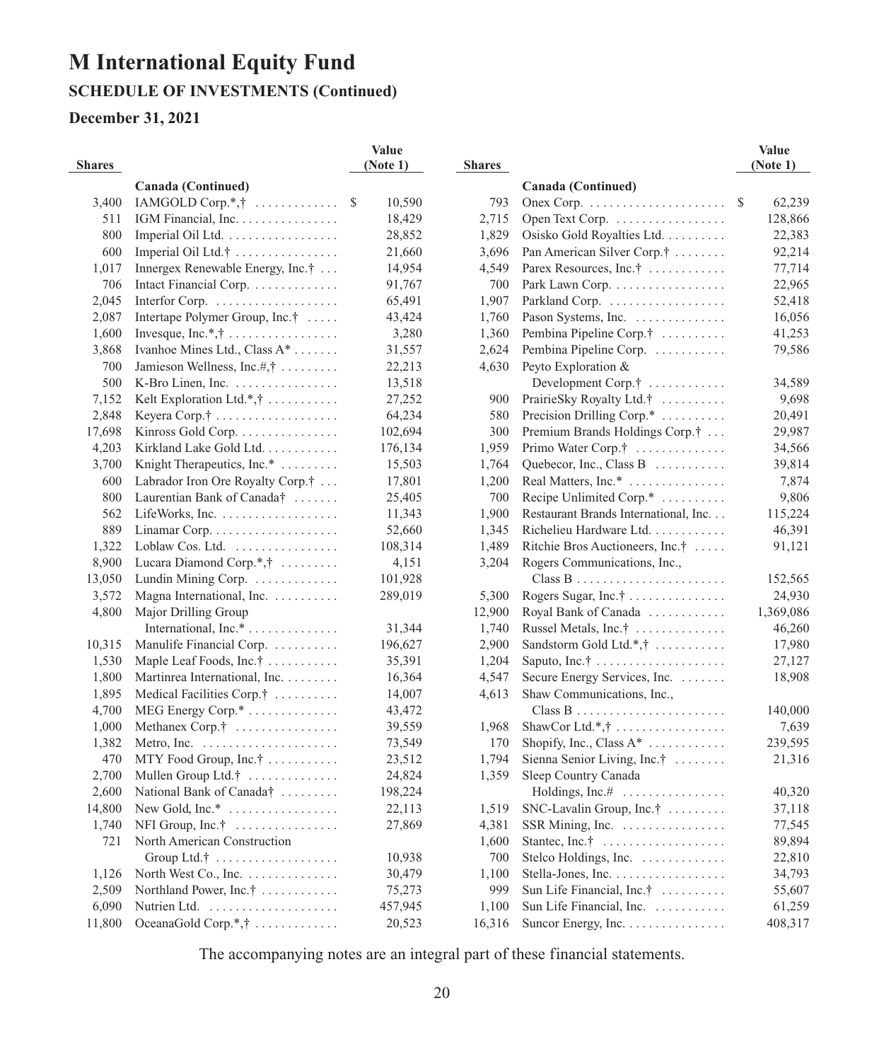# M International Equity Fund

## SCHEDULE OF INVESTMENTS (Continued)

### December 31, 2021

| Shares | | Value (Note 1) |
|---|---|---|
| | **Canada (Continued)** | |
| 3,400 | IAMGOLD Corp.*,† | $ 10,590 |
| 511 | IGM Financial, Inc. | 18,429 |
| 800 | Imperial Oil Ltd. | 28,852 |
| 600 | Imperial Oil Ltd.† | 21,660 |
| 1,017 | Innergex Renewable Energy, Inc.† | 14,954 |
| 706 | Intact Financial Corp. | 91,767 |
| 2,045 | Interfor Corp. | 65,491 |
| 2,087 | Intertape Polymer Group, Inc.† | 43,424 |
| 1,600 | Invesque, Inc.*,† | 3,280 |
| 3,868 | Ivanhoe Mines Ltd., Class A* | 31,557 |
| 700 | Jamieson Wellness, Inc.#,† | 22,213 |
| 500 | K-Bro Linen, Inc. | 13,518 |
| 7,152 | Kelt Exploration Ltd.*,† | 27,252 |
| 2,848 | Keyera Corp.† | 64,234 |
| 17,698 | Kinross Gold Corp. | 102,694 |
| 4,203 | Kirkland Lake Gold Ltd. | 176,134 |
| 3,700 | Knight Therapeutics, Inc.* | 15,503 |
| 600 | Labrador Iron Ore Royalty Corp.† | 17,801 |
| 800 | Laurentian Bank of Canada† | 25,405 |
| 562 | LifeWorks, Inc. | 11,343 |
| 889 | Linamar Corp. | 52,660 |
| 1,322 | Loblaw Cos. Ltd. | 108,314 |
| 8,900 | Lucara Diamond Corp.*,† | 4,151 |
| 13,050 | Lundin Mining Corp. | 101,928 |
| 3,572 | Magna International, Inc. | 289,019 |
| 4,800 | Major Drilling Group International, Inc.* | 31,344 |
| 10,315 | Manulife Financial Corp. | 196,627 |
| 1,530 | Maple Leaf Foods, Inc.† | 35,391 |
| 1,800 | Martinrea International, Inc. | 16,364 |
| 1,895 | Medical Facilities Corp.† | 14,007 |
| 4,700 | MEG Energy Corp.* | 43,472 |
| 1,000 | Methanex Corp.† | 39,559 |
| 1,382 | Metro, Inc. | 73,549 |
| 470 | MTY Food Group, Inc.† | 23,512 |
| 2,700 | Mullen Group Ltd.† | 24,824 |
| 2,600 | National Bank of Canada† | 198,224 |
| 14,800 | New Gold, Inc.* | 22,113 |
| 1,740 | NFI Group, Inc.† | 27,869 |
| 721 | North American Construction Group Ltd.† | 10,938 |
| 1,126 | North West Co., Inc. | 30,479 |
| 2,509 | Northland Power, Inc.† | 75,273 |
| 6,090 | Nutrien Ltd. | 457,945 |
| 11,800 | OceanaGold Corp.*,† | 20,523 |
| 793 | Onex Corp. | $ 62,239 |
| 2,715 | Open Text Corp. | 128,866 |
| 1,829 | Osisko Gold Royalties Ltd. | 22,383 |
| 3,696 | Pan American Silver Corp.† | 92,214 |
| 4,549 | Parex Resources, Inc.† | 77,714 |
| 700 | Park Lawn Corp. | 22,965 |
| 1,907 | Parkland Corp. | 52,418 |
| 1,760 | Pason Systems, Inc. | 16,056 |
| 1,360 | Pembina Pipeline Corp.† | 41,253 |
| 2,624 | Pembina Pipeline Corp. | 79,586 |
| 4,630 | Peyto Exploration & Development Corp.† | 34,589 |
| 900 | PrairieSky Royalty Ltd.† | 9,698 |
| 580 | Precision Drilling Corp.* | 20,491 |
| 300 | Premium Brands Holdings Corp.† | 29,987 |
| 1,959 | Primo Water Corp.† | 34,566 |
| 1,764 | Quebecor, Inc., Class B | 39,814 |
| 1,200 | Real Matters, Inc.* | 7,874 |
| 700 | Recipe Unlimited Corp.* | 9,806 |
| 1,900 | Restaurant Brands International, Inc. | 115,224 |
| 1,345 | Richelieu Hardware Ltd. | 46,391 |
| 1,489 | Ritchie Bros Auctioneers, Inc.† | 91,121 |
| 3,204 | Rogers Communications, Inc., Class B | 152,565 |
| 5,300 | Rogers Sugar, Inc.† | 24,930 |
| 12,900 | Royal Bank of Canada | 1,369,086 |
| 1,740 | Russel Metals, Inc.† | 46,260 |
| 2,900 | Sandstorm Gold Ltd.*,† | 17,980 |
| 1,204 | Saputo, Inc.† | 27,127 |
| 4,547 | Secure Energy Services, Inc. | 18,908 |
| 4,613 | Shaw Communications, Inc., Class B | 140,000 |
| 1,968 | ShawCor Ltd.*,† | 7,639 |
| 170 | Shopify, Inc., Class A* | 239,595 |
| 1,794 | Sienna Senior Living, Inc.† | 21,316 |
| 1,359 | Sleep Country Canada Holdings, Inc.# | 40,320 |
| 1,519 | SNC-Lavalin Group, Inc.† | 37,118 |
| 4,381 | SSR Mining, Inc. | 77,545 |
| 1,600 | Stantec, Inc.† | 89,894 |
| 700 | Stelco Holdings, Inc. | 22,810 |
| 1,100 | Stella-Jones, Inc. | 34,793 |
| 999 | Sun Life Financial, Inc.† | 55,607 |
| 1,100 | Sun Life Financial, Inc. | 61,259 |
| 16,316 | Suncor Energy, Inc. | 408,317 |

The accompanying notes are an integral part of these financial statements.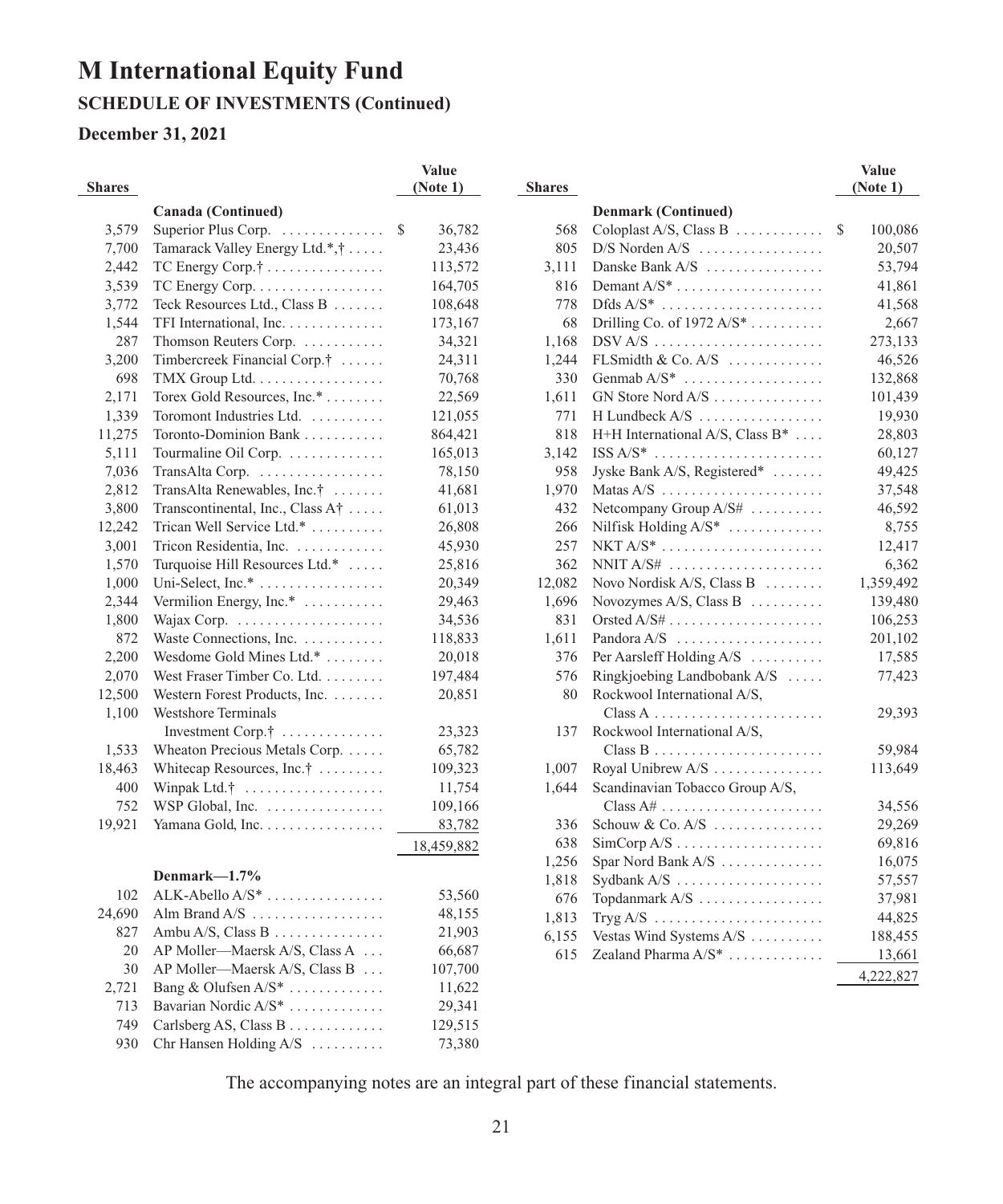# M International Equity Fund

## SCHEDULE OF INVESTMENTS (Continued)

### December 31, 2021

| Shares | | Value (Note 1) |
|---|---|---|
| | **Canada (Continued)** | |
| 3,579 | Superior Plus Corp. | $ 36,782 |
| 7,700 | Tamarack Valley Energy Ltd.*,† | 23,436 |
| 2,442 | TC Energy Corp.† | 113,572 |
| 3,539 | TC Energy Corp. | 164,705 |
| 3,772 | Teck Resources Ltd., Class B | 108,648 |
| 1,544 | TFI International, Inc. | 173,167 |
| 287 | Thomson Reuters Corp. | 34,321 |
| 3,200 | Timbercreek Financial Corp.† | 24,311 |
| 698 | TMX Group Ltd. | 70,768 |
| 2,171 | Torex Gold Resources, Inc.* | 22,569 |
| 1,339 | Toromont Industries Ltd. | 121,055 |
| 11,275 | Toronto-Dominion Bank | 864,421 |
| 5,111 | Tourmaline Oil Corp. | 165,013 |
| 7,036 | TransAlta Corp. | 78,150 |
| 2,812 | TransAlta Renewables, Inc.† | 41,681 |
| 3,800 | Transcontinental, Inc., Class A† | 61,013 |
| 12,242 | Trican Well Service Ltd.* | 26,808 |
| 3,001 | Tricon Residentia, Inc. | 45,930 |
| 1,570 | Turquoise Hill Resources Ltd.* | 25,816 |
| 1,000 | Uni-Select, Inc.* | 20,349 |
| 2,344 | Vermilion Energy, Inc.* | 29,463 |
| 1,800 | Wajax Corp. | 34,536 |
| 872 | Waste Connections, Inc. | 118,833 |
| 2,200 | Wesdome Gold Mines Ltd.* | 20,018 |
| 2,070 | West Fraser Timber Co. Ltd. | 197,484 |
| 12,500 | Western Forest Products, Inc. | 20,851 |
| 1,100 | Westshore Terminals Investment Corp.† | 23,323 |
| 1,533 | Wheaton Precious Metals Corp. | 65,782 |
| 18,463 | Whitecap Resources, Inc.† | 109,323 |
| 400 | Winpak Ltd.† | 11,754 |
| 752 | WSP Global, Inc. | 109,166 |
| 19,921 | Yamana Gold, Inc. | 83,782 |
| | | 18,459,882 |
| | **Denmark—1.7%** | |
| 102 | ALK-Abello A/S* | 53,560 |
| 24,690 | Alm Brand A/S | 48,155 |
| 827 | Ambu A/S, Class B | 21,903 |
| 20 | AP Moller—Maersk A/S, Class A | 66,687 |
| 30 | AP Moller—Maersk A/S, Class B | 107,700 |
| 2,721 | Bang & Olufsen A/S* | 11,622 |
| 713 | Bavarian Nordic A/S* | 29,341 |
| 749 | Carlsberg AS, Class B | 129,515 |
| 930 | Chr Hansen Holding A/S | 73,380 |
| | **Denmark (Continued)** | |
| 568 | Coloplast A/S, Class B | $ 100,086 |
| 805 | D/S Norden A/S | 20,507 |
| 3,111 | Danske Bank A/S | 53,794 |
| 816 | Demant A/S* | 41,861 |
| 778 | Dfds A/S* | 41,568 |
| 68 | Drilling Co. of 1972 A/S* | 2,667 |
| 1,168 | DSV A/S | 273,133 |
| 1,244 | FLSmidth & Co. A/S | 46,526 |
| 330 | Genmab A/S* | 132,868 |
| 1,611 | GN Store Nord A/S | 101,439 |
| 771 | H Lundbeck A/S | 19,930 |
| 818 | H+H International A/S, Class B* | 28,803 |
| 3,142 | ISS A/S* | 60,127 |
| 958 | Jyske Bank A/S, Registered* | 49,425 |
| 1,970 | Matas A/S | 37,548 |
| 432 | Netcompany Group A/S# | 46,592 |
| 266 | Nilfisk Holding A/S* | 8,755 |
| 257 | NKT A/S* | 12,417 |
| 362 | NNIT A/S# | 6,362 |
| 12,082 | Novo Nordisk A/S, Class B | 1,359,492 |
| 1,696 | Novozymes A/S, Class B | 139,480 |
| 831 | Orsted A/S# | 106,253 |
| 1,611 | Pandora A/S | 201,102 |
| 376 | Per Aarsleff Holding A/S | 17,585 |
| 576 | Ringkjoebing Landbobank A/S | 77,423 |
| 80 | Rockwool International A/S, Class A | 29,393 |
| 137 | Rockwool International A/S, Class B | 59,984 |
| 1,007 | Royal Unibrew A/S | 113,649 |
| 1,644 | Scandinavian Tobacco Group A/S, Class A# | 34,556 |
| 336 | Schouw & Co. A/S | 29,269 |
| 638 | SimCorp A/S | 69,816 |
| 1,256 | Spar Nord Bank A/S | 16,075 |
| 1,818 | Sydbank A/S | 57,557 |
| 676 | Topdanmark A/S | 37,981 |
| 1,813 | Tryg A/S | 44,825 |
| 6,155 | Vestas Wind Systems A/S | 188,455 |
| 615 | Zealand Pharma A/S* | 13,661 |
| | | 4,222,827 |

The accompanying notes are an integral part of these financial statements.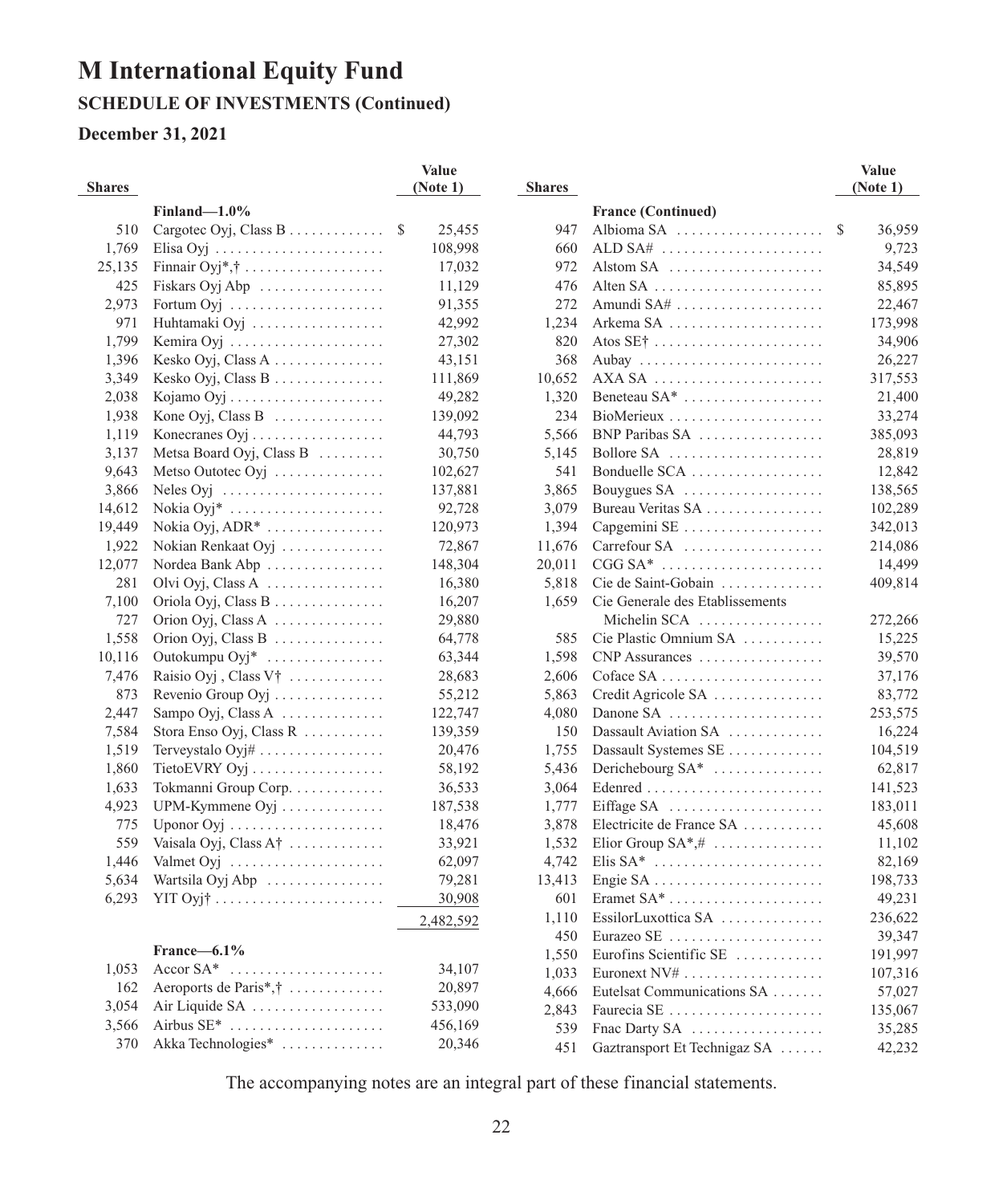# M International Equity Fund

## SCHEDULE OF INVESTMENTS (Continued)

### December 31, 2021

| Shares | | Value (Note 1) |
|---|---|---|
| | **Finland—1.0%** | |
| 510 | Cargotec Oyj, Class B | $ 25,455 |
| 1,769 | Elisa Oyj | 108,998 |
| 25,135 | Finnair Oyj*,† | 17,032 |
| 425 | Fiskars Oyj Abp | 11,129 |
| 2,973 | Fortum Oyj | 91,355 |
| 971 | Huhtamaki Oyj | 42,992 |
| 1,799 | Kemira Oyj | 27,302 |
| 1,396 | Kesko Oyj, Class A | 43,151 |
| 3,349 | Kesko Oyj, Class B | 111,869 |
| 2,038 | Kojamo Oyj | 49,282 |
| 1,938 | Kone Oyj, Class B | 139,092 |
| 1,119 | Konecranes Oyj | 44,793 |
| 3,137 | Metsa Board Oyj, Class B | 30,750 |
| 9,643 | Metso Outotec Oyj | 102,627 |
| 3,866 | Neles Oyj | 137,881 |
| 14,612 | Nokia Oyj* | 92,728 |
| 19,449 | Nokia Oyj, ADR* | 120,973 |
| 1,922 | Nokian Renkaat Oyj | 72,867 |
| 12,077 | Nordea Bank Abp | 148,304 |
| 281 | Olvi Oyj, Class A | 16,380 |
| 7,100 | Oriola Oyj, Class B | 16,207 |
| 727 | Orion Oyj, Class A | 29,880 |
| 1,558 | Orion Oyj, Class B | 64,778 |
| 10,116 | Outokumpu Oyj* | 63,344 |
| 7,476 | Raisio Oyj , Class V† | 28,683 |
| 873 | Revenio Group Oyj | 55,212 |
| 2,447 | Sampo Oyj, Class A | 122,747 |
| 7,584 | Stora Enso Oyj, Class R | 139,359 |
| 1,519 | Terveystalo Oyj# | 20,476 |
| 1,860 | TietoEVRY Oyj | 58,192 |
| 1,633 | Tokmanni Group Corp. | 36,533 |
| 4,923 | UPM-Kymmene Oyj | 187,538 |
| 775 | Uponor Oyj | 18,476 |
| 559 | Vaisala Oyj, Class A† | 33,921 |
| 1,446 | Valmet Oyj | 62,097 |
| 5,634 | Wartsila Oyj Abp | 79,281 |
| 6,293 | YIT Oyj† | 30,908 |
| | | 2,482,592 |
| | **France—6.1%** | |
| 1,053 | Accor SA* | 34,107 |
| 162 | Aeroports de Paris*,† | 20,897 |
| 3,054 | Air Liquide SA | 533,090 |
| 3,566 | Airbus SE* | 456,169 |
| 370 | Akka Technologies* | 20,346 |
| | **France (Continued)** | |
| 947 | Albioma SA | $ 36,959 |
| 660 | ALD SA# | 9,723 |
| 972 | Alstom SA | 34,549 |
| 476 | Alten SA | 85,895 |
| 272 | Amundi SA# | 22,467 |
| 1,234 | Arkema SA | 173,998 |
| 820 | Atos SE† | 34,906 |
| 368 | Aubay | 26,227 |
| 10,652 | AXA SA | 317,553 |
| 1,320 | Beneteau SA* | 21,400 |
| 234 | BioMerieux | 33,274 |
| 5,566 | BNP Paribas SA | 385,093 |
| 5,145 | Bollore SA | 28,819 |
| 541 | Bonduelle SCA | 12,842 |
| 3,865 | Bouygues SA | 138,565 |
| 3,079 | Bureau Veritas SA | 102,289 |
| 1,394 | Capgemini SE | 342,013 |
| 11,676 | Carrefour SA | 214,086 |
| 20,011 | CGG SA* | 14,499 |
| 5,818 | Cie de Saint-Gobain | 409,814 |
| 1,659 | Cie Generale des Etablissements Michelin SCA | 272,266 |
| 585 | Cie Plastic Omnium SA | 15,225 |
| 1,598 | CNP Assurances | 39,570 |
| 2,606 | Coface SA | 37,176 |
| 5,863 | Credit Agricole SA | 83,772 |
| 4,080 | Danone SA | 253,575 |
| 150 | Dassault Aviation SA | 16,224 |
| 1,755 | Dassault Systemes SE | 104,519 |
| 5,436 | Derichebourg SA* | 62,817 |
| 3,064 | Edenred | 141,523 |
| 1,777 | Eiffage SA | 183,011 |
| 3,878 | Electricite de France SA | 45,608 |
| 1,532 | Elior Group SA*,# | 11,102 |
| 4,742 | Elis SA* | 82,169 |
| 13,413 | Engie SA | 198,733 |
| 601 | Eramet SA* | 49,231 |
| 1,110 | EssilorLuxottica SA | 236,622 |
| 450 | Eurazeo SE | 39,347 |
| 1,550 | Eurofins Scientific SE | 191,997 |
| 1,033 | Euronext NV# | 107,316 |
| 4,666 | Eutelsat Communications SA | 57,027 |
| 2,843 | Faurecia SE | 135,067 |
| 539 | Fnac Darty SA | 35,285 |
| 451 | Gaztransport Et Technigaz SA | 42,232 |

The accompanying notes are an integral part of these financial statements.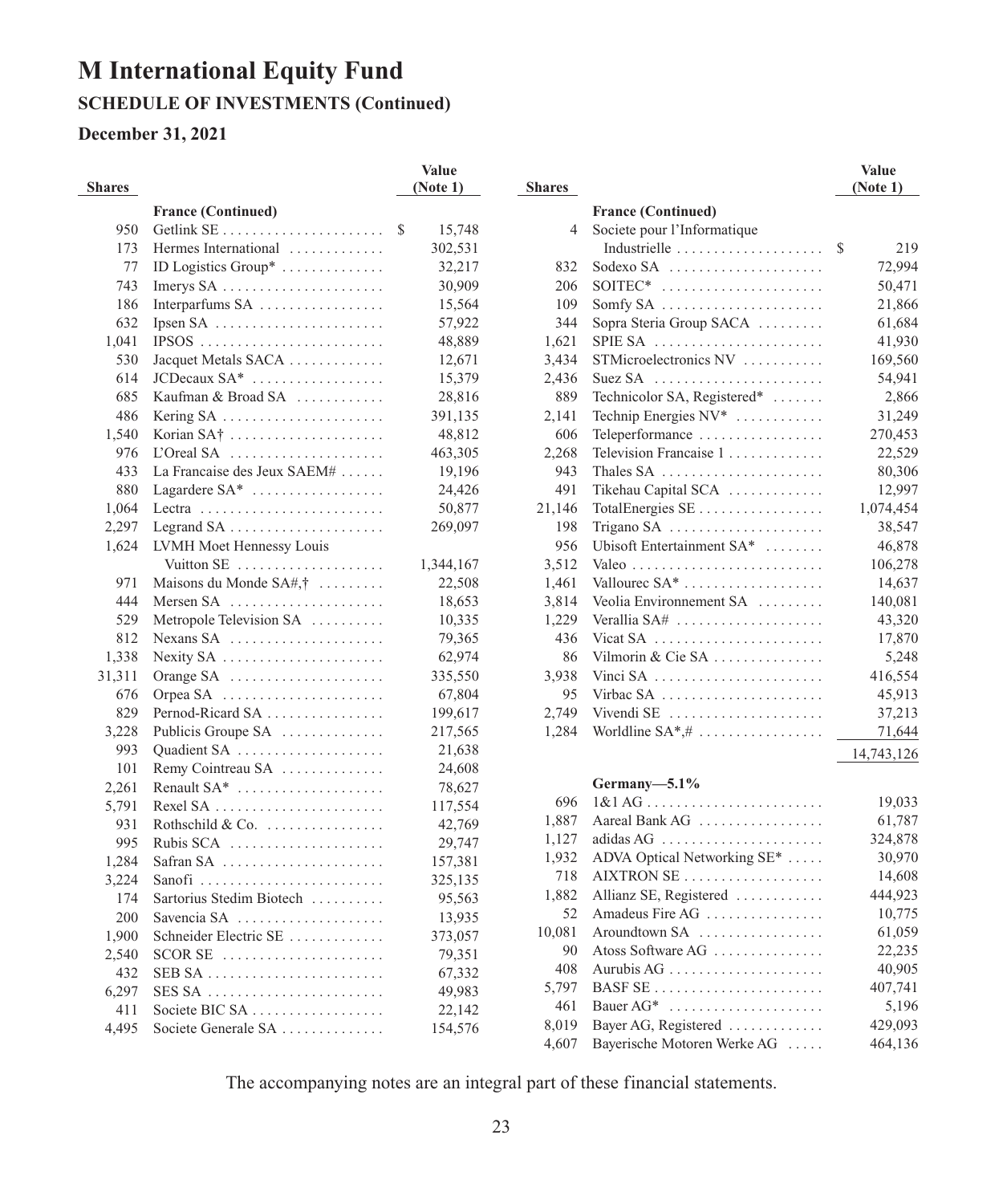# M International Equity Fund

## SCHEDULE OF INVESTMENTS (Continued)

### December 31, 2021

| Shares | | Value (Note 1) |
|---|---|---|
| | **France (Continued)** | |
| 950 | Getlink SE | $ 15,748 |
| 173 | Hermes International | 302,531 |
| 77 | ID Logistics Group* | 32,217 |
| 743 | Imerys SA | 30,909 |
| 186 | Interparfums SA | 15,564 |
| 632 | Ipsen SA | 57,922 |
| 1,041 | IPSOS | 48,889 |
| 530 | Jacquet Metals SACA | 12,671 |
| 614 | JCDecaux SA* | 15,379 |
| 685 | Kaufman & Broad SA | 28,816 |
| 486 | Kering SA | 391,135 |
| 1,540 | Korian SA† | 48,812 |
| 976 | L'Oreal SA | 463,305 |
| 433 | La Francaise des Jeux SAEM# | 19,196 |
| 880 | Lagardere SA* | 24,426 |
| 1,064 | Lectra | 50,877 |
| 2,297 | Legrand SA | 269,097 |
| 1,624 | LVMH Moet Hennessy Louis Vuitton SE | 1,344,167 |
| 971 | Maisons du Monde SA#,† | 22,508 |
| 444 | Mersen SA | 18,653 |
| 529 | Metropole Television SA | 10,335 |
| 812 | Nexans SA | 79,365 |
| 1,338 | Nexity SA | 62,974 |
| 31,311 | Orange SA | 335,550 |
| 676 | Orpea SA | 67,804 |
| 829 | Pernod-Ricard SA | 199,617 |
| 3,228 | Publicis Groupe SA | 217,565 |
| 993 | Quadient SA | 21,638 |
| 101 | Remy Cointreau SA | 24,608 |
| 2,261 | Renault SA* | 78,627 |
| 5,791 | Rexel SA | 117,554 |
| 931 | Rothschild & Co. | 42,769 |
| 995 | Rubis SCA | 29,747 |
| 1,284 | Safran SA | 157,381 |
| 3,224 | Sanofi | 325,135 |
| 174 | Sartorius Stedim Biotech | 95,563 |
| 200 | Savencia SA | 13,935 |
| 1,900 | Schneider Electric SE | 373,057 |
| 2,540 | SCOR SE | 79,351 |
| 432 | SEB SA | 67,332 |
| 6,297 | SES SA | 49,983 |
| 411 | Societe BIC SA | 22,142 |
| 4,495 | Societe Generale SA | 154,576 |
| 4 | Societe pour l'Informatique Industrielle | $ 219 |
| 832 | Sodexo SA | 72,994 |
| 206 | SOITEC* | 50,471 |
| 109 | Somfy SA | 21,866 |
| 344 | Sopra Steria Group SACA | 61,684 |
| 1,621 | SPIE SA | 41,930 |
| 3,434 | STMicroelectronics NV | 169,560 |
| 2,436 | Suez SA | 54,941 |
| 889 | Technicolor SA, Registered* | 2,866 |
| 2,141 | Technip Energies NV* | 31,249 |
| 606 | Teleperformance | 270,453 |
| 2,268 | Television Francaise 1 | 22,529 |
| 943 | Thales SA | 80,306 |
| 491 | Tikehau Capital SCA | 12,997 |
| 21,146 | TotalEnergies SE | 1,074,454 |
| 198 | Trigano SA | 38,547 |
| 956 | Ubisoft Entertainment SA* | 46,878 |
| 3,512 | Valeo | 106,278 |
| 1,461 | Vallourec SA* | 14,637 |
| 3,814 | Veolia Environnement SA | 140,081 |
| 1,229 | Verallia SA# | 43,320 |
| 436 | Vicat SA | 17,870 |
| 86 | Vilmorin & Cie SA | 5,248 |
| 3,938 | Vinci SA | 416,554 |
| 95 | Virbac SA | 45,913 |
| 2,749 | Vivendi SE | 37,213 |
| 1,284 | Worldline SA*,# | 71,644 |
| | | 14,743,126 |
| | **Germany—5.1%** | |
| 696 | 1&1 AG | 19,033 |
| 1,887 | Aareal Bank AG | 61,787 |
| 1,127 | adidas AG | 324,878 |
| 1,932 | ADVA Optical Networking SE* | 30,970 |
| 718 | AIXTRON SE | 14,608 |
| 1,882 | Allianz SE, Registered | 444,923 |
| 52 | Amadeus Fire AG | 10,775 |
| 10,081 | Aroundtown SA | 61,059 |
| 90 | Atoss Software AG | 22,235 |
| 408 | Aurubis AG | 40,905 |
| 5,797 | BASF SE | 407,741 |
| 461 | Bauer AG* | 5,196 |
| 8,019 | Bayer AG, Registered | 429,093 |
| 4,607 | Bayerische Motoren Werke AG | 464,136 |

The accompanying notes are an integral part of these financial statements.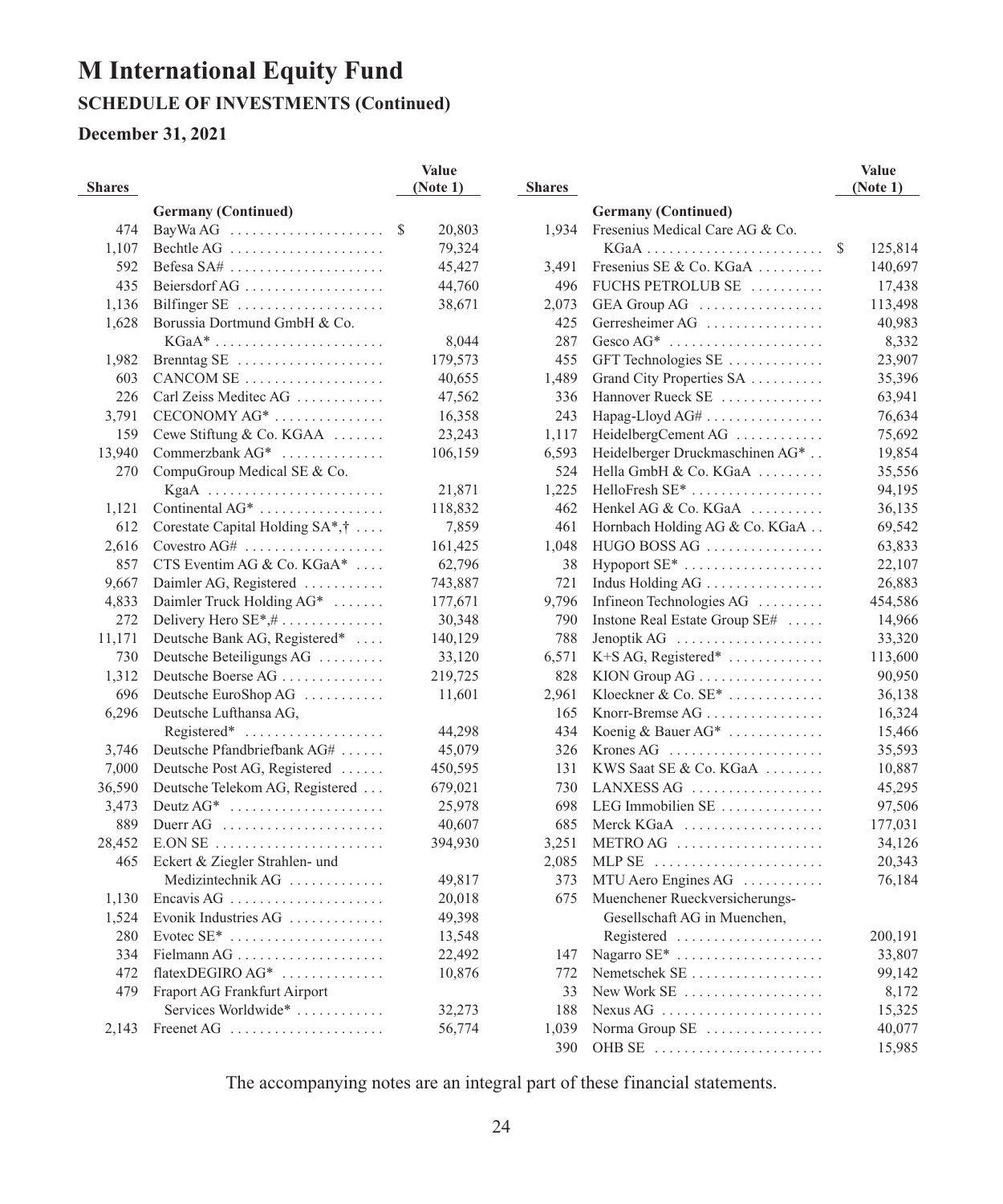# M International Equity Fund

## SCHEDULE OF INVESTMENTS (Continued)

### December 31, 2021

| Shares | | Value (Note 1) |
|---|---|---|
| | **Germany (Continued)** | |
| 474 | BayWa AG | $ 20,803 |
| 1,107 | Bechtle AG | 79,324 |
| 592 | Befesa SA# | 45,427 |
| 435 | Beiersdorf AG | 44,760 |
| 1,136 | Bilfinger SE | 38,671 |
| 1,628 | Borussia Dortmund GmbH & Co. KGaA* | 8,044 |
| 1,982 | Brenntag SE | 179,573 |
| 603 | CANCOM SE | 40,655 |
| 226 | Carl Zeiss Meditec AG | 47,562 |
| 3,791 | CECONOMY AG* | 16,358 |
| 159 | Cewe Stiftung & Co. KGAA | 23,243 |
| 13,940 | Commerzbank AG* | 106,159 |
| 270 | CompuGroup Medical SE & Co. KgaA | 21,871 |
| 1,121 | Continental AG* | 118,832 |
| 612 | Corestate Capital Holding SA*,† | 7,859 |
| 2,616 | Covestro AG# | 161,425 |
| 857 | CTS Eventim AG & Co. KGaA* | 62,796 |
| 9,667 | Daimler AG, Registered | 743,887 |
| 4,833 | Daimler Truck Holding AG* | 177,671 |
| 272 | Delivery Hero SE*,# | 30,348 |
| 11,171 | Deutsche Bank AG, Registered* | 140,129 |
| 730 | Deutsche Beteiligungs AG | 33,120 |
| 1,312 | Deutsche Boerse AG | 219,725 |
| 696 | Deutsche EuroShop AG | 11,601 |
| 6,296 | Deutsche Lufthansa AG, Registered* | 44,298 |
| 3,746 | Deutsche Pfandbriefbank AG# | 45,079 |
| 7,000 | Deutsche Post AG, Registered | 450,595 |
| 36,590 | Deutsche Telekom AG, Registered | 679,021 |
| 3,473 | Deutz AG* | 25,978 |
| 889 | Duerr AG | 40,607 |
| 28,452 | E.ON SE | 394,930 |
| 465 | Eckert & Ziegler Strahlen- und Medizintechnik AG | 49,817 |
| 1,130 | Encavis AG | 20,018 |
| 1,524 | Evonik Industries AG | 49,398 |
| 280 | Evotec SE* | 13,548 |
| 334 | Fielmann AG | 22,492 |
| 472 | flatexDEGIRO AG* | 10,876 |
| 479 | Fraport AG Frankfurt Airport Services Worldwide* | 32,273 |
| 2,143 | Freenet AG | 56,774 |
| 1,934 | Fresenius Medical Care AG & Co. KGaA | $ 125,814 |
| 3,491 | Fresenius SE & Co. KGaA | 140,697 |
| 496 | FUCHS PETROLUB SE | 17,438 |
| 2,073 | GEA Group AG | 113,498 |
| 425 | Gerresheimer AG | 40,983 |
| 287 | Gesco AG* | 8,332 |
| 455 | GFT Technologies SE | 23,907 |
| 1,489 | Grand City Properties SA | 35,396 |
| 336 | Hannover Rueck SE | 63,941 |
| 243 | Hapag-Lloyd AG# | 76,634 |
| 1,117 | HeidelbergCement AG | 75,692 |
| 6,593 | Heidelberger Druckmaschinen AG* | 19,854 |
| 524 | Hella GmbH & Co. KGaA | 35,556 |
| 1,225 | HelloFresh SE* | 94,195 |
| 462 | Henkel AG & Co. KGaA | 36,135 |
| 461 | Hornbach Holding AG & Co. KGaA | 69,542 |
| 1,048 | HUGO BOSS AG | 63,833 |
| 38 | Hypoport SE* | 22,107 |
| 721 | Indus Holding AG | 26,883 |
| 9,796 | Infineon Technologies AG | 454,586 |
| 790 | Instone Real Estate Group SE# | 14,966 |
| 788 | Jenoptik AG | 33,320 |
| 6,571 | K+S AG, Registered* | 113,600 |
| 828 | KION Group AG | 90,950 |
| 2,961 | Kloeckner & Co. SE* | 36,138 |
| 165 | Knorr-Bremse AG | 16,324 |
| 434 | Koenig & Bauer AG* | 15,466 |
| 326 | Krones AG | 35,593 |
| 131 | KWS Saat SE & Co. KGaA | 10,887 |
| 730 | LANXESS AG | 45,295 |
| 698 | LEG Immobilien SE | 97,506 |
| 685 | Merck KGaA | 177,031 |
| 3,251 | METRO AG | 34,126 |
| 2,085 | MLP SE | 20,343 |
| 373 | MTU Aero Engines AG | 76,184 |
| 675 | Muenchener Rueckversicherungs-Gesellschaft AG in Muenchen, Registered | 200,191 |
| 147 | Nagarro SE* | 33,807 |
| 772 | Nemetschek SE | 99,142 |
| 33 | New Work SE | 8,172 |
| 188 | Nexus AG | 15,325 |
| 1,039 | Norma Group SE | 40,077 |
| 390 | OHB SE | 15,985 |

The accompanying notes are an integral part of these financial statements.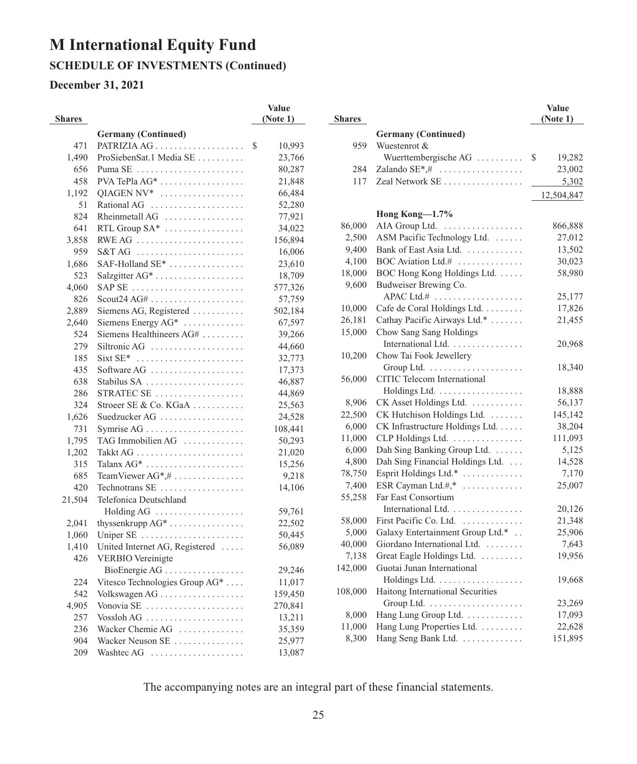# M International Equity Fund

## SCHEDULE OF INVESTMENTS (Continued)

### December 31, 2021

| Shares | | Value (Note 1) |
|---|---|---|
| | **Germany (Continued)** | |
| 471 | PATRIZIA AG | $ 10,993 |
| 1,490 | ProSiebenSat.1 Media SE | 23,766 |
| 656 | Puma SE | 80,287 |
| 458 | PVA TePla AG* | 21,848 |
| 1,192 | QIAGEN NV* | 66,484 |
| 51 | Rational AG | 52,280 |
| 824 | Rheinmetall AG | 77,921 |
| 641 | RTL Group SA* | 34,022 |
| 3,858 | RWE AG | 156,894 |
| 959 | S&T AG | 16,006 |
| 1,686 | SAF-Holland SE* | 23,610 |
| 523 | Salzgitter AG* | 18,709 |
| 4,060 | SAP SE | 577,326 |
| 826 | Scout24 AG# | 57,759 |
| 2,889 | Siemens AG, Registered | 502,184 |
| 2,640 | Siemens Energy AG* | 67,597 |
| 524 | Siemens Healthineers AG# | 39,266 |
| 279 | Siltronic AG | 44,660 |
| 185 | Sixt SE* | 32,773 |
| 435 | Software AG | 17,373 |
| 638 | Stabilus SA | 46,887 |
| 286 | STRATEC SE | 44,869 |
| 324 | Stroeer SE & Co. KGaA | 25,563 |
| 1,626 | Suedzucker AG | 24,528 |
| 731 | Symrise AG | 108,441 |
| 1,795 | TAG Immobilien AG | 50,293 |
| 1,202 | Takkt AG | 21,020 |
| 315 | Talanx AG* | 15,256 |
| 685 | TeamViewer AG*,# | 9,218 |
| 420 | Technotrans SE | 14,106 |
| 21,504 | Telefonica Deutschland Holding AG | 59,761 |
| 2,041 | thyssenkrupp AG* | 22,502 |
| 1,060 | Uniper SE | 50,445 |
| 1,410 | United Internet AG, Registered | 56,089 |
| 426 | VERBIO Vereinigte BioEnergie AG | 29,246 |
| 224 | Vitesco Technologies Group AG* | 11,017 |
| 542 | Volkswagen AG | 159,450 |
| 4,905 | Vonovia SE | 270,841 |
| 257 | Vossloh AG | 13,211 |
| 236 | Wacker Chemie AG | 35,359 |
| 904 | Wacker Neuson SE | 25,977 |
| 209 | Washtec AG | 13,087 |
| 959 | Wuestenrot & Wuerttembergische AG | $ 19,282 |
| 284 | Zalando SE*,# | 23,002 |
| 117 | Zeal Network SE | 5,302 |
| | | 12,504,847 |
| | **Hong Kong—1.7%** | |
| 86,000 | AIA Group Ltd. | 866,888 |
| 2,500 | ASM Pacific Technology Ltd. | 27,012 |
| 9,400 | Bank of East Asia Ltd. | 13,502 |
| 4,100 | BOC Aviation Ltd.# | 30,023 |
| 18,000 | BOC Hong Kong Holdings Ltd. | 58,980 |
| 9,600 | Budweiser Brewing Co. APAC Ltd.# | 25,177 |
| 10,000 | Cafe de Coral Holdings Ltd. | 17,826 |
| 26,181 | Cathay Pacific Airways Ltd.* | 21,455 |
| 15,000 | Chow Sang Sang Holdings International Ltd. | 20,968 |
| 10,200 | Chow Tai Fook Jewellery Group Ltd. | 18,340 |
| 56,000 | CITIC Telecom International Holdings Ltd. | 18,888 |
| 8,906 | CK Asset Holdings Ltd. | 56,137 |
| 22,500 | CK Hutchison Holdings Ltd. | 145,142 |
| 6,000 | CK Infrastructure Holdings Ltd. | 38,204 |
| 11,000 | CLP Holdings Ltd. | 111,093 |
| 6,000 | Dah Sing Banking Group Ltd. | 5,125 |
| 4,800 | Dah Sing Financial Holdings Ltd. | 14,528 |
| 78,750 | Esprit Holdings Ltd.* | 7,170 |
| 7,400 | ESR Cayman Ltd.#,* | 25,007 |
| 55,258 | Far East Consortium International Ltd. | 20,126 |
| 58,000 | First Pacific Co. Ltd. | 21,348 |
| 5,000 | Galaxy Entertainment Group Ltd.* | 25,906 |
| 40,000 | Giordano International Ltd. | 7,643 |
| 7,138 | Great Eagle Holdings Ltd. | 19,956 |
| 142,000 | Guotai Junan International Holdings Ltd. | 19,668 |
| 108,000 | Haitong International Securities Group Ltd. | 23,269 |
| 8,000 | Hang Lung Group Ltd. | 17,093 |
| 11,000 | Hang Lung Properties Ltd. | 22,628 |
| 8,300 | Hang Seng Bank Ltd. | 151,895 |

The accompanying notes are an integral part of these financial statements.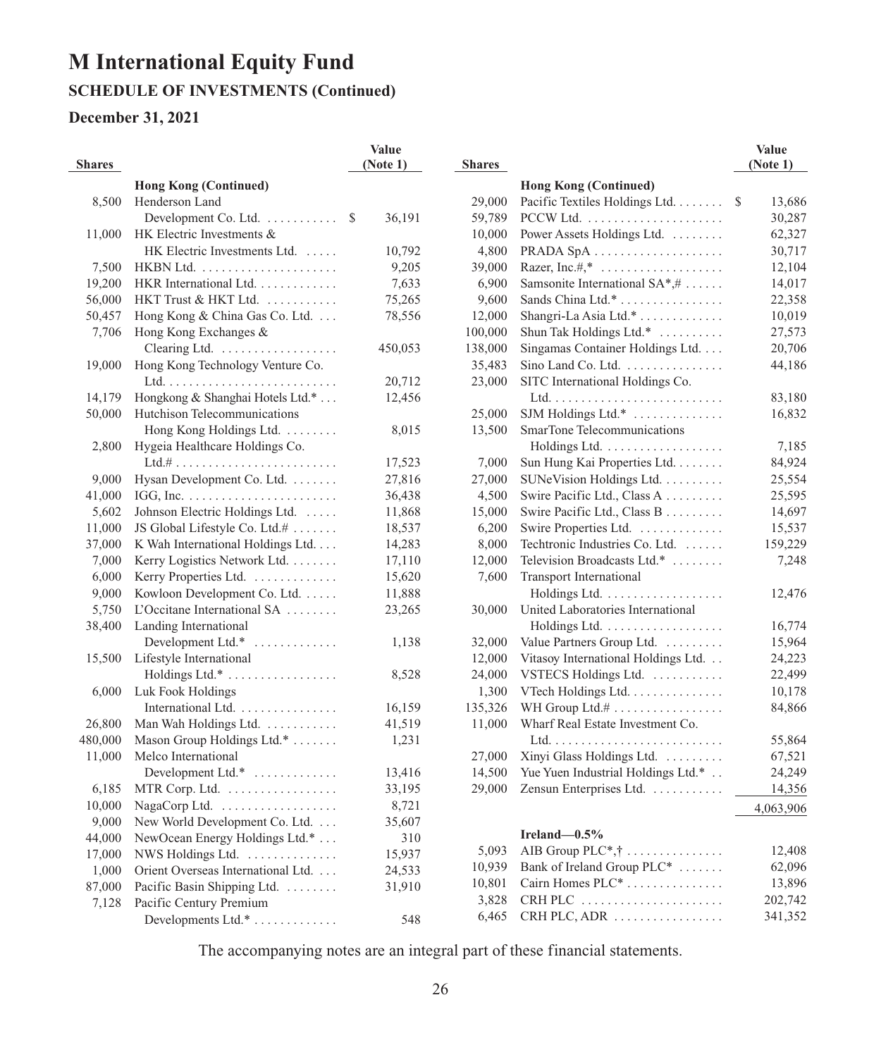# M International Equity Fund

## SCHEDULE OF INVESTMENTS (Continued)

### December 31, 2021

| Shares | | Value (Note 1) |
|---|---|---|
| | **Hong Kong (Continued)** | |
| 8,500 | Henderson Land Development Co. Ltd. | $ 36,191 |
| 11,000 | HK Electric Investments & HK Electric Investments Ltd. | 10,792 |
| 7,500 | HKBN Ltd. | 9,205 |
| 19,200 | HKR International Ltd. | 7,633 |
| 56,000 | HKT Trust & HKT Ltd. | 75,265 |
| 50,457 | Hong Kong & China Gas Co. Ltd. | 78,556 |
| 7,706 | Hong Kong Exchanges & Clearing Ltd. | 450,053 |
| 19,000 | Hong Kong Technology Venture Co. Ltd. | 20,712 |
| 14,179 | Hongkong & Shanghai Hotels Ltd.* | 12,456 |
| 50,000 | Hutchison Telecommunications Hong Kong Holdings Ltd. | 8,015 |
| 2,800 | Hygeia Healthcare Holdings Co. Ltd.# | 17,523 |
| 9,000 | Hysan Development Co. Ltd. | 27,816 |
| 41,000 | IGG, Inc. | 36,438 |
| 5,602 | Johnson Electric Holdings Ltd. | 11,868 |
| 11,000 | JS Global Lifestyle Co. Ltd.# | 18,537 |
| 37,000 | K Wah International Holdings Ltd. | 14,283 |
| 7,000 | Kerry Logistics Network Ltd. | 17,110 |
| 6,000 | Kerry Properties Ltd. | 15,620 |
| 9,000 | Kowloon Development Co. Ltd. | 11,888 |
| 5,750 | L'Occitane International SA | 23,265 |
| 38,400 | Landing International Development Ltd.* | 1,138 |
| 15,500 | Lifestyle International Holdings Ltd.* | 8,528 |
| 6,000 | Luk Fook Holdings International Ltd. | 16,159 |
| 26,800 | Man Wah Holdings Ltd. | 41,519 |
| 480,000 | Mason Group Holdings Ltd.* | 1,231 |
| 11,000 | Melco International Development Ltd.* | 13,416 |
| 6,185 | MTR Corp. Ltd. | 33,195 |
| 10,000 | NagaCorp Ltd. | 8,721 |
| 9,000 | New World Development Co. Ltd. | 35,607 |
| 44,000 | NewOcean Energy Holdings Ltd.* | 310 |
| 17,000 | NWS Holdings Ltd. | 15,937 |
| 1,000 | Orient Overseas International Ltd. | 24,533 |
| 87,000 | Pacific Basin Shipping Ltd. | 31,910 |
| 7,128 | Pacific Century Premium Developments Ltd.* | 548 |
| 29,000 | Pacific Textiles Holdings Ltd. | $ 13,686 |
| 59,789 | PCCW Ltd. | 30,287 |
| 10,000 | Power Assets Holdings Ltd. | 62,327 |
| 4,800 | PRADA SpA | 30,717 |
| 39,000 | Razer, Inc.#,* | 12,104 |
| 6,900 | Samsonite International SA*,# | 14,017 |
| 9,600 | Sands China Ltd.* | 22,358 |
| 12,000 | Shangri-La Asia Ltd.* | 10,019 |
| 100,000 | Shun Tak Holdings Ltd.* | 27,573 |
| 138,000 | Singamas Container Holdings Ltd. | 20,706 |
| 35,483 | Sino Land Co. Ltd. | 44,186 |
| 23,000 | SITC International Holdings Co. Ltd. | 83,180 |
| 25,000 | SJM Holdings Ltd.* | 16,832 |
| 13,500 | SmarTone Telecommunications Holdings Ltd. | 7,185 |
| 7,000 | Sun Hung Kai Properties Ltd. | 84,924 |
| 27,000 | SUNeVision Holdings Ltd. | 25,554 |
| 4,500 | Swire Pacific Ltd., Class A | 25,595 |
| 15,000 | Swire Pacific Ltd., Class B | 14,697 |
| 6,200 | Swire Properties Ltd. | 15,537 |
| 8,000 | Techtronic Industries Co. Ltd. | 159,229 |
| 12,000 | Television Broadcasts Ltd.* | 7,248 |
| 7,600 | Transport International Holdings Ltd. | 12,476 |
| 30,000 | United Laboratories International Holdings Ltd. | 16,774 |
| 32,000 | Value Partners Group Ltd. | 15,964 |
| 12,000 | Vitasoy International Holdings Ltd. | 24,223 |
| 24,000 | VSTECS Holdings Ltd. | 22,499 |
| 1,300 | VTech Holdings Ltd. | 10,178 |
| 135,326 | WH Group Ltd.# | 84,866 |
| 11,000 | Wharf Real Estate Investment Co. Ltd. | 55,864 |
| 27,000 | Xinyi Glass Holdings Ltd. | 67,521 |
| 14,500 | Yue Yuen Industrial Holdings Ltd.* | 24,249 |
| 29,000 | Zensun Enterprises Ltd. | 14,356 |
| | | 4,063,906 |
| | **Ireland—0.5%** | |
| 5,093 | AIB Group PLC*,† | 12,408 |
| 10,939 | Bank of Ireland Group PLC* | 62,096 |
| 10,801 | Cairn Homes PLC* | 13,896 |
| 3,828 | CRH PLC | 202,742 |
| 6,465 | CRH PLC, ADR | 341,352 |

The accompanying notes are an integral part of these financial statements.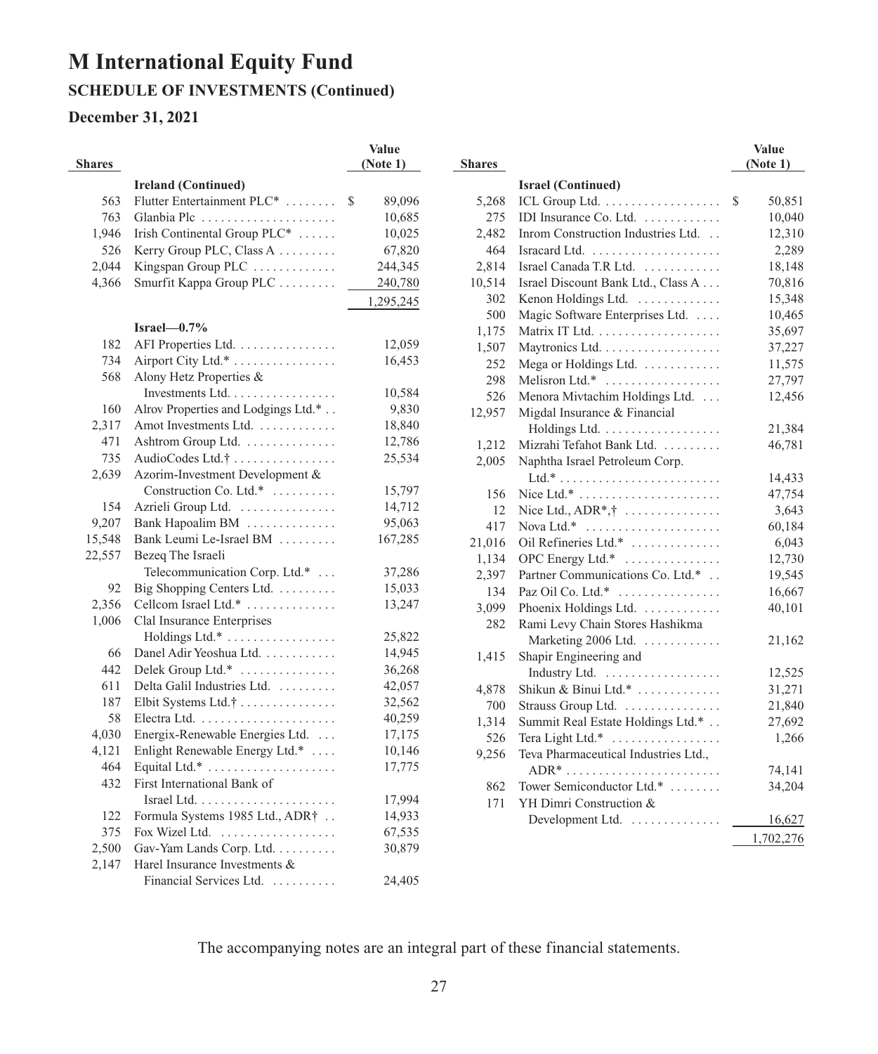# M International Equity Fund

## SCHEDULE OF INVESTMENTS (Continued)

### December 31, 2021

| Shares | | Value (Note 1) |
|---|---|---|
| | **Ireland (Continued)** | |
| 563 | Flutter Entertainment PLC* | $ 89,096 |
| 763 | Glanbia Plc | 10,685 |
| 1,946 | Irish Continental Group PLC* | 10,025 |
| 526 | Kerry Group PLC, Class A | 67,820 |
| 2,044 | Kingspan Group PLC | 244,345 |
| 4,366 | Smurfit Kappa Group PLC | 240,780 |
| | | 1,295,245 |
| | **Israel—0.7%** | |
| 182 | AFI Properties Ltd. | 12,059 |
| 734 | Airport City Ltd.* | 16,453 |
| 568 | Alony Hetz Properties & Investments Ltd. | 10,584 |
| 160 | Alrov Properties and Lodgings Ltd.* | 9,830 |
| 2,317 | Amot Investments Ltd. | 18,840 |
| 471 | Ashtrom Group Ltd. | 12,786 |
| 735 | AudioCodes Ltd.† | 25,534 |
| 2,639 | Azorim-Investment Development & Construction Co. Ltd.* | 15,797 |
| 154 | Azrieli Group Ltd. | 14,712 |
| 9,207 | Bank Hapoalim BM | 95,063 |
| 15,548 | Bank Leumi Le-Israel BM | 167,285 |
| 22,557 | Bezeq The Israeli Telecommunication Corp. Ltd.* | 37,286 |
| 92 | Big Shopping Centers Ltd. | 15,033 |
| 2,356 | Cellcom Israel Ltd.* | 13,247 |
| 1,006 | Clal Insurance Enterprises Holdings Ltd.* | 25,822 |
| 66 | Danel Adir Yeoshua Ltd. | 14,945 |
| 442 | Delek Group Ltd.* | 36,268 |
| 611 | Delta Galil Industries Ltd. | 42,057 |
| 187 | Elbit Systems Ltd.† | 32,562 |
| 58 | Electra Ltd. | 40,259 |
| 4,030 | Energix-Renewable Energies Ltd. | 17,175 |
| 4,121 | Enlight Renewable Energy Ltd.* | 10,146 |
| 464 | Equital Ltd.* | 17,775 |
| 432 | First International Bank of Israel Ltd. | 17,994 |
| 122 | Formula Systems 1985 Ltd., ADR† | 14,933 |
| 375 | Fox Wizel Ltd. | 67,535 |
| 2,500 | Gav-Yam Lands Corp. Ltd. | 30,879 |
| 2,147 | Harel Insurance Investments & Financial Services Ltd. | 24,405 |
| | **Israel (Continued)** | |
| 5,268 | ICL Group Ltd. | $ 50,851 |
| 275 | IDI Insurance Co. Ltd. | 10,040 |
| 2,482 | Inrom Construction Industries Ltd. | 12,310 |
| 464 | Isracard Ltd. | 2,289 |
| 2,814 | Israel Canada T.R Ltd. | 18,148 |
| 10,514 | Israel Discount Bank Ltd., Class A | 70,816 |
| 302 | Kenon Holdings Ltd. | 15,348 |
| 500 | Magic Software Enterprises Ltd. | 10,465 |
| 1,175 | Matrix IT Ltd. | 35,697 |
| 1,507 | Maytronics Ltd. | 37,227 |
| 252 | Mega or Holdings Ltd. | 11,575 |
| 298 | Melisron Ltd.* | 27,797 |
| 526 | Menora Mivtachim Holdings Ltd. | 12,456 |
| 12,957 | Migdal Insurance & Financial Holdings Ltd. | 21,384 |
| 1,212 | Mizrahi Tefahot Bank Ltd. | 46,781 |
| 2,005 | Naphtha Israel Petroleum Corp. Ltd.* | 14,433 |
| 156 | Nice Ltd.* | 47,754 |
| 12 | Nice Ltd., ADR*,† | 3,643 |
| 417 | Nova Ltd.* | 60,184 |
| 21,016 | Oil Refineries Ltd.* | 6,043 |
| 1,134 | OPC Energy Ltd.* | 12,730 |
| 2,397 | Partner Communications Co. Ltd.* | 19,545 |
| 134 | Paz Oil Co. Ltd.* | 16,667 |
| 3,099 | Phoenix Holdings Ltd. | 40,101 |
| 282 | Rami Levy Chain Stores Hashikma Marketing 2006 Ltd. | 21,162 |
| 1,415 | Shapir Engineering and Industry Ltd. | 12,525 |
| 4,878 | Shikun & Binui Ltd.* | 31,271 |
| 700 | Strauss Group Ltd. | 21,840 |
| 1,314 | Summit Real Estate Holdings Ltd.* | 27,692 |
| 526 | Tera Light Ltd.* | 1,266 |
| 9,256 | Teva Pharmaceutical Industries Ltd., ADR* | 74,141 |
| 862 | Tower Semiconductor Ltd.* | 34,204 |
| 171 | YH Dimri Construction & Development Ltd. | 16,627 |
| | | 1,702,276 |

The accompanying notes are an integral part of these financial statements.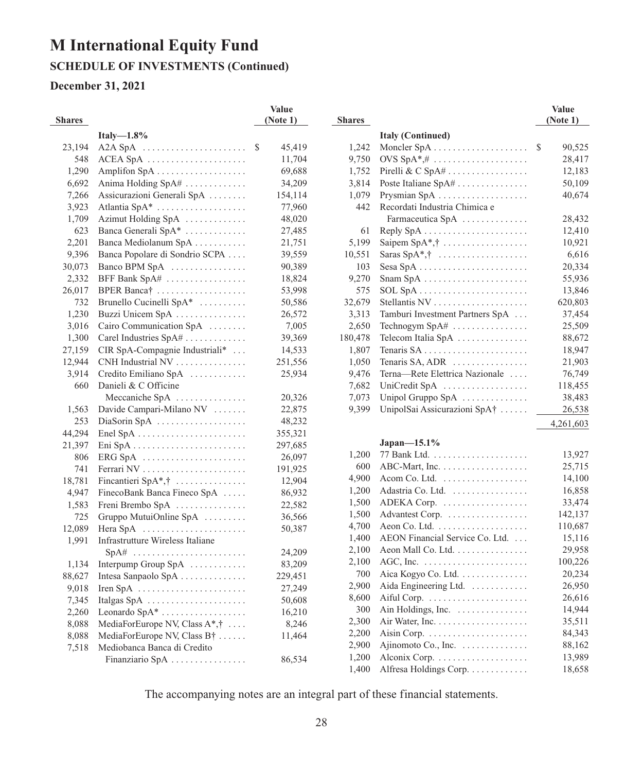# M International Equity Fund

## SCHEDULE OF INVESTMENTS (Continued)

### December 31, 2021

| Shares | | Value (Note 1) |
|---|---|---|
| | **Italy—1.8%** | |
| 23,194 | A2A SpA | $ 45,419 |
| 548 | ACEA SpA | 11,704 |
| 1,290 | Amplifon SpA | 69,688 |
| 6,692 | Anima Holding SpA# | 34,209 |
| 7,266 | Assicurazioni Generali SpA | 154,114 |
| 3,923 | Atlantia SpA* | 77,960 |
| 1,709 | Azimut Holding SpA | 48,020 |
| 623 | Banca Generali SpA* | 27,485 |
| 2,201 | Banca Mediolanum SpA | 21,751 |
| 9,396 | Banca Popolare di Sondrio SCPA | 39,559 |
| 30,073 | Banco BPM SpA | 90,389 |
| 2,332 | BFF Bank SpA# | 18,824 |
| 26,017 | BPER Banca† | 53,998 |
| 732 | Brunello Cucinelli SpA* | 50,586 |
| 1,230 | Buzzi Unicem SpA | 26,572 |
| 3,016 | Cairo Communication SpA | 7,005 |
| 1,300 | Carel Industries SpA# | 39,369 |
| 27,159 | CIR SpA-Compagnie Industriali* | 14,533 |
| 12,944 | CNH Industrial NV | 251,556 |
| 3,914 | Credito Emiliano SpA | 25,934 |
| 660 | Danieli & C Officine Meccaniche SpA | 20,326 |
| 1,563 | Davide Campari-Milano NV | 22,875 |
| 253 | DiaSorin SpA | 48,232 |
| 44,294 | Enel SpA | 355,321 |
| 21,397 | Eni SpA | 297,685 |
| 806 | ERG SpA | 26,097 |
| 741 | Ferrari NV | 191,925 |
| 18,781 | Fincantieri SpA*,† | 12,904 |
| 4,947 | FinecoBank Banca Fineco SpA | 86,932 |
| 1,583 | Freni Brembo SpA | 22,582 |
| 725 | Gruppo MutuiOnline SpA | 36,566 |
| 12,089 | Hera SpA | 50,387 |
| 1,991 | Infrastrutture Wireless Italiane SpA# | 24,209 |
| 1,134 | Interpump Group SpA | 83,209 |
| 88,627 | Intesa Sanpaolo SpA | 229,451 |
| 9,018 | Iren SpA | 27,249 |
| 7,345 | Italgas SpA | 50,608 |
| 2,260 | Leonardo SpA* | 16,210 |
| 8,088 | MediaForEurope NV, Class A*,† | 8,246 |
| 8,088 | MediaForEurope NV, Class B† | 11,464 |
| 7,518 | Mediobanca Banca di Credito Finanziario SpA | 86,534 |
| | **Italy (Continued)** | |
| 1,242 | Moncler SpA | $ 90,525 |
| 9,750 | OVS SpA*,# | 28,417 |
| 1,752 | Pirelli & C SpA# | 12,183 |
| 3,814 | Poste Italiane SpA# | 50,109 |
| 1,079 | Prysmian SpA | 40,674 |
| 442 | Recordati Industria Chimica e Farmaceutica SpA | 28,432 |
| 61 | Reply SpA | 12,410 |
| 5,199 | Saipem SpA*,† | 10,921 |
| 10,551 | Saras SpA*,† | 6,616 |
| 103 | Sesa SpA | 20,334 |
| 9,270 | Snam SpA | 55,936 |
| 575 | SOL SpA | 13,846 |
| 32,679 | Stellantis NV | 620,803 |
| 3,313 | Tamburi Investment Partners SpA | 37,454 |
| 2,650 | Technogym SpA# | 25,509 |
| 180,478 | Telecom Italia SpA | 88,672 |
| 1,807 | Tenaris SA | 18,947 |
| 1,050 | Tenaris SA, ADR | 21,903 |
| 9,476 | Terna—Rete Elettrica Nazionale | 76,749 |
| 7,682 | UniCredit SpA | 118,455 |
| 7,073 | Unipol Gruppo SpA | 38,483 |
| 9,399 | UnipolSai Assicurazioni SpA† | 26,538 |
| | | 4,261,603 |
| | **Japan—15.1%** | |
| 1,200 | 77 Bank Ltd. | 13,927 |
| 600 | ABC-Mart, Inc. | 25,715 |
| 4,900 | Acom Co. Ltd. | 14,100 |
| 1,200 | Adastria Co. Ltd. | 16,858 |
| 1,500 | ADEKA Corp. | 33,474 |
| 1,500 | Advantest Corp. | 142,137 |
| 4,700 | Aeon Co. Ltd. | 110,687 |
| 1,400 | AEON Financial Service Co. Ltd. | 15,116 |
| 2,100 | Aeon Mall Co. Ltd. | 29,958 |
| 2,100 | AGC, Inc. | 100,226 |
| 700 | Aica Kogyo Co. Ltd. | 20,234 |
| 2,900 | Aida Engineering Ltd. | 26,950 |
| 8,600 | Aiful Corp. | 26,616 |
| 300 | Ain Holdings, Inc. | 14,944 |
| 2,300 | Air Water, Inc. | 35,511 |
| 2,200 | Aisin Corp. | 84,343 |
| 2,900 | Ajinomoto Co., Inc. | 88,162 |
| 1,200 | Alconix Corp. | 13,989 |
| 1,400 | Alfresa Holdings Corp. | 18,658 |

The accompanying notes are an integral part of these financial statements.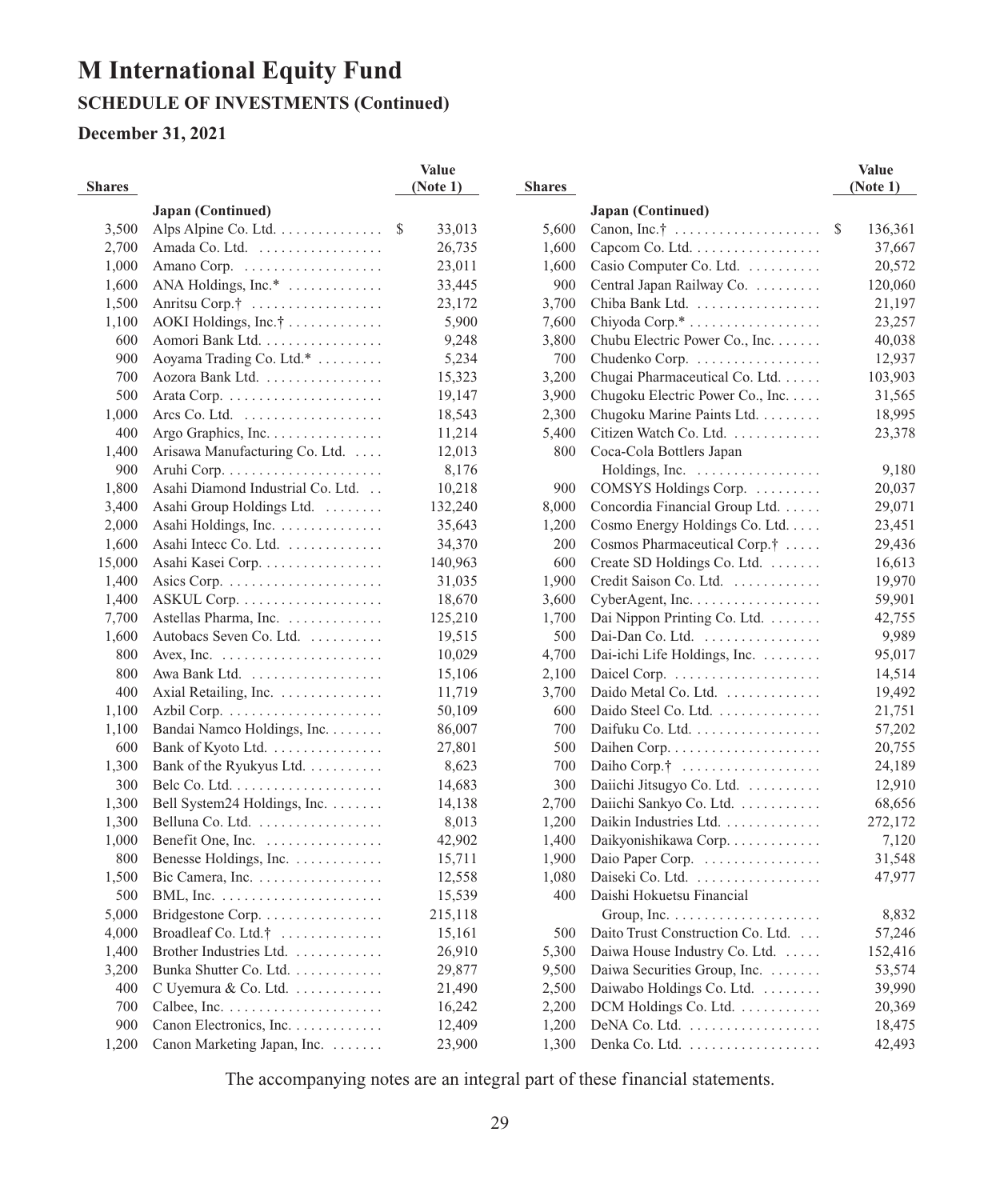# M International Equity Fund

## SCHEDULE OF INVESTMENTS (Continued)

### December 31, 2021

| Shares | | Value (Note 1) |
|---|---|---|
| | **Japan (Continued)** | |
| 3,500 | Alps Alpine Co. Ltd. | $ 33,013 |
| 2,700 | Amada Co. Ltd. | 26,735 |
| 1,000 | Amano Corp. | 23,011 |
| 1,600 | ANA Holdings, Inc.* | 33,445 |
| 1,500 | Anritsu Corp.† | 23,172 |
| 1,100 | AOKI Holdings, Inc.† | 5,900 |
| 600 | Aomori Bank Ltd. | 9,248 |
| 900 | Aoyama Trading Co. Ltd.* | 5,234 |
| 700 | Aozora Bank Ltd. | 15,323 |
| 500 | Arata Corp. | 19,147 |
| 1,000 | Arcs Co. Ltd. | 18,543 |
| 400 | Argo Graphics, Inc. | 11,214 |
| 1,400 | Arisawa Manufacturing Co. Ltd. | 12,013 |
| 900 | Aruhi Corp. | 8,176 |
| 1,800 | Asahi Diamond Industrial Co. Ltd. | 10,218 |
| 3,400 | Asahi Group Holdings Ltd. | 132,240 |
| 2,000 | Asahi Holdings, Inc. | 35,643 |
| 1,600 | Asahi Intecc Co. Ltd. | 34,370 |
| 15,000 | Asahi Kasei Corp. | 140,963 |
| 1,400 | Asics Corp. | 31,035 |
| 1,400 | ASKUL Corp. | 18,670 |
| 7,700 | Astellas Pharma, Inc. | 125,210 |
| 1,600 | Autobacs Seven Co. Ltd. | 19,515 |
| 800 | Avex, Inc. | 10,029 |
| 800 | Awa Bank Ltd. | 15,106 |
| 400 | Axial Retailing, Inc. | 11,719 |
| 1,100 | Azbil Corp. | 50,109 |
| 1,100 | Bandai Namco Holdings, Inc. | 86,007 |
| 600 | Bank of Kyoto Ltd. | 27,801 |
| 1,300 | Bank of the Ryukyus Ltd. | 8,623 |
| 300 | Belc Co. Ltd. | 14,683 |
| 1,300 | Bell System24 Holdings, Inc. | 14,138 |
| 1,300 | Belluna Co. Ltd. | 8,013 |
| 1,000 | Benefit One, Inc. | 42,902 |
| 800 | Benesse Holdings, Inc. | 15,711 |
| 1,500 | Bic Camera, Inc. | 12,558 |
| 500 | BML, Inc. | 15,539 |
| 5,000 | Bridgestone Corp. | 215,118 |
| 4,000 | Broadleaf Co. Ltd.† | 15,161 |
| 1,400 | Brother Industries Ltd. | 26,910 |
| 3,200 | Bunka Shutter Co. Ltd. | 29,877 |
| 400 | C Uyemura & Co. Ltd. | 21,490 |
| 700 | Calbee, Inc. | 16,242 |
| 900 | Canon Electronics, Inc. | 12,409 |
| 1,200 | Canon Marketing Japan, Inc. | 23,900 |
| 5,600 | Canon, Inc.† | $ 136,361 |
| 1,600 | Capcom Co. Ltd. | 37,667 |
| 1,600 | Casio Computer Co. Ltd. | 20,572 |
| 900 | Central Japan Railway Co. | 120,060 |
| 3,700 | Chiba Bank Ltd. | 21,197 |
| 7,600 | Chiyoda Corp.* | 23,257 |
| 3,800 | Chubu Electric Power Co., Inc. | 40,038 |
| 700 | Chudenko Corp. | 12,937 |
| 3,200 | Chugai Pharmaceutical Co. Ltd. | 103,903 |
| 3,900 | Chugoku Electric Power Co., Inc. | 31,565 |
| 2,300 | Chugoku Marine Paints Ltd. | 18,995 |
| 5,400 | Citizen Watch Co. Ltd. | 23,378 |
| 800 | Coca-Cola Bottlers Japan Holdings, Inc. | 9,180 |
| 900 | COMSYS Holdings Corp. | 20,037 |
| 8,000 | Concordia Financial Group Ltd. | 29,071 |
| 1,200 | Cosmo Energy Holdings Co. Ltd. | 23,451 |
| 200 | Cosmos Pharmaceutical Corp.† | 29,436 |
| 600 | Create SD Holdings Co. Ltd. | 16,613 |
| 1,900 | Credit Saison Co. Ltd. | 19,970 |
| 3,600 | CyberAgent, Inc. | 59,901 |
| 1,700 | Dai Nippon Printing Co. Ltd. | 42,755 |
| 500 | Dai-Dan Co. Ltd. | 9,989 |
| 4,700 | Dai-ichi Life Holdings, Inc. | 95,017 |
| 2,100 | Daicel Corp. | 14,514 |
| 3,700 | Daido Metal Co. Ltd. | 19,492 |
| 600 | Daido Steel Co. Ltd. | 21,751 |
| 700 | Daifuku Co. Ltd. | 57,202 |
| 500 | Daihen Corp. | 20,755 |
| 700 | Daiho Corp.† | 24,189 |
| 300 | Daiichi Jitsugyo Co. Ltd. | 12,910 |
| 2,700 | Daiichi Sankyo Co. Ltd. | 68,656 |
| 1,200 | Daikin Industries Ltd. | 272,172 |
| 1,400 | Daikyonishikawa Corp. | 7,120 |
| 1,900 | Daio Paper Corp. | 31,548 |
| 1,080 | Daiseki Co. Ltd. | 47,977 |
| 400 | Daishi Hokuetsu Financial Group, Inc. | 8,832 |
| 500 | Daito Trust Construction Co. Ltd. | 57,246 |
| 5,300 | Daiwa House Industry Co. Ltd. | 152,416 |
| 9,500 | Daiwa Securities Group, Inc. | 53,574 |
| 2,500 | Daiwabo Holdings Co. Ltd. | 39,990 |
| 2,200 | DCM Holdings Co. Ltd. | 20,369 |
| 1,200 | DeNA Co. Ltd. | 18,475 |
| 1,300 | Denka Co. Ltd. | 42,493 |

The accompanying notes are an integral part of these financial statements.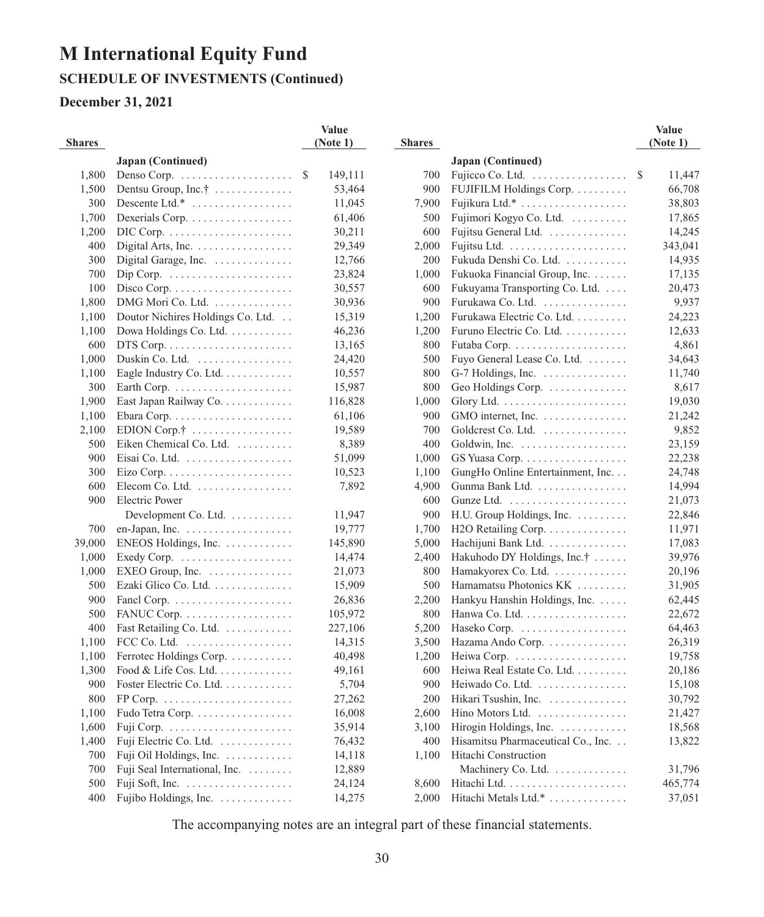# M International Equity Fund

## SCHEDULE OF INVESTMENTS (Continued)

### December 31, 2021

| Shares | | Value (Note 1) |
|---|---|---|
| | **Japan (Continued)** | |
| 1,800 | Denso Corp. | $ 149,111 |
| 1,500 | Dentsu Group, Inc.† | 53,464 |
| 300 | Descente Ltd.* | 11,045 |
| 1,700 | Dexerials Corp. | 61,406 |
| 1,200 | DIC Corp. | 30,211 |
| 400 | Digital Arts, Inc. | 29,349 |
| 300 | Digital Garage, Inc. | 12,766 |
| 700 | Dip Corp. | 23,824 |
| 100 | Disco Corp. | 30,557 |
| 1,800 | DMG Mori Co. Ltd. | 30,936 |
| 1,100 | Doutor Nichires Holdings Co. Ltd. | 15,319 |
| 1,100 | Dowa Holdings Co. Ltd. | 46,236 |
| 600 | DTS Corp. | 13,165 |
| 1,000 | Duskin Co. Ltd. | 24,420 |
| 1,100 | Eagle Industry Co. Ltd. | 10,557 |
| 300 | Earth Corp. | 15,987 |
| 1,900 | East Japan Railway Co. | 116,828 |
| 1,100 | Ebara Corp. | 61,106 |
| 2,100 | EDION Corp.† | 19,589 |
| 500 | Eiken Chemical Co. Ltd. | 8,389 |
| 900 | Eisai Co. Ltd. | 51,099 |
| 300 | Eizo Corp. | 10,523 |
| 600 | Elecom Co. Ltd. | 7,892 |
| 900 | Electric Power Development Co. Ltd. | 11,947 |
| 700 | en-Japan, Inc. | 19,777 |
| 39,000 | ENEOS Holdings, Inc. | 145,890 |
| 1,000 | Exedy Corp. | 14,474 |
| 1,000 | EXEO Group, Inc. | 21,073 |
| 500 | Ezaki Glico Co. Ltd. | 15,909 |
| 900 | Fancl Corp. | 26,836 |
| 500 | FANUC Corp. | 105,972 |
| 400 | Fast Retailing Co. Ltd. | 227,106 |
| 1,100 | FCC Co. Ltd. | 14,315 |
| 1,100 | Ferrotec Holdings Corp. | 40,498 |
| 1,300 | Food & Life Cos. Ltd. | 49,161 |
| 900 | Foster Electric Co. Ltd. | 5,704 |
| 800 | FP Corp. | 27,262 |
| 1,100 | Fudo Tetra Corp. | 16,008 |
| 1,600 | Fuji Corp. | 35,914 |
| 1,400 | Fuji Electric Co. Ltd. | 76,432 |
| 700 | Fuji Oil Holdings, Inc. | 14,118 |
| 700 | Fuji Seal International, Inc. | 12,889 |
| 500 | Fuji Soft, Inc. | 24,124 |
| 400 | Fujibo Holdings, Inc. | 14,275 |
| 700 | Fujicco Co. Ltd. | $ 11,447 |
| 900 | FUJIFILM Holdings Corp. | 66,708 |
| 7,900 | Fujikura Ltd.* | 38,803 |
| 500 | Fujimori Kogyo Co. Ltd. | 17,865 |
| 600 | Fujitsu General Ltd. | 14,245 |
| 2,000 | Fujitsu Ltd. | 343,041 |
| 200 | Fukuda Denshi Co. Ltd. | 14,935 |
| 1,000 | Fukuoka Financial Group, Inc. | 17,135 |
| 600 | Fukuyama Transporting Co. Ltd. | 20,473 |
| 900 | Furukawa Co. Ltd. | 9,937 |
| 1,200 | Furukawa Electric Co. Ltd. | 24,223 |
| 1,200 | Furuno Electric Co. Ltd. | 12,633 |
| 800 | Futaba Corp. | 4,861 |
| 500 | Fuyo General Lease Co. Ltd. | 34,643 |
| 800 | G-7 Holdings, Inc. | 11,740 |
| 800 | Geo Holdings Corp. | 8,617 |
| 1,000 | Glory Ltd. | 19,030 |
| 900 | GMO internet, Inc. | 21,242 |
| 700 | Goldcrest Co. Ltd. | 9,852 |
| 400 | Goldwin, Inc. | 23,159 |
| 1,000 | GS Yuasa Corp. | 22,238 |
| 1,100 | GungHo Online Entertainment, Inc. | 24,748 |
| 4,900 | Gunma Bank Ltd. | 14,994 |
| 600 | Gunze Ltd. | 21,073 |
| 900 | H.U. Group Holdings, Inc. | 22,846 |
| 1,700 | H2O Retailing Corp. | 11,971 |
| 5,000 | Hachijuni Bank Ltd. | 17,083 |
| 2,400 | Hakuhodo DY Holdings, Inc.† | 39,976 |
| 800 | Hamakyorex Co. Ltd. | 20,196 |
| 500 | Hamamatsu Photonics KK | 31,905 |
| 2,200 | Hankyu Hanshin Holdings, Inc. | 62,445 |
| 800 | Hanwa Co. Ltd. | 22,672 |
| 5,200 | Haseko Corp. | 64,463 |
| 3,500 | Hazama Ando Corp. | 26,319 |
| 1,200 | Heiwa Corp. | 19,758 |
| 600 | Heiwa Real Estate Co. Ltd. | 20,186 |
| 900 | Heiwado Co. Ltd. | 15,108 |
| 200 | Hikari Tsushin, Inc. | 30,792 |
| 2,600 | Hino Motors Ltd. | 21,427 |
| 3,100 | Hirogin Holdings, Inc. | 18,568 |
| 400 | Hisamitsu Pharmaceutical Co., Inc. | 13,822 |
| 1,100 | Hitachi Construction Machinery Co. Ltd. | 31,796 |
| 8,600 | Hitachi Ltd. | 465,774 |
| 2,000 | Hitachi Metals Ltd.* | 37,051 |

The accompanying notes are an integral part of these financial statements.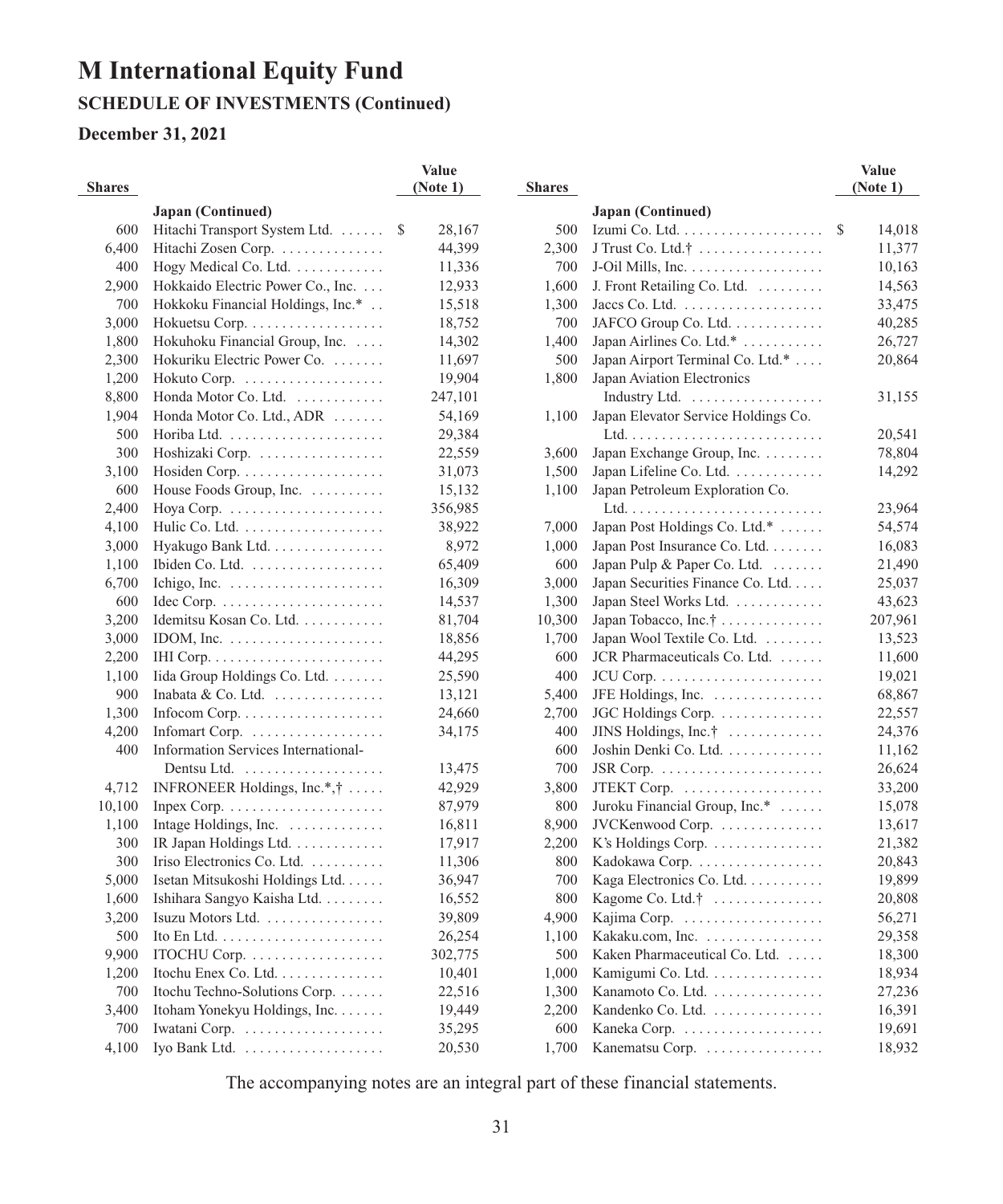# M International Equity Fund

## SCHEDULE OF INVESTMENTS (Continued)

### December 31, 2021

| Shares | | Value (Note 1) |
|---|---|---|
| | **Japan (Continued)** | |
| 600 | Hitachi Transport System Ltd. | $ 28,167 |
| 6,400 | Hitachi Zosen Corp. | 44,399 |
| 400 | Hogy Medical Co. Ltd. | 11,336 |
| 2,900 | Hokkaido Electric Power Co., Inc. | 12,933 |
| 700 | Hokkoku Financial Holdings, Inc.* | 15,518 |
| 3,000 | Hokuetsu Corp. | 18,752 |
| 1,800 | Hokuhoku Financial Group, Inc. | 14,302 |
| 2,300 | Hokuriku Electric Power Co. | 11,697 |
| 1,200 | Hokuto Corp. | 19,904 |
| 8,800 | Honda Motor Co. Ltd. | 247,101 |
| 1,904 | Honda Motor Co. Ltd., ADR | 54,169 |
| 500 | Horiba Ltd. | 29,384 |
| 300 | Hoshizaki Corp. | 22,559 |
| 3,100 | Hosiden Corp. | 31,073 |
| 600 | House Foods Group, Inc. | 15,132 |
| 2,400 | Hoya Corp. | 356,985 |
| 4,100 | Hulic Co. Ltd. | 38,922 |
| 3,000 | Hyakugo Bank Ltd. | 8,972 |
| 1,100 | Ibiden Co. Ltd. | 65,409 |
| 6,700 | Ichigo, Inc. | 16,309 |
| 600 | Idec Corp. | 14,537 |
| 3,200 | Idemitsu Kosan Co. Ltd. | 81,704 |
| 3,000 | IDOM, Inc. | 18,856 |
| 2,200 | IHI Corp. | 44,295 |
| 1,100 | Iida Group Holdings Co. Ltd. | 25,590 |
| 900 | Inabata & Co. Ltd. | 13,121 |
| 1,300 | Infocom Corp. | 24,660 |
| 4,200 | Infomart Corp. | 34,175 |
| 400 | Information Services International-Dentsu Ltd. | 13,475 |
| 4,712 | INFRONEER Holdings, Inc.*,† | 42,929 |
| 10,100 | Inpex Corp. | 87,979 |
| 1,100 | Intage Holdings, Inc. | 16,811 |
| 300 | IR Japan Holdings Ltd. | 17,917 |
| 300 | Iriso Electronics Co. Ltd. | 11,306 |
| 5,000 | Isetan Mitsukoshi Holdings Ltd. | 36,947 |
| 1,600 | Ishihara Sangyo Kaisha Ltd. | 16,552 |
| 3,200 | Isuzu Motors Ltd. | 39,809 |
| 500 | Ito En Ltd. | 26,254 |
| 9,900 | ITOCHU Corp. | 302,775 |
| 1,200 | Itochu Enex Co. Ltd. | 10,401 |
| 700 | Itochu Techno-Solutions Corp. | 22,516 |
| 3,400 | Itoham Yonekyu Holdings, Inc. | 19,449 |
| 700 | Iwatani Corp. | 35,295 |
| 4,100 | Iyo Bank Ltd. | 20,530 |
| 500 | Izumi Co. Ltd. | $ 14,018 |
| 2,300 | J Trust Co. Ltd.† | 11,377 |
| 700 | J-Oil Mills, Inc. | 10,163 |
| 1,600 | J. Front Retailing Co. Ltd. | 14,563 |
| 1,300 | Jaccs Co. Ltd. | 33,475 |
| 700 | JAFCO Group Co. Ltd. | 40,285 |
| 1,400 | Japan Airlines Co. Ltd.* | 26,727 |
| 500 | Japan Airport Terminal Co. Ltd.* | 20,864 |
| 1,800 | Japan Aviation Electronics Industry Ltd. | 31,155 |
| 1,100 | Japan Elevator Service Holdings Co. Ltd. | 20,541 |
| 3,600 | Japan Exchange Group, Inc. | 78,804 |
| 1,500 | Japan Lifeline Co. Ltd. | 14,292 |
| 1,100 | Japan Petroleum Exploration Co. Ltd. | 23,964 |
| 7,000 | Japan Post Holdings Co. Ltd.* | 54,574 |
| 1,000 | Japan Post Insurance Co. Ltd. | 16,083 |
| 600 | Japan Pulp & Paper Co. Ltd. | 21,490 |
| 3,000 | Japan Securities Finance Co. Ltd. | 25,037 |
| 1,300 | Japan Steel Works Ltd. | 43,623 |
| 10,300 | Japan Tobacco, Inc.† | 207,961 |
| 1,700 | Japan Wool Textile Co. Ltd. | 13,523 |
| 600 | JCR Pharmaceuticals Co. Ltd. | 11,600 |
| 400 | JCU Corp. | 19,021 |
| 5,400 | JFE Holdings, Inc. | 68,867 |
| 2,700 | JGC Holdings Corp. | 22,557 |
| 400 | JINS Holdings, Inc.† | 24,376 |
| 600 | Joshin Denki Co. Ltd. | 11,162 |
| 700 | JSR Corp. | 26,624 |
| 3,800 | JTEKT Corp. | 33,200 |
| 800 | Juroku Financial Group, Inc.* | 15,078 |
| 8,900 | JVCKenwood Corp. | 13,617 |
| 2,200 | K's Holdings Corp. | 21,382 |
| 800 | Kadokawa Corp. | 20,843 |
| 700 | Kaga Electronics Co. Ltd. | 19,899 |
| 800 | Kagome Co. Ltd.† | 20,808 |
| 4,900 | Kajima Corp. | 56,271 |
| 1,100 | Kakaku.com, Inc. | 29,358 |
| 500 | Kaken Pharmaceutical Co. Ltd. | 18,300 |
| 1,000 | Kamigumi Co. Ltd. | 18,934 |
| 1,300 | Kanamoto Co. Ltd. | 27,236 |
| 2,200 | Kandenko Co. Ltd. | 16,391 |
| 600 | Kaneka Corp. | 19,691 |
| 1,700 | Kanematsu Corp. | 18,932 |

The accompanying notes are an integral part of these financial statements.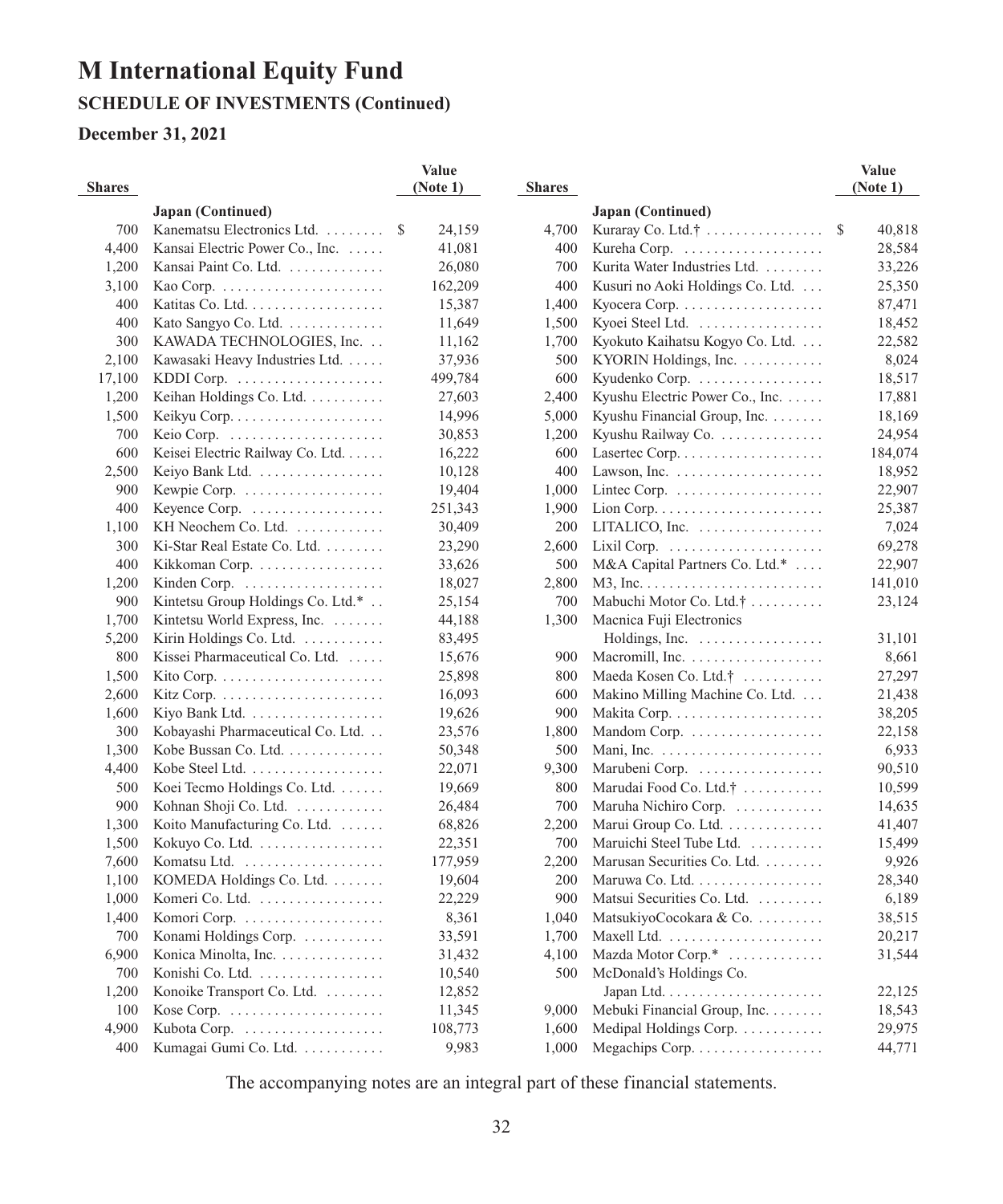# M International Equity Fund

## SCHEDULE OF INVESTMENTS (Continued)

### December 31, 2021

| Shares | | Value (Note 1) |
|---|---|---|
| | **Japan (Continued)** | |
| 700 | Kanematsu Electronics Ltd. | $ 24,159 |
| 4,400 | Kansai Electric Power Co., Inc. | 41,081 |
| 1,200 | Kansai Paint Co. Ltd. | 26,080 |
| 3,100 | Kao Corp. | 162,209 |
| 400 | Katitas Co. Ltd. | 15,387 |
| 400 | Kato Sangyo Co. Ltd. | 11,649 |
| 300 | KAWADA TECHNOLOGIES, Inc. | 11,162 |
| 2,100 | Kawasaki Heavy Industries Ltd. | 37,936 |
| 17,100 | KDDI Corp. | 499,784 |
| 1,200 | Keihan Holdings Co. Ltd. | 27,603 |
| 1,500 | Keikyu Corp. | 14,996 |
| 700 | Keio Corp. | 30,853 |
| 600 | Keisei Electric Railway Co. Ltd. | 16,222 |
| 2,500 | Keiyo Bank Ltd. | 10,128 |
| 900 | Kewpie Corp. | 19,404 |
| 400 | Keyence Corp. | 251,343 |
| 1,100 | KH Neochem Co. Ltd. | 30,409 |
| 300 | Ki-Star Real Estate Co. Ltd. | 23,290 |
| 400 | Kikkoman Corp. | 33,626 |
| 1,200 | Kinden Corp. | 18,027 |
| 900 | Kintetsu Group Holdings Co. Ltd.* | 25,154 |
| 1,700 | Kintetsu World Express, Inc. | 44,188 |
| 5,200 | Kirin Holdings Co. Ltd. | 83,495 |
| 800 | Kissei Pharmaceutical Co. Ltd. | 15,676 |
| 1,500 | Kito Corp. | 25,898 |
| 2,600 | Kitz Corp. | 16,093 |
| 1,600 | Kiyo Bank Ltd. | 19,626 |
| 300 | Kobayashi Pharmaceutical Co. Ltd. | 23,576 |
| 1,300 | Kobe Bussan Co. Ltd. | 50,348 |
| 4,400 | Kobe Steel Ltd. | 22,071 |
| 500 | Koei Tecmo Holdings Co. Ltd. | 19,669 |
| 900 | Kohnan Shoji Co. Ltd. | 26,484 |
| 1,300 | Koito Manufacturing Co. Ltd. | 68,826 |
| 1,500 | Kokuyo Co. Ltd. | 22,351 |
| 7,600 | Komatsu Ltd. | 177,959 |
| 1,100 | KOMEDA Holdings Co. Ltd. | 19,604 |
| 1,000 | Komeri Co. Ltd. | 22,229 |
| 1,400 | Komori Corp. | 8,361 |
| 700 | Konami Holdings Corp. | 33,591 |
| 6,900 | Konica Minolta, Inc. | 31,432 |
| 700 | Konishi Co. Ltd. | 10,540 |
| 1,200 | Konoike Transport Co. Ltd. | 12,852 |
| 100 | Kose Corp. | 11,345 |
| 4,900 | Kubota Corp. | 108,773 |
| 400 | Kumagai Gumi Co. Ltd. | 9,983 |
| 4,700 | Kuraray Co. Ltd.† | $ 40,818 |
| 400 | Kureha Corp. | 28,584 |
| 700 | Kurita Water Industries Ltd. | 33,226 |
| 400 | Kusuri no Aoki Holdings Co. Ltd. | 25,350 |
| 1,400 | Kyocera Corp. | 87,471 |
| 1,500 | Kyoei Steel Ltd. | 18,452 |
| 1,700 | Kyokuto Kaihatsu Kogyo Co. Ltd. | 22,582 |
| 500 | KYORIN Holdings, Inc. | 8,024 |
| 600 | Kyudenko Corp. | 18,517 |
| 2,400 | Kyushu Electric Power Co., Inc. | 17,881 |
| 5,000 | Kyushu Financial Group, Inc. | 18,169 |
| 1,200 | Kyushu Railway Co. | 24,954 |
| 600 | Lasertec Corp. | 184,074 |
| 400 | Lawson, Inc. | 18,952 |
| 1,000 | Lintec Corp. | 22,907 |
| 1,900 | Lion Corp. | 25,387 |
| 200 | LITALICO, Inc. | 7,024 |
| 2,600 | Lixil Corp. | 69,278 |
| 500 | M&A Capital Partners Co. Ltd.* | 22,907 |
| 2,800 | M3, Inc. | 141,010 |
| 700 | Mabuchi Motor Co. Ltd.† | 23,124 |
| 1,300 | Macnica Fuji Electronics Holdings, Inc. | 31,101 |
| 900 | Macromill, Inc. | 8,661 |
| 800 | Maeda Kosen Co. Ltd.† | 27,297 |
| 600 | Makino Milling Machine Co. Ltd. | 21,438 |
| 900 | Makita Corp. | 38,205 |
| 1,800 | Mandom Corp. | 22,158 |
| 500 | Mani, Inc. | 6,933 |
| 9,300 | Marubeni Corp. | 90,510 |
| 800 | Marudai Food Co. Ltd.† | 10,599 |
| 700 | Maruha Nichiro Corp. | 14,635 |
| 2,200 | Marui Group Co. Ltd. | 41,407 |
| 700 | Maruichi Steel Tube Ltd. | 15,499 |
| 2,200 | Marusan Securities Co. Ltd. | 9,926 |
| 200 | Maruwa Co. Ltd. | 28,340 |
| 900 | Matsui Securities Co. Ltd. | 6,189 |
| 1,040 | MatsukiyoCocokara & Co. | 38,515 |
| 1,700 | Maxell Ltd. | 20,217 |
| 4,100 | Mazda Motor Corp.* | 31,544 |
| 500 | McDonald's Holdings Co. Japan Ltd. | 22,125 |
| 9,000 | Mebuki Financial Group, Inc. | 18,543 |
| 1,600 | Medipal Holdings Corp. | 29,975 |
| 1,000 | Megachips Corp. | 44,771 |

The accompanying notes are an integral part of these financial statements.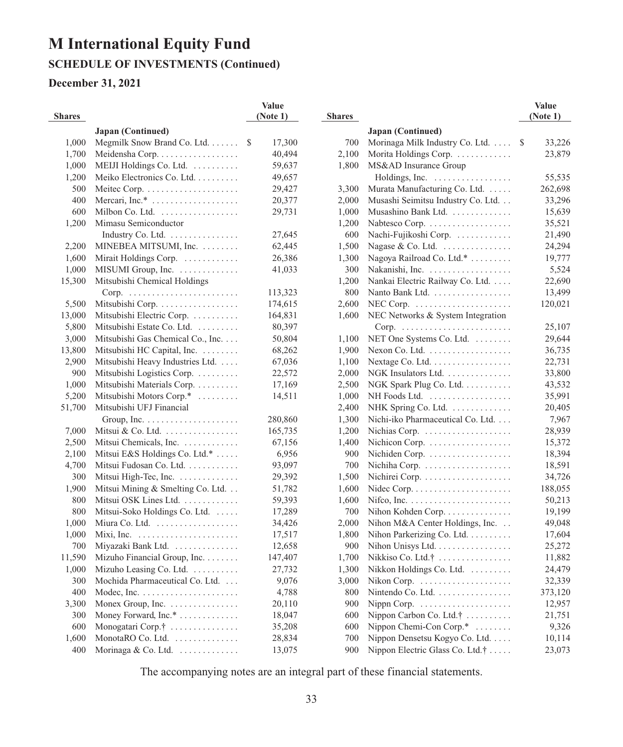# M International Equity Fund

## SCHEDULE OF INVESTMENTS (Continued)

### December 31, 2021

| Shares | | Value (Note 1) |
|---|---|---|
| | **Japan (Continued)** | |
| 1,000 | Megmilk Snow Brand Co. Ltd. | $ 17,300 |
| 1,700 | Meidensha Corp. | 40,494 |
| 1,000 | MEIJI Holdings Co. Ltd. | 59,637 |
| 1,200 | Meiko Electronics Co. Ltd. | 49,657 |
| 500 | Meitec Corp. | 29,427 |
| 400 | Mercari, Inc.* | 20,377 |
| 600 | Milbon Co. Ltd. | 29,731 |
| 1,200 | Mimasu Semiconductor Industry Co. Ltd. | 27,645 |
| 2,200 | MINEBEA MITSUMI, Inc. | 62,445 |
| 1,600 | Mirait Holdings Corp. | 26,386 |
| 1,000 | MISUMI Group, Inc. | 41,033 |
| 15,300 | Mitsubishi Chemical Holdings Corp. | 113,323 |
| 5,500 | Mitsubishi Corp. | 174,615 |
| 13,000 | Mitsubishi Electric Corp. | 164,831 |
| 5,800 | Mitsubishi Estate Co. Ltd. | 80,397 |
| 3,000 | Mitsubishi Gas Chemical Co., Inc. | 50,804 |
| 13,800 | Mitsubishi HC Capital, Inc. | 68,262 |
| 2,900 | Mitsubishi Heavy Industries Ltd. | 67,036 |
| 900 | Mitsubishi Logistics Corp. | 22,572 |
| 1,000 | Mitsubishi Materials Corp. | 17,169 |
| 5,200 | Mitsubishi Motors Corp.* | 14,511 |
| 51,700 | Mitsubishi UFJ Financial Group, Inc. | 280,860 |
| 7,000 | Mitsui & Co. Ltd. | 165,735 |
| 2,500 | Mitsui Chemicals, Inc. | 67,156 |
| 2,100 | Mitsui E&S Holdings Co. Ltd.* | 6,956 |
| 4,700 | Mitsui Fudosan Co. Ltd. | 93,097 |
| 300 | Mitsui High-Tec, Inc. | 29,392 |
| 1,900 | Mitsui Mining & Smelting Co. Ltd. | 51,782 |
| 800 | Mitsui OSK Lines Ltd. | 59,393 |
| 800 | Mitsui-Soko Holdings Co. Ltd. | 17,289 |
| 1,000 | Miura Co. Ltd. | 34,426 |
| 1,000 | Mixi, Inc. | 17,517 |
| 700 | Miyazaki Bank Ltd. | 12,658 |
| 11,590 | Mizuho Financial Group, Inc. | 147,407 |
| 1,000 | Mizuho Leasing Co. Ltd. | 27,732 |
| 300 | Mochida Pharmaceutical Co. Ltd. | 9,076 |
| 400 | Modec, Inc. | 4,788 |
| 3,300 | Monex Group, Inc. | 20,110 |
| 300 | Money Forward, Inc.* | 18,047 |
| 600 | Monogatari Corp.† | 35,208 |
| 1,600 | MonotaRO Co. Ltd. | 28,834 |
| 400 | Morinaga & Co. Ltd. | 13,075 |
| 700 | Morinaga Milk Industry Co. Ltd. | $ 33,226 |
| 2,100 | Morita Holdings Corp. | 23,879 |
| 1,800 | MS&AD Insurance Group Holdings, Inc. | 55,535 |
| 3,300 | Murata Manufacturing Co. Ltd. | 262,698 |
| 2,000 | Musashi Seimitsu Industry Co. Ltd. | 33,296 |
| 1,000 | Musashino Bank Ltd. | 15,639 |
| 1,200 | Nabtesco Corp. | 35,521 |
| 600 | Nachi-Fujikoshi Corp. | 21,490 |
| 1,500 | Nagase & Co. Ltd. | 24,294 |
| 1,300 | Nagoya Railroad Co. Ltd.* | 19,777 |
| 300 | Nakanishi, Inc. | 5,524 |
| 1,200 | Nankai Electric Railway Co. Ltd. | 22,690 |
| 800 | Nanto Bank Ltd. | 13,499 |
| 2,600 | NEC Corp. | 120,021 |
| 1,600 | NEC Networks & System Integration Corp. | 25,107 |
| 1,100 | NET One Systems Co. Ltd. | 29,644 |
| 1,900 | Nexon Co. Ltd. | 36,735 |
| 1,100 | Nextage Co. Ltd. | 22,731 |
| 2,000 | NGK Insulators Ltd. | 33,800 |
| 2,500 | NGK Spark Plug Co. Ltd. | 43,532 |
| 1,000 | NH Foods Ltd. | 35,991 |
| 2,400 | NHK Spring Co. Ltd. | 20,405 |
| 1,300 | Nichi-iko Pharmaceutical Co. Ltd. | 7,967 |
| 1,200 | Nichias Corp. | 28,939 |
| 1,400 | Nichicon Corp. | 15,372 |
| 900 | Nichiden Corp. | 18,394 |
| 700 | Nichiha Corp. | 18,591 |
| 1,500 | Nichirei Corp. | 34,726 |
| 1,600 | Nidec Corp. | 188,055 |
| 1,600 | Nifco, Inc. | 50,213 |
| 700 | Nihon Kohden Corp. | 19,199 |
| 2,000 | Nihon M&A Center Holdings, Inc. | 49,048 |
| 1,800 | Nihon Parkerizing Co. Ltd. | 17,604 |
| 900 | Nihon Unisys Ltd. | 25,272 |
| 1,700 | Nikkiso Co. Ltd.† | 11,882 |
| 1,300 | Nikkon Holdings Co. Ltd. | 24,479 |
| 3,000 | Nikon Corp. | 32,339 |
| 800 | Nintendo Co. Ltd. | 373,120 |
| 900 | Nippn Corp. | 12,957 |
| 600 | Nippon Carbon Co. Ltd.† | 21,751 |
| 600 | Nippon Chemi-Con Corp.* | 9,326 |
| 700 | Nippon Densetsu Kogyo Co. Ltd. | 10,114 |
| 900 | Nippon Electric Glass Co. Ltd.† | 23,073 |

The accompanying notes are an integral part of these financial statements.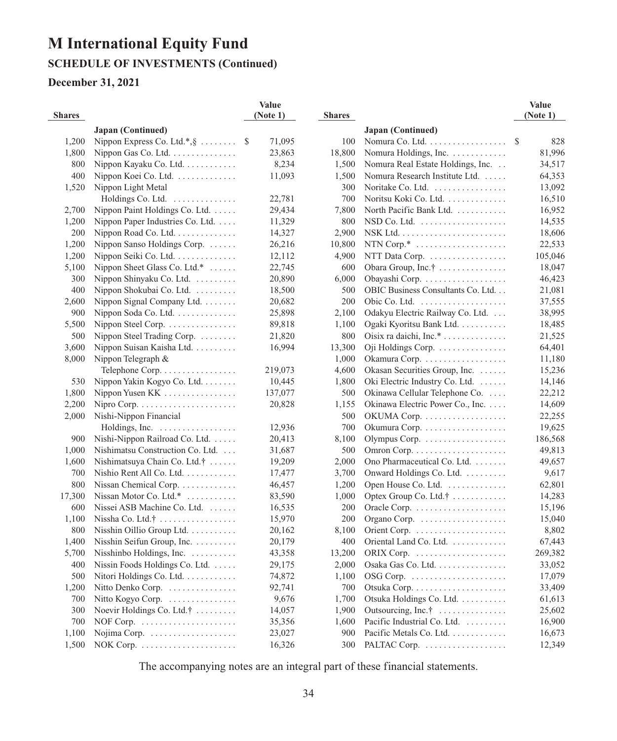# M International Equity Fund

## SCHEDULE OF INVESTMENTS (Continued)

### December 31, 2021

| Shares | | Value (Note 1) |
|---|---|---|
| | **Japan (Continued)** | |
| 1,200 | Nippon Express Co. Ltd.*,§ | $ 71,095 |
| 1,800 | Nippon Gas Co. Ltd. | 23,863 |
| 800 | Nippon Kayaku Co. Ltd. | 8,234 |
| 400 | Nippon Koei Co. Ltd. | 11,093 |
| 1,520 | Nippon Light Metal Holdings Co. Ltd. | 22,781 |
| 2,700 | Nippon Paint Holdings Co. Ltd. | 29,434 |
| 1,200 | Nippon Paper Industries Co. Ltd. | 11,329 |
| 200 | Nippon Road Co. Ltd. | 14,327 |
| 1,200 | Nippon Sanso Holdings Corp. | 26,216 |
| 1,200 | Nippon Seiki Co. Ltd. | 12,112 |
| 5,100 | Nippon Sheet Glass Co. Ltd.* | 22,745 |
| 300 | Nippon Shinyaku Co. Ltd. | 20,890 |
| 400 | Nippon Shokubai Co. Ltd. | 18,500 |
| 2,600 | Nippon Signal Company Ltd. | 20,682 |
| 900 | Nippon Soda Co. Ltd. | 25,898 |
| 5,500 | Nippon Steel Corp. | 89,818 |
| 500 | Nippon Steel Trading Corp. | 21,820 |
| 3,600 | Nippon Suisan Kaisha Ltd. | 16,994 |
| 8,000 | Nippon Telegraph & Telephone Corp. | 219,073 |
| 530 | Nippon Yakin Kogyo Co. Ltd. | 10,445 |
| 1,800 | Nippon Yusen KK | 137,077 |
| 2,200 | Nipro Corp. | 20,828 |
| 2,000 | Nishi-Nippon Financial Holdings, Inc. | 12,936 |
| 900 | Nishi-Nippon Railroad Co. Ltd. | 20,413 |
| 1,000 | Nishimatsu Construction Co. Ltd. | 31,687 |
| 1,600 | Nishimatsuya Chain Co. Ltd.† | 19,209 |
| 700 | Nishio Rent All Co. Ltd. | 17,477 |
| 800 | Nissan Chemical Corp. | 46,457 |
| 17,300 | Nissan Motor Co. Ltd.* | 83,590 |
| 600 | Nissei ASB Machine Co. Ltd. | 16,535 |
| 1,100 | Nissha Co. Ltd.† | 15,970 |
| 800 | Nisshin Oillio Group Ltd. | 20,162 |
| 1,400 | Nisshin Seifun Group, Inc. | 20,179 |
| 5,700 | Nisshinbo Holdings, Inc. | 43,358 |
| 400 | Nissin Foods Holdings Co. Ltd. | 29,175 |
| 500 | Nitori Holdings Co. Ltd. | 74,872 |
| 1,200 | Nitto Denko Corp. | 92,741 |
| 700 | Nitto Kogyo Corp. | 9,676 |
| 300 | Noevir Holdings Co. Ltd.† | 14,057 |
| 700 | NOF Corp. | 35,356 |
| 1,100 | Nojima Corp. | 23,027 |
| 1,500 | NOK Corp. | 16,326 |
| 100 | Nomura Co. Ltd. | $ 828 |
| 18,800 | Nomura Holdings, Inc. | 81,996 |
| 1,500 | Nomura Real Estate Holdings, Inc. | 34,517 |
| 1,500 | Nomura Research Institute Ltd. | 64,353 |
| 300 | Noritake Co. Ltd. | 13,092 |
| 700 | Noritsu Koki Co. Ltd. | 16,510 |
| 7,800 | North Pacific Bank Ltd. | 16,952 |
| 800 | NSD Co. Ltd. | 14,535 |
| 2,900 | NSK Ltd. | 18,606 |
| 10,800 | NTN Corp.* | 22,533 |
| 4,900 | NTT Data Corp. | 105,046 |
| 600 | Obara Group, Inc.† | 18,047 |
| 6,000 | Obayashi Corp. | 46,423 |
| 500 | OBIC Business Consultants Co. Ltd. | 21,081 |
| 200 | Obic Co. Ltd. | 37,555 |
| 2,100 | Odakyu Electric Railway Co. Ltd. | 38,995 |
| 1,100 | Ogaki Kyoritsu Bank Ltd. | 18,485 |
| 800 | Oisix ra daichi, Inc.* | 21,525 |
| 13,300 | Oji Holdings Corp. | 64,401 |
| 1,000 | Okamura Corp. | 11,180 |
| 4,600 | Okasan Securities Group, Inc. | 15,236 |
| 1,800 | Oki Electric Industry Co. Ltd. | 14,146 |
| 500 | Okinawa Cellular Telephone Co. | 22,212 |
| 1,155 | Okinawa Electric Power Co., Inc. | 14,609 |
| 500 | OKUMA Corp. | 22,255 |
| 700 | Okumura Corp. | 19,625 |
| 8,100 | Olympus Corp. | 186,568 |
| 500 | Omron Corp. | 49,813 |
| 2,000 | Ono Pharmaceutical Co. Ltd. | 49,657 |
| 3,700 | Onward Holdings Co. Ltd. | 9,617 |
| 1,200 | Open House Co. Ltd. | 62,801 |
| 1,000 | Optex Group Co. Ltd.† | 14,283 |
| 200 | Oracle Corp. | 15,196 |
| 200 | Organo Corp. | 15,040 |
| 8,100 | Orient Corp. | 8,802 |
| 400 | Oriental Land Co. Ltd. | 67,443 |
| 13,200 | ORIX Corp. | 269,382 |
| 2,000 | Osaka Gas Co. Ltd. | 33,052 |
| 1,100 | OSG Corp. | 17,079 |
| 700 | Otsuka Corp. | 33,409 |
| 1,700 | Otsuka Holdings Co. Ltd. | 61,613 |
| 1,900 | Outsourcing, Inc.† | 25,602 |
| 1,600 | Pacific Industrial Co. Ltd. | 16,900 |
| 900 | Pacific Metals Co. Ltd. | 16,673 |
| 300 | PALTAC Corp. | 12,349 |

The accompanying notes are an integral part of these financial statements.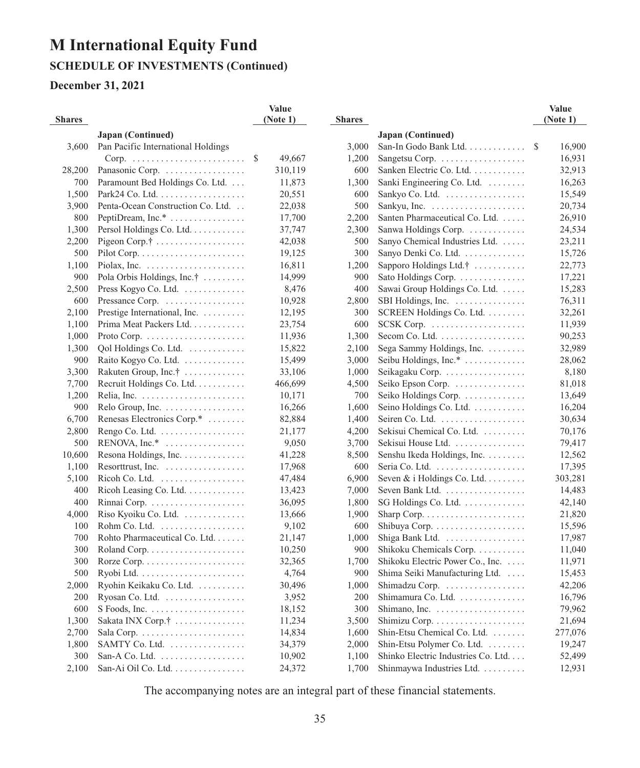# M International Equity Fund

## SCHEDULE OF INVESTMENTS (Continued)

### December 31, 2021

| Shares | | Value (Note 1) |
|---|---|---|
| | **Japan (Continued)** | |
| 3,600 | Pan Pacific International Holdings Corp. | $ 49,667 |
| 28,200 | Panasonic Corp. | 310,119 |
| 700 | Paramount Bed Holdings Co. Ltd. | 11,873 |
| 1,500 | Park24 Co. Ltd. | 20,551 |
| 3,900 | Penta-Ocean Construction Co. Ltd. | 22,038 |
| 800 | PeptiDream, Inc.* | 17,700 |
| 1,300 | Persol Holdings Co. Ltd. | 37,747 |
| 2,200 | Pigeon Corp.† | 42,038 |
| 500 | Pilot Corp. | 19,125 |
| 1,100 | Piolax, Inc. | 16,811 |
| 900 | Pola Orbis Holdings, Inc.† | 14,999 |
| 2,500 | Press Kogyo Co. Ltd. | 8,476 |
| 600 | Pressance Corp. | 10,928 |
| 2,100 | Prestige International, Inc. | 12,195 |
| 1,100 | Prima Meat Packers Ltd. | 23,754 |
| 1,000 | Proto Corp. | 11,936 |
| 1,300 | Qol Holdings Co. Ltd. | 15,822 |
| 900 | Raito Kogyo Co. Ltd. | 15,499 |
| 3,300 | Rakuten Group, Inc.† | 33,106 |
| 7,700 | Recruit Holdings Co. Ltd. | 466,699 |
| 1,200 | Relia, Inc. | 10,171 |
| 900 | Relo Group, Inc. | 16,266 |
| 6,700 | Renesas Electronics Corp.* | 82,884 |
| 2,800 | Rengo Co. Ltd. | 21,177 |
| 500 | RENOVA, Inc.* | 9,050 |
| 10,600 | Resona Holdings, Inc. | 41,228 |
| 1,100 | Resorttrust, Inc. | 17,968 |
| 5,100 | Ricoh Co. Ltd. | 47,484 |
| 400 | Ricoh Leasing Co. Ltd. | 13,423 |
| 400 | Rinnai Corp. | 36,095 |
| 4,000 | Riso Kyoiku Co. Ltd. | 13,666 |
| 100 | Rohm Co. Ltd. | 9,102 |
| 700 | Rohto Pharmaceutical Co. Ltd. | 21,147 |
| 300 | Roland Corp. | 10,250 |
| 300 | Rorze Corp. | 32,365 |
| 500 | Ryobi Ltd. | 4,764 |
| 2,000 | Ryohin Keikaku Co. Ltd. | 30,496 |
| 200 | Ryosan Co. Ltd. | 3,952 |
| 600 | S Foods, Inc. | 18,152 |
| 1,300 | Sakata INX Corp.† | 11,234 |
| 2,700 | Sala Corp. | 14,834 |
| 1,800 | SAMTY Co. Ltd. | 34,379 |
| 300 | San-A Co. Ltd. | 10,902 |
| 2,100 | San-Ai Oil Co. Ltd. | 24,372 |
| | **Japan (Continued)** | |
| 3,000 | San-In Godo Bank Ltd. | $ 16,900 |
| 1,200 | Sangetsu Corp. | 16,931 |
| 600 | Sanken Electric Co. Ltd. | 32,913 |
| 1,300 | Sanki Engineering Co. Ltd. | 16,263 |
| 600 | Sankyo Co. Ltd. | 15,549 |
| 500 | Sankyu, Inc. | 20,734 |
| 2,200 | Santen Pharmaceutical Co. Ltd. | 26,910 |
| 2,300 | Sanwa Holdings Corp. | 24,534 |
| 500 | Sanyo Chemical Industries Ltd. | 23,211 |
| 300 | Sanyo Denki Co. Ltd. | 15,726 |
| 1,200 | Sapporo Holdings Ltd.† | 22,773 |
| 900 | Sato Holdings Corp. | 17,221 |
| 400 | Sawai Group Holdings Co. Ltd. | 15,283 |
| 2,800 | SBI Holdings, Inc. | 76,311 |
| 300 | SCREEN Holdings Co. Ltd. | 32,261 |
| 600 | SCSK Corp. | 11,939 |
| 1,300 | Secom Co. Ltd. | 90,253 |
| 2,100 | Sega Sammy Holdings, Inc. | 32,989 |
| 3,000 | Seibu Holdings, Inc.* | 28,062 |
| 1,000 | Seikagaku Corp. | 8,180 |
| 4,500 | Seiko Epson Corp. | 81,018 |
| 700 | Seiko Holdings Corp. | 13,649 |
| 1,600 | Seino Holdings Co. Ltd. | 16,204 |
| 1,400 | Seiren Co. Ltd. | 30,634 |
| 4,200 | Sekisui Chemical Co. Ltd. | 70,176 |
| 3,700 | Sekisui House Ltd. | 79,417 |
| 8,500 | Senshu Ikeda Holdings, Inc. | 12,562 |
| 600 | Seria Co. Ltd. | 17,395 |
| 6,900 | Seven & i Holdings Co. Ltd. | 303,281 |
| 7,000 | Seven Bank Ltd. | 14,483 |
| 1,800 | SG Holdings Co. Ltd. | 42,140 |
| 1,900 | Sharp Corp. | 21,820 |
| 600 | Shibuya Corp. | 15,596 |
| 1,000 | Shiga Bank Ltd. | 17,987 |
| 900 | Shikoku Chemicals Corp. | 11,040 |
| 1,700 | Shikoku Electric Power Co., Inc. | 11,971 |
| 900 | Shima Seiki Manufacturing Ltd. | 15,453 |
| 1,000 | Shimadzu Corp. | 42,206 |
| 200 | Shimamura Co. Ltd. | 16,796 |
| 300 | Shimano, Inc. | 79,962 |
| 3,500 | Shimizu Corp. | 21,694 |
| 1,600 | Shin-Etsu Chemical Co. Ltd. | 277,076 |
| 2,000 | Shin-Etsu Polymer Co. Ltd. | 19,247 |
| 1,100 | Shinko Electric Industries Co. Ltd. | 52,499 |
| 1,700 | Shinmaywa Industries Ltd. | 12,931 |

The accompanying notes are an integral part of these financial statements.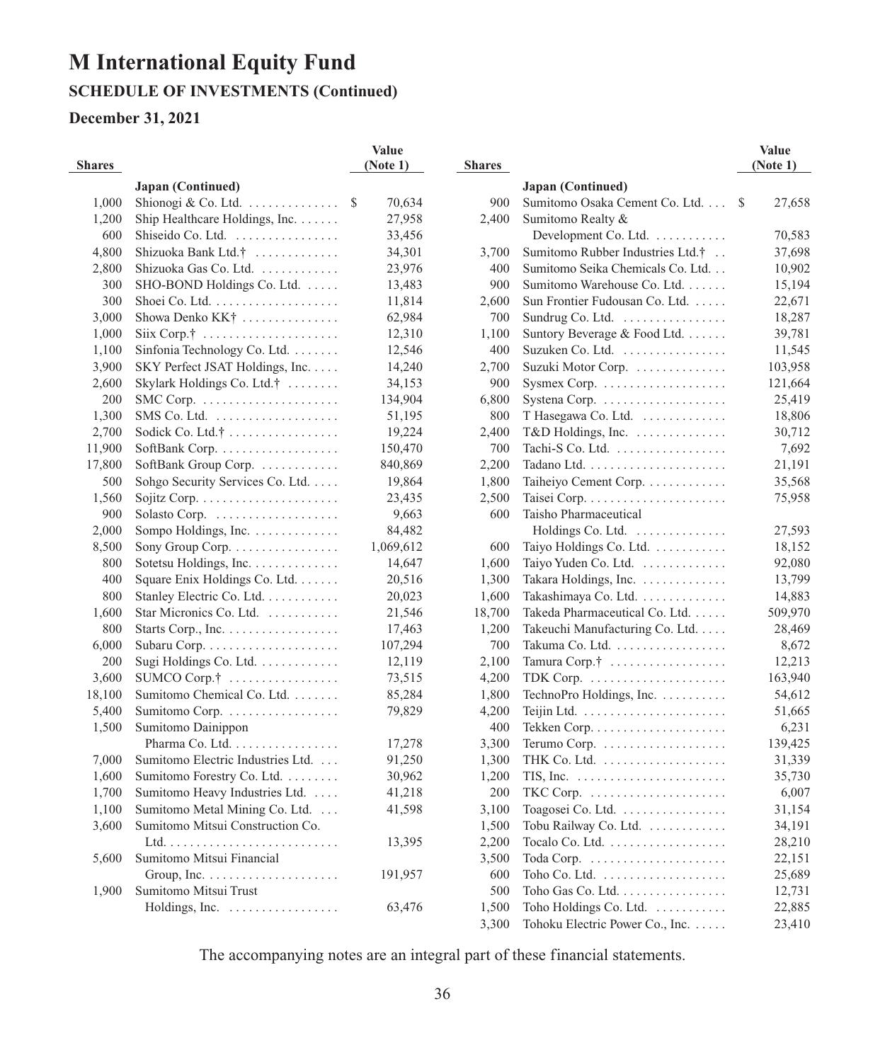# M International Equity Fund

## SCHEDULE OF INVESTMENTS (Continued)

### December 31, 2021

| Shares | | Value (Note 1) |
|---|---|---|
| | **Japan (Continued)** | |
| 1,000 | Shionogi & Co. Ltd. | $ 70,634 |
| 1,200 | Ship Healthcare Holdings, Inc. | 27,958 |
| 600 | Shiseido Co. Ltd. | 33,456 |
| 4,800 | Shizuoka Bank Ltd.† | 34,301 |
| 2,800 | Shizuoka Gas Co. Ltd. | 23,976 |
| 300 | SHO-BOND Holdings Co. Ltd. | 13,483 |
| 300 | Shoei Co. Ltd. | 11,814 |
| 3,000 | Showa Denko KK† | 62,984 |
| 1,000 | Siix Corp.† | 12,310 |
| 1,100 | Sinfonia Technology Co. Ltd. | 12,546 |
| 3,900 | SKY Perfect JSAT Holdings, Inc. | 14,240 |
| 2,600 | Skylark Holdings Co. Ltd.† | 34,153 |
| 200 | SMC Corp. | 134,904 |
| 1,300 | SMS Co. Ltd. | 51,195 |
| 2,700 | Sodick Co. Ltd.† | 19,224 |
| 11,900 | SoftBank Corp. | 150,470 |
| 17,800 | SoftBank Group Corp. | 840,869 |
| 500 | Sohgo Security Services Co. Ltd. | 19,864 |
| 1,560 | Sojitz Corp. | 23,435 |
| 900 | Solasto Corp. | 9,663 |
| 2,000 | Sompo Holdings, Inc. | 84,482 |
| 8,500 | Sony Group Corp. | 1,069,612 |
| 800 | Sotetsu Holdings, Inc. | 14,647 |
| 400 | Square Enix Holdings Co. Ltd. | 20,516 |
| 800 | Stanley Electric Co. Ltd. | 20,023 |
| 1,600 | Star Micronics Co. Ltd. | 21,546 |
| 800 | Starts Corp., Inc. | 17,463 |
| 6,000 | Subaru Corp. | 107,294 |
| 200 | Sugi Holdings Co. Ltd. | 12,119 |
| 3,600 | SUMCO Corp.† | 73,515 |
| 18,100 | Sumitomo Chemical Co. Ltd. | 85,284 |
| 5,400 | Sumitomo Corp. | 79,829 |
| 1,500 | Sumitomo Dainippon Pharma Co. Ltd. | 17,278 |
| 7,000 | Sumitomo Electric Industries Ltd. | 91,250 |
| 1,600 | Sumitomo Forestry Co. Ltd. | 30,962 |
| 1,700 | Sumitomo Heavy Industries Ltd. | 41,218 |
| 1,100 | Sumitomo Metal Mining Co. Ltd. | 41,598 |
| 3,600 | Sumitomo Mitsui Construction Co. Ltd. | 13,395 |
| 5,600 | Sumitomo Mitsui Financial Group, Inc. | 191,957 |
| 1,900 | Sumitomo Mitsui Trust Holdings, Inc. | 63,476 |
| 900 | Sumitomo Osaka Cement Co. Ltd. | $ 27,658 |
| 2,400 | Sumitomo Realty & Development Co. Ltd. | 70,583 |
| 3,700 | Sumitomo Rubber Industries Ltd.† | 37,698 |
| 400 | Sumitomo Seika Chemicals Co. Ltd. | 10,902 |
| 900 | Sumitomo Warehouse Co. Ltd. | 15,194 |
| 2,600 | Sun Frontier Fudousan Co. Ltd. | 22,671 |
| 700 | Sundrug Co. Ltd. | 18,287 |
| 1,100 | Suntory Beverage & Food Ltd. | 39,781 |
| 400 | Suzuken Co. Ltd. | 11,545 |
| 2,700 | Suzuki Motor Corp. | 103,958 |
| 900 | Sysmex Corp. | 121,664 |
| 6,800 | Systena Corp. | 25,419 |
| 800 | T Hasegawa Co. Ltd. | 18,806 |
| 2,400 | T&D Holdings, Inc. | 30,712 |
| 700 | Tachi-S Co. Ltd. | 7,692 |
| 2,200 | Tadano Ltd. | 21,191 |
| 1,800 | Taiheiyo Cement Corp. | 35,568 |
| 2,500 | Taisei Corp. | 75,958 |
| 600 | Taisho Pharmaceutical Holdings Co. Ltd. | 27,593 |
| 600 | Taiyo Holdings Co. Ltd. | 18,152 |
| 1,600 | Taiyo Yuden Co. Ltd. | 92,080 |
| 1,300 | Takara Holdings, Inc. | 13,799 |
| 1,600 | Takashimaya Co. Ltd. | 14,883 |
| 18,700 | Takeda Pharmaceutical Co. Ltd. | 509,970 |
| 1,200 | Takeuchi Manufacturing Co. Ltd. | 28,469 |
| 700 | Takuma Co. Ltd. | 8,672 |
| 2,100 | Tamura Corp.† | 12,213 |
| 4,200 | TDK Corp. | 163,940 |
| 1,800 | TechnoPro Holdings, Inc. | 54,612 |
| 4,200 | Teijin Ltd. | 51,665 |
| 400 | Tekken Corp. | 6,231 |
| 3,300 | Terumo Corp. | 139,425 |
| 1,300 | THK Co. Ltd. | 31,339 |
| 1,200 | TIS, Inc. | 35,730 |
| 200 | TKC Corp. | 6,007 |
| 3,100 | Toagosei Co. Ltd. | 31,154 |
| 1,500 | Tobu Railway Co. Ltd. | 34,191 |
| 2,200 | Tocalo Co. Ltd. | 28,210 |
| 3,500 | Toda Corp. | 22,151 |
| 600 | Toho Co. Ltd. | 25,689 |
| 500 | Toho Gas Co. Ltd. | 12,731 |
| 1,500 | Toho Holdings Co. Ltd. | 22,885 |
| 3,300 | Tohoku Electric Power Co., Inc. | 23,410 |

The accompanying notes are an integral part of these financial statements.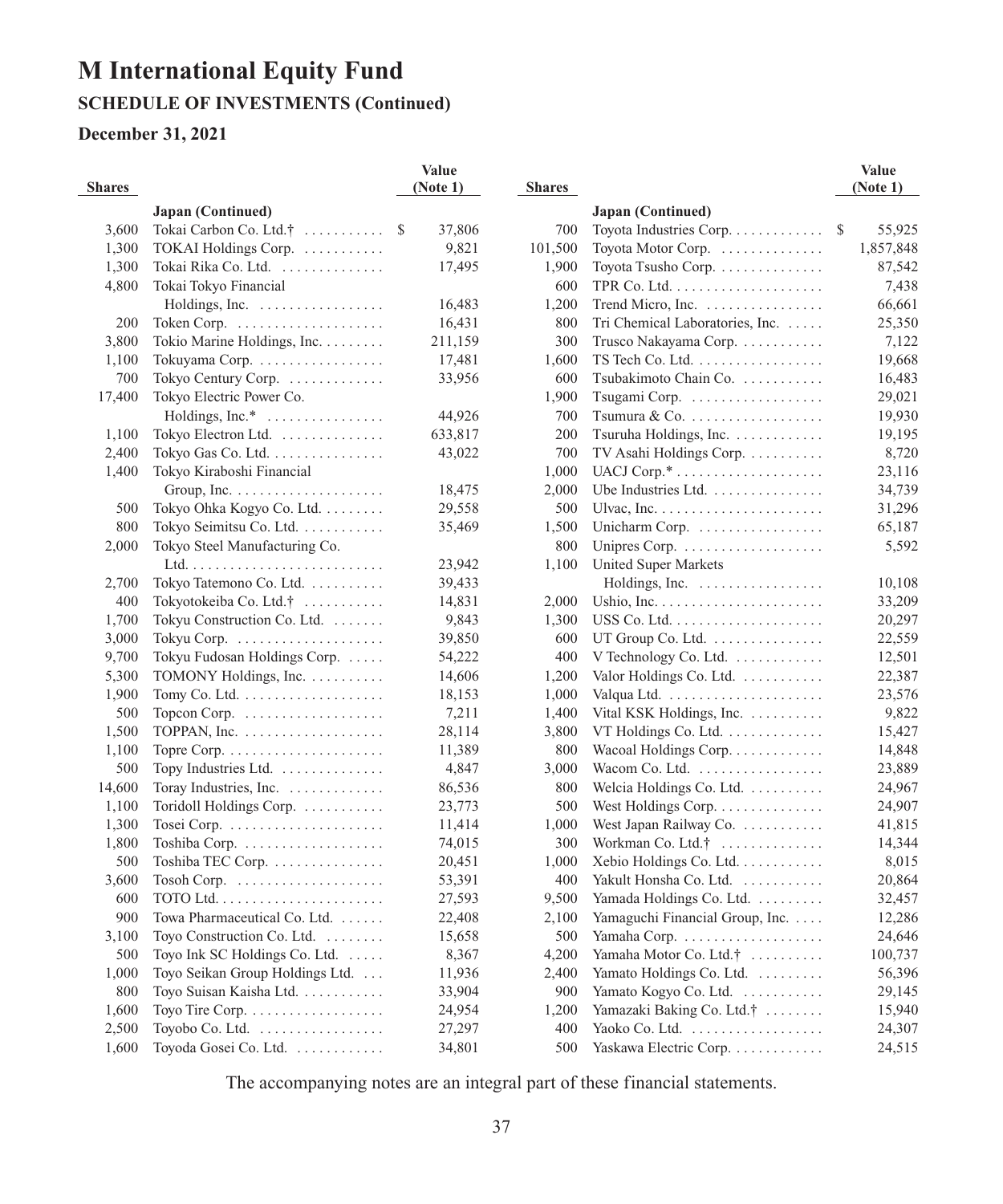# M International Equity Fund

## SCHEDULE OF INVESTMENTS (Continued)

### December 31, 2021

| Shares | | Value (Note 1) |
|---|---|---|
| | **Japan (Continued)** | |
| 3,600 | Tokai Carbon Co. Ltd.† | $ 37,806 |
| 1,300 | TOKAI Holdings Corp. | 9,821 |
| 1,300 | Tokai Rika Co. Ltd. | 17,495 |
| 4,800 | Tokai Tokyo Financial Holdings, Inc. | 16,483 |
| 200 | Token Corp. | 16,431 |
| 3,800 | Tokio Marine Holdings, Inc. | 211,159 |
| 1,100 | Tokuyama Corp. | 17,481 |
| 700 | Tokyo Century Corp. | 33,956 |
| 17,400 | Tokyo Electric Power Co. Holdings, Inc.* | 44,926 |
| 1,100 | Tokyo Electron Ltd. | 633,817 |
| 2,400 | Tokyo Gas Co. Ltd. | 43,022 |
| 1,400 | Tokyo Kiraboshi Financial Group, Inc. | 18,475 |
| 500 | Tokyo Ohka Kogyo Co. Ltd. | 29,558 |
| 800 | Tokyo Seimitsu Co. Ltd. | 35,469 |
| 2,000 | Tokyo Steel Manufacturing Co. Ltd. | 23,942 |
| 2,700 | Tokyo Tatemono Co. Ltd. | 39,433 |
| 400 | Tokyotokeiba Co. Ltd.† | 14,831 |
| 1,700 | Tokyu Construction Co. Ltd. | 9,843 |
| 3,000 | Tokyu Corp. | 39,850 |
| 9,700 | Tokyu Fudosan Holdings Corp. | 54,222 |
| 5,300 | TOMONY Holdings, Inc. | 14,606 |
| 1,900 | Tomy Co. Ltd. | 18,153 |
| 500 | Topcon Corp. | 7,211 |
| 1,500 | TOPPAN, Inc. | 28,114 |
| 1,100 | Topre Corp. | 11,389 |
| 500 | Topy Industries Ltd. | 4,847 |
| 14,600 | Toray Industries, Inc. | 86,536 |
| 1,100 | Toridoll Holdings Corp. | 23,773 |
| 1,300 | Tosei Corp. | 11,414 |
| 1,800 | Toshiba Corp. | 74,015 |
| 500 | Toshiba TEC Corp. | 20,451 |
| 3,600 | Tosoh Corp. | 53,391 |
| 600 | TOTO Ltd. | 27,593 |
| 900 | Towa Pharmaceutical Co. Ltd. | 22,408 |
| 3,100 | Toyo Construction Co. Ltd. | 15,658 |
| 500 | Toyo Ink SC Holdings Co. Ltd. | 8,367 |
| 1,000 | Toyo Seikan Group Holdings Ltd. | 11,936 |
| 800 | Toyo Suisan Kaisha Ltd. | 33,904 |
| 1,600 | Toyo Tire Corp. | 24,954 |
| 2,500 | Toyobo Co. Ltd. | 27,297 |
| 1,600 | Toyoda Gosei Co. Ltd. | 34,801 |
| 700 | Toyota Industries Corp. | $ 55,925 |
| 101,500 | Toyota Motor Corp. | 1,857,848 |
| 1,900 | Toyota Tsusho Corp. | 87,542 |
| 600 | TPR Co. Ltd. | 7,438 |
| 1,200 | Trend Micro, Inc. | 66,661 |
| 800 | Tri Chemical Laboratories, Inc. | 25,350 |
| 300 | Trusco Nakayama Corp. | 7,122 |
| 1,600 | TS Tech Co. Ltd. | 19,668 |
| 600 | Tsubakimoto Chain Co. | 16,483 |
| 1,900 | Tsugami Corp. | 29,021 |
| 700 | Tsumura & Co. | 19,930 |
| 200 | Tsuruha Holdings, Inc. | 19,195 |
| 700 | TV Asahi Holdings Corp. | 8,720 |
| 1,000 | UACJ Corp.* | 23,116 |
| 2,000 | Ube Industries Ltd. | 34,739 |
| 500 | Ulvac, Inc. | 31,296 |
| 1,500 | Unicharm Corp. | 65,187 |
| 800 | Unipres Corp. | 5,592 |
| 1,100 | United Super Markets Holdings, Inc. | 10,108 |
| 2,000 | Ushio, Inc. | 33,209 |
| 1,300 | USS Co. Ltd. | 20,297 |
| 600 | UT Group Co. Ltd. | 22,559 |
| 400 | V Technology Co. Ltd. | 12,501 |
| 1,200 | Valor Holdings Co. Ltd. | 22,387 |
| 1,000 | Valqua Ltd. | 23,576 |
| 1,400 | Vital KSK Holdings, Inc. | 9,822 |
| 3,800 | VT Holdings Co. Ltd. | 15,427 |
| 800 | Wacoal Holdings Corp. | 14,848 |
| 3,000 | Wacom Co. Ltd. | 23,889 |
| 800 | Welcia Holdings Co. Ltd. | 24,967 |
| 500 | West Holdings Corp. | 24,907 |
| 1,000 | West Japan Railway Co. | 41,815 |
| 300 | Workman Co. Ltd.† | 14,344 |
| 1,000 | Xebio Holdings Co. Ltd. | 8,015 |
| 400 | Yakult Honsha Co. Ltd. | 20,864 |
| 9,500 | Yamada Holdings Co. Ltd. | 32,457 |
| 2,100 | Yamaguchi Financial Group, Inc. | 12,286 |
| 500 | Yamaha Corp. | 24,646 |
| 4,200 | Yamaha Motor Co. Ltd.† | 100,737 |
| 2,400 | Yamato Holdings Co. Ltd. | 56,396 |
| 900 | Yamato Kogyo Co. Ltd. | 29,145 |
| 1,200 | Yamazaki Baking Co. Ltd.† | 15,940 |
| 400 | Yaoko Co. Ltd. | 24,307 |
| 500 | Yaskawa Electric Corp. | 24,515 |

The accompanying notes are an integral part of these financial statements.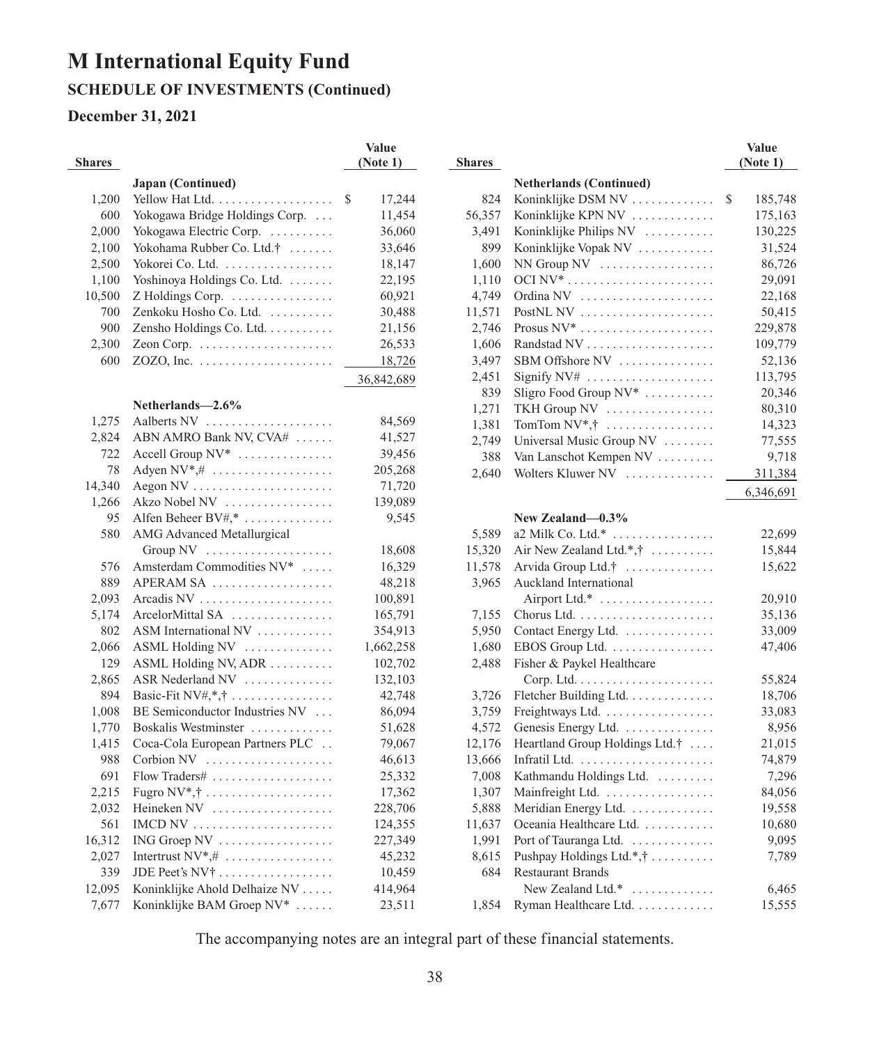# M International Equity Fund

## SCHEDULE OF INVESTMENTS (Continued)

### December 31, 2021

| Shares | | Value (Note 1) |
|---|---|---|
| | **Japan (Continued)** | |
| 1,200 | Yellow Hat Ltd. | $ 17,244 |
| 600 | Yokogawa Bridge Holdings Corp. | 11,454 |
| 2,000 | Yokogawa Electric Corp. | 36,060 |
| 2,100 | Yokohama Rubber Co. Ltd.† | 33,646 |
| 2,500 | Yokorei Co. Ltd. | 18,147 |
| 1,100 | Yoshinoya Holdings Co. Ltd. | 22,195 |
| 10,500 | Z Holdings Corp. | 60,921 |
| 700 | Zenkoku Hosho Co. Ltd. | 30,488 |
| 900 | Zensho Holdings Co. Ltd. | 21,156 |
| 2,300 | Zeon Corp. | 26,533 |
| 600 | ZOZO, Inc. | 18,726 |
| | | 36,842,689 |
| | **Netherlands—2.6%** | |
| 1,275 | Aalberts NV | 84,569 |
| 2,824 | ABN AMRO Bank NV, CVA# | 41,527 |
| 722 | Accell Group NV* | 39,456 |
| 78 | Adyen NV*,# | 205,268 |
| 14,340 | Aegon NV | 71,720 |
| 1,266 | Akzo Nobel NV | 139,089 |
| 95 | Alfen Beheer BV#,* | 9,545 |
| 580 | AMG Advanced Metallurgical Group NV | 18,608 |
| 576 | Amsterdam Commodities NV* | 16,329 |
| 889 | APERAM SA | 48,218 |
| 2,093 | Arcadis NV | 100,891 |
| 5,174 | ArcelorMittal SA | 165,791 |
| 802 | ASM International NV | 354,913 |
| 2,066 | ASML Holding NV | 1,662,258 |
| 129 | ASML Holding NV, ADR | 102,702 |
| 2,865 | ASR Nederland NV | 132,103 |
| 894 | Basic-Fit NV#,*,† | 42,748 |
| 1,008 | BE Semiconductor Industries NV | 86,094 |
| 1,770 | Boskalis Westminster | 51,628 |
| 1,415 | Coca-Cola European Partners PLC | 79,067 |
| 988 | Corbion NV | 46,613 |
| 691 | Flow Traders# | 25,332 |
| 2,215 | Fugro NV*,† | 17,362 |
| 2,032 | Heineken NV | 228,706 |
| 561 | IMCD NV | 124,355 |
| 16,312 | ING Groep NV | 227,349 |
| 2,027 | Intertrust NV*,# | 45,232 |
| 339 | JDE Peet's NV† | 10,459 |
| 12,095 | Koninklijke Ahold Delhaize NV | 414,964 |
| 7,677 | Koninklijke BAM Groep NV* | 23,511 |
| | **Netherlands (Continued)** | |
| 824 | Koninklijke DSM NV | $ 185,748 |
| 56,357 | Koninklijke KPN NV | 175,163 |
| 3,491 | Koninklijke Philips NV | 130,225 |
| 899 | Koninklijke Vopak NV | 31,524 |
| 1,600 | NN Group NV | 86,726 |
| 1,110 | OCI NV* | 29,091 |
| 4,749 | Ordina NV | 22,168 |
| 11,571 | PostNL NV | 50,415 |
| 2,746 | Prosus NV* | 229,878 |
| 1,606 | Randstad NV | 109,779 |
| 3,497 | SBM Offshore NV | 52,136 |
| 2,451 | Signify NV# | 113,795 |
| 839 | Sligro Food Group NV* | 20,346 |
| 1,271 | TKH Group NV | 80,310 |
| 1,381 | TomTom NV*,† | 14,323 |
| 2,749 | Universal Music Group NV | 77,555 |
| 388 | Van Lanschot Kempen NV | 9,718 |
| 2,640 | Wolters Kluwer NV | 311,384 |
| | | 6,346,691 |
| | **New Zealand—0.3%** | |
| 5,589 | a2 Milk Co. Ltd.* | 22,699 |
| 15,320 | Air New Zealand Ltd.*,† | 15,844 |
| 11,578 | Arvida Group Ltd.† | 15,622 |
| 3,965 | Auckland International Airport Ltd.* | 20,910 |
| 7,155 | Chorus Ltd. | 35,136 |
| 5,950 | Contact Energy Ltd. | 33,009 |
| 1,680 | EBOS Group Ltd. | 47,406 |
| 2,488 | Fisher & Paykel Healthcare Corp. Ltd. | 55,824 |
| 3,726 | Fletcher Building Ltd. | 18,706 |
| 3,759 | Freightways Ltd. | 33,083 |
| 4,572 | Genesis Energy Ltd. | 8,956 |
| 12,176 | Heartland Group Holdings Ltd.† | 21,015 |
| 13,666 | Infratil Ltd. | 74,879 |
| 7,008 | Kathmandu Holdings Ltd. | 7,296 |
| 1,307 | Mainfreight Ltd. | 84,056 |
| 5,888 | Meridian Energy Ltd. | 19,558 |
| 11,637 | Oceania Healthcare Ltd. | 10,680 |
| 1,991 | Port of Tauranga Ltd. | 9,095 |
| 8,615 | Pushpay Holdings Ltd.*,† | 7,789 |
| 684 | Restaurant Brands New Zealand Ltd.* | 6,465 |
| 1,854 | Ryman Healthcare Ltd. | 15,555 |

The accompanying notes are an integral part of these financial statements.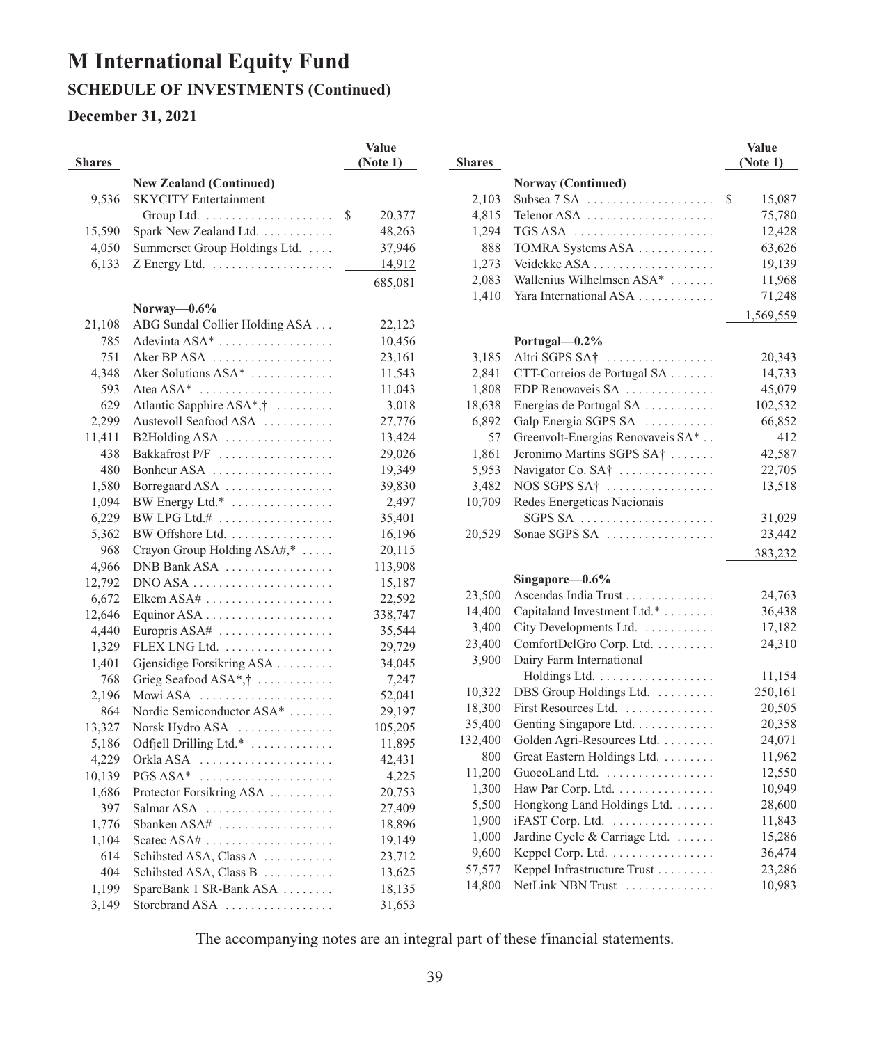# M International Equity Fund

## SCHEDULE OF INVESTMENTS (Continued)

### December 31, 2021

| Shares | | Value (Note 1) |
|---|---|---|
| | **New Zealand (Continued)** | |
| 9,536 | SKYCITY Entertainment Group Ltd. | $ 20,377 |
| 15,590 | Spark New Zealand Ltd. | 48,263 |
| 4,050 | Summerset Group Holdings Ltd. | 37,946 |
| 6,133 | Z Energy Ltd. | 14,912 |
| | | 685,081 |
| | **Norway—0.6%** | |
| 21,108 | ABG Sundal Collier Holding ASA | 22,123 |
| 785 | Adevinta ASA* | 10,456 |
| 751 | Aker BP ASA | 23,161 |
| 4,348 | Aker Solutions ASA* | 11,543 |
| 593 | Atea ASA* | 11,043 |
| 629 | Atlantic Sapphire ASA*,† | 3,018 |
| 2,299 | Austevoll Seafood ASA | 27,776 |
| 11,411 | B2Holding ASA | 13,424 |
| 438 | Bakkafrost P/F | 29,026 |
| 480 | Bonheur ASA | 19,349 |
| 1,580 | Borregaard ASA | 39,830 |
| 1,094 | BW Energy Ltd.* | 2,497 |
| 6,229 | BW LPG Ltd.# | 35,401 |
| 5,362 | BW Offshore Ltd. | 16,196 |
| 968 | Crayon Group Holding ASA#,* | 20,115 |
| 4,966 | DNB Bank ASA | 113,908 |
| 12,792 | DNO ASA | 15,187 |
| 6,672 | Elkem ASA# | 22,592 |
| 12,646 | Equinor ASA | 338,747 |
| 4,440 | Europris ASA# | 35,544 |
| 1,329 | FLEX LNG Ltd. | 29,729 |
| 1,401 | Gjensidige Forsikring ASA | 34,045 |
| 768 | Grieg Seafood ASA*,† | 7,247 |
| 2,196 | Mowi ASA | 52,041 |
| 864 | Nordic Semiconductor ASA* | 29,197 |
| 13,327 | Norsk Hydro ASA | 105,205 |
| 5,186 | Odfjell Drilling Ltd.* | 11,895 |
| 4,229 | Orkla ASA | 42,431 |
| 10,139 | PGS ASA* | 4,225 |
| 1,686 | Protector Forsikring ASA | 20,753 |
| 397 | Salmar ASA | 27,409 |
| 1,776 | Sbanken ASA# | 18,896 |
| 1,104 | Scatec ASA# | 19,149 |
| 614 | Schibsted ASA, Class A | 23,712 |
| 404 | Schibsted ASA, Class B | 13,625 |
| 1,199 | SpareBank 1 SR-Bank ASA | 18,135 |
| 3,149 | Storebrand ASA | 31,653 |
| | **Norway (Continued)** | |
| 2,103 | Subsea 7 SA | $ 15,087 |
| 4,815 | Telenor ASA | 75,780 |
| 1,294 | TGS ASA | 12,428 |
| 888 | TOMRA Systems ASA | 63,626 |
| 1,273 | Veidekke ASA | 19,139 |
| 2,083 | Wallenius Wilhelmsen ASA* | 11,968 |
| 1,410 | Yara International ASA | 71,248 |
| | | 1,569,559 |
| | **Portugal—0.2%** | |
| 3,185 | Altri SGPS SA† | 20,343 |
| 2,841 | CTT-Correios de Portugal SA | 14,733 |
| 1,808 | EDP Renovaveis SA | 45,079 |
| 18,638 | Energias de Portugal SA | 102,532 |
| 6,892 | Galp Energia SGPS SA | 66,852 |
| 57 | Greenvolt-Energias Renovaveis SA* | 412 |
| 1,861 | Jeronimo Martins SGPS SA† | 42,587 |
| 5,953 | Navigator Co. SA† | 22,705 |
| 3,482 | NOS SGPS SA† | 13,518 |
| 10,709 | Redes Energeticas Nacionais SGPS SA | 31,029 |
| 20,529 | Sonae SGPS SA | 23,442 |
| | | 383,232 |
| | **Singapore—0.6%** | |
| 23,500 | Ascendas India Trust | 24,763 |
| 14,400 | Capitaland Investment Ltd.* | 36,438 |
| 3,400 | City Developments Ltd. | 17,182 |
| 23,400 | ComfortDelGro Corp. Ltd. | 24,310 |
| 3,900 | Dairy Farm International Holdings Ltd. | 11,154 |
| 10,322 | DBS Group Holdings Ltd. | 250,161 |
| 18,300 | First Resources Ltd. | 20,505 |
| 35,400 | Genting Singapore Ltd. | 20,358 |
| 132,400 | Golden Agri-Resources Ltd. | 24,071 |
| 800 | Great Eastern Holdings Ltd. | 11,962 |
| 11,200 | GuocoLand Ltd. | 12,550 |
| 1,300 | Haw Par Corp. Ltd. | 10,949 |
| 5,500 | Hongkong Land Holdings Ltd. | 28,600 |
| 1,900 | iFAST Corp. Ltd. | 11,843 |
| 1,000 | Jardine Cycle & Carriage Ltd. | 15,286 |
| 9,600 | Keppel Corp. Ltd. | 36,474 |
| 57,577 | Keppel Infrastructure Trust | 23,286 |
| 14,800 | NetLink NBN Trust | 10,983 |

The accompanying notes are an integral part of these financial statements.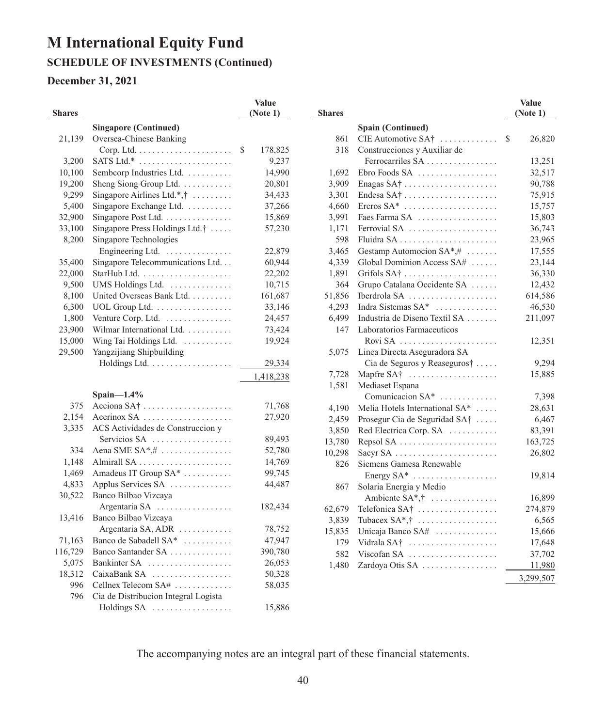# M International Equity Fund

## SCHEDULE OF INVESTMENTS (Continued)

### December 31, 2021

| Shares | | Value (Note 1) |
|---|---|---|
| | **Singapore (Continued)** | |
| 21,139 | Oversea-Chinese Banking Corp. Ltd. | $ 178,825 |
| 3,200 | SATS Ltd.* | 9,237 |
| 10,100 | Sembcorp Industries Ltd. | 14,990 |
| 19,200 | Sheng Siong Group Ltd. | 20,801 |
| 9,299 | Singapore Airlines Ltd.*,† | 34,433 |
| 5,400 | Singapore Exchange Ltd. | 37,266 |
| 32,900 | Singapore Post Ltd. | 15,869 |
| 33,100 | Singapore Press Holdings Ltd.† | 57,230 |
| 8,200 | Singapore Technologies Engineering Ltd. | 22,879 |
| 35,400 | Singapore Telecommunications Ltd. | 60,944 |
| 22,000 | StarHub Ltd. | 22,202 |
| 9,500 | UMS Holdings Ltd. | 10,715 |
| 8,100 | United Overseas Bank Ltd. | 161,687 |
| 6,300 | UOL Group Ltd. | 33,146 |
| 1,800 | Venture Corp. Ltd. | 24,457 |
| 23,900 | Wilmar International Ltd. | 73,424 |
| 15,000 | Wing Tai Holdings Ltd. | 19,924 |
| 29,500 | Yangzijiang Shipbuilding Holdings Ltd. | 29,334 |
| | | 1,418,238 |
| | **Spain—1.4%** | |
| 375 | Acciona SA† | 71,768 |
| 2,154 | Acerinox SA | 27,920 |
| 3,335 | ACS Actividades de Construccion y Servicios SA | 89,493 |
| 334 | Aena SME SA*,# | 52,780 |
| 1,148 | Almirall SA | 14,769 |
| 1,469 | Amadeus IT Group SA* | 99,745 |
| 4,833 | Applus Services SA | 44,487 |
| 30,522 | Banco Bilbao Vizcaya Argentaria SA | 182,434 |
| 13,416 | Banco Bilbao Vizcaya Argentaria SA, ADR | 78,752 |
| 71,163 | Banco de Sabadell SA* | 47,947 |
| 116,729 | Banco Santander SA | 390,780 |
| 5,075 | Bankinter SA | 26,053 |
| 18,312 | CaixaBank SA | 50,328 |
| 996 | Cellnex Telecom SA# | 58,035 |
| 796 | Cia de Distribucion Integral Logista Holdings SA | 15,886 |
| | **Spain (Continued)** | |
| 861 | CIE Automotive SA† | $ 26,820 |
| 318 | Construcciones y Auxiliar de Ferrocarriles SA | 13,251 |
| 1,692 | Ebro Foods SA | 32,517 |
| 3,909 | Enagas SA† | 90,788 |
| 3,301 | Endesa SA† | 75,915 |
| 4,660 | Ercros SA* | 15,757 |
| 3,991 | Faes Farma SA | 15,803 |
| 1,171 | Ferrovial SA | 36,743 |
| 598 | Fluidra SA | 23,965 |
| 3,465 | Gestamp Automocion SA*,# | 17,555 |
| 4,339 | Global Dominion Access SA# | 23,144 |
| 1,891 | Grifols SA† | 36,330 |
| 364 | Grupo Catalana Occidente SA | 12,432 |
| 51,856 | Iberdrola SA | 614,586 |
| 4,293 | Indra Sistemas SA* | 46,530 |
| 6,499 | Industria de Diseno Textil SA | 211,097 |
| 147 | Laboratorios Farmaceuticos Rovi SA | 12,351 |
| 5,075 | Linea Directa Aseguradora SA Cia de Seguros y Reaseguros† | 9,294 |
| 7,728 | Mapfre SA† | 15,885 |
| 1,581 | Mediaset Espana Comunicacion SA* | 7,398 |
| 4,190 | Melia Hotels International SA* | 28,631 |
| 2,459 | Prosegur Cia de Seguridad SA† | 6,467 |
| 3,850 | Red Electrica Corp. SA | 83,391 |
| 13,780 | Repsol SA | 163,725 |
| 10,298 | Sacyr SA | 26,802 |
| 826 | Siemens Gamesa Renewable Energy SA* | 19,814 |
| 867 | Solaria Energia y Medio Ambiente SA*,† | 16,899 |
| 62,679 | Telefonica SA† | 274,879 |
| 3,839 | Tubacex SA*,† | 6,565 |
| 15,835 | Unicaja Banco SA# | 15,666 |
| 179 | Vidrala SA† | 17,648 |
| 582 | Viscofan SA | 37,702 |
| 1,480 | Zardoya Otis SA | 11,980 |
| | | 3,299,507 |

The accompanying notes are an integral part of these financial statements.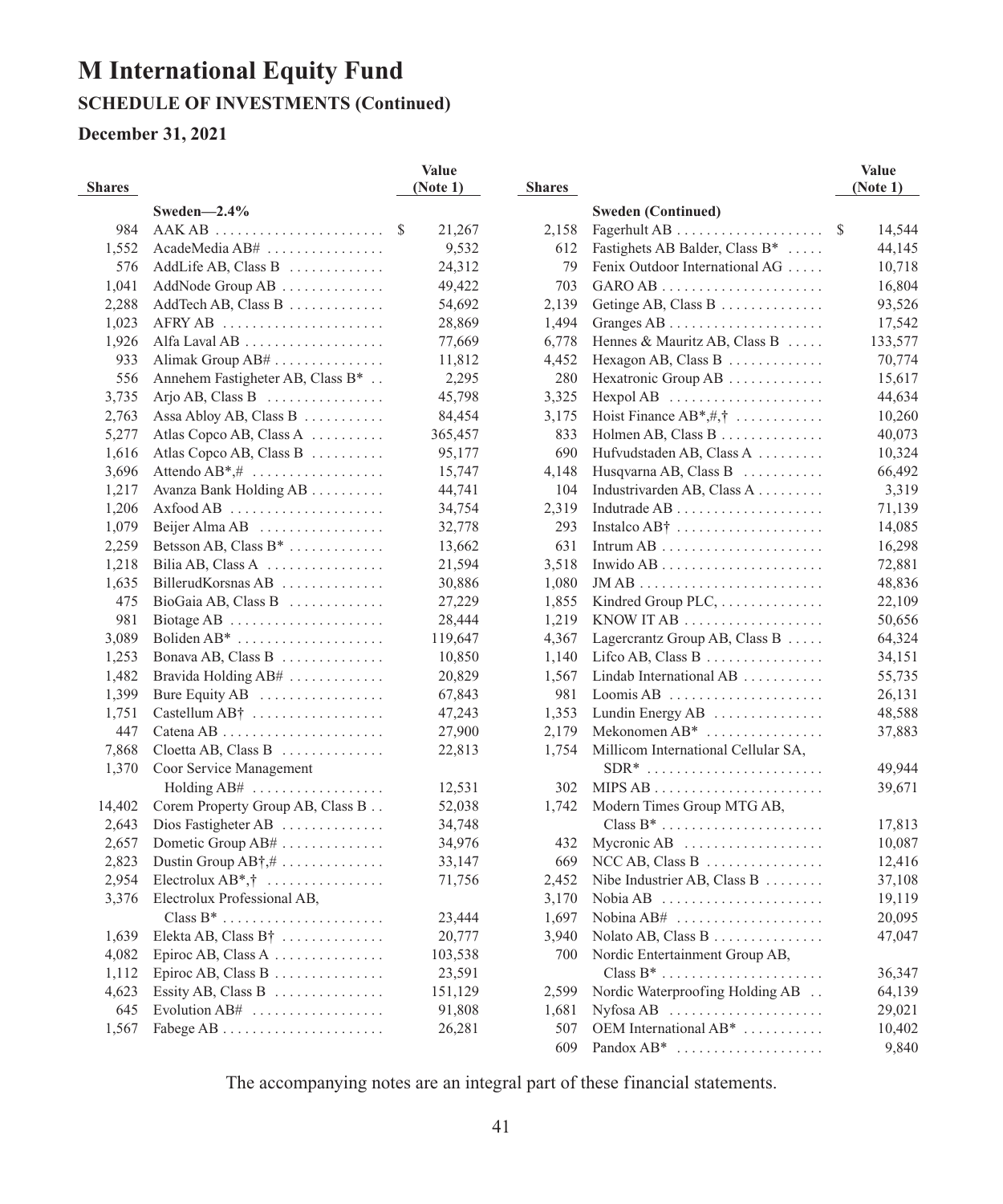# M International Equity Fund

## SCHEDULE OF INVESTMENTS (Continued)

### December 31, 2021

| Shares | | Value (Note 1) |
|---|---|---|
| | **Sweden—2.4%** | |
| 984 | AAK AB | $ 21,267 |
| 1,552 | AcadeMedia AB# | 9,532 |
| 576 | AddLife AB, Class B | 24,312 |
| 1,041 | AddNode Group AB | 49,422 |
| 2,288 | AddTech AB, Class B | 54,692 |
| 1,023 | AFRY AB | 28,869 |
| 1,926 | Alfa Laval AB | 77,669 |
| 933 | Alimak Group AB# | 11,812 |
| 556 | Annehem Fastigheter AB, Class B* | 2,295 |
| 3,735 | Arjo AB, Class B | 45,798 |
| 2,763 | Assa Abloy AB, Class B | 84,454 |
| 5,277 | Atlas Copco AB, Class A | 365,457 |
| 1,616 | Atlas Copco AB, Class B | 95,177 |
| 3,696 | Attendo AB*,# | 15,747 |
| 1,217 | Avanza Bank Holding AB | 44,741 |
| 1,206 | Axfood AB | 34,754 |
| 1,079 | Beijer Alma AB | 32,778 |
| 2,259 | Betsson AB, Class B* | 13,662 |
| 1,218 | Bilia AB, Class A | 21,594 |
| 1,635 | BillerudKorsnas AB | 30,886 |
| 475 | BioGaia AB, Class B | 27,229 |
| 981 | Biotage AB | 28,444 |
| 3,089 | Boliden AB* | 119,647 |
| 1,253 | Bonava AB, Class B | 10,850 |
| 1,482 | Bravida Holding AB# | 20,829 |
| 1,399 | Bure Equity AB | 67,843 |
| 1,751 | Castellum AB† | 47,243 |
| 447 | Catena AB | 27,900 |
| 7,868 | Cloetta AB, Class B | 22,813 |
| 1,370 | Coor Service Management Holding AB# | 12,531 |
| 14,402 | Corem Property Group AB, Class B | 52,038 |
| 2,643 | Dios Fastigheter AB | 34,748 |
| 2,657 | Dometic Group AB# | 34,976 |
| 2,823 | Dustin Group AB†,# | 33,147 |
| 2,954 | Electrolux AB*,† | 71,756 |
| 3,376 | Electrolux Professional AB, Class B* | 23,444 |
| 1,639 | Elekta AB, Class B† | 20,777 |
| 4,082 | Epiroc AB, Class A | 103,538 |
| 1,112 | Epiroc AB, Class B | 23,591 |
| 4,623 | Essity AB, Class B | 151,129 |
| 645 | Evolution AB# | 91,808 |
| 1,567 | Fabege AB | 26,281 |
| | **Sweden (Continued)** | |
| 2,158 | Fagerhult AB | $ 14,544 |
| 612 | Fastighets AB Balder, Class B* | 44,145 |
| 79 | Fenix Outdoor International AG | 10,718 |
| 703 | GARO AB | 16,804 |
| 2,139 | Getinge AB, Class B | 93,526 |
| 1,494 | Granges AB | 17,542 |
| 6,778 | Hennes & Mauritz AB, Class B | 133,577 |
| 4,452 | Hexagon AB, Class B | 70,774 |
| 280 | Hexatronic Group AB | 15,617 |
| 3,325 | Hexpol AB | 44,634 |
| 3,175 | Hoist Finance AB*,#,† | 10,260 |
| 833 | Holmen AB, Class B | 40,073 |
| 690 | Hufvudstaden AB, Class A | 10,324 |
| 4,148 | Husqvarna AB, Class B | 66,492 |
| 104 | Industrivarden AB, Class A | 3,319 |
| 2,319 | Indutrade AB | 71,139 |
| 293 | Instalco AB† | 14,085 |
| 631 | Intrum AB | 16,298 |
| 3,518 | Inwido AB | 72,881 |
| 1,080 | JM AB | 48,836 |
| 1,855 | Kindred Group PLC, | 22,109 |
| 1,219 | KNOW IT AB | 50,656 |
| 4,367 | Lagercrantz Group AB, Class B | 64,324 |
| 1,140 | Lifco AB, Class B | 34,151 |
| 1,567 | Lindab International AB | 55,735 |
| 981 | Loomis AB | 26,131 |
| 1,353 | Lundin Energy AB | 48,588 |
| 2,179 | Mekonomen AB* | 37,883 |
| 1,754 | Millicom International Cellular SA, SDR* | 49,944 |
| 302 | MIPS AB | 39,671 |
| 1,742 | Modern Times Group MTG AB, Class B* | 17,813 |
| 432 | Mycronic AB | 10,087 |
| 669 | NCC AB, Class B | 12,416 |
| 2,452 | Nibe Industrier AB, Class B | 37,108 |
| 3,170 | Nobia AB | 19,119 |
| 1,697 | Nobina AB# | 20,095 |
| 3,940 | Nolato AB, Class B | 47,047 |
| 700 | Nordic Entertainment Group AB, Class B* | 36,347 |
| 2,599 | Nordic Waterproofing Holding AB | 64,139 |
| 1,681 | Nyfosa AB | 29,021 |
| 507 | OEM International AB* | 10,402 |
| 609 | Pandox AB* | 9,840 |

The accompanying notes are an integral part of these financial statements.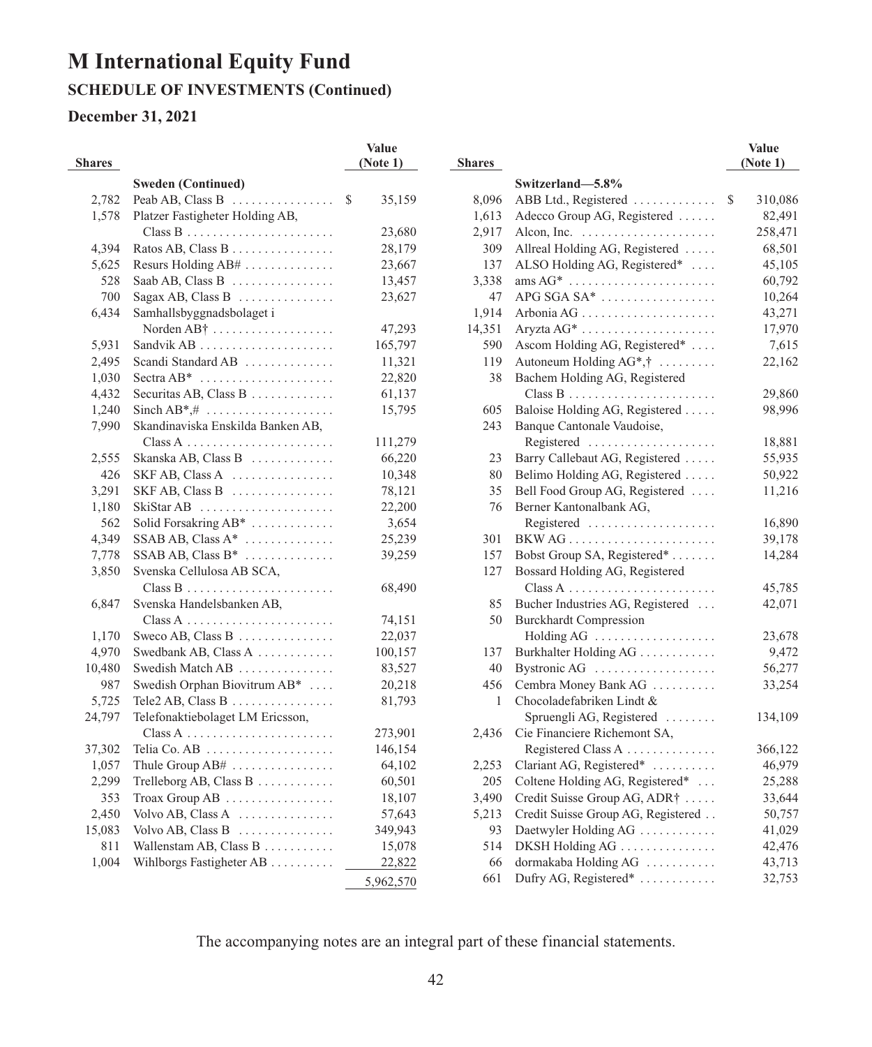# M International Equity Fund

## SCHEDULE OF INVESTMENTS (Continued)

### December 31, 2021

| Shares | | Value (Note 1) |
|---|---|---|
| | **Sweden (Continued)** | |
| 2,782 | Peab AB, Class B | $ 35,159 |
| 1,578 | Platzer Fastigheter Holding AB, Class B | 23,680 |
| 4,394 | Ratos AB, Class B | 28,179 |
| 5,625 | Resurs Holding AB# | 23,667 |
| 528 | Saab AB, Class B | 13,457 |
| 700 | Sagax AB, Class B | 23,627 |
| 6,434 | Samhallsbyggnadsbolaget i Norden AB† | 47,293 |
| 5,931 | Sandvik AB | 165,797 |
| 2,495 | Scandi Standard AB | 11,321 |
| 1,030 | Sectra AB* | 22,820 |
| 4,432 | Securitas AB, Class B | 61,137 |
| 1,240 | Sinch AB*,# | 15,795 |
| 7,990 | Skandinaviska Enskilda Banken AB, Class A | 111,279 |
| 2,555 | Skanska AB, Class B | 66,220 |
| 426 | SKF AB, Class A | 10,348 |
| 3,291 | SKF AB, Class B | 78,121 |
| 1,180 | SkiStar AB | 22,200 |
| 562 | Solid Forsakring AB* | 3,654 |
| 4,349 | SSAB AB, Class A* | 25,239 |
| 7,778 | SSAB AB, Class B* | 39,259 |
| 3,850 | Svenska Cellulosa AB SCA, Class B | 68,490 |
| 6,847 | Svenska Handelsbanken AB, Class A | 74,151 |
| 1,170 | Sweco AB, Class B | 22,037 |
| 4,970 | Swedbank AB, Class A | 100,157 |
| 10,480 | Swedish Match AB | 83,527 |
| 987 | Swedish Orphan Biovitrum AB* | 20,218 |
| 5,725 | Tele2 AB, Class B | 81,793 |
| 24,797 | Telefonaktiebolaget LM Ericsson, Class A | 273,901 |
| 37,302 | Telia Co. AB | 146,154 |
| 1,057 | Thule Group AB# | 64,102 |
| 2,299 | Trelleborg AB, Class B | 60,501 |
| 353 | Troax Group AB | 18,107 |
| 2,450 | Volvo AB, Class A | 57,643 |
| 15,083 | Volvo AB, Class B | 349,943 |
| 811 | Wallenstam AB, Class B | 15,078 |
| 1,004 | Wihlborgs Fastigheter AB | 22,822 |
| | | 5,962,570 |
| | **Switzerland—5.8%** | |
| 8,096 | ABB Ltd., Registered | $ 310,086 |
| 1,613 | Adecco Group AG, Registered | 82,491 |
| 2,917 | Alcon, Inc. | 258,471 |
| 309 | Allreal Holding AG, Registered | 68,501 |
| 137 | ALSO Holding AG, Registered* | 45,105 |
| 3,338 | ams AG* | 60,792 |
| 47 | APG SGA SA* | 10,264 |
| 1,914 | Arbonia AG | 43,271 |
| 14,351 | Aryzta AG* | 17,970 |
| 590 | Ascom Holding AG, Registered* | 7,615 |
| 119 | Autoneum Holding AG*,† | 22,162 |
| 38 | Bachem Holding AG, Registered Class B | 29,860 |
| 605 | Baloise Holding AG, Registered | 98,996 |
| 243 | Banque Cantonale Vaudoise, Registered | 18,881 |
| 23 | Barry Callebaut AG, Registered | 55,935 |
| 80 | Belimo Holding AG, Registered | 50,922 |
| 35 | Bell Food Group AG, Registered | 11,216 |
| 76 | Berner Kantonalbank AG, Registered | 16,890 |
| 301 | BKW AG | 39,178 |
| 157 | Bobst Group SA, Registered* | 14,284 |
| 127 | Bossard Holding AG, Registered Class A | 45,785 |
| 85 | Bucher Industries AG, Registered | 42,071 |
| 50 | Burckhardt Compression Holding AG | 23,678 |
| 137 | Burkhalter Holding AG | 9,472 |
| 40 | Bystronic AG | 56,277 |
| 456 | Cembra Money Bank AG | 33,254 |
| 1 | Chocoladefabriken Lindt & Spruengli AG, Registered | 134,109 |
| 2,436 | Cie Financiere Richemont SA, Registered Class A | 366,122 |
| 2,253 | Clariant AG, Registered* | 46,979 |
| 205 | Coltene Holding AG, Registered* | 25,288 |
| 3,490 | Credit Suisse Group AG, ADR† | 33,644 |
| 5,213 | Credit Suisse Group AG, Registered | 50,757 |
| 93 | Daetwyler Holding AG | 41,029 |
| 514 | DKSH Holding AG | 42,476 |
| 66 | dormakaba Holding AG | 43,713 |
| 661 | Dufry AG, Registered* | 32,753 |

The accompanying notes are an integral part of these financial statements.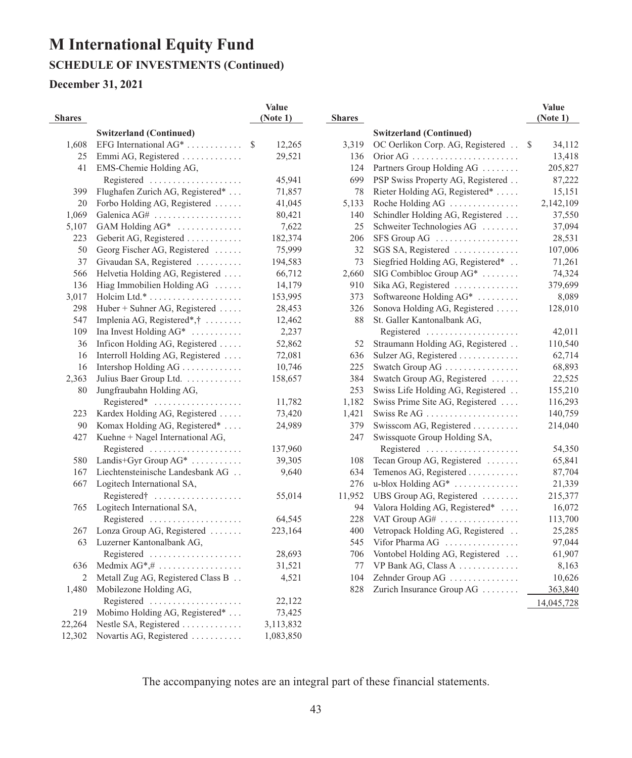# M International Equity Fund

## SCHEDULE OF INVESTMENTS (Continued)

### December 31, 2021

| Shares | | Value (Note 1) |
|---|---|---|
| | **Switzerland (Continued)** | |
| 1,608 | EFG International AG* | $ 12,265 |
| 25 | Emmi AG, Registered | 29,521 |
| 41 | EMS-Chemie Holding AG, Registered | 45,941 |
| 399 | Flughafen Zurich AG, Registered* | 71,857 |
| 20 | Forbo Holding AG, Registered | 41,045 |
| 1,069 | Galenica AG# | 80,421 |
| 5,107 | GAM Holding AG* | 7,622 |
| 223 | Geberit AG, Registered | 182,374 |
| 50 | Georg Fischer AG, Registered | 75,999 |
| 37 | Givaudan SA, Registered | 194,583 |
| 566 | Helvetia Holding AG, Registered | 66,712 |
| 136 | Hiag Immobilien Holding AG | 14,179 |
| 3,017 | Holcim Ltd.* | 153,995 |
| 298 | Huber + Suhner AG, Registered | 28,453 |
| 547 | Implenia AG, Registered*,† | 12,462 |
| 109 | Ina Invest Holding AG* | 2,237 |
| 36 | Inficon Holding AG, Registered | 52,862 |
| 16 | Interroll Holding AG, Registered | 72,081 |
| 16 | Intershop Holding AG | 10,746 |
| 2,363 | Julius Baer Group Ltd. | 158,657 |
| 80 | Jungfraubahn Holding AG, Registered* | 11,782 |
| 223 | Kardex Holding AG, Registered | 73,420 |
| 90 | Komax Holding AG, Registered* | 24,989 |
| 427 | Kuehne + Nagel International AG, Registered | 137,960 |
| 580 | Landis+Gyr Group AG* | 39,305 |
| 167 | Liechtensteinische Landesbank AG | 9,640 |
| 667 | Logitech International SA, Registered† | 55,014 |
| 765 | Logitech International SA, Registered | 64,545 |
| 267 | Lonza Group AG, Registered | 223,164 |
| 63 | Luzerner Kantonalbank AG, Registered | 28,693 |
| 636 | Medmix AG*,# | 31,521 |
| 2 | Metall Zug AG, Registered Class B | 4,521 |
| 1,480 | Mobilezone Holding AG, Registered | 22,122 |
| 219 | Mobimo Holding AG, Registered* | 73,425 |
| 22,264 | Nestle SA, Registered | 3,113,832 |
| 12,302 | Novartis AG, Registered | 1,083,850 |
| 3,319 | OC Oerlikon Corp. AG, Registered | $ 34,112 |
| 136 | Orior AG | 13,418 |
| 124 | Partners Group Holding AG | 205,827 |
| 699 | PSP Swiss Property AG, Registered | 87,222 |
| 78 | Rieter Holding AG, Registered* | 15,151 |
| 5,133 | Roche Holding AG | 2,142,109 |
| 140 | Schindler Holding AG, Registered | 37,550 |
| 25 | Schweiter Technologies AG | 37,094 |
| 206 | SFS Group AG | 28,531 |
| 32 | SGS SA, Registered | 107,006 |
| 73 | Siegfried Holding AG, Registered* | 71,261 |
| 2,660 | SIG Combibloc Group AG* | 74,324 |
| 910 | Sika AG, Registered | 379,699 |
| 373 | Softwareone Holding AG* | 8,089 |
| 326 | Sonova Holding AG, Registered | 128,010 |
| 88 | St. Galler Kantonalbank AG, Registered | 42,011 |
| 52 | Straumann Holding AG, Registered | 110,540 |
| 636 | Sulzer AG, Registered | 62,714 |
| 225 | Swatch Group AG | 68,893 |
| 384 | Swatch Group AG, Registered | 22,525 |
| 253 | Swiss Life Holding AG, Registered | 155,210 |
| 1,182 | Swiss Prime Site AG, Registered | 116,293 |
| 1,421 | Swiss Re AG | 140,759 |
| 379 | Swisscom AG, Registered | 214,040 |
| 247 | Swissquote Group Holding SA, Registered | 54,350 |
| 108 | Tecan Group AG, Registered | 65,841 |
| 634 | Temenos AG, Registered | 87,704 |
| 276 | u-blox Holding AG* | 21,339 |
| 11,952 | UBS Group AG, Registered | 215,377 |
| 94 | Valora Holding AG, Registered* | 16,072 |
| 228 | VAT Group AG# | 113,700 |
| 400 | Vetropack Holding AG, Registered | 25,285 |
| 545 | Vifor Pharma AG | 97,044 |
| 706 | Vontobel Holding AG, Registered | 61,907 |
| 77 | VP Bank AG, Class A | 8,163 |
| 104 | Zehnder Group AG | 10,626 |
| 828 | Zurich Insurance Group AG | 363,840 |
| | | 14,045,728 |

The accompanying notes are an integral part of these financial statements.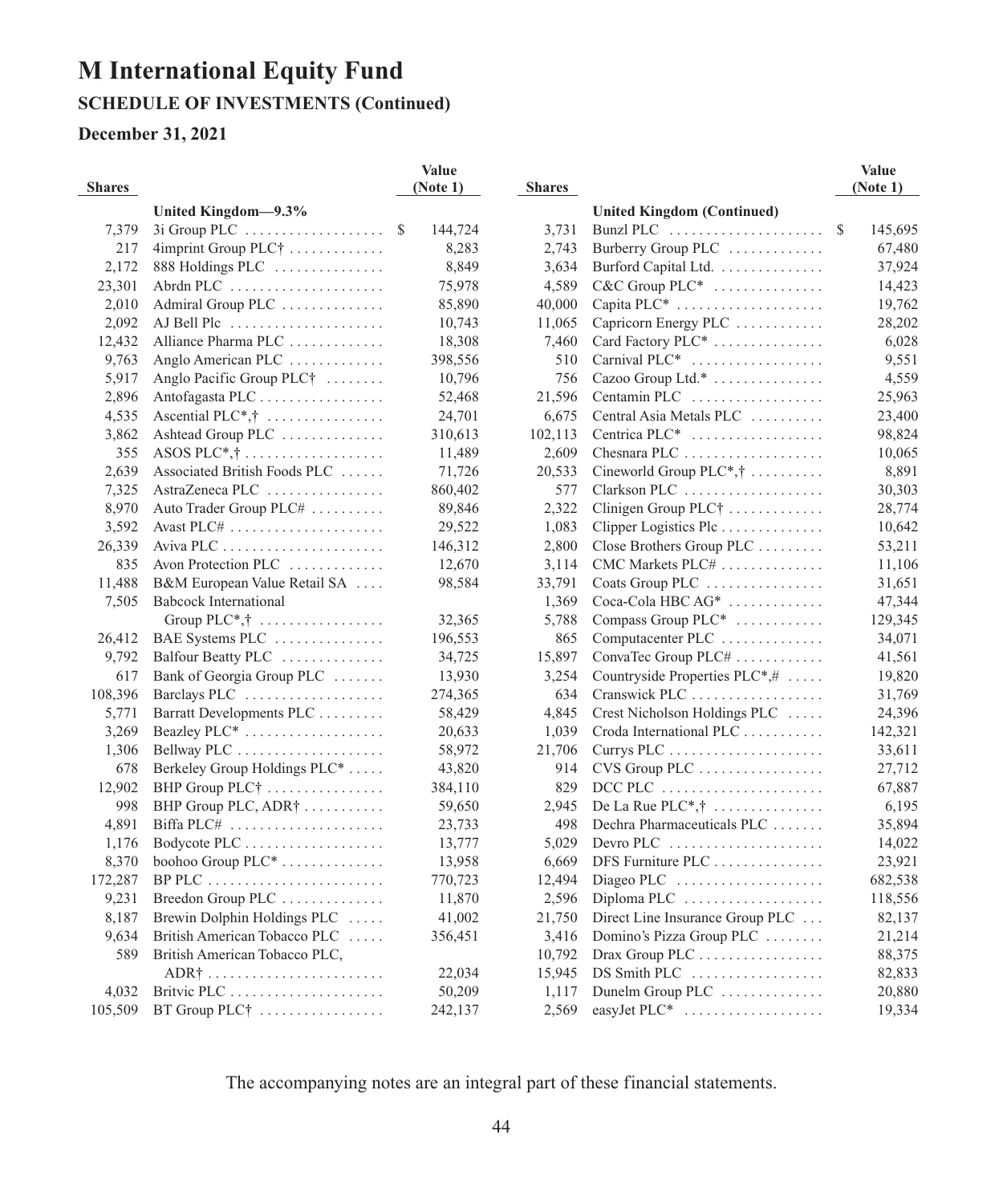# M International Equity Fund

## SCHEDULE OF INVESTMENTS (Continued)

### December 31, 2021

| Shares | | Value (Note 1) |
|---|---|---|
| | **United Kingdom—9.3%** | |
| 7,379 | 3i Group PLC | $ 144,724 |
| 217 | 4imprint Group PLC† | 8,283 |
| 2,172 | 888 Holdings PLC | 8,849 |
| 23,301 | Abrdn PLC | 75,978 |
| 2,010 | Admiral Group PLC | 85,890 |
| 2,092 | AJ Bell Plc | 10,743 |
| 12,432 | Alliance Pharma PLC | 18,308 |
| 9,763 | Anglo American PLC | 398,556 |
| 5,917 | Anglo Pacific Group PLC† | 10,796 |
| 2,896 | Antofagasta PLC | 52,468 |
| 4,535 | Ascential PLC*,† | 24,701 |
| 3,862 | Ashtead Group PLC | 310,613 |
| 355 | ASOS PLC*,† | 11,489 |
| 2,639 | Associated British Foods PLC | 71,726 |
| 7,325 | AstraZeneca PLC | 860,402 |
| 8,970 | Auto Trader Group PLC# | 89,846 |
| 3,592 | Avast PLC# | 29,522 |
| 26,339 | Aviva PLC | 146,312 |
| 835 | Avon Protection PLC | 12,670 |
| 11,488 | B&M European Value Retail SA | 98,584 |
| 7,505 | Babcock International Group PLC*,† | 32,365 |
| 26,412 | BAE Systems PLC | 196,553 |
| 9,792 | Balfour Beatty PLC | 34,725 |
| 617 | Bank of Georgia Group PLC | 13,930 |
| 108,396 | Barclays PLC | 274,365 |
| 5,771 | Barratt Developments PLC | 58,429 |
| 3,269 | Beazley PLC* | 20,633 |
| 1,306 | Bellway PLC | 58,972 |
| 678 | Berkeley Group Holdings PLC* | 43,820 |
| 12,902 | BHP Group PLC† | 384,110 |
| 998 | BHP Group PLC, ADR† | 59,650 |
| 4,891 | Biffa PLC# | 23,733 |
| 1,176 | Bodycote PLC | 13,777 |
| 8,370 | boohoo Group PLC* | 13,958 |
| 172,287 | BP PLC | 770,723 |
| 9,231 | Breedon Group PLC | 11,870 |
| 8,187 | Brewin Dolphin Holdings PLC | 41,002 |
| 9,634 | British American Tobacco PLC | 356,451 |
| 589 | British American Tobacco PLC, ADR† | 22,034 |
| 4,032 | Britvic PLC | 50,209 |
| 105,509 | BT Group PLC† | 242,137 |
| | **United Kingdom (Continued)** | |
| 3,731 | Bunzl PLC | $ 145,695 |
| 2,743 | Burberry Group PLC | 67,480 |
| 3,634 | Burford Capital Ltd. | 37,924 |
| 4,589 | C&C Group PLC* | 14,423 |
| 40,000 | Capita PLC* | 19,762 |
| 11,065 | Capricorn Energy PLC | 28,202 |
| 7,460 | Card Factory PLC* | 6,028 |
| 510 | Carnival PLC* | 9,551 |
| 756 | Cazoo Group Ltd.* | 4,559 |
| 21,596 | Centamin PLC | 25,963 |
| 6,675 | Central Asia Metals PLC | 23,400 |
| 102,113 | Centrica PLC* | 98,824 |
| 2,609 | Chesnara PLC | 10,065 |
| 20,533 | Cineworld Group PLC*,† | 8,891 |
| 577 | Clarkson PLC | 30,303 |
| 2,322 | Clinigen Group PLC† | 28,774 |
| 1,083 | Clipper Logistics Plc | 10,642 |
| 2,800 | Close Brothers Group PLC | 53,211 |
| 3,114 | CMC Markets PLC# | 11,106 |
| 33,791 | Coats Group PLC | 31,651 |
| 1,369 | Coca-Cola HBC AG* | 47,344 |
| 5,788 | Compass Group PLC* | 129,345 |
| 865 | Computacenter PLC | 34,071 |
| 15,897 | ConvaTec Group PLC# | 41,561 |
| 3,254 | Countryside Properties PLC*,# | 19,820 |
| 634 | Cranswick PLC | 31,769 |
| 4,845 | Crest Nicholson Holdings PLC | 24,396 |
| 1,039 | Croda International PLC | 142,321 |
| 21,706 | Currys PLC | 33,611 |
| 914 | CVS Group PLC | 27,712 |
| 829 | DCC PLC | 67,887 |
| 2,945 | De La Rue PLC*,† | 6,195 |
| 498 | Dechra Pharmaceuticals PLC | 35,894 |
| 5,029 | Devro PLC | 14,022 |
| 6,669 | DFS Furniture PLC | 23,921 |
| 12,494 | Diageo PLC | 682,538 |
| 2,596 | Diploma PLC | 118,556 |
| 21,750 | Direct Line Insurance Group PLC | 82,137 |
| 3,416 | Domino's Pizza Group PLC | 21,214 |
| 10,792 | Drax Group PLC | 88,375 |
| 15,945 | DS Smith PLC | 82,833 |
| 1,117 | Dunelm Group PLC | 20,880 |
| 2,569 | easyJet PLC* | 19,334 |

The accompanying notes are an integral part of these financial statements.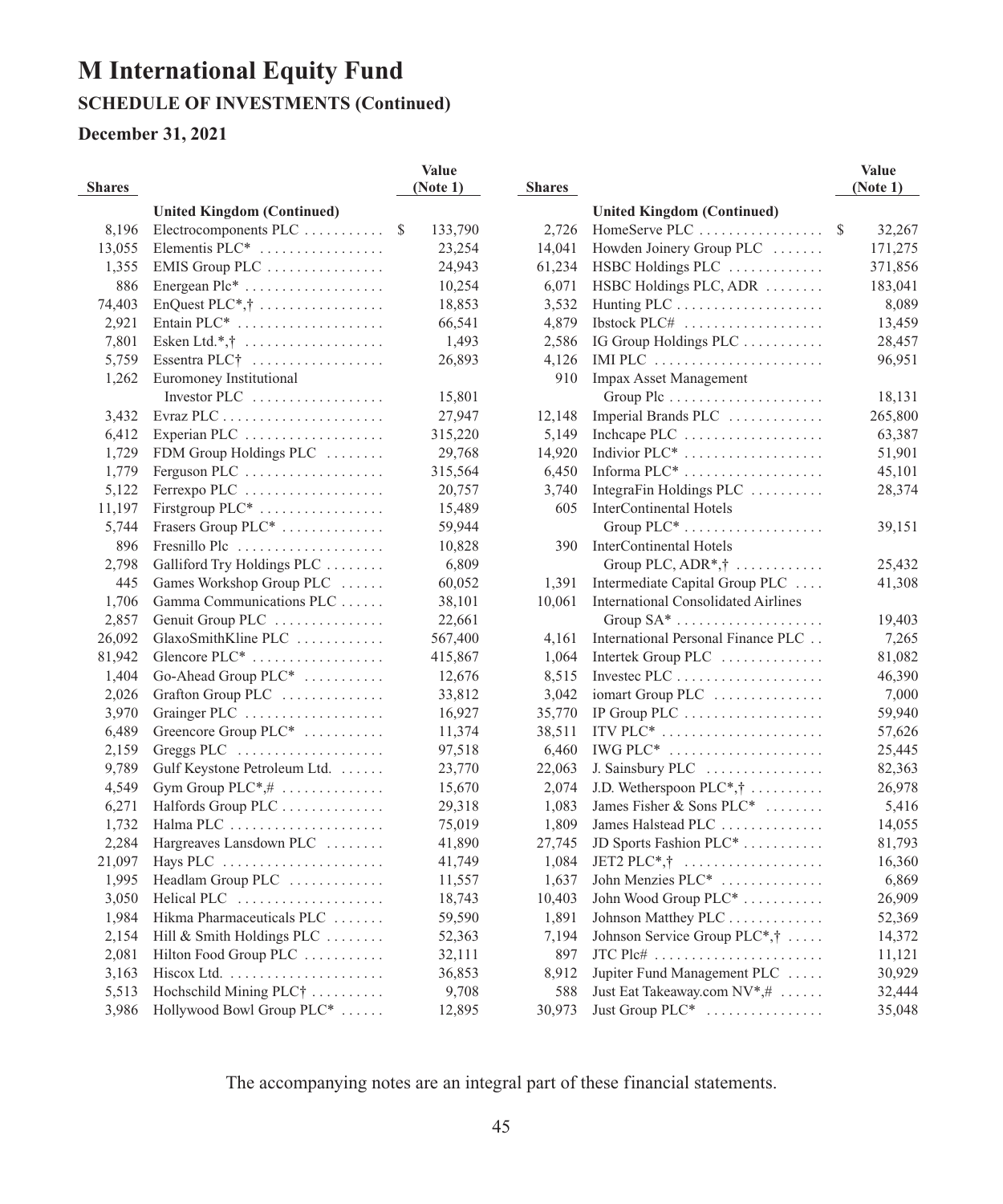# M International Equity Fund

## SCHEDULE OF INVESTMENTS (Continued)

### December 31, 2021

| Shares | | Value (Note 1) |
|---|---|---|
| | **United Kingdom (Continued)** | |
| 8,196 | Electrocomponents PLC | $ 133,790 |
| 13,055 | Elementis PLC* | 23,254 |
| 1,355 | EMIS Group PLC | 24,943 |
| 886 | Energean Plc* | 10,254 |
| 74,403 | EnQuest PLC*,† | 18,853 |
| 2,921 | Entain PLC* | 66,541 |
| 7,801 | Esken Ltd.*,† | 1,493 |
| 5,759 | Essentra PLC† | 26,893 |
| 1,262 | Euromoney Institutional Investor PLC | 15,801 |
| 3,432 | Evraz PLC | 27,947 |
| 6,412 | Experian PLC | 315,220 |
| 1,729 | FDM Group Holdings PLC | 29,768 |
| 1,779 | Ferguson PLC | 315,564 |
| 5,122 | Ferrexpo PLC | 20,757 |
| 11,197 | Firstgroup PLC* | 15,489 |
| 5,744 | Frasers Group PLC* | 59,944 |
| 896 | Fresnillo Plc | 10,828 |
| 2,798 | Galliford Try Holdings PLC | 6,809 |
| 445 | Games Workshop Group PLC | 60,052 |
| 1,706 | Gamma Communications PLC | 38,101 |
| 2,857 | Genuit Group PLC | 22,661 |
| 26,092 | GlaxoSmithKline PLC | 567,400 |
| 81,942 | Glencore PLC* | 415,867 |
| 1,404 | Go-Ahead Group PLC* | 12,676 |
| 2,026 | Grafton Group PLC | 33,812 |
| 3,970 | Grainger PLC | 16,927 |
| 6,489 | Greencore Group PLC* | 11,374 |
| 2,159 | Greggs PLC | 97,518 |
| 9,789 | Gulf Keystone Petroleum Ltd. | 23,770 |
| 4,549 | Gym Group PLC*,# | 15,670 |
| 6,271 | Halfords Group PLC | 29,318 |
| 1,732 | Halma PLC | 75,019 |
| 2,284 | Hargreaves Lansdown PLC | 41,890 |
| 21,097 | Hays PLC | 41,749 |
| 1,995 | Headlam Group PLC | 11,557 |
| 3,050 | Helical PLC | 18,743 |
| 1,984 | Hikma Pharmaceuticals PLC | 59,590 |
| 2,154 | Hill & Smith Holdings PLC | 52,363 |
| 2,081 | Hilton Food Group PLC | 32,111 |
| 3,163 | Hiscox Ltd. | 36,853 |
| 5,513 | Hochschild Mining PLC† | 9,708 |
| 3,986 | Hollywood Bowl Group PLC* | 12,895 |
| | **United Kingdom (Continued)** | |
| 2,726 | HomeServe PLC | $ 32,267 |
| 14,041 | Howden Joinery Group PLC | 171,275 |
| 61,234 | HSBC Holdings PLC | 371,856 |
| 6,071 | HSBC Holdings PLC, ADR | 183,041 |
| 3,532 | Hunting PLC | 8,089 |
| 4,879 | Ibstock PLC# | 13,459 |
| 2,586 | IG Group Holdings PLC | 28,457 |
| 4,126 | IMI PLC | 96,951 |
| 910 | Impax Asset Management Group Plc | 18,131 |
| 12,148 | Imperial Brands PLC | 265,800 |
| 5,149 | Inchcape PLC | 63,387 |
| 14,920 | Indivior PLC* | 51,901 |
| 6,450 | Informa PLC* | 45,101 |
| 3,740 | IntegraFin Holdings PLC | 28,374 |
| 605 | InterContinental Hotels Group PLC* | 39,151 |
| 390 | InterContinental Hotels Group PLC, ADR*,† | 25,432 |
| 1,391 | Intermediate Capital Group PLC | 41,308 |
| 10,061 | International Consolidated Airlines Group SA* | 19,403 |
| 4,161 | International Personal Finance PLC | 7,265 |
| 1,064 | Intertek Group PLC | 81,082 |
| 8,515 | Investec PLC | 46,390 |
| 3,042 | iomart Group PLC | 7,000 |
| 35,770 | IP Group PLC | 59,940 |
| 38,511 | ITV PLC* | 57,626 |
| 6,460 | IWG PLC* | 25,445 |
| 22,063 | J. Sainsbury PLC | 82,363 |
| 2,074 | J.D. Wetherspoon PLC*,† | 26,978 |
| 1,083 | James Fisher & Sons PLC* | 5,416 |
| 1,809 | James Halstead PLC | 14,055 |
| 27,745 | JD Sports Fashion PLC* | 81,793 |
| 1,084 | JET2 PLC*,† | 16,360 |
| 1,637 | John Menzies PLC* | 6,869 |
| 10,403 | John Wood Group PLC* | 26,909 |
| 1,891 | Johnson Matthey PLC | 52,369 |
| 7,194 | Johnson Service Group PLC*,† | 14,372 |
| 897 | JTC Plc# | 11,121 |
| 8,912 | Jupiter Fund Management PLC | 30,929 |
| 588 | Just Eat Takeaway.com NV*,# | 32,444 |
| 30,973 | Just Group PLC* | 35,048 |

The accompanying notes are an integral part of these financial statements.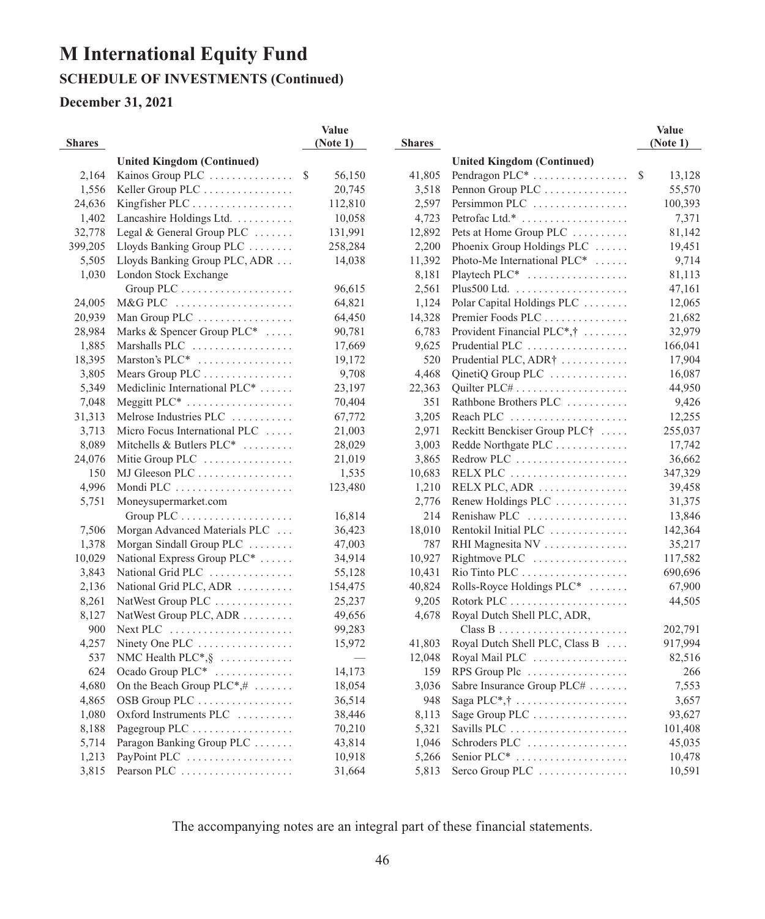# M International Equity Fund

## SCHEDULE OF INVESTMENTS (Continued)

### December 31, 2021

| Shares | | Value (Note 1) |
|---|---|---|
| | **United Kingdom (Continued)** | |
| 2,164 | Kainos Group PLC | $ 56,150 |
| 1,556 | Keller Group PLC | 20,745 |
| 24,636 | Kingfisher PLC | 112,810 |
| 1,402 | Lancashire Holdings Ltd. | 10,058 |
| 32,778 | Legal & General Group PLC | 131,991 |
| 399,205 | Lloyds Banking Group PLC | 258,284 |
| 5,505 | Lloyds Banking Group PLC, ADR | 14,038 |
| 1,030 | London Stock Exchange Group PLC | 96,615 |
| 24,005 | M&G PLC | 64,821 |
| 20,939 | Man Group PLC | 64,450 |
| 28,984 | Marks & Spencer Group PLC* | 90,781 |
| 1,885 | Marshalls PLC | 17,669 |
| 18,395 | Marston's PLC* | 19,172 |
| 3,805 | Mears Group PLC | 9,708 |
| 5,349 | Mediclinic International PLC* | 23,197 |
| 7,048 | Meggitt PLC* | 70,404 |
| 31,313 | Melrose Industries PLC | 67,772 |
| 3,713 | Micro Focus International PLC | 21,003 |
| 8,089 | Mitchells & Butlers PLC* | 28,029 |
| 24,076 | Mitie Group PLC | 21,019 |
| 150 | MJ Gleeson PLC | 1,535 |
| 4,996 | Mondi PLC | 123,480 |
| 5,751 | Moneysupermarket.com Group PLC | 16,814 |
| 7,506 | Morgan Advanced Materials PLC | 36,423 |
| 1,378 | Morgan Sindall Group PLC | 47,003 |
| 10,029 | National Express Group PLC* | 34,914 |
| 3,843 | National Grid PLC | 55,128 |
| 2,136 | National Grid PLC, ADR | 154,475 |
| 8,261 | NatWest Group PLC | 25,237 |
| 8,127 | NatWest Group PLC, ADR | 49,656 |
| 900 | Next PLC | 99,283 |
| 4,257 | Ninety One PLC | 15,972 |
| 537 | NMC Health PLC*,§ | — |
| 624 | Ocado Group PLC* | 14,173 |
| 4,680 | On the Beach Group PLC*,# | 18,054 |
| 4,865 | OSB Group PLC | 36,514 |
| 1,080 | Oxford Instruments PLC | 38,446 |
| 8,188 | Pagegroup PLC | 70,210 |
| 5,714 | Paragon Banking Group PLC | 43,814 |
| 1,213 | PayPoint PLC | 10,918 |
| 3,815 | Pearson PLC | 31,664 |
| 41,805 | Pendragon PLC* | $ 13,128 |
| 3,518 | Pennon Group PLC | 55,570 |
| 2,597 | Persimmon PLC | 100,393 |
| 4,723 | Petrofac Ltd.* | 7,371 |
| 12,892 | Pets at Home Group PLC | 81,142 |
| 2,200 | Phoenix Group Holdings PLC | 19,451 |
| 11,392 | Photo-Me International PLC* | 9,714 |
| 8,181 | Playtech PLC* | 81,113 |
| 2,561 | Plus500 Ltd. | 47,161 |
| 1,124 | Polar Capital Holdings PLC | 12,065 |
| 14,328 | Premier Foods PLC | 21,682 |
| 6,783 | Provident Financial PLC*,† | 32,979 |
| 9,625 | Prudential PLC | 166,041 |
| 520 | Prudential PLC, ADR† | 17,904 |
| 4,468 | QinetiQ Group PLC | 16,087 |
| 22,363 | Quilter PLC# | 44,950 |
| 351 | Rathbone Brothers PLC | 9,426 |
| 3,205 | Reach PLC | 12,255 |
| 2,971 | Reckitt Benckiser Group PLC† | 255,037 |
| 3,003 | Redde Northgate PLC | 17,742 |
| 3,865 | Redrow PLC | 36,662 |
| 10,683 | RELX PLC | 347,329 |
| 1,210 | RELX PLC, ADR | 39,458 |
| 2,776 | Renew Holdings PLC | 31,375 |
| 214 | Renishaw PLC | 13,846 |
| 18,010 | Rentokil Initial PLC | 142,364 |
| 787 | RHI Magnesita NV | 35,217 |
| 10,927 | Rightmove PLC | 117,582 |
| 10,431 | Rio Tinto PLC | 690,696 |
| 40,824 | Rolls-Royce Holdings PLC* | 67,900 |
| 9,205 | Rotork PLC | 44,505 |
| 4,678 | Royal Dutch Shell PLC, ADR, Class B | 202,791 |
| 41,803 | Royal Dutch Shell PLC, Class B | 917,994 |
| 12,048 | Royal Mail PLC | 82,516 |
| 159 | RPS Group Plc | 266 |
| 3,036 | Sabre Insurance Group PLC# | 7,553 |
| 948 | Saga PLC*,† | 3,657 |
| 8,113 | Sage Group PLC | 93,627 |
| 5,321 | Savills PLC | 101,408 |
| 1,046 | Schroders PLC | 45,035 |
| 5,266 | Senior PLC* | 10,478 |
| 5,813 | Serco Group PLC | 10,591 |

The accompanying notes are an integral part of these financial statements.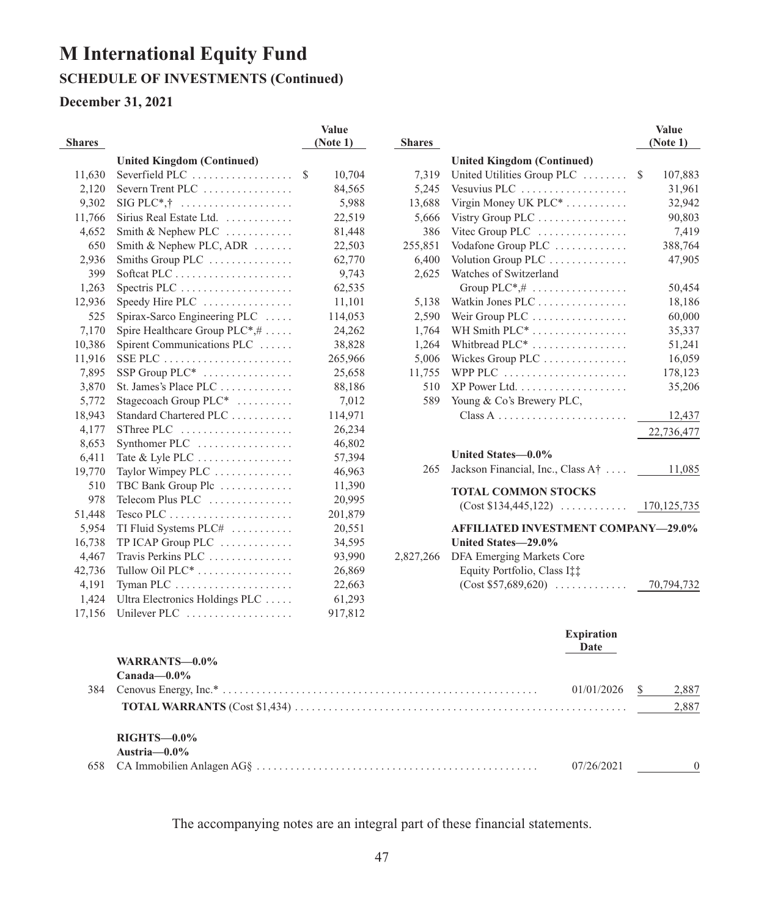# M International Equity Fund

## SCHEDULE OF INVESTMENTS (Continued)

### December 31, 2021

| Shares | | Value (Note 1) |
|---|---|---|
| | **United Kingdom (Continued)** | |
| 11,630 | Severfield PLC | $ 10,704 |
| 2,120 | Severn Trent PLC | 84,565 |
| 9,302 | SIG PLC*,† | 5,988 |
| 11,766 | Sirius Real Estate Ltd. | 22,519 |
| 4,652 | Smith & Nephew PLC | 81,448 |
| 650 | Smith & Nephew PLC, ADR | 22,503 |
| 2,936 | Smiths Group PLC | 62,770 |
| 399 | Softcat PLC | 9,743 |
| 1,263 | Spectris PLC | 62,535 |
| 12,936 | Speedy Hire PLC | 11,101 |
| 525 | Spirax-Sarco Engineering PLC | 114,053 |
| 7,170 | Spire Healthcare Group PLC*,# | 24,262 |
| 10,386 | Spirent Communications PLC | 38,828 |
| 11,916 | SSE PLC | 265,966 |
| 7,895 | SSP Group PLC* | 25,658 |
| 3,870 | St. James's Place PLC | 88,186 |
| 5,772 | Stagecoach Group PLC* | 7,012 |
| 18,943 | Standard Chartered PLC | 114,971 |
| 4,177 | SThree PLC | 26,234 |
| 8,653 | Synthomer PLC | 46,802 |
| 6,411 | Tate & Lyle PLC | 57,394 |
| 19,770 | Taylor Wimpey PLC | 46,963 |
| 510 | TBC Bank Group Plc | 11,390 |
| 978 | Telecom Plus PLC | 20,995 |
| 51,448 | Tesco PLC | 201,879 |
| 5,954 | TI Fluid Systems PLC# | 20,551 |
| 16,738 | TP ICAP Group PLC | 34,595 |
| 4,467 | Travis Perkins PLC | 93,990 |
| 42,736 | Tullow Oil PLC* | 26,869 |
| 4,191 | Tyman PLC | 22,663 |
| 1,424 | Ultra Electronics Holdings PLC | 61,293 |
| 17,156 | Unilever PLC | 917,812 |
| 7,319 | United Utilities Group PLC | $ 107,883 |
| 5,245 | Vesuvius PLC | 31,961 |
| 13,688 | Virgin Money UK PLC* | 32,942 |
| 5,666 | Vistry Group PLC | 90,803 |
| 386 | Vitec Group PLC | 7,419 |
| 255,851 | Vodafone Group PLC | 388,764 |
| 6,400 | Volution Group PLC | 47,905 |
| 2,625 | Watches of Switzerland Group PLC*,# | 50,454 |
| 5,138 | Watkin Jones PLC | 18,186 |
| 2,590 | Weir Group PLC | 60,000 |
| 1,764 | WH Smith PLC* | 35,337 |
| 1,264 | Whitbread PLC* | 51,241 |
| 5,006 | Wickes Group PLC | 16,059 |
| 11,755 | WPP PLC | 178,123 |
| 510 | XP Power Ltd. | 35,206 |
| 589 | Young & Co's Brewery PLC, Class A | 12,437 |
| | | 22,736,477 |
| | **United States—0.0%** | |
| 265 | Jackson Financial, Inc., Class A† | 11,085 |
| | **TOTAL COMMON STOCKS** (Cost $134,445,122) | 170,125,735 |
| | **AFFILIATED INVESTMENT COMPANY—29.0%** | |
| | **United States—29.0%** | |
| 2,827,266 | DFA Emerging Markets Core Equity Portfolio, Class I‡‡ (Cost $57,689,620) | 70,794,732 |

| Shares | | Expiration Date | Value (Note 1) |
|---|---|---|---|
| | **WARRANTS—0.0%** | | |
| | **Canada—0.0%** | | |
| 384 | Cenovus Energy, Inc.* | 01/01/2026 | $ 2,887 |
| | **TOTAL WARRANTS** (Cost $1,434) | | 2,887 |
| | **RIGHTS—0.0%** | | |
| | **Austria—0.0%** | | |
| 658 | CA Immobilien Anlagen AG§ | 07/26/2021 | 0 |

The accompanying notes are an integral part of these financial statements.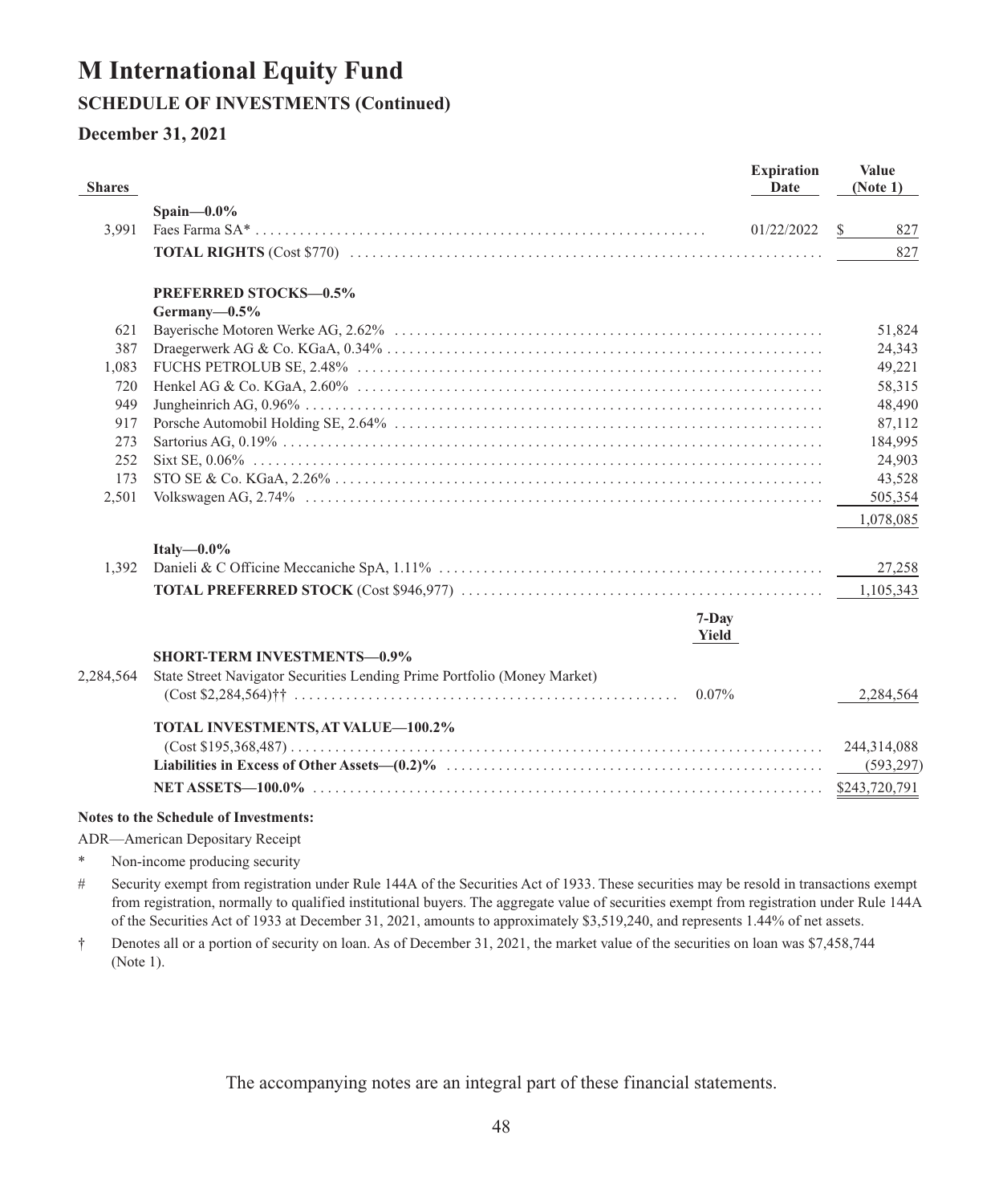# M International Equity Fund

## SCHEDULE OF INVESTMENTS (Continued)

### December 31, 2021

| Shares | | Expiration Date | Value (Note 1) |
|---|---|---|---|
| | **Spain—0.0%** | | |
| 3,991 | Faes Farma SA* | 01/22/2022 | $ 827 |
| | **TOTAL RIGHTS** (Cost $770) | | 827 |
| | **PREFERRED STOCKS—0.5%** | | |
| | **Germany—0.5%** | | |
| 621 | Bayerische Motoren Werke AG, 2.62% | | 51,824 |
| 387 | Draegerwerk AG & Co. KGaA, 0.34% | | 24,343 |
| 1,083 | FUCHS PETROLUB SE, 2.48% | | 49,221 |
| 720 | Henkel AG & Co. KGaA, 2.60% | | 58,315 |
| 949 | Jungheinrich AG, 0.96% | | 48,490 |
| 917 | Porsche Automobil Holding SE, 2.64% | | 87,112 |
| 273 | Sartorius AG, 0.19% | | 184,995 |
| 252 | Sixt SE, 0.06% | | 24,903 |
| 173 | STO SE & Co. KGaA, 2.26% | | 43,528 |
| 2,501 | Volkswagen AG, 2.74% | | 505,354 |
| | | | 1,078,085 |
| | **Italy—0.0%** | | |
| 1,392 | Danieli & C Officine Meccaniche SpA, 1.11% | | 27,258 |
| | **TOTAL PREFERRED STOCK** (Cost $946,977) | | 1,105,343 |
| | | **7-Day Yield** | |
| | **SHORT-TERM INVESTMENTS—0.9%** | | |
| 2,284,564 | State Street Navigator Securities Lending Prime Portfolio (Money Market) (Cost $2,284,564)†† | 0.07% | 2,284,564 |
| | **TOTAL INVESTMENTS, AT VALUE—100.2%** (Cost $195,368,487) | | 244,314,088 |
| | **Liabilities in Excess of Other Assets—(0.2)%** | | (593,297) |
| | **NET ASSETS—100.0%** | | $243,720,791 |

**Notes to the Schedule of Investments:**

ADR—American Depositary Receipt

\* Non-income producing security

\# Security exempt from registration under Rule 144A of the Securities Act of 1933. These securities may be resold in transactions exempt from registration, normally to qualified institutional buyers. The aggregate value of securities exempt from registration under Rule 144A of the Securities Act of 1933 at December 31, 2021, amounts to approximately $3,519,240, and represents 1.44% of net assets.

† Denotes all or a portion of security on loan. As of December 31, 2021, the market value of the securities on loan was $7,458,744 (Note 1).

The accompanying notes are an integral part of these financial statements.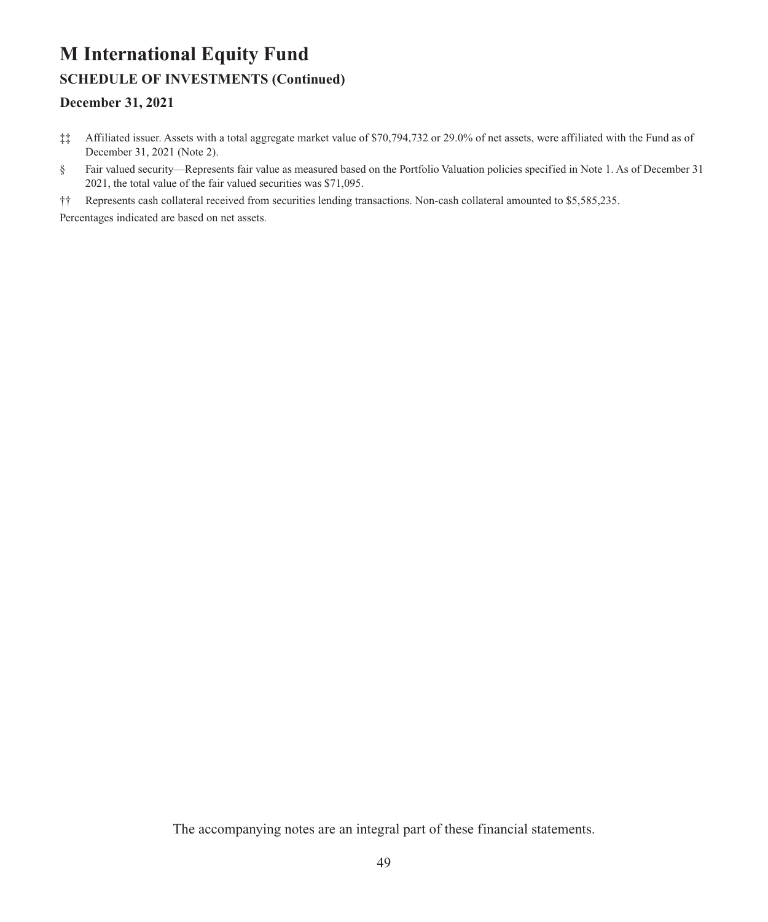# M International Equity Fund

## SCHEDULE OF INVESTMENTS (Continued)

### December 31, 2021

‡‡ Affiliated issuer. Assets with a total aggregate market value of $70,794,732 or 29.0% of net assets, were affiliated with the Fund as of December 31, 2021 (Note 2).

§ Fair valued security—Represents fair value as measured based on the Portfolio Valuation policies specified in Note 1. As of December 31 2021, the total value of the fair valued securities was $71,095.

†† Represents cash collateral received from securities lending transactions. Non-cash collateral amounted to $5,585,235.

Percentages indicated are based on net assets.

The accompanying notes are an integral part of these financial statements.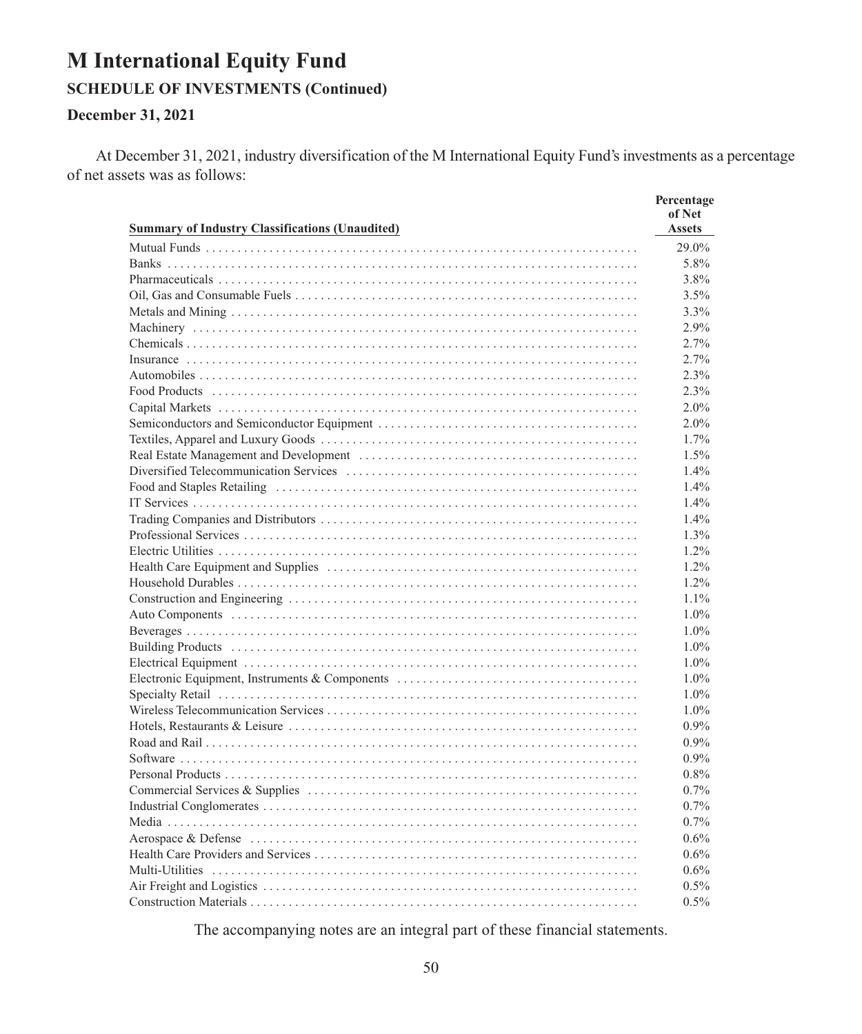# M International Equity Fund

## SCHEDULE OF INVESTMENTS (Continued)

### December 31, 2021

At December 31, 2021, industry diversification of the M International Equity Fund's investments as a percentage of net assets was as follows:

| Summary of Industry Classifications (Unaudited) | Percentage of Net Assets |
|---|---|
| Mutual Funds | 29.0% |
| Banks | 5.8% |
| Pharmaceuticals | 3.8% |
| Oil, Gas and Consumable Fuels | 3.5% |
| Metals and Mining | 3.3% |
| Machinery | 2.9% |
| Chemicals | 2.7% |
| Insurance | 2.7% |
| Automobiles | 2.3% |
| Food Products | 2.3% |
| Capital Markets | 2.0% |
| Semiconductors and Semiconductor Equipment | 2.0% |
| Textiles, Apparel and Luxury Goods | 1.7% |
| Real Estate Management and Development | 1.5% |
| Diversified Telecommunication Services | 1.4% |
| Food and Staples Retailing | 1.4% |
| IT Services | 1.4% |
| Trading Companies and Distributors | 1.4% |
| Professional Services | 1.3% |
| Electric Utilities | 1.2% |
| Health Care Equipment and Supplies | 1.2% |
| Household Durables | 1.2% |
| Construction and Engineering | 1.1% |
| Auto Components | 1.0% |
| Beverages | 1.0% |
| Building Products | 1.0% |
| Electrical Equipment | 1.0% |
| Electronic Equipment, Instruments & Components | 1.0% |
| Specialty Retail | 1.0% |
| Wireless Telecommunication Services | 1.0% |
| Hotels, Restaurants & Leisure | 0.9% |
| Road and Rail | 0.9% |
| Software | 0.9% |
| Personal Products | 0.8% |
| Commercial Services & Supplies | 0.7% |
| Industrial Conglomerates | 0.7% |
| Media | 0.7% |
| Aerospace & Defense | 0.6% |
| Health Care Providers and Services | 0.6% |
| Multi-Utilities | 0.6% |
| Air Freight and Logistics | 0.5% |
| Construction Materials | 0.5% |

The accompanying notes are an integral part of these financial statements.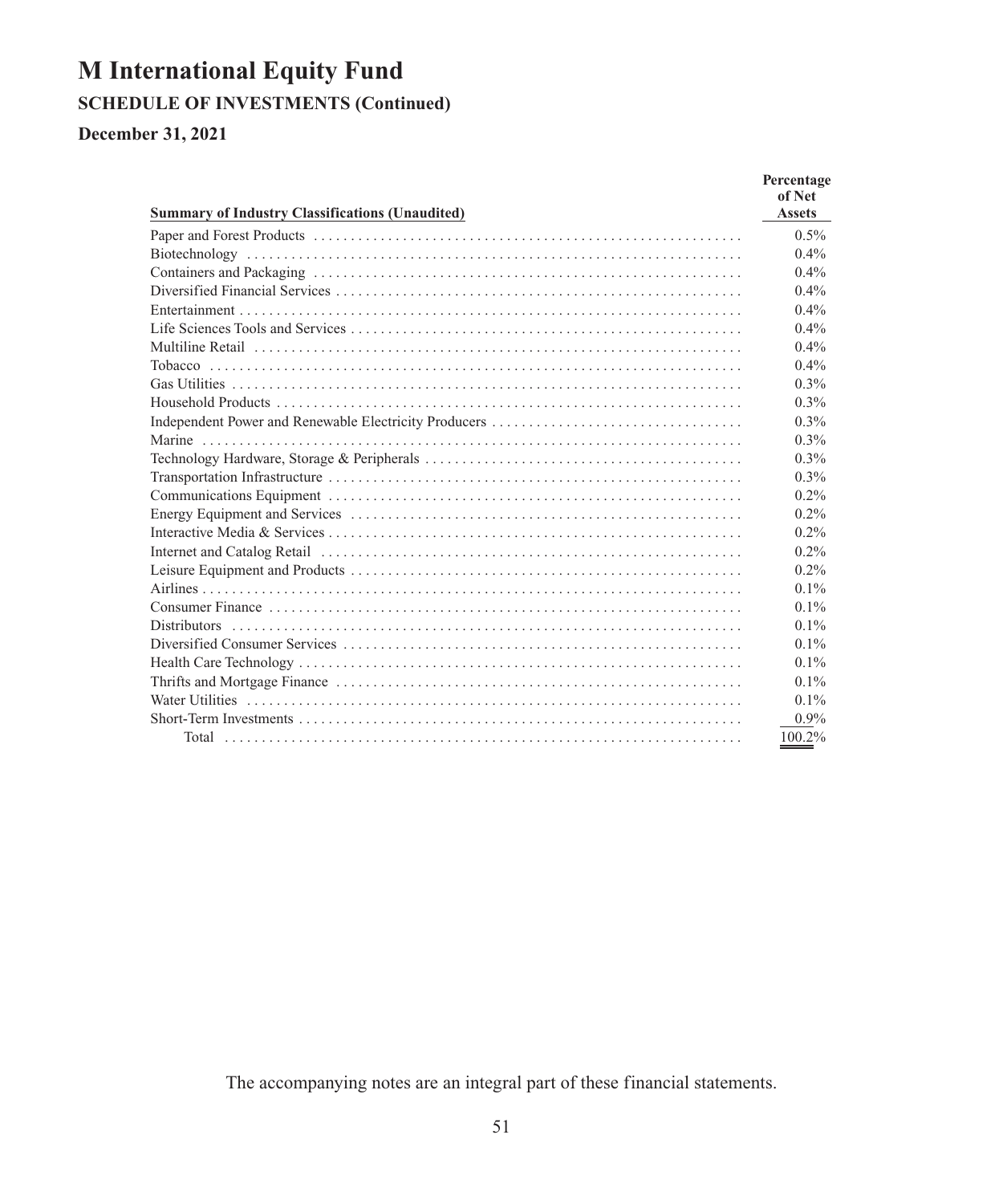# M International Equity Fund

## SCHEDULE OF INVESTMENTS (Continued)

### December 31, 2021

| Summary of Industry Classifications (Unaudited) | Percentage of Net Assets |
|---|---|
| Paper and Forest Products | 0.5% |
| Biotechnology | 0.4% |
| Containers and Packaging | 0.4% |
| Diversified Financial Services | 0.4% |
| Entertainment | 0.4% |
| Life Sciences Tools and Services | 0.4% |
| Multiline Retail | 0.4% |
| Tobacco | 0.4% |
| Gas Utilities | 0.3% |
| Household Products | 0.3% |
| Independent Power and Renewable Electricity Producers | 0.3% |
| Marine | 0.3% |
| Technology Hardware, Storage & Peripherals | 0.3% |
| Transportation Infrastructure | 0.3% |
| Communications Equipment | 0.2% |
| Energy Equipment and Services | 0.2% |
| Interactive Media & Services | 0.2% |
| Internet and Catalog Retail | 0.2% |
| Leisure Equipment and Products | 0.2% |
| Airlines | 0.1% |
| Consumer Finance | 0.1% |
| Distributors | 0.1% |
| Diversified Consumer Services | 0.1% |
| Health Care Technology | 0.1% |
| Thrifts and Mortgage Finance | 0.1% |
| Water Utilities | 0.1% |
| Short-Term Investments | 0.9% |
| Total | 100.2% |

The accompanying notes are an integral part of these financial statements.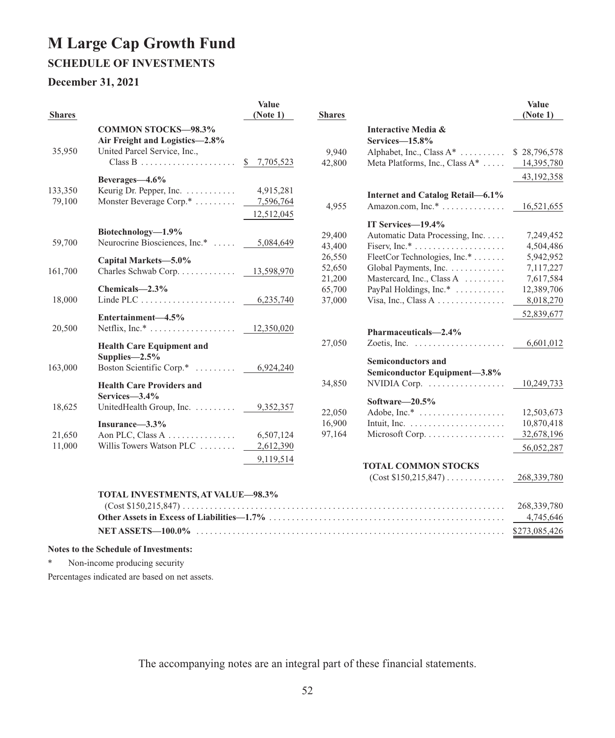# M Large Cap Growth Fund

## SCHEDULE OF INVESTMENTS

### December 31, 2021

| Shares | | Value (Note 1) |
|---|---|---|
| | **COMMON STOCKS—98.3%** | |
| | **Air Freight and Logistics—2.8%** | |
| 35,950 | United Parcel Service, Inc., Class B | $ 7,705,523 |
| | **Beverages—4.6%** | |
| 133,350 | Keurig Dr. Pepper, Inc. | 4,915,281 |
| 79,100 | Monster Beverage Corp.* | 7,596,764 |
| | | 12,512,045 |
| | **Biotechnology—1.9%** | |
| 59,700 | Neurocrine Biosciences, Inc.* | 5,084,649 |
| | **Capital Markets—5.0%** | |
| 161,700 | Charles Schwab Corp. | 13,598,970 |
| | **Chemicals—2.3%** | |
| 18,000 | Linde PLC | 6,235,740 |
| | **Entertainment—4.5%** | |
| 20,500 | Netflix, Inc.* | 12,350,020 |
| | **Health Care Equipment and Supplies—2.5%** | |
| 163,000 | Boston Scientific Corp.* | 6,924,240 |
| | **Health Care Providers and Services—3.4%** | |
| 18,625 | UnitedHealth Group, Inc. | 9,352,357 |
| | **Insurance—3.3%** | |
| 21,650 | Aon PLC, Class A | 6,507,124 |
| 11,000 | Willis Towers Watson PLC | 2,612,390 |
| | | 9,119,514 |
| | **Interactive Media & Services—15.8%** | |
| 9,940 | Alphabet, Inc., Class A* | $ 28,796,578 |
| 42,800 | Meta Platforms, Inc., Class A* | 14,395,780 |
| | | 43,192,358 |
| | **Internet and Catalog Retail—6.1%** | |
| 4,955 | Amazon.com, Inc.* | 16,521,655 |
| | **IT Services—19.4%** | |
| 29,400 | Automatic Data Processing, Inc. | 7,249,452 |
| 43,400 | Fiserv, Inc.* | 4,504,486 |
| 26,550 | FleetCor Technologies, Inc.* | 5,942,952 |
| 52,650 | Global Payments, Inc. | 7,117,227 |
| 21,200 | Mastercard, Inc., Class A | 7,617,584 |
| 65,700 | PayPal Holdings, Inc.* | 12,389,706 |
| 37,000 | Visa, Inc., Class A | 8,018,270 |
| | | 52,839,677 |
| | **Pharmaceuticals—2.4%** | |
| 27,050 | Zoetis, Inc. | 6,601,012 |
| | **Semiconductors and Semiconductor Equipment—3.8%** | |
| 34,850 | NVIDIA Corp. | 10,249,733 |
| | **Software—20.5%** | |
| 22,050 | Adobe, Inc.* | 12,503,673 |
| 16,900 | Intuit, Inc. | 10,870,418 |
| 97,164 | Microsoft Corp. | 32,678,196 |
| | | 56,052,287 |
| | **TOTAL COMMON STOCKS** (Cost $150,215,847) | 268,339,780 |
| | **TOTAL INVESTMENTS, AT VALUE—98.3%** (Cost $150,215,847) | 268,339,780 |
| | **Other Assets in Excess of Liabilities—1.7%** | 4,745,646 |
| | **NET ASSETS—100.0%** | $273,085,426 |

**Notes to the Schedule of Investments:**

\* Non-income producing security

Percentages indicated are based on net assets.

The accompanying notes are an integral part of these financial statements.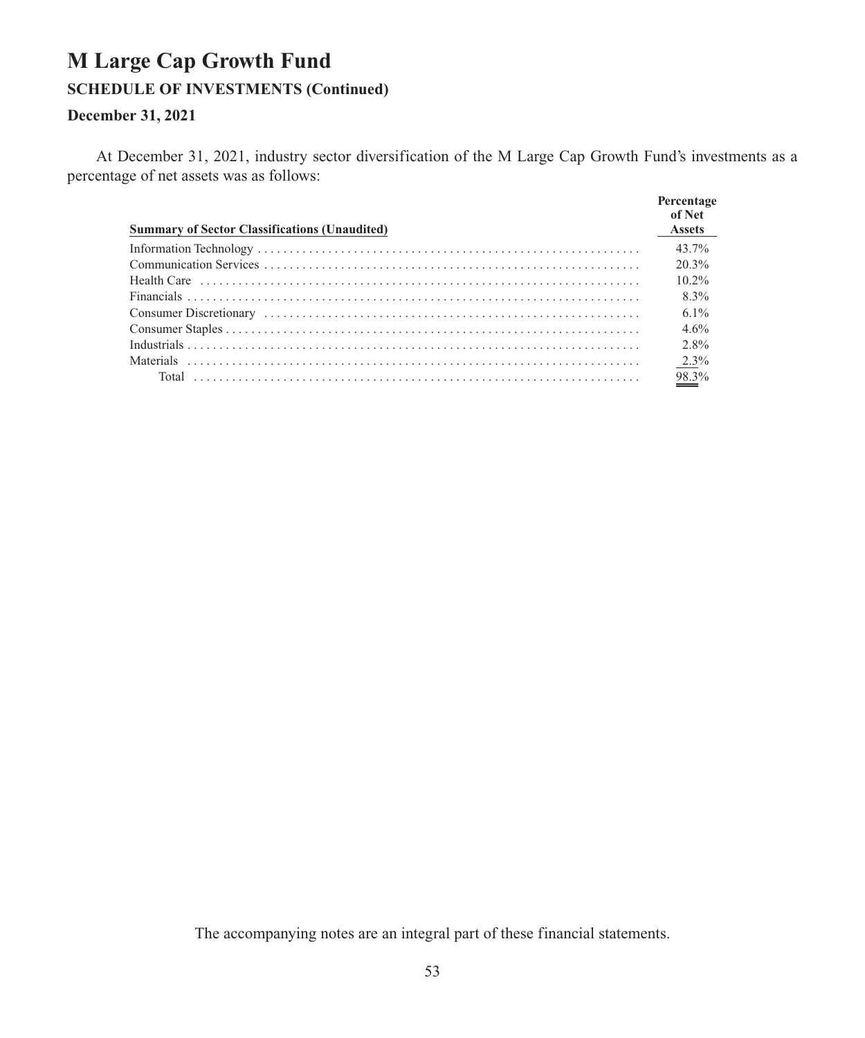# M Large Cap Growth Fund

## SCHEDULE OF INVESTMENTS (Continued)

### December 31, 2021

At December 31, 2021, industry sector diversification of the M Large Cap Growth Fund's investments as a percentage of net assets was as follows:

| Summary of Sector Classifications (Unaudited) | Percentage of Net Assets |
|---|---|
| Information Technology | 43.7% |
| Communication Services | 20.3% |
| Health Care | 10.2% |
| Financials | 8.3% |
| Consumer Discretionary | 6.1% |
| Consumer Staples | 4.6% |
| Industrials | 2.8% |
| Materials | 2.3% |
| Total | 98.3% |

The accompanying notes are an integral part of these financial statements.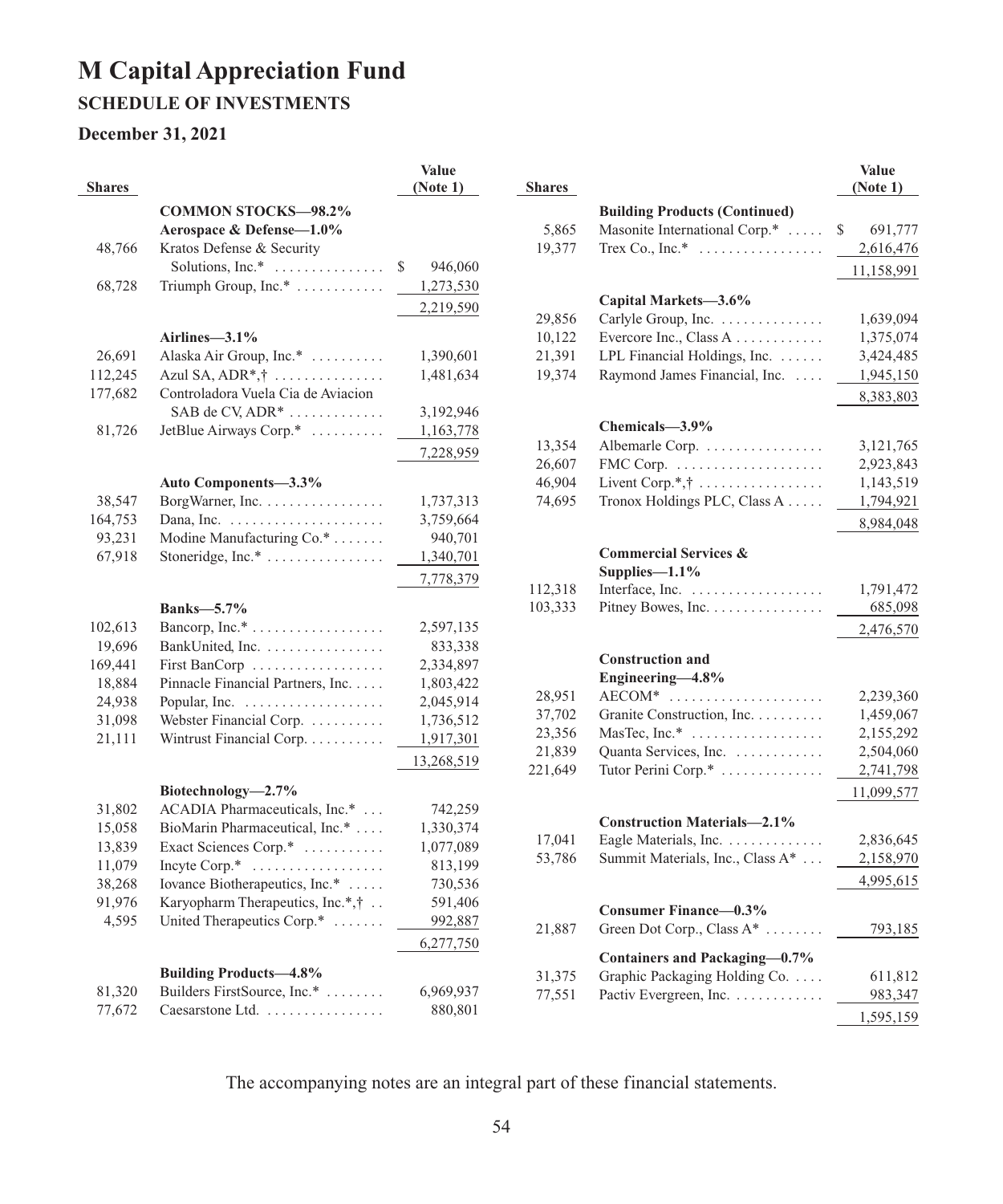# M Capital Appreciation Fund

## SCHEDULE OF INVESTMENTS

### December 31, 2021

| Shares | | Value (Note 1) |
|---|---|---|
| | **COMMON STOCKS—98.2%** | |
| | **Aerospace & Defense—1.0%** | |
| 48,766 | Kratos Defense & Security Solutions, Inc.* | $ 946,060 |
| 68,728 | Triumph Group, Inc.* | 1,273,530 |
| | | 2,219,590 |
| | **Airlines—3.1%** | |
| 26,691 | Alaska Air Group, Inc.* | 1,390,601 |
| 112,245 | Azul SA, ADR*,† | 1,481,634 |
| 177,682 | Controladora Vuela Cia de Aviacion SAB de CV, ADR* | 3,192,946 |
| 81,726 | JetBlue Airways Corp.* | 1,163,778 |
| | | 7,228,959 |
| | **Auto Components—3.3%** | |
| 38,547 | BorgWarner, Inc. | 1,737,313 |
| 164,753 | Dana, Inc. | 3,759,664 |
| 93,231 | Modine Manufacturing Co.* | 940,701 |
| 67,918 | Stoneridge, Inc.* | 1,340,701 |
| | | 7,778,379 |
| | **Banks—5.7%** | |
| 102,613 | Bancorp, Inc.* | 2,597,135 |
| 19,696 | BankUnited, Inc. | 833,338 |
| 169,441 | First BanCorp | 2,334,897 |
| 18,884 | Pinnacle Financial Partners, Inc. | 1,803,422 |
| 24,938 | Popular, Inc. | 2,045,914 |
| 31,098 | Webster Financial Corp. | 1,736,512 |
| 21,111 | Wintrust Financial Corp. | 1,917,301 |
| | | 13,268,519 |
| | **Biotechnology—2.7%** | |
| 31,802 | ACADIA Pharmaceuticals, Inc.* | 742,259 |
| 15,058 | BioMarin Pharmaceutical, Inc.* | 1,330,374 |
| 13,839 | Exact Sciences Corp.* | 1,077,089 |
| 11,079 | Incyte Corp.* | 813,199 |
| 38,268 | Iovance Biotherapeutics, Inc.* | 730,536 |
| 91,976 | Karyopharm Therapeutics, Inc.*,† | 591,406 |
| 4,595 | United Therapeutics Corp.* | 992,887 |
| | | 6,277,750 |
| | **Building Products—4.8%** | |
| 81,320 | Builders FirstSource, Inc.* | 6,969,937 |
| 77,672 | Caesarstone Ltd. | 880,801 |
| | **Building Products (Continued)** | |
| 5,865 | Masonite International Corp.* | $ 691,777 |
| 19,377 | Trex Co., Inc.* | 2,616,476 |
| | | 11,158,991 |
| | **Capital Markets—3.6%** | |
| 29,856 | Carlyle Group, Inc. | 1,639,094 |
| 10,122 | Evercore Inc., Class A | 1,375,074 |
| 21,391 | LPL Financial Holdings, Inc. | 3,424,485 |
| 19,374 | Raymond James Financial, Inc. | 1,945,150 |
| | | 8,383,803 |
| | **Chemicals—3.9%** | |
| 13,354 | Albemarle Corp. | 3,121,765 |
| 26,607 | FMC Corp. | 2,923,843 |
| 46,904 | Livent Corp.*,† | 1,143,519 |
| 74,695 | Tronox Holdings PLC, Class A | 1,794,921 |
| | | 8,984,048 |
| | **Commercial Services & Supplies—1.1%** | |
| 112,318 | Interface, Inc. | 1,791,472 |
| 103,333 | Pitney Bowes, Inc. | 685,098 |
| | | 2,476,570 |
| | **Construction and Engineering—4.8%** | |
| 28,951 | AECOM* | 2,239,360 |
| 37,702 | Granite Construction, Inc. | 1,459,067 |
| 23,356 | MasTec, Inc.* | 2,155,292 |
| 21,839 | Quanta Services, Inc. | 2,504,060 |
| 221,649 | Tutor Perini Corp.* | 2,741,798 |
| | | 11,099,577 |
| | **Construction Materials—2.1%** | |
| 17,041 | Eagle Materials, Inc. | 2,836,645 |
| 53,786 | Summit Materials, Inc., Class A* | 2,158,970 |
| | | 4,995,615 |
| | **Consumer Finance—0.3%** | |
| 21,887 | Green Dot Corp., Class A* | 793,185 |
| | **Containers and Packaging—0.7%** | |
| 31,375 | Graphic Packaging Holding Co. | 611,812 |
| 77,551 | Pactiv Evergreen, Inc. | 983,347 |
| | | 1,595,159 |

The accompanying notes are an integral part of these financial statements.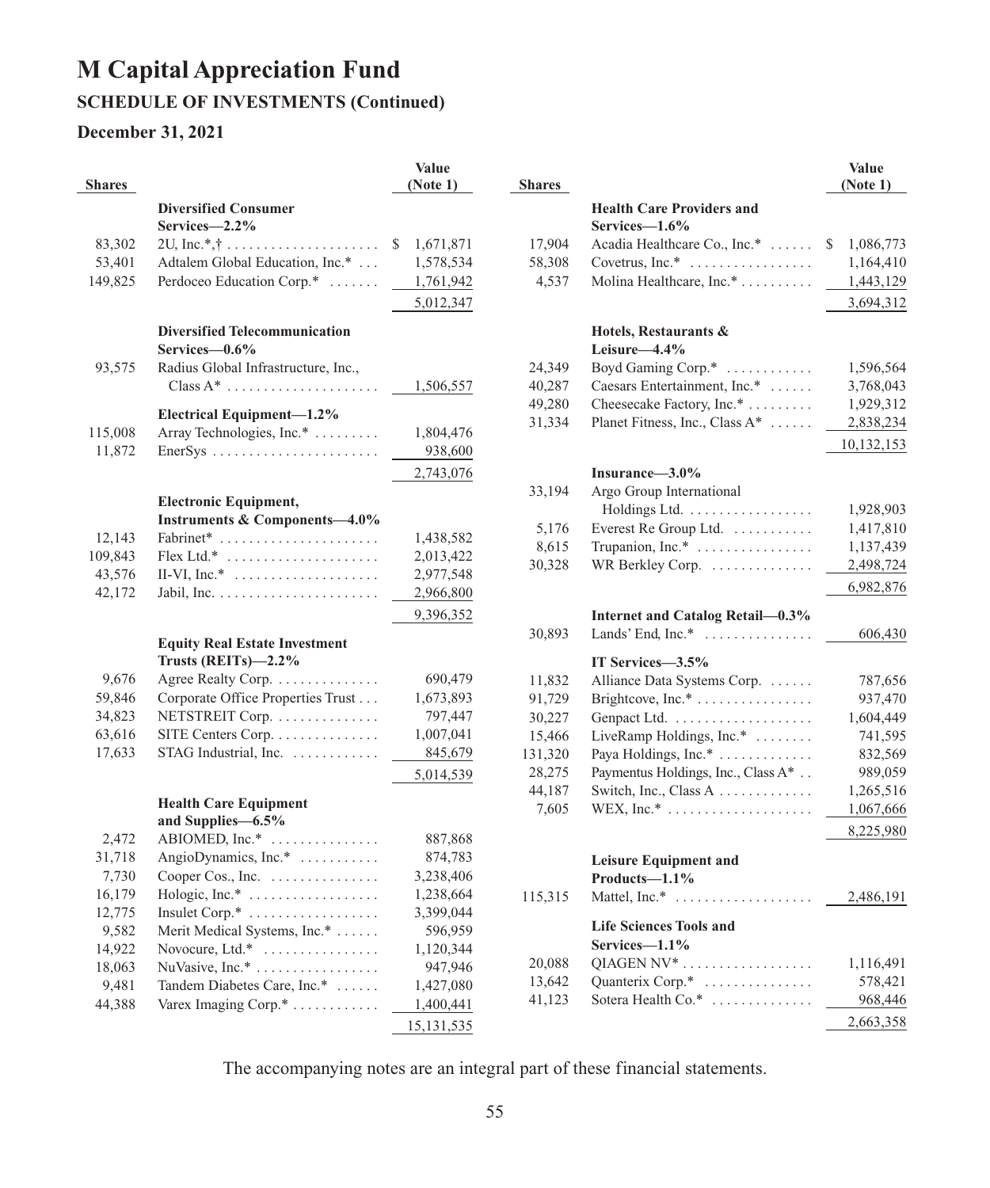# M Capital Appreciation Fund

## SCHEDULE OF INVESTMENTS (Continued)

### December 31, 2021

| Shares | | Value (Note 1) |
|---|---|---|
| | **Diversified Consumer Services—2.2%** | |
| 83,302 | 2U, Inc.*,† | $ 1,671,871 |
| 53,401 | Adtalem Global Education, Inc.* | 1,578,534 |
| 149,825 | Perdoceo Education Corp.* | 1,761,942 |
| | | 5,012,347 |
| | **Diversified Telecommunication Services—0.6%** | |
| 93,575 | Radius Global Infrastructure, Inc., Class A* | 1,506,557 |
| | **Electrical Equipment—1.2%** | |
| 115,008 | Array Technologies, Inc.* | 1,804,476 |
| 11,872 | EnerSys | 938,600 |
| | | 2,743,076 |
| | **Electronic Equipment, Instruments & Components—4.0%** | |
| 12,143 | Fabrinet* | 1,438,582 |
| 109,843 | Flex Ltd.* | 2,013,422 |
| 43,576 | II-VI, Inc.* | 2,977,548 |
| 42,172 | Jabil, Inc. | 2,966,800 |
| | | 9,396,352 |
| | **Equity Real Estate Investment Trusts (REITs)—2.2%** | |
| 9,676 | Agree Realty Corp. | 690,479 |
| 59,846 | Corporate Office Properties Trust | 1,673,893 |
| 34,823 | NETSTREIT Corp. | 797,447 |
| 63,616 | SITE Centers Corp. | 1,007,041 |
| 17,633 | STAG Industrial, Inc. | 845,679 |
| | | 5,014,539 |
| | **Health Care Equipment and Supplies—6.5%** | |
| 2,472 | ABIOMED, Inc.* | 887,868 |
| 31,718 | AngioDynamics, Inc.* | 874,783 |
| 7,730 | Cooper Cos., Inc. | 3,238,406 |
| 16,179 | Hologic, Inc.* | 1,238,664 |
| 12,775 | Insulet Corp.* | 3,399,044 |
| 9,582 | Merit Medical Systems, Inc.* | 596,959 |
| 14,922 | Novocure, Ltd.* | 1,120,344 |
| 18,063 | NuVasive, Inc.* | 947,946 |
| 9,481 | Tandem Diabetes Care, Inc.* | 1,427,080 |
| 44,388 | Varex Imaging Corp.* | 1,400,441 |
| | | 15,131,535 |
| | **Health Care Providers and Services—1.6%** | |
| 17,904 | Acadia Healthcare Co., Inc.* | $ 1,086,773 |
| 58,308 | Covetrus, Inc.* | 1,164,410 |
| 4,537 | Molina Healthcare, Inc.* | 1,443,129 |
| | | 3,694,312 |
| | **Hotels, Restaurants & Leisure—4.4%** | |
| 24,349 | Boyd Gaming Corp.* | 1,596,564 |
| 40,287 | Caesars Entertainment, Inc.* | 3,768,043 |
| 49,280 | Cheesecake Factory, Inc.* | 1,929,312 |
| 31,334 | Planet Fitness, Inc., Class A* | 2,838,234 |
| | | 10,132,153 |
| | **Insurance—3.0%** | |
| 33,194 | Argo Group International Holdings Ltd. | 1,928,903 |
| 5,176 | Everest Re Group Ltd. | 1,417,810 |
| 8,615 | Trupanion, Inc.* | 1,137,439 |
| 30,328 | WR Berkley Corp. | 2,498,724 |
| | | 6,982,876 |
| | **Internet and Catalog Retail—0.3%** | |
| 30,893 | Lands' End, Inc.* | 606,430 |
| | **IT Services—3.5%** | |
| 11,832 | Alliance Data Systems Corp. | 787,656 |
| 91,729 | Brightcove, Inc.* | 937,470 |
| 30,227 | Genpact Ltd. | 1,604,449 |
| 15,466 | LiveRamp Holdings, Inc.* | 741,595 |
| 131,320 | Paya Holdings, Inc.* | 832,569 |
| 28,275 | Paymentus Holdings, Inc., Class A* | 989,059 |
| 44,187 | Switch, Inc., Class A | 1,265,516 |
| 7,605 | WEX, Inc.* | 1,067,666 |
| | | 8,225,980 |
| | **Leisure Equipment and Products—1.1%** | |
| 115,315 | Mattel, Inc.* | 2,486,191 |
| | **Life Sciences Tools and Services—1.1%** | |
| 20,088 | QIAGEN NV* | 1,116,491 |
| 13,642 | Quanterix Corp.* | 578,421 |
| 41,123 | Sotera Health Co.* | 968,446 |
| | | 2,663,358 |

The accompanying notes are an integral part of these financial statements.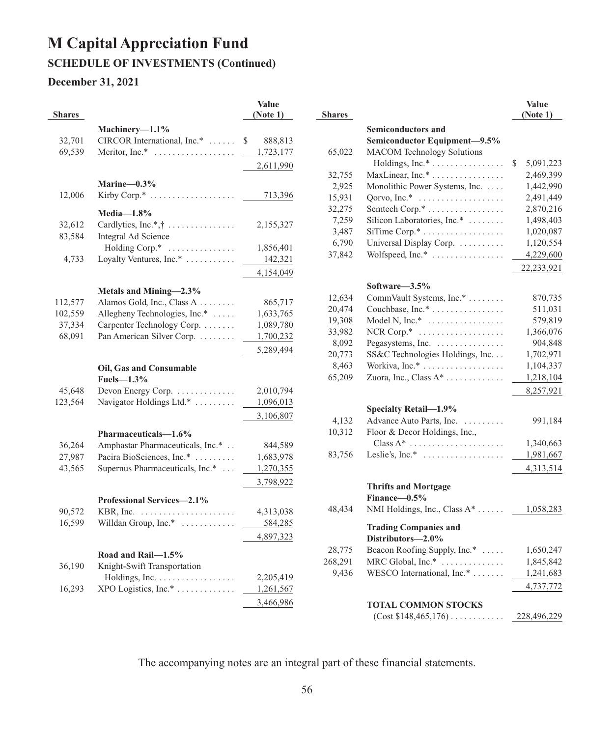# M Capital Appreciation Fund

## SCHEDULE OF INVESTMENTS (Continued)

### December 31, 2021

| Shares | | Value (Note 1) |
|---|---|---|
| | **Machinery—1.1%** | |
| 32,701 | CIRCOR International, Inc.* | $ 888,813 |
| 69,539 | Meritor, Inc.* | 1,723,177 |
| | | 2,611,990 |
| | **Marine—0.3%** | |
| 12,006 | Kirby Corp.* | 713,396 |
| | **Media—1.8%** | |
| 32,612 | Cardlytics, Inc.*,† | 2,155,327 |
| 83,584 | Integral Ad Science Holding Corp.* | 1,856,401 |
| 4,733 | Loyalty Ventures, Inc.* | 142,321 |
| | | 4,154,049 |
| | **Metals and Mining—2.3%** | |
| 112,577 | Alamos Gold, Inc., Class A | 865,717 |
| 102,559 | Allegheny Technologies, Inc.* | 1,633,765 |
| 37,334 | Carpenter Technology Corp. | 1,089,780 |
| 68,091 | Pan American Silver Corp. | 1,700,232 |
| | | 5,289,494 |
| | **Oil, Gas and Consumable Fuels—1.3%** | |
| 45,648 | Devon Energy Corp. | 2,010,794 |
| 123,564 | Navigator Holdings Ltd.* | 1,096,013 |
| | | 3,106,807 |
| | **Pharmaceuticals—1.6%** | |
| 36,264 | Amphastar Pharmaceuticals, Inc.* | 844,589 |
| 27,987 | Pacira BioSciences, Inc.* | 1,683,978 |
| 43,565 | Supernus Pharmaceuticals, Inc.* | 1,270,355 |
| | | 3,798,922 |
| | **Professional Services—2.1%** | |
| 90,572 | KBR, Inc. | 4,313,038 |
| 16,599 | Willdan Group, Inc.* | 584,285 |
| | | 4,897,323 |
| | **Road and Rail—1.5%** | |
| 36,190 | Knight-Swift Transportation Holdings, Inc. | 2,205,419 |
| 16,293 | XPO Logistics, Inc.* | 1,261,567 |
| | | 3,466,986 |
| | **Semiconductors and Semiconductor Equipment—9.5%** | |
| 65,022 | MACOM Technology Solutions Holdings, Inc.* | $ 5,091,223 |
| 32,755 | MaxLinear, Inc.* | 2,469,399 |
| 2,925 | Monolithic Power Systems, Inc. | 1,442,990 |
| 15,931 | Qorvo, Inc.* | 2,491,449 |
| 32,275 | Semtech Corp.* | 2,870,216 |
| 7,259 | Silicon Laboratories, Inc.* | 1,498,403 |
| 3,487 | SiTime Corp.* | 1,020,087 |
| 6,790 | Universal Display Corp. | 1,120,554 |
| 37,842 | Wolfspeed, Inc.* | 4,229,600 |
| | | 22,233,921 |
| | **Software—3.5%** | |
| 12,634 | CommVault Systems, Inc.* | 870,735 |
| 20,474 | Couchbase, Inc.* | 511,031 |
| 19,308 | Model N, Inc.* | 579,819 |
| 33,982 | NCR Corp.* | 1,366,076 |
| 8,092 | Pegasystems, Inc. | 904,848 |
| 20,773 | SS&C Technologies Holdings, Inc. | 1,702,971 |
| 8,463 | Workiva, Inc.* | 1,104,337 |
| 65,209 | Zuora, Inc., Class A* | 1,218,104 |
| | | 8,257,921 |
| | **Specialty Retail—1.9%** | |
| 4,132 | Advance Auto Parts, Inc. | 991,184 |
| 10,312 | Floor & Decor Holdings, Inc., Class A* | 1,340,663 |
| 83,756 | Leslie's, Inc.* | 1,981,667 |
| | | 4,313,514 |
| | **Thrifts and Mortgage Finance—0.5%** | |
| 48,434 | NMI Holdings, Inc., Class A* | 1,058,283 |
| | **Trading Companies and Distributors—2.0%** | |
| 28,775 | Beacon Roofing Supply, Inc.* | 1,650,247 |
| 268,291 | MRC Global, Inc.* | 1,845,842 |
| 9,436 | WESCO International, Inc.* | 1,241,683 |
| | | 4,737,772 |
| | **TOTAL COMMON STOCKS** (Cost $148,465,176) | 228,496,229 |

The accompanying notes are an integral part of these financial statements.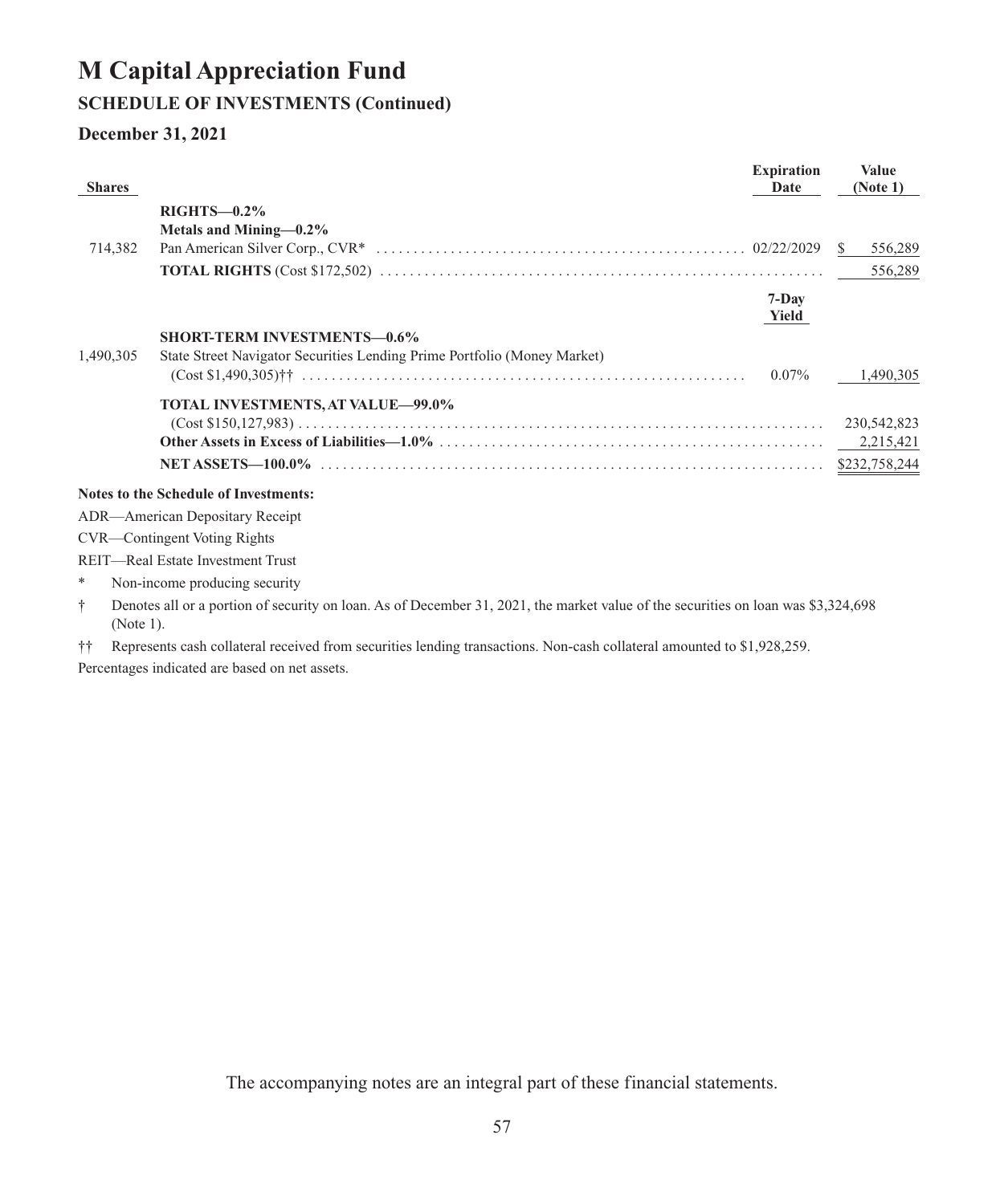# M Capital Appreciation Fund

## SCHEDULE OF INVESTMENTS (Continued)

### December 31, 2021

| Shares | | Expiration Date | Value (Note 1) |
|---|---|---|---|
| | **RIGHTS—0.2%** | | |
| | **Metals and Mining—0.2%** | | |
| 714,382 | Pan American Silver Corp., CVR* | 02/22/2029 | $ 556,289 |
| | **TOTAL RIGHTS** (Cost $172,502) | | 556,289 |
| | | **7-Day Yield** | |
| | **SHORT-TERM INVESTMENTS—0.6%** | | |
| 1,490,305 | State Street Navigator Securities Lending Prime Portfolio (Money Market) (Cost $1,490,305)†† | 0.07% | 1,490,305 |
| | **TOTAL INVESTMENTS, AT VALUE—99.0%** (Cost $150,127,983) | | 230,542,823 |
| | **Other Assets in Excess of Liabilities—1.0%** | | 2,215,421 |
| | **NET ASSETS—100.0%** | | $232,758,244 |

**Notes to the Schedule of Investments:**

ADR—American Depositary Receipt

CVR—Contingent Voting Rights

REIT—Real Estate Investment Trust

\* Non-income producing security

† Denotes all or a portion of security on loan. As of December 31, 2021, the market value of the securities on loan was $3,324,698 (Note 1).

†† Represents cash collateral received from securities lending transactions. Non-cash collateral amounted to $1,928,259.

Percentages indicated are based on net assets.

The accompanying notes are an integral part of these financial statements.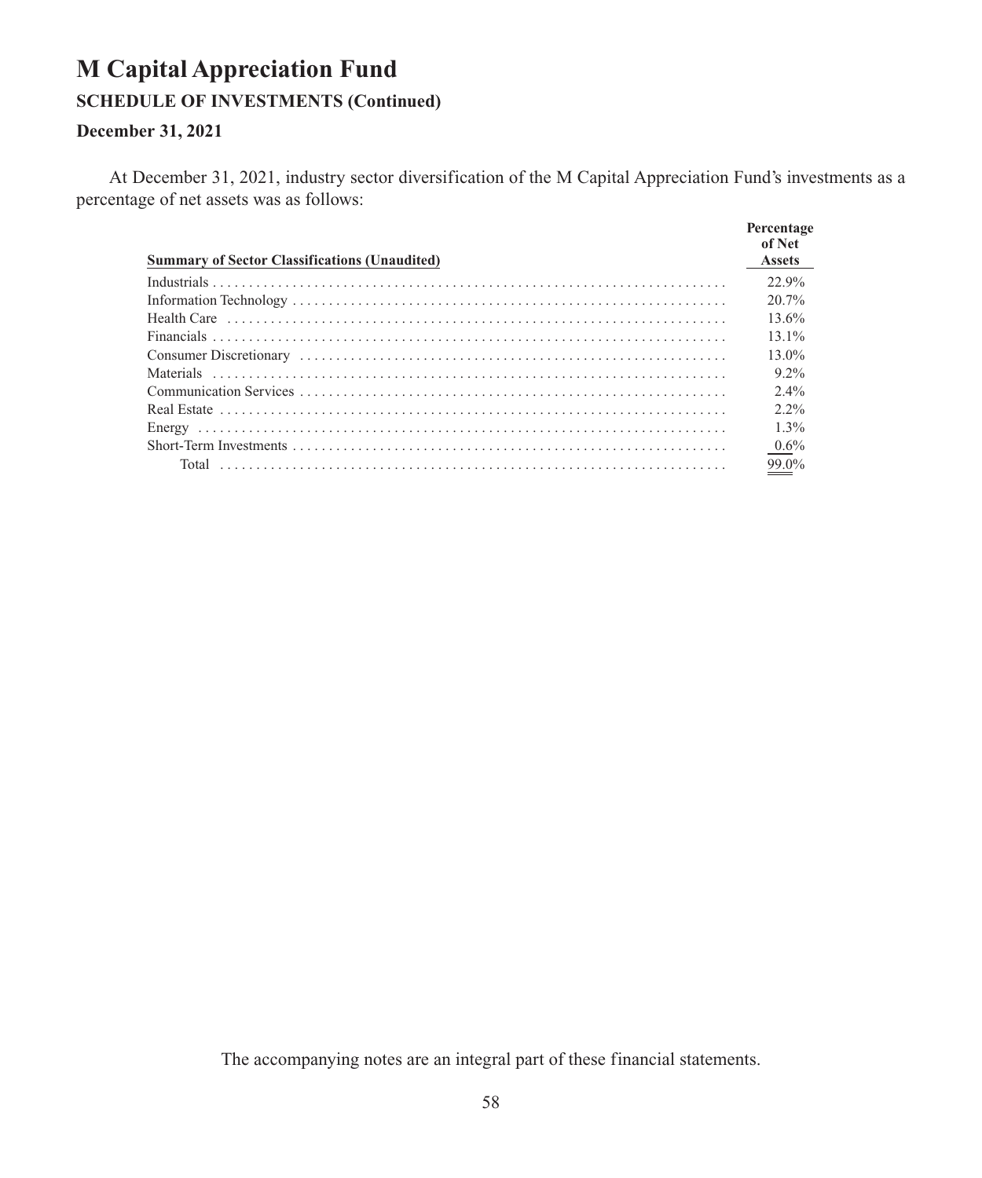# M Capital Appreciation Fund

## SCHEDULE OF INVESTMENTS (Continued)

### December 31, 2021

At December 31, 2021, industry sector diversification of the M Capital Appreciation Fund's investments as a percentage of net assets was as follows:

| **Summary of Sector Classifications (Unaudited)** | **Percentage of Net Assets** |
|---|---|
| Industrials | 22.9% |
| Information Technology | 20.7% |
| Health Care | 13.6% |
| Financials | 13.1% |
| Consumer Discretionary | 13.0% |
| Materials | 9.2% |
| Communication Services | 2.4% |
| Real Estate | 2.2% |
| Energy | 1.3% |
| Short-Term Investments | 0.6% |
| Total | 99.0% |

The accompanying notes are an integral part of these financial statements.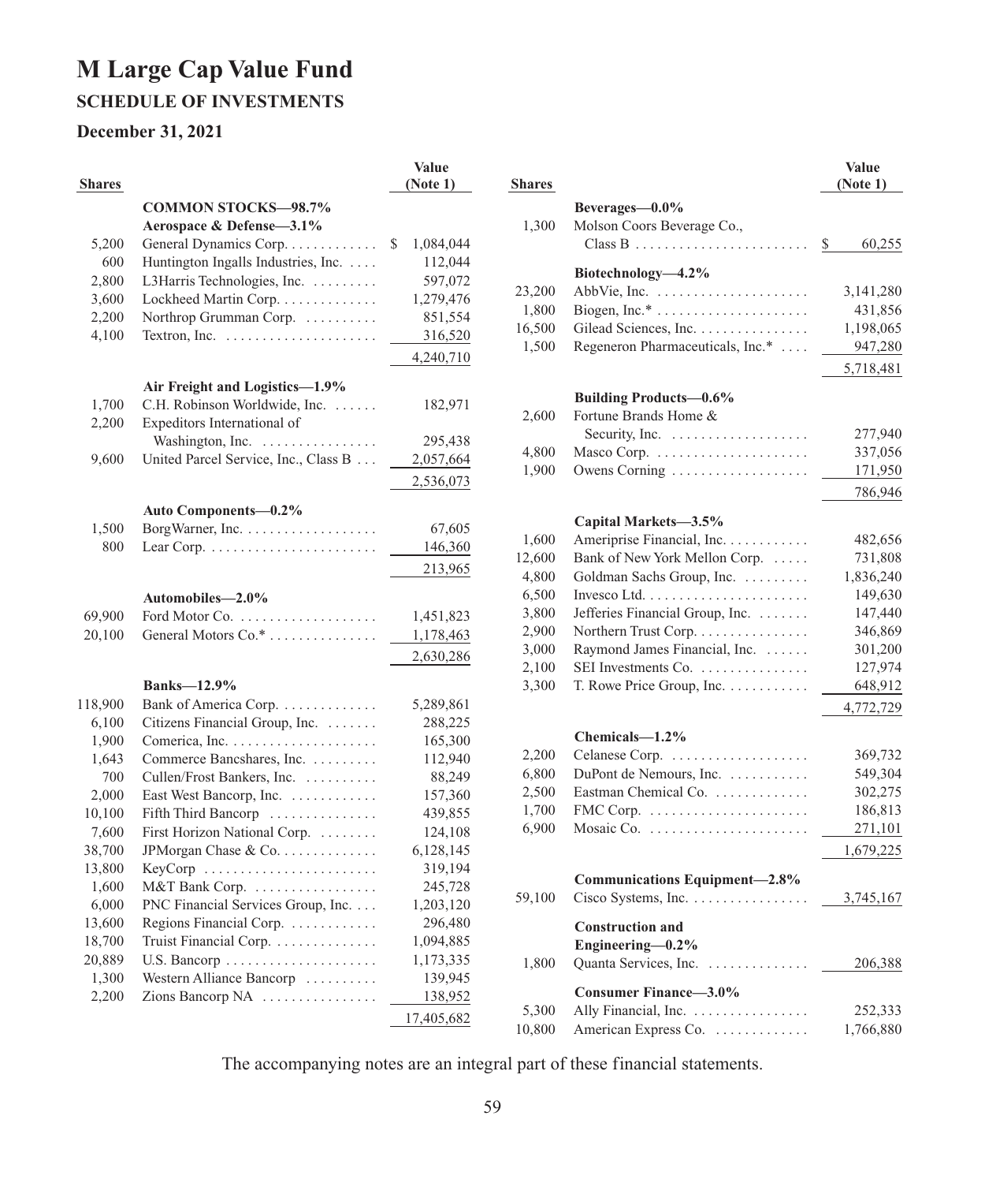# M Large Cap Value Fund

## SCHEDULE OF INVESTMENTS

### December 31, 2021

| Shares | | Value (Note 1) |
|---|---|---|
| | **COMMON STOCKS—98.7%** | |
| | **Aerospace & Defense—3.1%** | |
| 5,200 | General Dynamics Corp. | $ 1,084,044 |
| 600 | Huntington Ingalls Industries, Inc. | 112,044 |
| 2,800 | L3Harris Technologies, Inc. | 597,072 |
| 3,600 | Lockheed Martin Corp. | 1,279,476 |
| 2,200 | Northrop Grumman Corp. | 851,554 |
| 4,100 | Textron, Inc. | 316,520 |
| | | 4,240,710 |
| | **Air Freight and Logistics—1.9%** | |
| 1,700 | C.H. Robinson Worldwide, Inc. | 182,971 |
| 2,200 | Expeditors International of Washington, Inc. | 295,438 |
| 9,600 | United Parcel Service, Inc., Class B | 2,057,664 |
| | | 2,536,073 |
| | **Auto Components—0.2%** | |
| 1,500 | BorgWarner, Inc. | 67,605 |
| 800 | Lear Corp. | 146,360 |
| | | 213,965 |
| | **Automobiles—2.0%** | |
| 69,900 | Ford Motor Co. | 1,451,823 |
| 20,100 | General Motors Co.* | 1,178,463 |
| | | 2,630,286 |
| | **Banks—12.9%** | |
| 118,900 | Bank of America Corp. | 5,289,861 |
| 6,100 | Citizens Financial Group, Inc. | 288,225 |
| 1,900 | Comerica, Inc. | 165,300 |
| 1,643 | Commerce Bancshares, Inc. | 112,940 |
| 700 | Cullen/Frost Bankers, Inc. | 88,249 |
| 2,000 | East West Bancorp, Inc. | 157,360 |
| 10,100 | Fifth Third Bancorp | 439,855 |
| 7,600 | First Horizon National Corp. | 124,108 |
| 38,700 | JPMorgan Chase & Co. | 6,128,145 |
| 13,800 | KeyCorp | 319,194 |
| 1,600 | M&T Bank Corp. | 245,728 |
| 6,000 | PNC Financial Services Group, Inc. | 1,203,120 |
| 13,600 | Regions Financial Corp. | 296,480 |
| 18,700 | Truist Financial Corp. | 1,094,885 |
| 20,889 | U.S. Bancorp | 1,173,335 |
| 1,300 | Western Alliance Bancorp | 139,945 |
| 2,200 | Zions Bancorp NA | 138,952 |
| | | 17,405,682 |
| | **Beverages—0.0%** | |
| 1,300 | Molson Coors Beverage Co., Class B | $ 60,255 |
| | **Biotechnology—4.2%** | |
| 23,200 | AbbVie, Inc. | 3,141,280 |
| 1,800 | Biogen, Inc.* | 431,856 |
| 16,500 | Gilead Sciences, Inc. | 1,198,065 |
| 1,500 | Regeneron Pharmaceuticals, Inc.* | 947,280 |
| | | 5,718,481 |
| | **Building Products—0.6%** | |
| 2,600 | Fortune Brands Home & Security, Inc. | 277,940 |
| 4,800 | Masco Corp. | 337,056 |
| 1,900 | Owens Corning | 171,950 |
| | | 786,946 |
| | **Capital Markets—3.5%** | |
| 1,600 | Ameriprise Financial, Inc. | 482,656 |
| 12,600 | Bank of New York Mellon Corp. | 731,808 |
| 4,800 | Goldman Sachs Group, Inc. | 1,836,240 |
| 6,500 | Invesco Ltd. | 149,630 |
| 3,800 | Jefferies Financial Group, Inc. | 147,440 |
| 2,900 | Northern Trust Corp. | 346,869 |
| 3,000 | Raymond James Financial, Inc. | 301,200 |
| 2,100 | SEI Investments Co. | 127,974 |
| 3,300 | T. Rowe Price Group, Inc. | 648,912 |
| | | 4,772,729 |
| | **Chemicals—1.2%** | |
| 2,200 | Celanese Corp. | 369,732 |
| 6,800 | DuPont de Nemours, Inc. | 549,304 |
| 2,500 | Eastman Chemical Co. | 302,275 |
| 1,700 | FMC Corp. | 186,813 |
| 6,900 | Mosaic Co. | 271,101 |
| | | 1,679,225 |
| | **Communications Equipment—2.8%** | |
| 59,100 | Cisco Systems, Inc. | 3,745,167 |
| | **Construction and Engineering—0.2%** | |
| 1,800 | Quanta Services, Inc. | 206,388 |
| | **Consumer Finance—3.0%** | |
| 5,300 | Ally Financial, Inc. | 252,333 |
| 10,800 | American Express Co. | 1,766,880 |

The accompanying notes are an integral part of these financial statements.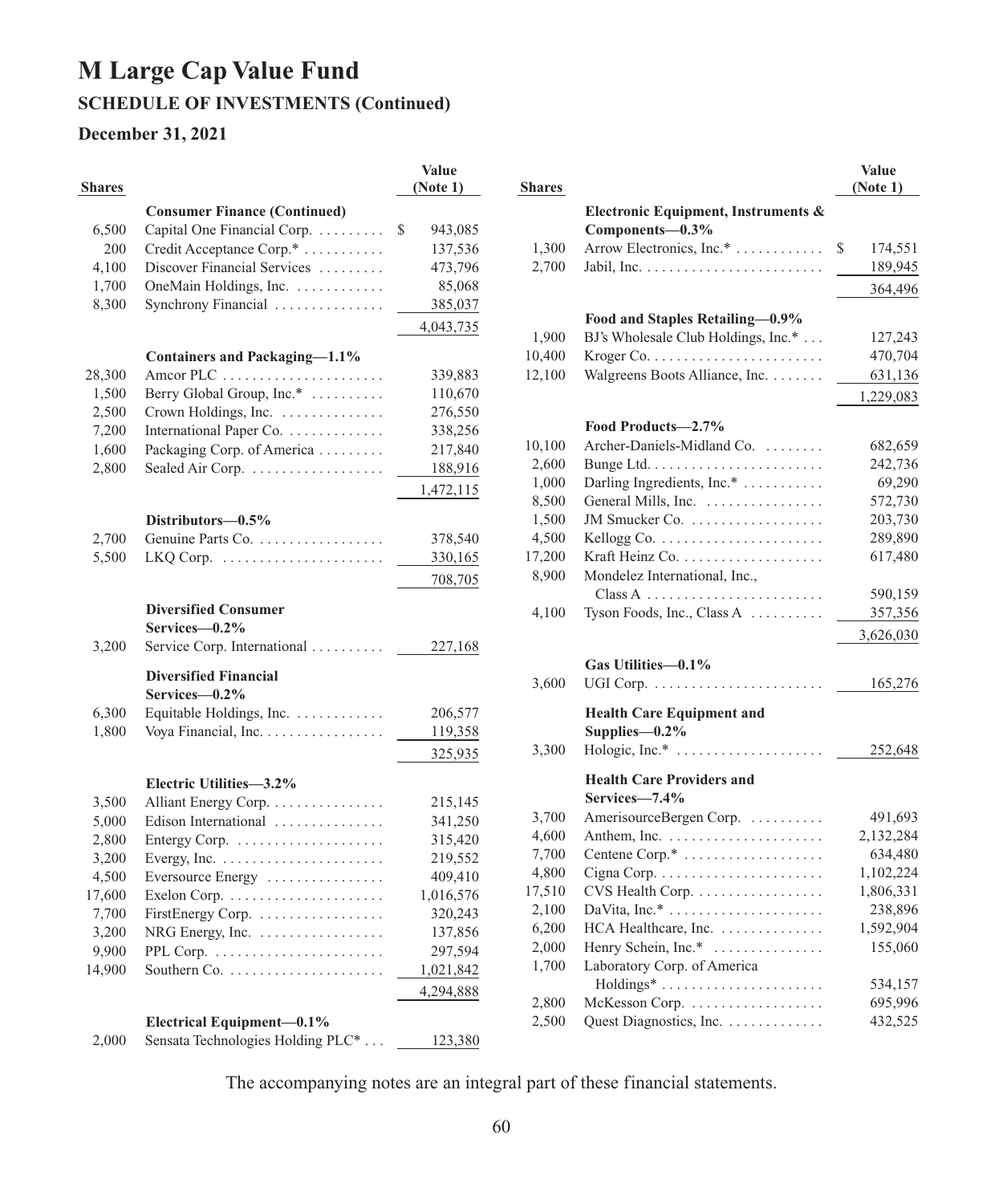# M Large Cap Value Fund

## SCHEDULE OF INVESTMENTS (Continued)

### December 31, 2021

| Shares | | Value (Note 1) |
|---|---|---|
| | **Consumer Finance (Continued)** | |
| 6,500 | Capital One Financial Corp. | $ 943,085 |
| 200 | Credit Acceptance Corp.* | 137,536 |
| 4,100 | Discover Financial Services | 473,796 |
| 1,700 | OneMain Holdings, Inc. | 85,068 |
| 8,300 | Synchrony Financial | 385,037 |
| | | 4,043,735 |
| | **Containers and Packaging—1.1%** | |
| 28,300 | Amcor PLC | 339,883 |
| 1,500 | Berry Global Group, Inc.* | 110,670 |
| 2,500 | Crown Holdings, Inc. | 276,550 |
| 7,200 | International Paper Co. | 338,256 |
| 1,600 | Packaging Corp. of America | 217,840 |
| 2,800 | Sealed Air Corp. | 188,916 |
| | | 1,472,115 |
| | **Distributors—0.5%** | |
| 2,700 | Genuine Parts Co. | 378,540 |
| 5,500 | LKQ Corp. | 330,165 |
| | | 708,705 |
| | **Diversified Consumer Services—0.2%** | |
| 3,200 | Service Corp. International | 227,168 |
| | **Diversified Financial Services—0.2%** | |
| 6,300 | Equitable Holdings, Inc. | 206,577 |
| 1,800 | Voya Financial, Inc. | 119,358 |
| | | 325,935 |
| | **Electric Utilities—3.2%** | |
| 3,500 | Alliant Energy Corp. | 215,145 |
| 5,000 | Edison International | 341,250 |
| 2,800 | Entergy Corp. | 315,420 |
| 3,200 | Evergy, Inc. | 219,552 |
| 4,500 | Eversource Energy | 409,410 |
| 17,600 | Exelon Corp. | 1,016,576 |
| 7,700 | FirstEnergy Corp. | 320,243 |
| 3,200 | NRG Energy, Inc. | 137,856 |
| 9,900 | PPL Corp. | 297,594 |
| 14,900 | Southern Co. | 1,021,842 |
| | | 4,294,888 |
| | **Electrical Equipment—0.1%** | |
| 2,000 | Sensata Technologies Holding PLC* | 123,380 |
| | **Electronic Equipment, Instruments & Components—0.3%** | |
| 1,300 | Arrow Electronics, Inc.* | $ 174,551 |
| 2,700 | Jabil, Inc. | 189,945 |
| | | 364,496 |
| | **Food and Staples Retailing—0.9%** | |
| 1,900 | BJ's Wholesale Club Holdings, Inc.* | 127,243 |
| 10,400 | Kroger Co. | 470,704 |
| 12,100 | Walgreens Boots Alliance, Inc. | 631,136 |
| | | 1,229,083 |
| | **Food Products—2.7%** | |
| 10,100 | Archer-Daniels-Midland Co. | 682,659 |
| 2,600 | Bunge Ltd. | 242,736 |
| 1,000 | Darling Ingredients, Inc.* | 69,290 |
| 8,500 | General Mills, Inc. | 572,730 |
| 1,500 | JM Smucker Co. | 203,730 |
| 4,500 | Kellogg Co. | 289,890 |
| 17,200 | Kraft Heinz Co. | 617,480 |
| 8,900 | Mondelez International, Inc., Class A | 590,159 |
| 4,100 | Tyson Foods, Inc., Class A | 357,356 |
| | | 3,626,030 |
| | **Gas Utilities—0.1%** | |
| 3,600 | UGI Corp. | 165,276 |
| | **Health Care Equipment and Supplies—0.2%** | |
| 3,300 | Hologic, Inc.* | 252,648 |
| | **Health Care Providers and Services—7.4%** | |
| 3,700 | AmerisourceBergen Corp. | 491,693 |
| 4,600 | Anthem, Inc. | 2,132,284 |
| 7,700 | Centene Corp.* | 634,480 |
| 4,800 | Cigna Corp. | 1,102,224 |
| 17,510 | CVS Health Corp. | 1,806,331 |
| 2,100 | DaVita, Inc.* | 238,896 |
| 6,200 | HCA Healthcare, Inc. | 1,592,904 |
| 2,000 | Henry Schein, Inc.* | 155,060 |
| 1,700 | Laboratory Corp. of America Holdings* | 534,157 |
| 2,800 | McKesson Corp. | 695,996 |
| 2,500 | Quest Diagnostics, Inc. | 432,525 |

The accompanying notes are an integral part of these financial statements.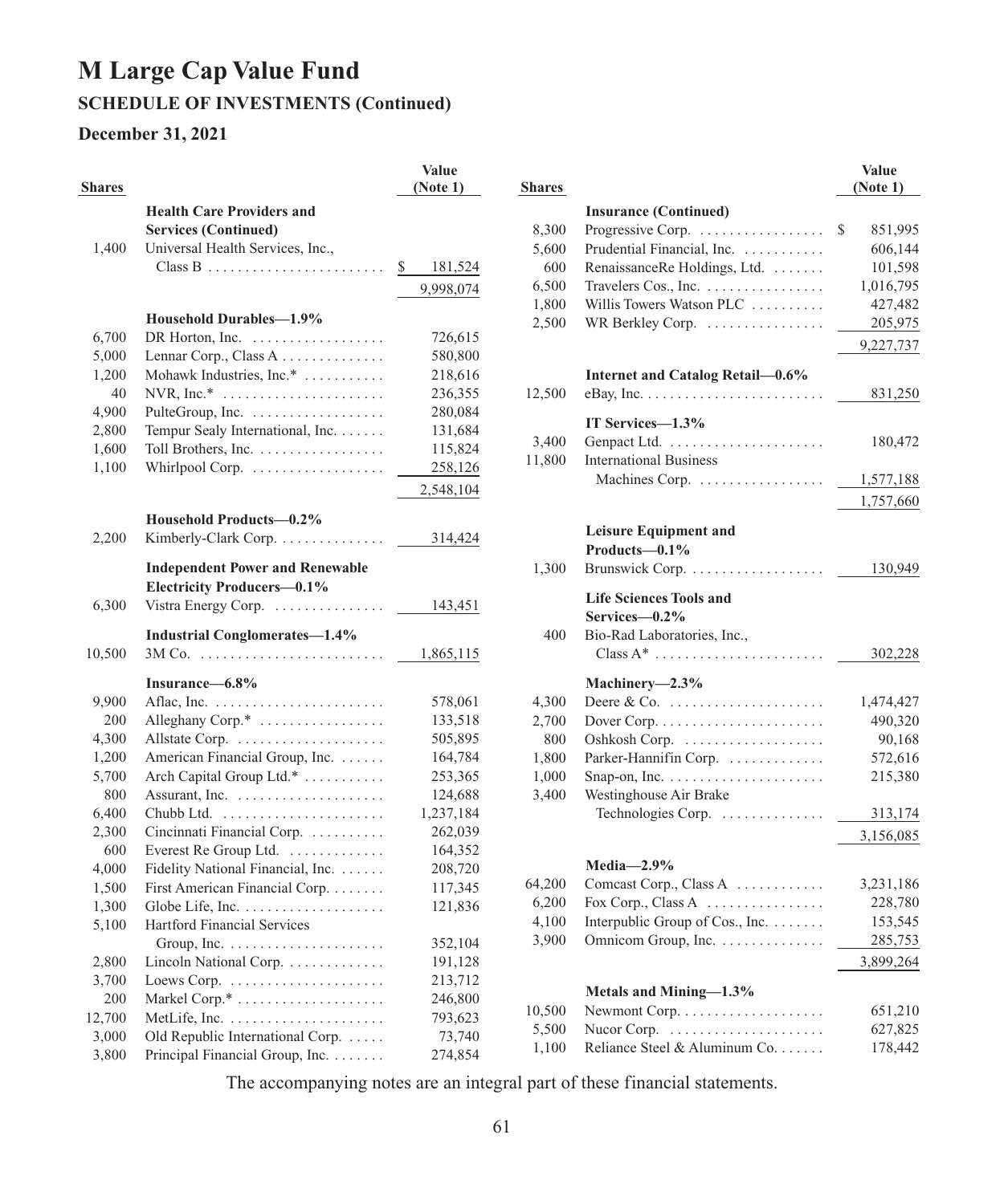# M Large Cap Value Fund

## SCHEDULE OF INVESTMENTS (Continued)

### December 31, 2021

| Shares | | Value (Note 1) |
|---|---|---|
| | **Health Care Providers and Services (Continued)** | |
| 1,400 | Universal Health Services, Inc., Class B | $ 181,524 |
| | | 9,998,074 |
| | **Household Durables—1.9%** | |
| 6,700 | DR Horton, Inc. | 726,615 |
| 5,000 | Lennar Corp., Class A | 580,800 |
| 1,200 | Mohawk Industries, Inc.* | 218,616 |
| 40 | NVR, Inc.* | 236,355 |
| 4,900 | PulteGroup, Inc. | 280,084 |
| 2,800 | Tempur Sealy International, Inc. | 131,684 |
| 1,600 | Toll Brothers, Inc. | 115,824 |
| 1,100 | Whirlpool Corp. | 258,126 |
| | | 2,548,104 |
| | **Household Products—0.2%** | |
| 2,200 | Kimberly-Clark Corp. | 314,424 |
| | **Independent Power and Renewable Electricity Producers—0.1%** | |
| 6,300 | Vistra Energy Corp. | 143,451 |
| | **Industrial Conglomerates—1.4%** | |
| 10,500 | 3M Co. | 1,865,115 |
| | **Insurance—6.8%** | |
| 9,900 | Aflac, Inc. | 578,061 |
| 200 | Alleghany Corp.* | 133,518 |
| 4,300 | Allstate Corp. | 505,895 |
| 1,200 | American Financial Group, Inc. | 164,784 |
| 5,700 | Arch Capital Group Ltd.* | 253,365 |
| 800 | Assurant, Inc. | 124,688 |
| 6,400 | Chubb Ltd. | 1,237,184 |
| 2,300 | Cincinnati Financial Corp. | 262,039 |
| 600 | Everest Re Group Ltd. | 164,352 |
| 4,000 | Fidelity National Financial, Inc. | 208,720 |
| 1,500 | First American Financial Corp. | 117,345 |
| 1,300 | Globe Life, Inc. | 121,836 |
| 5,100 | Hartford Financial Services Group, Inc. | 352,104 |
| 2,800 | Lincoln National Corp. | 191,128 |
| 3,700 | Loews Corp. | 213,712 |
| 200 | Markel Corp.* | 246,800 |
| 12,700 | MetLife, Inc. | 793,623 |
| 3,000 | Old Republic International Corp. | 73,740 |
| 3,800 | Principal Financial Group, Inc. | 274,854 |
| | **Insurance (Continued)** | |
| 8,300 | Progressive Corp. | $ 851,995 |
| 5,600 | Prudential Financial, Inc. | 606,144 |
| 600 | RenaissanceRe Holdings, Ltd. | 101,598 |
| 6,500 | Travelers Cos., Inc. | 1,016,795 |
| 1,800 | Willis Towers Watson PLC | 427,482 |
| 2,500 | WR Berkley Corp. | 205,975 |
| | | 9,227,737 |
| | **Internet and Catalog Retail—0.6%** | |
| 12,500 | eBay, Inc. | 831,250 |
| | **IT Services—1.3%** | |
| 3,400 | Genpact Ltd. | 180,472 |
| 11,800 | International Business Machines Corp. | 1,577,188 |
| | | 1,757,660 |
| | **Leisure Equipment and Products—0.1%** | |
| 1,300 | Brunswick Corp. | 130,949 |
| | **Life Sciences Tools and Services—0.2%** | |
| 400 | Bio-Rad Laboratories, Inc., Class A* | 302,228 |
| | **Machinery—2.3%** | |
| 4,300 | Deere & Co. | 1,474,427 |
| 2,700 | Dover Corp. | 490,320 |
| 800 | Oshkosh Corp. | 90,168 |
| 1,800 | Parker-Hannifin Corp. | 572,616 |
| 1,000 | Snap-on, Inc. | 215,380 |
| 3,400 | Westinghouse Air Brake Technologies Corp. | 313,174 |
| | | 3,156,085 |
| | **Media—2.9%** | |
| 64,200 | Comcast Corp., Class A | 3,231,186 |
| 6,200 | Fox Corp., Class A | 228,780 |
| 4,100 | Interpublic Group of Cos., Inc. | 153,545 |
| 3,900 | Omnicom Group, Inc. | 285,753 |
| | | 3,899,264 |
| | **Metals and Mining—1.3%** | |
| 10,500 | Newmont Corp. | 651,210 |
| 5,500 | Nucor Corp. | 627,825 |
| 1,100 | Reliance Steel & Aluminum Co. | 178,442 |

The accompanying notes are an integral part of these financial statements.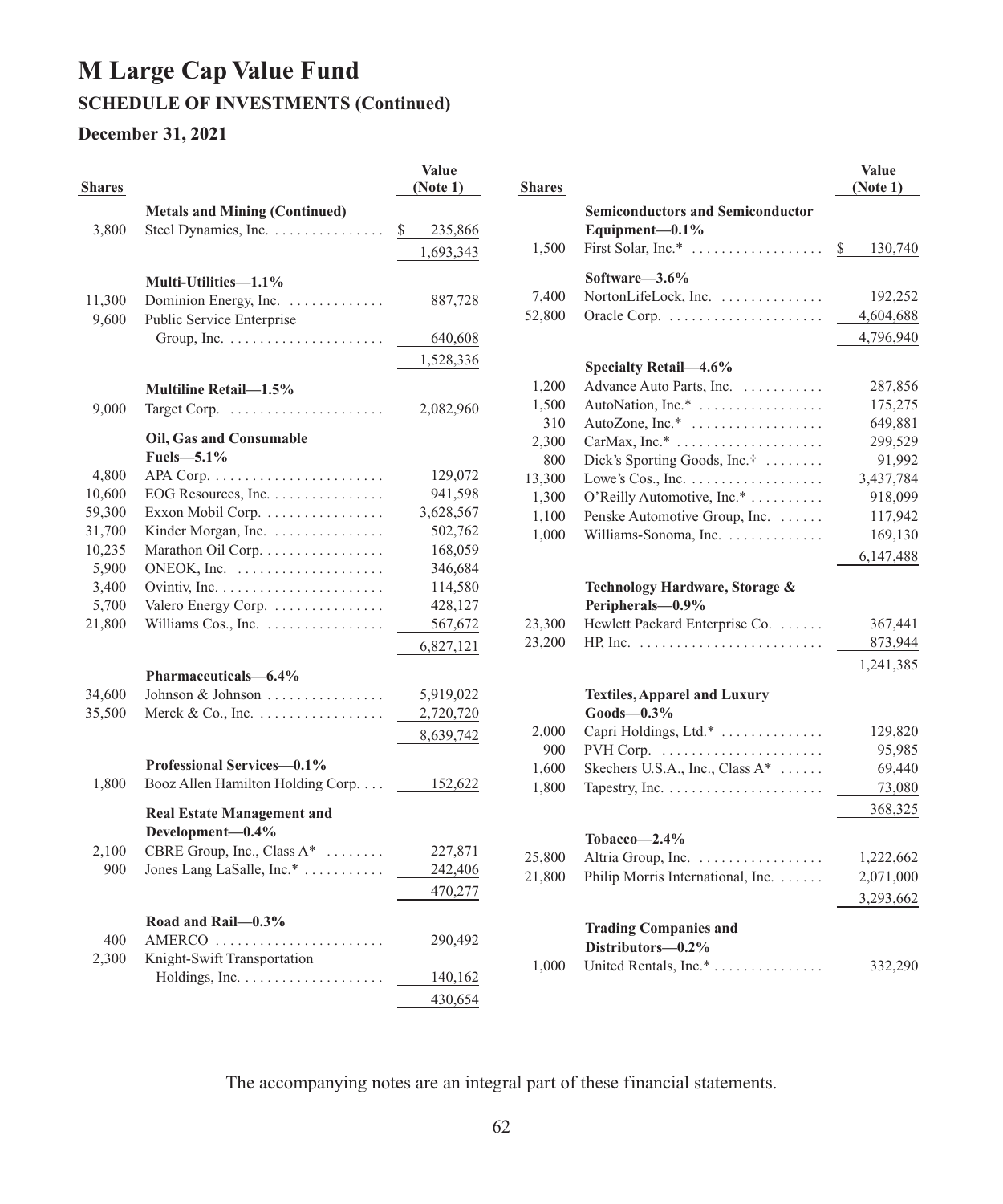# M Large Cap Value Fund

## SCHEDULE OF INVESTMENTS (Continued)

### December 31, 2021

| Shares | | Value (Note 1) |
|---|---|---|
| | **Metals and Mining (Continued)** | |
| 3,800 | Steel Dynamics, Inc. | $ 235,866 |
| | | 1,693,343 |
| | **Multi-Utilities—1.1%** | |
| 11,300 | Dominion Energy, Inc. | 887,728 |
| 9,600 | Public Service Enterprise Group, Inc. | 640,608 |
| | | 1,528,336 |
| | **Multiline Retail—1.5%** | |
| 9,000 | Target Corp. | 2,082,960 |
| | **Oil, Gas and Consumable Fuels—5.1%** | |
| 4,800 | APA Corp. | 129,072 |
| 10,600 | EOG Resources, Inc. | 941,598 |
| 59,300 | Exxon Mobil Corp. | 3,628,567 |
| 31,700 | Kinder Morgan, Inc. | 502,762 |
| 10,235 | Marathon Oil Corp. | 168,059 |
| 5,900 | ONEOK, Inc. | 346,684 |
| 3,400 | Ovintiv, Inc. | 114,580 |
| 5,700 | Valero Energy Corp. | 428,127 |
| 21,800 | Williams Cos., Inc. | 567,672 |
| | | 6,827,121 |
| | **Pharmaceuticals—6.4%** | |
| 34,600 | Johnson & Johnson | 5,919,022 |
| 35,500 | Merck & Co., Inc. | 2,720,720 |
| | | 8,639,742 |
| | **Professional Services—0.1%** | |
| 1,800 | Booz Allen Hamilton Holding Corp. | 152,622 |
| | **Real Estate Management and Development—0.4%** | |
| 2,100 | CBRE Group, Inc., Class A* | 227,871 |
| 900 | Jones Lang LaSalle, Inc.* | 242,406 |
| | | 470,277 |
| | **Road and Rail—0.3%** | |
| 400 | AMERCO | 290,492 |
| 2,300 | Knight-Swift Transportation Holdings, Inc. | 140,162 |
| | | 430,654 |
| | **Semiconductors and Semiconductor Equipment—0.1%** | |
| 1,500 | First Solar, Inc.* | $ 130,740 |
| | **Software—3.6%** | |
| 7,400 | NortonLifeLock, Inc. | 192,252 |
| 52,800 | Oracle Corp. | 4,604,688 |
| | | 4,796,940 |
| | **Specialty Retail—4.6%** | |
| 1,200 | Advance Auto Parts, Inc. | 287,856 |
| 1,500 | AutoNation, Inc.* | 175,275 |
| 310 | AutoZone, Inc.* | 649,881 |
| 2,300 | CarMax, Inc.* | 299,529 |
| 800 | Dick's Sporting Goods, Inc.† | 91,992 |
| 13,300 | Lowe's Cos., Inc. | 3,437,784 |
| 1,300 | O'Reilly Automotive, Inc.* | 918,099 |
| 1,100 | Penske Automotive Group, Inc. | 117,942 |
| 1,000 | Williams-Sonoma, Inc. | 169,130 |
| | | 6,147,488 |
| | **Technology Hardware, Storage & Peripherals—0.9%** | |
| 23,300 | Hewlett Packard Enterprise Co. | 367,441 |
| 23,200 | HP, Inc. | 873,944 |
| | | 1,241,385 |
| | **Textiles, Apparel and Luxury Goods—0.3%** | |
| 2,000 | Capri Holdings, Ltd.* | 129,820 |
| 900 | PVH Corp. | 95,985 |
| 1,600 | Skechers U.S.A., Inc., Class A* | 69,440 |
| 1,800 | Tapestry, Inc. | 73,080 |
| | | 368,325 |
| | **Tobacco—2.4%** | |
| 25,800 | Altria Group, Inc. | 1,222,662 |
| 21,800 | Philip Morris International, Inc. | 2,071,000 |
| | | 3,293,662 |
| | **Trading Companies and Distributors—0.2%** | |
| 1,000 | United Rentals, Inc.* | 332,290 |

The accompanying notes are an integral part of these financial statements.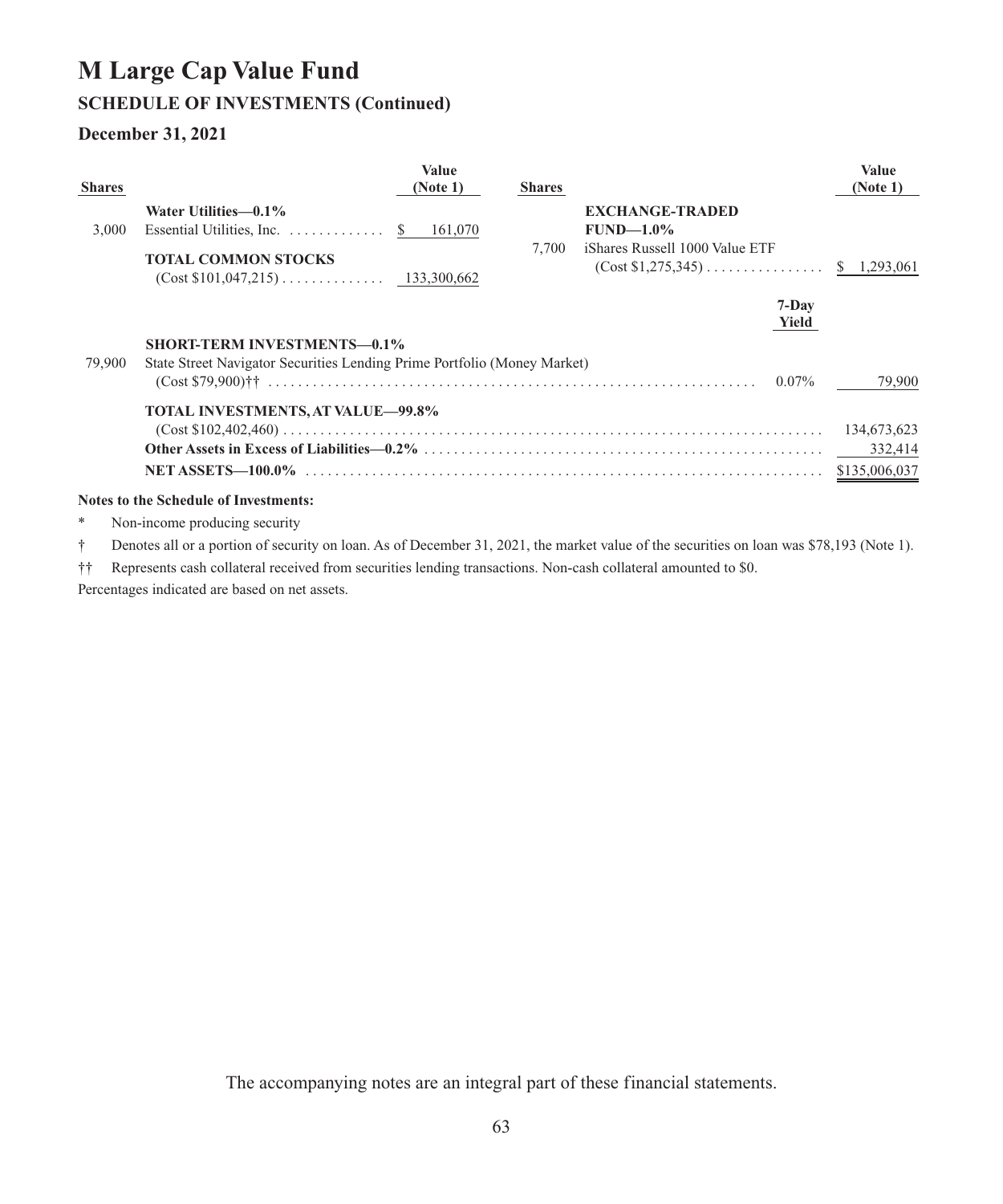# M Large Cap Value Fund

## SCHEDULE OF INVESTMENTS (Continued)

### December 31, 2021

| Shares | | Value (Note 1) |
|---|---|---|
| | **Water Utilities—0.1%** | |
| 3,000 | Essential Utilities, Inc. | $ 161,070 |
| | **TOTAL COMMON STOCKS** (Cost $101,047,215) | 133,300,662 |
| | **EXCHANGE-TRADED FUND—1.0%** | |
| 7,700 | iShares Russell 1000 Value ETF (Cost $1,275,345) | $ 1,293,061 |

| Shares | | 7-Day Yield | Value (Note 1) |
|---|---|---|---|
| | **SHORT-TERM INVESTMENTS—0.1%** | | |
| 79,900 | State Street Navigator Securities Lending Prime Portfolio (Money Market) (Cost $79,900)†† | 0.07% | 79,900 |
| | **TOTAL INVESTMENTS, AT VALUE—99.8%** (Cost $102,402,460) | | 134,673,623 |
| | **Other Assets in Excess of Liabilities—0.2%** | | 332,414 |
| | **NET ASSETS—100.0%** | | $135,006,037 |

**Notes to the Schedule of Investments:**

\* Non-income producing security

† Denotes all or a portion of security on loan. As of December 31, 2021, the market value of the securities on loan was $78,193 (Note 1).

†† Represents cash collateral received from securities lending transactions. Non-cash collateral amounted to $0.

Percentages indicated are based on net assets.

The accompanying notes are an integral part of these financial statements.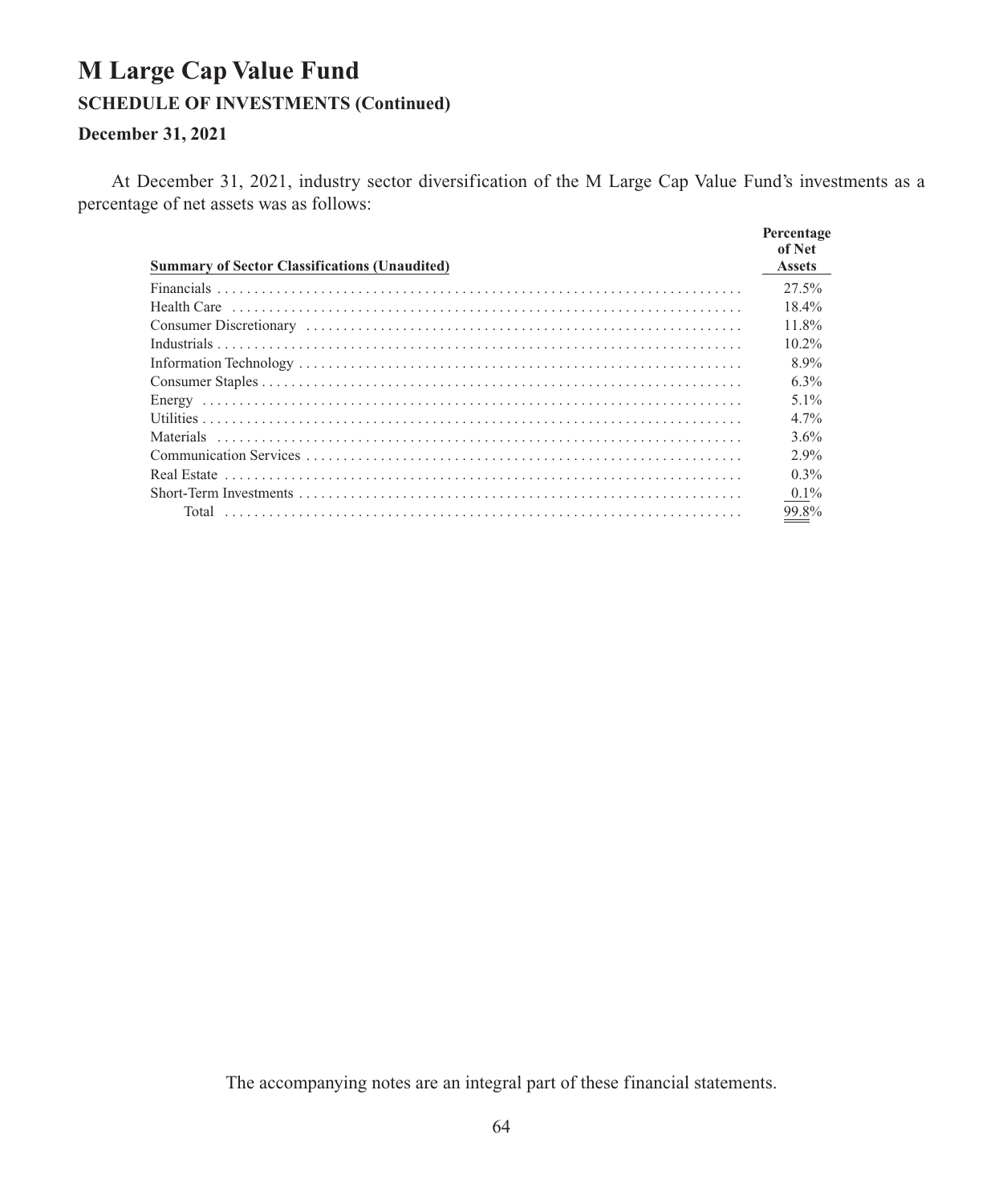# M Large Cap Value Fund

### SCHEDULE OF INVESTMENTS (Continued)

### December 31, 2021

At December 31, 2021, industry sector diversification of the M Large Cap Value Fund's investments as a percentage of net assets was as follows:

| Summary of Sector Classifications (Unaudited) | Percentage of Net Assets |
|---|---|
| Financials | 27.5% |
| Health Care | 18.4% |
| Consumer Discretionary | 11.8% |
| Industrials | 10.2% |
| Information Technology | 8.9% |
| Consumer Staples | 6.3% |
| Energy | 5.1% |
| Utilities | 4.7% |
| Materials | 3.6% |
| Communication Services | 2.9% |
| Real Estate | 0.3% |
| Short-Term Investments | 0.1% |
| Total | 99.8% |

The accompanying notes are an integral part of these financial statements.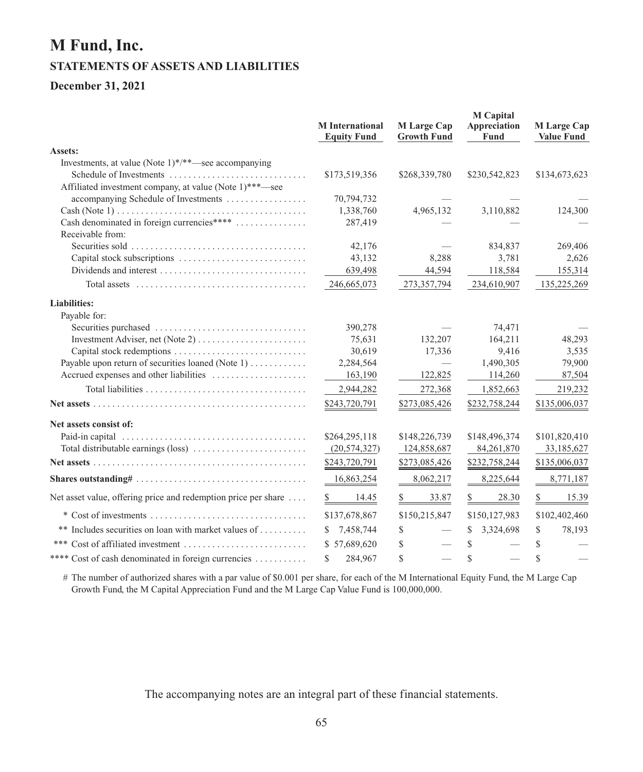# M Fund, Inc.

## STATEMENTS OF ASSETS AND LIABILITIES

### December 31, 2021

| | M International Equity Fund | M Large Cap Growth Fund | M Capital Appreciation Fund | M Large Cap Value Fund |
|---|---|---|---|---|
| **Assets:** | | | | |
| Investments, at value (Note 1)*/**—see accompanying Schedule of Investments | $173,519,356 | $268,339,780 | $230,542,823 | $134,673,623 |
| Affiliated investment company, at value (Note 1)***—see accompanying Schedule of Investments | 70,794,732 | — | — | — |
| Cash (Note 1) | 1,338,760 | 4,965,132 | 3,110,882 | 124,300 |
| Cash denominated in foreign currencies**** | 287,419 | — | — | — |
| Receivable from: | | | | |
| Securities sold | 42,176 | — | 834,837 | 269,406 |
| Capital stock subscriptions | 43,132 | 8,288 | 3,781 | 2,626 |
| Dividends and interest | 639,498 | 44,594 | 118,584 | 155,314 |
| Total assets | 246,665,073 | 273,357,794 | 234,610,907 | 135,225,269 |
| **Liabilities:** | | | | |
| Payable for: | | | | |
| Securities purchased | 390,278 | — | 74,471 | — |
| Investment Adviser, net (Note 2) | 75,631 | 132,207 | 164,211 | 48,293 |
| Capital stock redemptions | 30,619 | 17,336 | 9,416 | 3,535 |
| Payable upon return of securities loaned (Note 1) | 2,284,564 | — | 1,490,305 | 79,900 |
| Accrued expenses and other liabilities | 163,190 | 122,825 | 114,260 | 87,504 |
| Total liabilities | 2,944,282 | 272,368 | 1,852,663 | 219,232 |
| **Net assets** | $243,720,791 | $273,085,426 | $232,758,244 | $135,006,037 |
| **Net assets consist of:** | | | | |
| Paid-in capital | $264,295,118 | $148,226,739 | $148,496,374 | $101,820,410 |
| Total distributable earnings (loss) | (20,574,327) | 124,858,687 | 84,261,870 | 33,185,627 |
| **Net assets** | $243,720,791 | $273,085,426 | $232,758,244 | $135,006,037 |
| **Shares outstanding#** | 16,863,254 | 8,062,217 | 8,225,644 | 8,771,187 |
| Net asset value, offering price and redemption price per share | $ 14.45 | $ 33.87 | $ 28.30 | $ 15.39 |
| * Cost of investments | $137,678,867 | $150,215,847 | $150,127,983 | $102,402,460 |
| ** Includes securities on loan with market values of | $ 7,458,744 | $ — | $ 3,324,698 | $ 78,193 |
| *** Cost of affiliated investment | $ 57,689,620 | $ — | $ — | $ — |
| **** Cost of cash denominated in foreign currencies | $ 284,967 | $ — | $ — | $ — |

# The number of authorized shares with a par value of $0.001 per share, for each of the M International Equity Fund, the M Large Cap Growth Fund, the M Capital Appreciation Fund and the M Large Cap Value Fund is 100,000,000.

The accompanying notes are an integral part of these financial statements.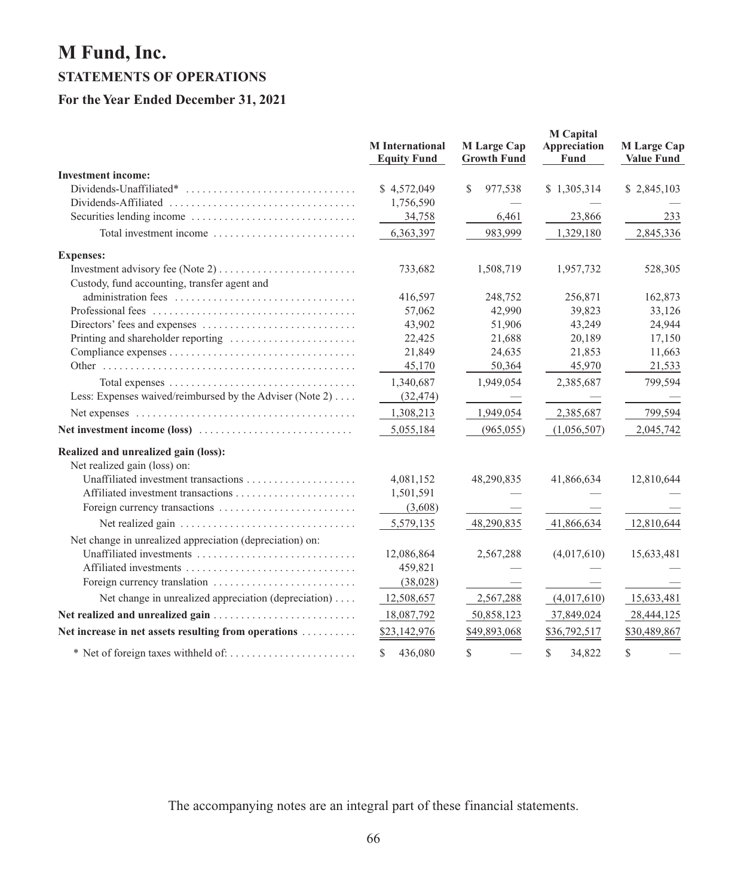# M Fund, Inc.

## STATEMENTS OF OPERATIONS

### For the Year Ended December 31, 2021

| | M International Equity Fund | M Large Cap Growth Fund | M Capital Appreciation Fund | M Large Cap Value Fund |
|---|---|---|---|---|
| **Investment income:** | | | | |
| Dividends-Unaffiliated* | $ 4,572,049 | $ 977,538 | $ 1,305,314 | $ 2,845,103 |
| Dividends-Affiliated | 1,756,590 | — | — | — |
| Securities lending income | 34,758 | 6,461 | 23,866 | 233 |
| Total investment income | 6,363,397 | 983,999 | 1,329,180 | 2,845,336 |
| **Expenses:** | | | | |
| Investment advisory fee (Note 2) | 733,682 | 1,508,719 | 1,957,732 | 528,305 |
| Custody, fund accounting, transfer agent and administration fees | 416,597 | 248,752 | 256,871 | 162,873 |
| Professional fees | 57,062 | 42,990 | 39,823 | 33,126 |
| Directors' fees and expenses | 43,902 | 51,906 | 43,249 | 24,944 |
| Printing and shareholder reporting | 22,425 | 21,688 | 20,189 | 17,150 |
| Compliance expenses | 21,849 | 24,635 | 21,853 | 11,663 |
| Other | 45,170 | 50,364 | 45,970 | 21,533 |
| Total expenses | 1,340,687 | 1,949,054 | 2,385,687 | 799,594 |
| Less: Expenses waived/reimbursed by the Adviser (Note 2) | (32,474) | — | — | — |
| Net expenses | 1,308,213 | 1,949,054 | 2,385,687 | 799,594 |
| **Net investment income (loss)** | 5,055,184 | (965,055) | (1,056,507) | 2,045,742 |
| **Realized and unrealized gain (loss):** | | | | |
| Net realized gain (loss) on: | | | | |
| Unaffiliated investment transactions | 4,081,152 | 48,290,835 | 41,866,634 | 12,810,644 |
| Affiliated investment transactions | 1,501,591 | — | — | — |
| Foreign currency transactions | (3,608) | — | — | — |
| Net realized gain | 5,579,135 | 48,290,835 | 41,866,634 | 12,810,644 |
| Net change in unrealized appreciation (depreciation) on: | | | | |
| Unaffiliated investments | 12,086,864 | 2,567,288 | (4,017,610) | 15,633,481 |
| Affiliated investments | 459,821 | — | — | — |
| Foreign currency translation | (38,028) | — | — | — |
| Net change in unrealized appreciation (depreciation) | 12,508,657 | 2,567,288 | (4,017,610) | 15,633,481 |
| **Net realized and unrealized gain** | 18,087,792 | 50,858,123 | 37,849,024 | 28,444,125 |
| **Net increase in net assets resulting from operations** | $23,142,976 | $49,893,068 | $36,792,517 | $30,489,867 |
| * Net of foreign taxes withheld of: | $ 436,080 | $ — | $ 34,822 | $ — |

The accompanying notes are an integral part of these financial statements.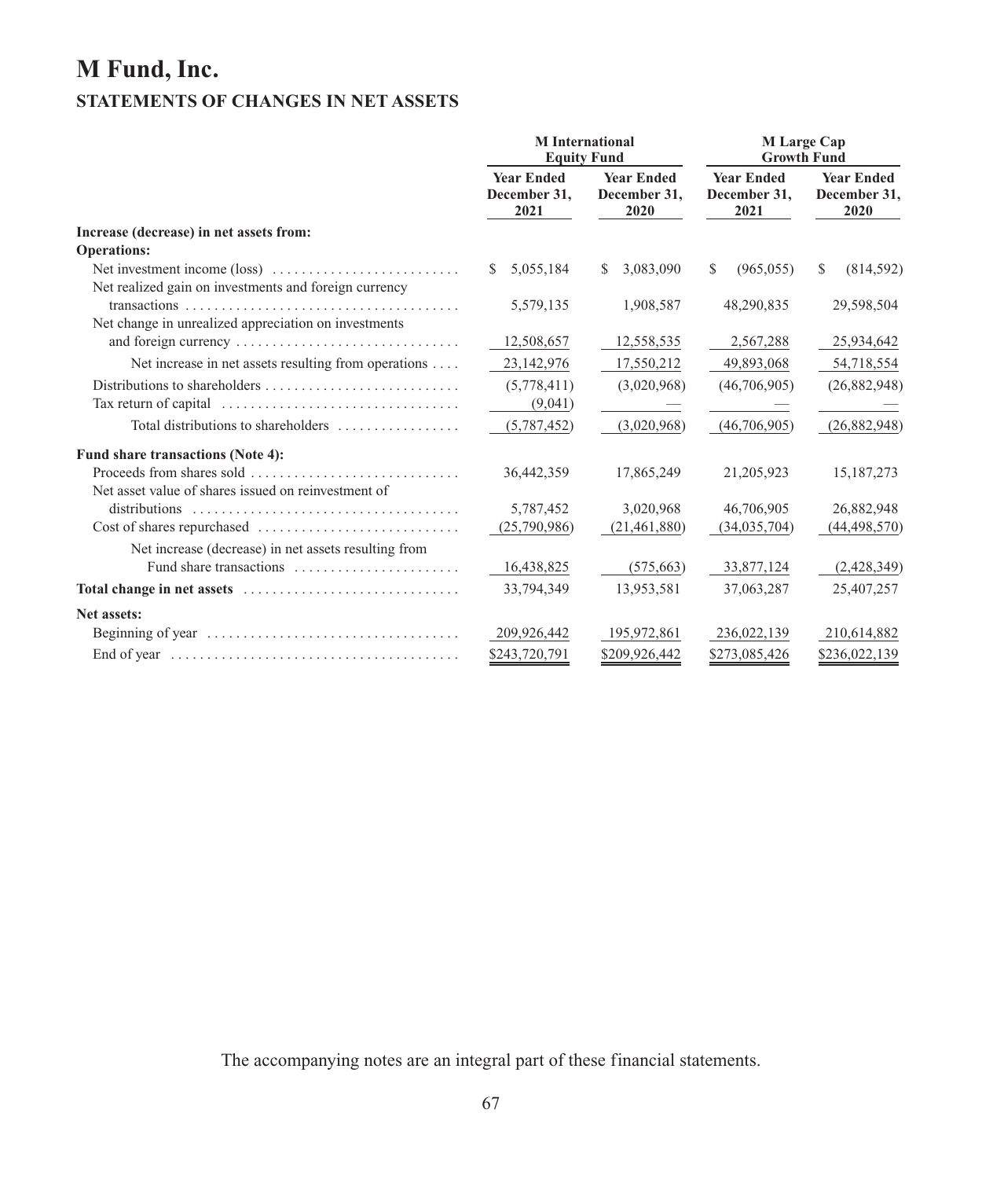# M Fund, Inc.

## STATEMENTS OF CHANGES IN NET ASSETS

| | M International Equity Fund | | M Large Cap Growth Fund | |
|---|---|---|---|---|
| | Year Ended December 31, 2021 | Year Ended December 31, 2020 | Year Ended December 31, 2021 | Year Ended December 31, 2020 |
| **Increase (decrease) in net assets from:** | | | | |
| **Operations:** | | | | |
| Net investment income (loss) | $ 5,055,184 | $ 3,083,090 | $ (965,055) | $ (814,592) |
| Net realized gain on investments and foreign currency transactions | 5,579,135 | 1,908,587 | 48,290,835 | 29,598,504 |
| Net change in unrealized appreciation on investments and foreign currency | 12,508,657 | 12,558,535 | 2,567,288 | 25,934,642 |
| Net increase in net assets resulting from operations | 23,142,976 | 17,550,212 | 49,893,068 | 54,718,554 |
| Distributions to shareholders | (5,778,411) | (3,020,968) | (46,706,905) | (26,882,948) |
| Tax return of capital | (9,041) | — | — | — |
| Total distributions to shareholders | (5,787,452) | (3,020,968) | (46,706,905) | (26,882,948) |
| **Fund share transactions (Note 4):** | | | | |
| Proceeds from shares sold | 36,442,359 | 17,865,249 | 21,205,923 | 15,187,273 |
| Net asset value of shares issued on reinvestment of distributions | 5,787,452 | 3,020,968 | 46,706,905 | 26,882,948 |
| Cost of shares repurchased | (25,790,986) | (21,461,880) | (34,035,704) | (44,498,570) |
| Net increase (decrease) in net assets resulting from Fund share transactions | 16,438,825 | (575,663) | 33,877,124 | (2,428,349) |
| **Total change in net assets** | 33,794,349 | 13,953,581 | 37,063,287 | 25,407,257 |
| **Net assets:** | | | | |
| Beginning of year | 209,926,442 | 195,972,861 | 236,022,139 | 210,614,882 |
| End of year | $243,720,791 | $209,926,442 | $273,085,426 | $236,022,139 |

The accompanying notes are an integral part of these financial statements.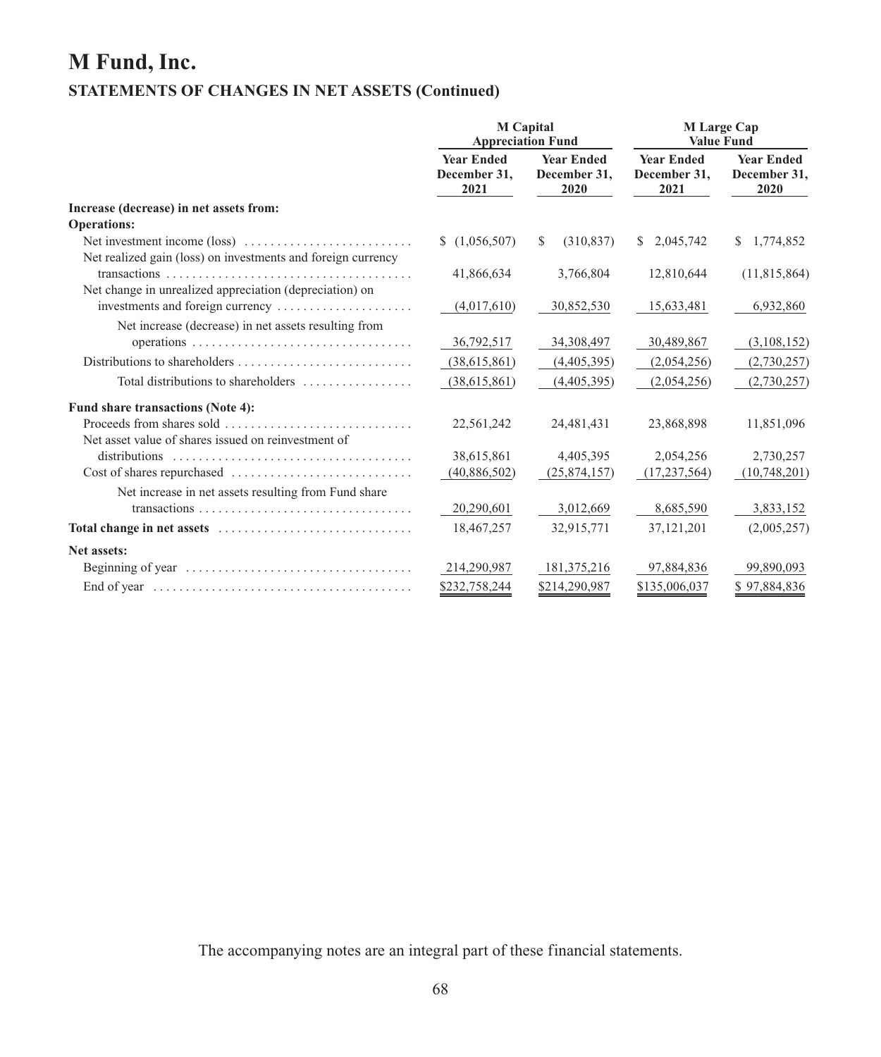# M Fund, Inc.

## STATEMENTS OF CHANGES IN NET ASSETS (Continued)

| | M Capital Appreciation Fund | | M Large Cap Value Fund | |
|---|---|---|---|---|
| | Year Ended December 31, 2021 | Year Ended December 31, 2020 | Year Ended December 31, 2021 | Year Ended December 31, 2020 |
| **Increase (decrease) in net assets from:** | | | | |
| **Operations:** | | | | |
| Net investment income (loss) | $ (1,056,507) | $ (310,837) | $ 2,045,742 | $ 1,774,852 |
| Net realized gain (loss) on investments and foreign currency transactions | 41,866,634 | 3,766,804 | 12,810,644 | (11,815,864) |
| Net change in unrealized appreciation (depreciation) on investments and foreign currency | (4,017,610) | 30,852,530 | 15,633,481 | 6,932,860 |
| Net increase (decrease) in net assets resulting from operations | 36,792,517 | 34,308,497 | 30,489,867 | (3,108,152) |
| Distributions to shareholders | (38,615,861) | (4,405,395) | (2,054,256) | (2,730,257) |
| Total distributions to shareholders | (38,615,861) | (4,405,395) | (2,054,256) | (2,730,257) |
| **Fund share transactions (Note 4):** | | | | |
| Proceeds from shares sold | 22,561,242 | 24,481,431 | 23,868,898 | 11,851,096 |
| Net asset value of shares issued on reinvestment of distributions | 38,615,861 | 4,405,395 | 2,054,256 | 2,730,257 |
| Cost of shares repurchased | (40,886,502) | (25,874,157) | (17,237,564) | (10,748,201) |
| Net increase in net assets resulting from Fund share transactions | 20,290,601 | 3,012,669 | 8,685,590 | 3,833,152 |
| **Total change in net assets** | 18,467,257 | 32,915,771 | 37,121,201 | (2,005,257) |
| **Net assets:** | | | | |
| Beginning of year | 214,290,987 | 181,375,216 | 97,884,836 | 99,890,093 |
| End of year | $232,758,244 | $214,290,987 | $135,006,037 | $ 97,884,836 |

The accompanying notes are an integral part of these financial statements.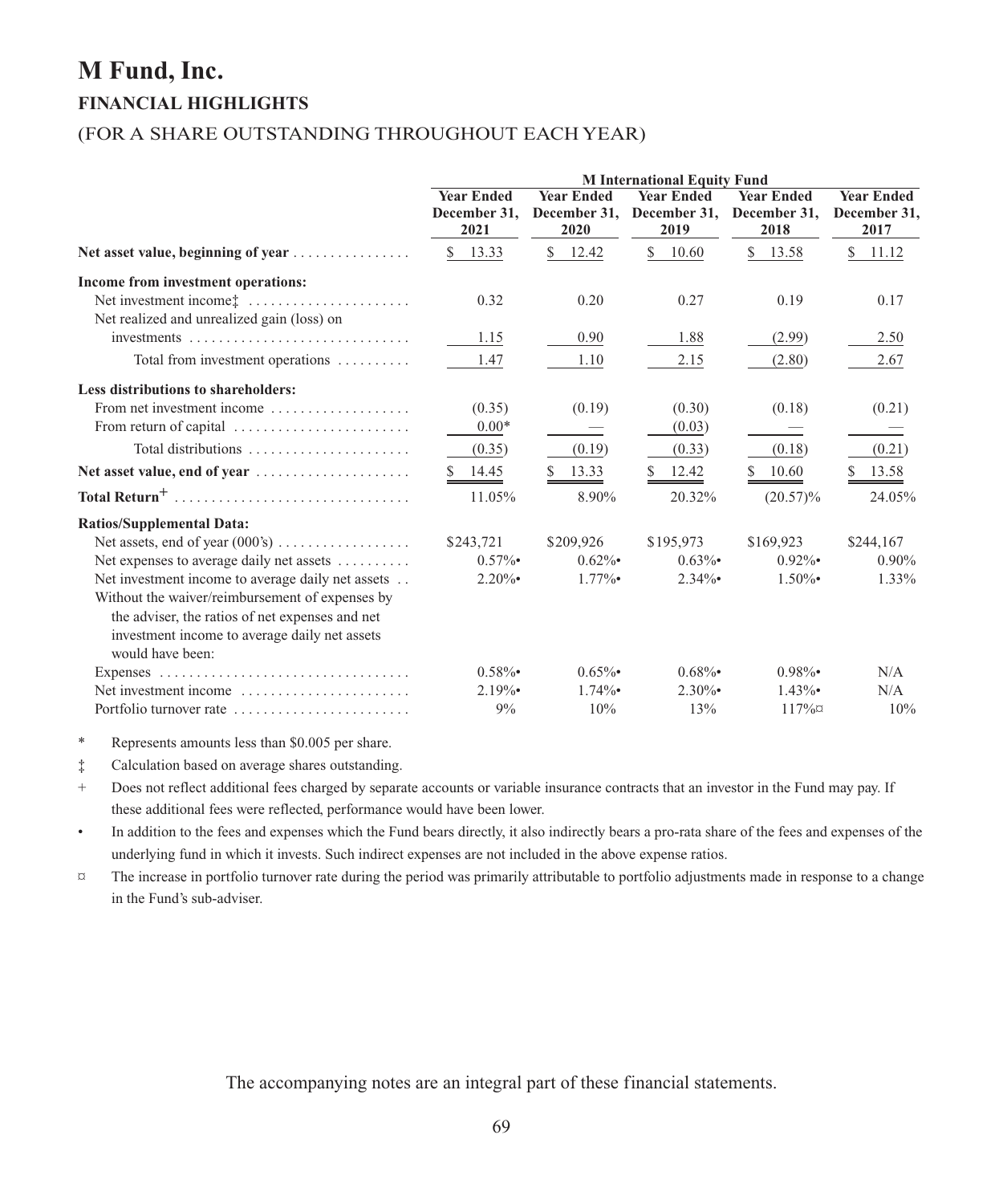# M Fund, Inc.

## FINANCIAL HIGHLIGHTS

(FOR A SHARE OUTSTANDING THROUGHOUT EACH YEAR)

| | M International Equity Fund | | | | |
|---|---|---|---|---|---|
| | Year Ended December 31, 2021 | Year Ended December 31, 2020 | Year Ended December 31, 2019 | Year Ended December 31, 2018 | Year Ended December 31, 2017 |
| **Net asset value, beginning of year** | $ 13.33 | $ 12.42 | $ 10.60 | $ 13.58 | $ 11.12 |
| **Income from investment operations:** | | | | | |
| Net investment income‡ | 0.32 | 0.20 | 0.27 | 0.19 | 0.17 |
| Net realized and unrealized gain (loss) on investments | 1.15 | 0.90 | 1.88 | (2.99) | 2.50 |
| Total from investment operations | 1.47 | 1.10 | 2.15 | (2.80) | 2.67 |
| **Less distributions to shareholders:** | | | | | |
| From net investment income | (0.35) | (0.19) | (0.30) | (0.18) | (0.21) |
| From return of capital | 0.00* | — | (0.03) | — | — |
| Total distributions | (0.35) | (0.19) | (0.33) | (0.18) | (0.21) |
| **Net asset value, end of year** | $ 14.45 | $ 13.33 | $ 12.42 | $ 10.60 | $ 13.58 |
| **Total Return+** | 11.05% | 8.90% | 20.32% | (20.57)% | 24.05% |
| **Ratios/Supplemental Data:** | | | | | |
| Net assets, end of year (000's) | $243,721 | $209,926 | $195,973 | $169,923 | $244,167 |
| Net expenses to average daily net assets | 0.57%• | 0.62%• | 0.63%• | 0.92%• | 0.90% |
| Net investment income to average daily net assets | 2.20%• | 1.77%• | 2.34%• | 1.50%• | 1.33% |
| Without the waiver/reimbursement of expenses by the adviser, the ratios of net expenses and net investment income to average daily net assets would have been: | | | | | |
| Expenses | 0.58%• | 0.65%• | 0.68%• | 0.98%• | N/A |
| Net investment income | 2.19%• | 1.74%• | 2.30%• | 1.43%• | N/A |
| Portfolio turnover rate | 9% | 10% | 13% | 117%¤ | 10% |

\* Represents amounts less than $0.005 per share.

‡ Calculation based on average shares outstanding.

\+ Does not reflect additional fees charged by separate accounts or variable insurance contracts that an investor in the Fund may pay. If these additional fees were reflected, performance would have been lower.

• In addition to the fees and expenses which the Fund bears directly, it also indirectly bears a pro-rata share of the fees and expenses of the underlying fund in which it invests. Such indirect expenses are not included in the above expense ratios.

¤ The increase in portfolio turnover rate during the period was primarily attributable to portfolio adjustments made in response to a change in the Fund's sub-adviser.

The accompanying notes are an integral part of these financial statements.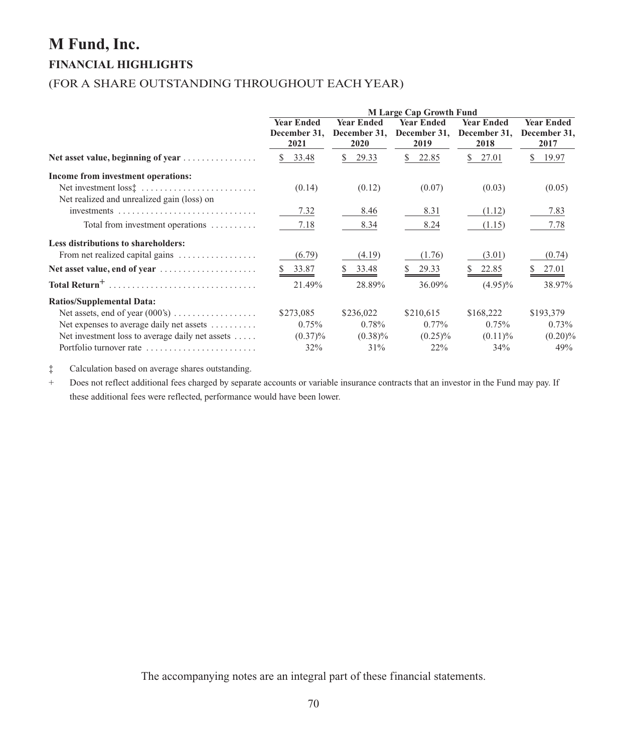# M Fund, Inc.

## FINANCIAL HIGHLIGHTS

(FOR A SHARE OUTSTANDING THROUGHOUT EACH YEAR)

| | M Large Cap Growth Fund | | | | |
|---|---|---|---|---|---|
| | Year Ended December 31, 2021 | Year Ended December 31, 2020 | Year Ended December 31, 2019 | Year Ended December 31, 2018 | Year Ended December 31, 2017 |
| **Net asset value, beginning of year** | $ 33.48 | $ 29.33 | $ 22.85 | $ 27.01 | $ 19.97 |
| **Income from investment operations:** | | | | | |
| Net investment loss‡ | (0.14) | (0.12) | (0.07) | (0.03) | (0.05) |
| Net realized and unrealized gain (loss) on investments | 7.32 | 8.46 | 8.31 | (1.12) | 7.83 |
| Total from investment operations | 7.18 | 8.34 | 8.24 | (1.15) | 7.78 |
| **Less distributions to shareholders:** | | | | | |
| From net realized capital gains | (6.79) | (4.19) | (1.76) | (3.01) | (0.74) |
| **Net asset value, end of year** | $ 33.87 | $ 33.48 | $ 29.33 | $ 22.85 | $ 27.01 |
| **Total Return+** | 21.49% | 28.89% | 36.09% | (4.95)% | 38.97% |
| **Ratios/Supplemental Data:** | | | | | |
| Net assets, end of year (000's) | $273,085 | $236,022 | $210,615 | $168,222 | $193,379 |
| Net expenses to average daily net assets | 0.75% | 0.78% | 0.77% | 0.75% | 0.73% |
| Net investment loss to average daily net assets | (0.37)% | (0.38)% | (0.25)% | (0.11)% | (0.20)% |
| Portfolio turnover rate | 32% | 31% | 22% | 34% | 49% |

‡ Calculation based on average shares outstanding.

\+ Does not reflect additional fees charged by separate accounts or variable insurance contracts that an investor in the Fund may pay. If these additional fees were reflected, performance would have been lower.

The accompanying notes are an integral part of these financial statements.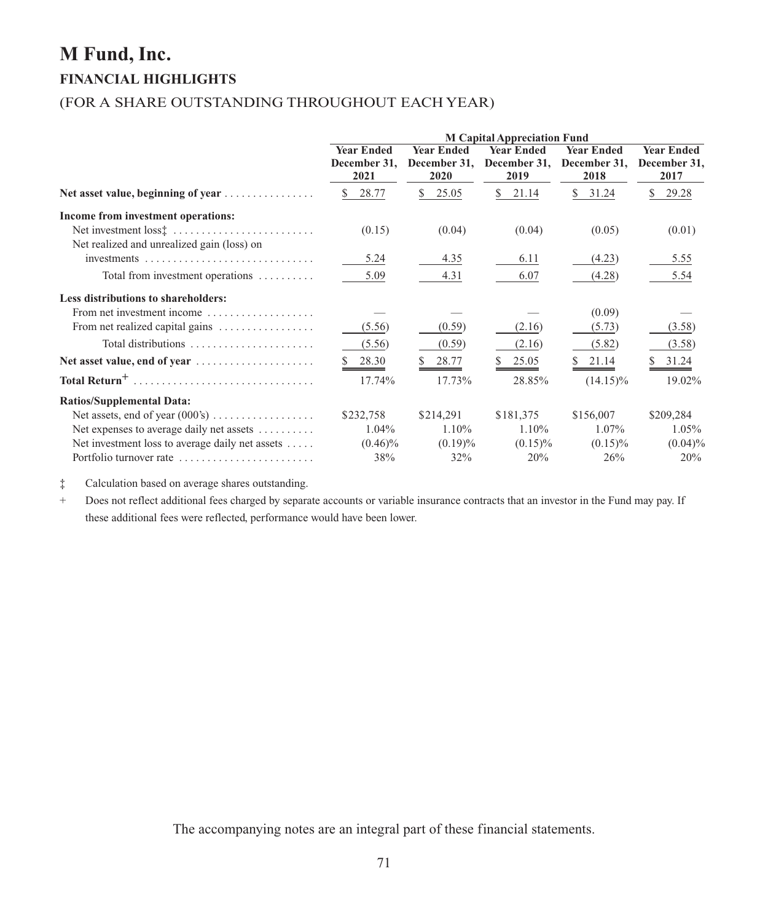# M Fund, Inc.

## FINANCIAL HIGHLIGHTS

(FOR A SHARE OUTSTANDING THROUGHOUT EACH YEAR)

| | M Capital Appreciation Fund | | | | |
|---|---|---|---|---|---|
| | Year Ended December 31, 2021 | Year Ended December 31, 2020 | Year Ended December 31, 2019 | Year Ended December 31, 2018 | Year Ended December 31, 2017 |
| **Net asset value, beginning of year** | $ 28.77 | $ 25.05 | $ 21.14 | $ 31.24 | $ 29.28 |
| **Income from investment operations:** | | | | | |
| Net investment loss‡ | (0.15) | (0.04) | (0.04) | (0.05) | (0.01) |
| Net realized and unrealized gain (loss) on investments | 5.24 | 4.35 | 6.11 | (4.23) | 5.55 |
| Total from investment operations | 5.09 | 4.31 | 6.07 | (4.28) | 5.54 |
| **Less distributions to shareholders:** | | | | | |
| From net investment income | — | — | — | (0.09) | — |
| From net realized capital gains | (5.56) | (0.59) | (2.16) | (5.73) | (3.58) |
| Total distributions | (5.56) | (0.59) | (2.16) | (5.82) | (3.58) |
| **Net asset value, end of year** | $ 28.30 | $ 28.77 | $ 25.05 | $ 21.14 | $ 31.24 |
| **Total Return+** | 17.74% | 17.73% | 28.85% | (14.15)% | 19.02% |
| **Ratios/Supplemental Data:** | | | | | |
| Net assets, end of year (000's) | $232,758 | $214,291 | $181,375 | $156,007 | $209,284 |
| Net expenses to average daily net assets | 1.04% | 1.10% | 1.10% | 1.07% | 1.05% |
| Net investment loss to average daily net assets | (0.46)% | (0.19)% | (0.15)% | (0.15)% | (0.04)% |
| Portfolio turnover rate | 38% | 32% | 20% | 26% | 20% |

‡ Calculation based on average shares outstanding.

\+ Does not reflect additional fees charged by separate accounts or variable insurance contracts that an investor in the Fund may pay. If these additional fees were reflected, performance would have been lower.

The accompanying notes are an integral part of these financial statements.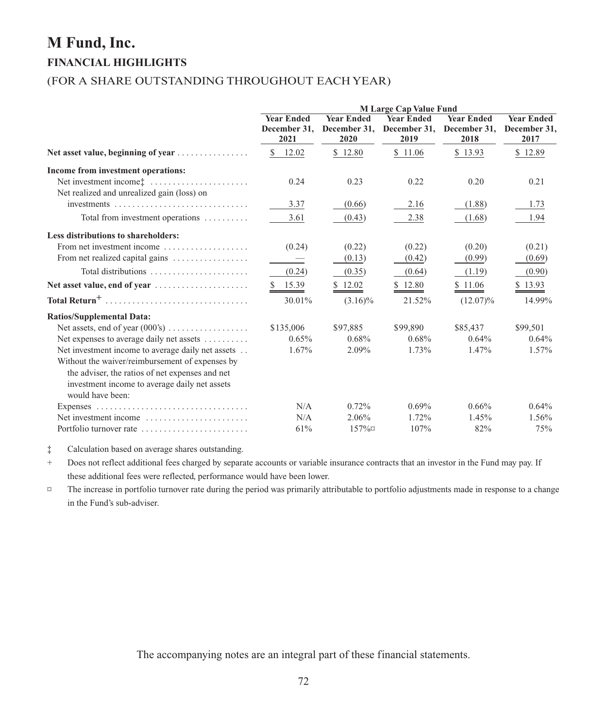# M Fund, Inc.

## FINANCIAL HIGHLIGHTS

(FOR A SHARE OUTSTANDING THROUGHOUT EACH YEAR)

| | M Large Cap Value Fund | | | | |
|---|---|---|---|---|---|
| | Year Ended December 31, 2021 | Year Ended December 31, 2020 | Year Ended December 31, 2019 | Year Ended December 31, 2018 | Year Ended December 31, 2017 |
| **Net asset value, beginning of year** | $ 12.02 | $ 12.80 | $ 11.06 | $ 13.93 | $ 12.89 |
| **Income from investment operations:** | | | | | |
| Net investment income‡ | 0.24 | 0.23 | 0.22 | 0.20 | 0.21 |
| Net realized and unrealized gain (loss) on investments | 3.37 | (0.66) | 2.16 | (1.88) | 1.73 |
| Total from investment operations | 3.61 | (0.43) | 2.38 | (1.68) | 1.94 |
| **Less distributions to shareholders:** | | | | | |
| From net investment income | (0.24) | (0.22) | (0.22) | (0.20) | (0.21) |
| From net realized capital gains | — | (0.13) | (0.42) | (0.99) | (0.69) |
| Total distributions | (0.24) | (0.35) | (0.64) | (1.19) | (0.90) |
| **Net asset value, end of year** | $ 15.39 | $ 12.02 | $ 12.80 | $ 11.06 | $ 13.93 |
| **Total Return+** | 30.01% | (3.16)% | 21.52% | (12.07)% | 14.99% |
| **Ratios/Supplemental Data:** | | | | | |
| Net assets, end of year (000's) | $135,006 | $97,885 | $99,890 | $85,437 | $99,501 |
| Net expenses to average daily net assets | 0.65% | 0.68% | 0.68% | 0.64% | 0.64% |
| Net investment income to average daily net assets | 1.67% | 2.09% | 1.73% | 1.47% | 1.57% |
| Without the waiver/reimbursement of expenses by the adviser, the ratios of net expenses and net investment income to average daily net assets would have been: | | | | | |
| Expenses | N/A | 0.72% | 0.69% | 0.66% | 0.64% |
| Net investment income | N/A | 2.06% | 1.72% | 1.45% | 1.56% |
| Portfolio turnover rate | 61% | 157%¤ | 107% | 82% | 75% |

‡ Calculation based on average shares outstanding.

\+ Does not reflect additional fees charged by separate accounts or variable insurance contracts that an investor in the Fund may pay. If these additional fees were reflected, performance would have been lower.

¤ The increase in portfolio turnover rate during the period was primarily attributable to portfolio adjustments made in response to a change in the Fund's sub-adviser.

The accompanying notes are an integral part of these financial statements.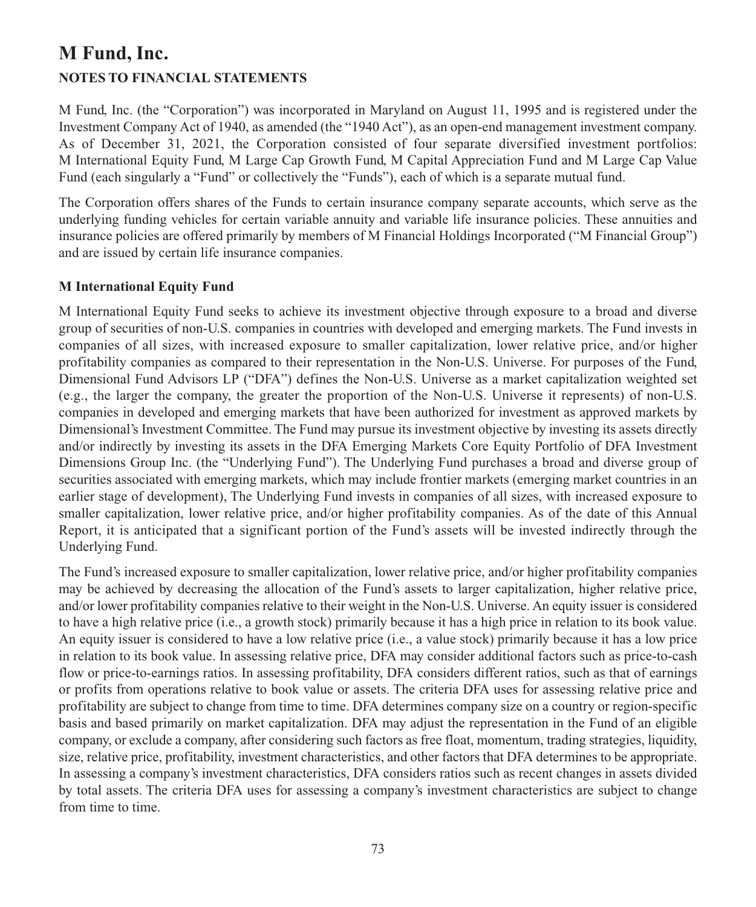# M Fund, Inc.

## NOTES TO FINANCIAL STATEMENTS

M Fund, Inc. (the "Corporation") was incorporated in Maryland on August 11, 1995 and is registered under the Investment Company Act of 1940, as amended (the "1940 Act"), as an open-end management investment company. As of December 31, 2021, the Corporation consisted of four separate diversified investment portfolios: M International Equity Fund, M Large Cap Growth Fund, M Capital Appreciation Fund and M Large Cap Value Fund (each singularly a "Fund" or collectively the "Funds"), each of which is a separate mutual fund.

The Corporation offers shares of the Funds to certain insurance company separate accounts, which serve as the underlying funding vehicles for certain variable annuity and variable life insurance policies. These annuities and insurance policies are offered primarily by members of M Financial Holdings Incorporated ("M Financial Group") and are issued by certain life insurance companies.

### M International Equity Fund

M International Equity Fund seeks to achieve its investment objective through exposure to a broad and diverse group of securities of non-U.S. companies in countries with developed and emerging markets. The Fund invests in companies of all sizes, with increased exposure to smaller capitalization, lower relative price, and/or higher profitability companies as compared to their representation in the Non-U.S. Universe. For purposes of the Fund, Dimensional Fund Advisors LP ("DFA") defines the Non-U.S. Universe as a market capitalization weighted set (e.g., the larger the company, the greater the proportion of the Non-U.S. Universe it represents) of non-U.S. companies in developed and emerging markets that have been authorized for investment as approved markets by Dimensional's Investment Committee. The Fund may pursue its investment objective by investing its assets directly and/or indirectly by investing its assets in the DFA Emerging Markets Core Equity Portfolio of DFA Investment Dimensions Group Inc. (the "Underlying Fund"). The Underlying Fund purchases a broad and diverse group of securities associated with emerging markets, which may include frontier markets (emerging market countries in an earlier stage of development), The Underlying Fund invests in companies of all sizes, with increased exposure to smaller capitalization, lower relative price, and/or higher profitability companies. As of the date of this Annual Report, it is anticipated that a significant portion of the Fund's assets will be invested indirectly through the Underlying Fund.

The Fund's increased exposure to smaller capitalization, lower relative price, and/or higher profitability companies may be achieved by decreasing the allocation of the Fund's assets to larger capitalization, higher relative price, and/or lower profitability companies relative to their weight in the Non-U.S. Universe. An equity issuer is considered to have a high relative price (i.e., a growth stock) primarily because it has a high price in relation to its book value. An equity issuer is considered to have a low relative price (i.e., a value stock) primarily because it has a low price in relation to its book value. In assessing relative price, DFA may consider additional factors such as price-to-cash flow or price-to-earnings ratios. In assessing profitability, DFA considers different ratios, such as that of earnings or profits from operations relative to book value or assets. The criteria DFA uses for assessing relative price and profitability are subject to change from time to time. DFA determines company size on a country or region-specific basis and based primarily on market capitalization. DFA may adjust the representation in the Fund of an eligible company, or exclude a company, after considering such factors as free float, momentum, trading strategies, liquidity, size, relative price, profitability, investment characteristics, and other factors that DFA determines to be appropriate. In assessing a company's investment characteristics, DFA considers ratios such as recent changes in assets divided by total assets. The criteria DFA uses for assessing a company's investment characteristics are subject to change from time to time.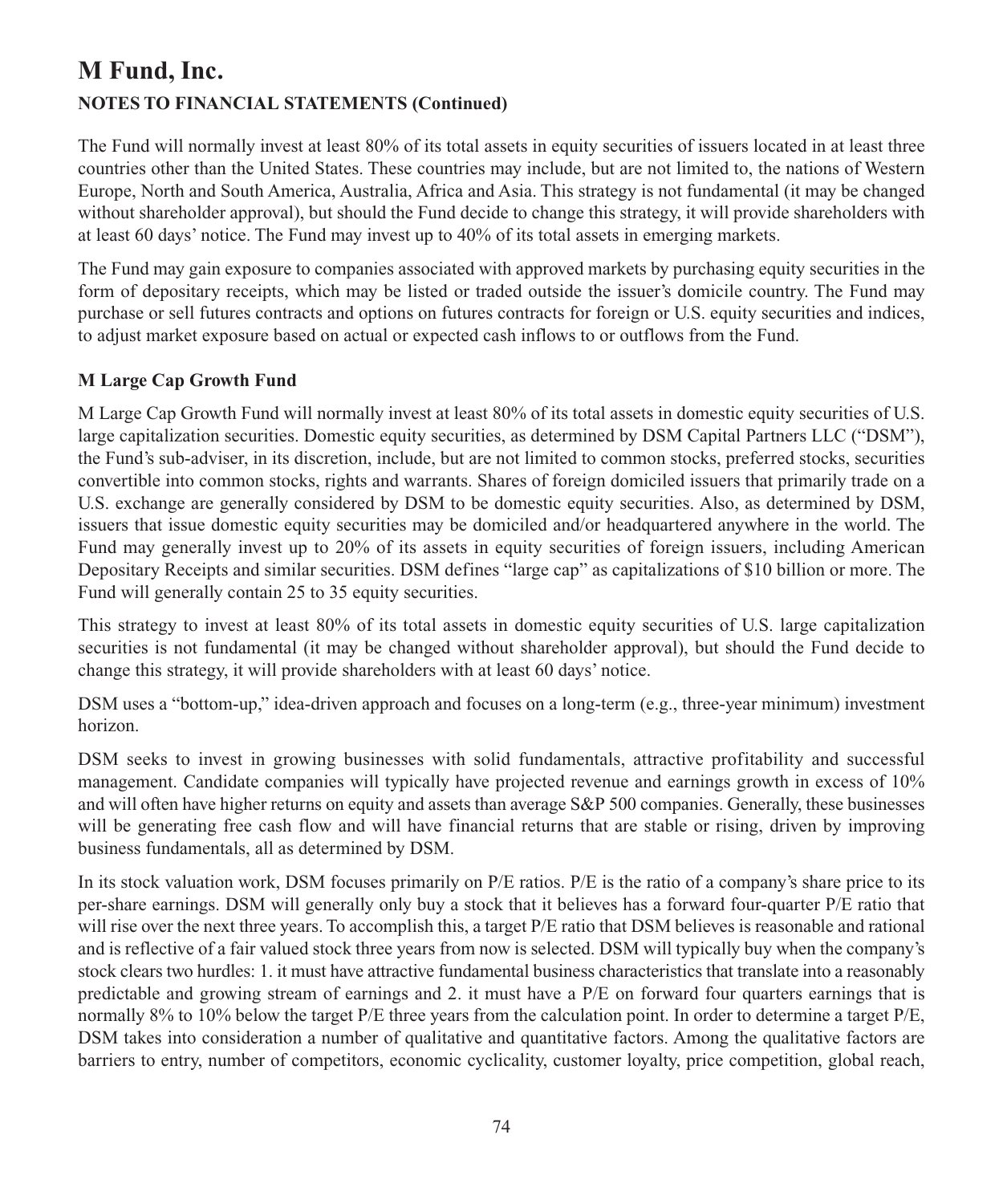# M Fund, Inc.

**NOTES TO FINANCIAL STATEMENTS (Continued)**

The Fund will normally invest at least 80% of its total assets in equity securities of issuers located in at least three countries other than the United States. These countries may include, but are not limited to, the nations of Western Europe, North and South America, Australia, Africa and Asia. This strategy is not fundamental (it may be changed without shareholder approval), but should the Fund decide to change this strategy, it will provide shareholders with at least 60 days' notice. The Fund may invest up to 40% of its total assets in emerging markets.

The Fund may gain exposure to companies associated with approved markets by purchasing equity securities in the form of depositary receipts, which may be listed or traded outside the issuer's domicile country. The Fund may purchase or sell futures contracts and options on futures contracts for foreign or U.S. equity securities and indices, to adjust market exposure based on actual or expected cash inflows to or outflows from the Fund.

**M Large Cap Growth Fund**

M Large Cap Growth Fund will normally invest at least 80% of its total assets in domestic equity securities of U.S. large capitalization securities. Domestic equity securities, as determined by DSM Capital Partners LLC ("DSM"), the Fund's sub-adviser, in its discretion, include, but are not limited to common stocks, preferred stocks, securities convertible into common stocks, rights and warrants. Shares of foreign domiciled issuers that primarily trade on a U.S. exchange are generally considered by DSM to be domestic equity securities. Also, as determined by DSM, issuers that issue domestic equity securities may be domiciled and/or headquartered anywhere in the world. The Fund may generally invest up to 20% of its assets in equity securities of foreign issuers, including American Depositary Receipts and similar securities. DSM defines "large cap" as capitalizations of $10 billion or more. The Fund will generally contain 25 to 35 equity securities.

This strategy to invest at least 80% of its total assets in domestic equity securities of U.S. large capitalization securities is not fundamental (it may be changed without shareholder approval), but should the Fund decide to change this strategy, it will provide shareholders with at least 60 days' notice.

DSM uses a "bottom-up," idea-driven approach and focuses on a long-term (e.g., three-year minimum) investment horizon.

DSM seeks to invest in growing businesses with solid fundamentals, attractive profitability and successful management. Candidate companies will typically have projected revenue and earnings growth in excess of 10% and will often have higher returns on equity and assets than average S&P 500 companies. Generally, these businesses will be generating free cash flow and will have financial returns that are stable or rising, driven by improving business fundamentals, all as determined by DSM.

In its stock valuation work, DSM focuses primarily on P/E ratios. P/E is the ratio of a company's share price to its per-share earnings. DSM will generally only buy a stock that it believes has a forward four-quarter P/E ratio that will rise over the next three years. To accomplish this, a target P/E ratio that DSM believes is reasonable and rational and is reflective of a fair valued stock three years from now is selected. DSM will typically buy when the company's stock clears two hurdles: 1. it must have attractive fundamental business characteristics that translate into a reasonably predictable and growing stream of earnings and 2. it must have a P/E on forward four quarters earnings that is normally 8% to 10% below the target P/E three years from the calculation point. In order to determine a target P/E, DSM takes into consideration a number of qualitative and quantitative factors. Among the qualitative factors are barriers to entry, number of competitors, economic cyclicality, customer loyalty, price competition, global reach,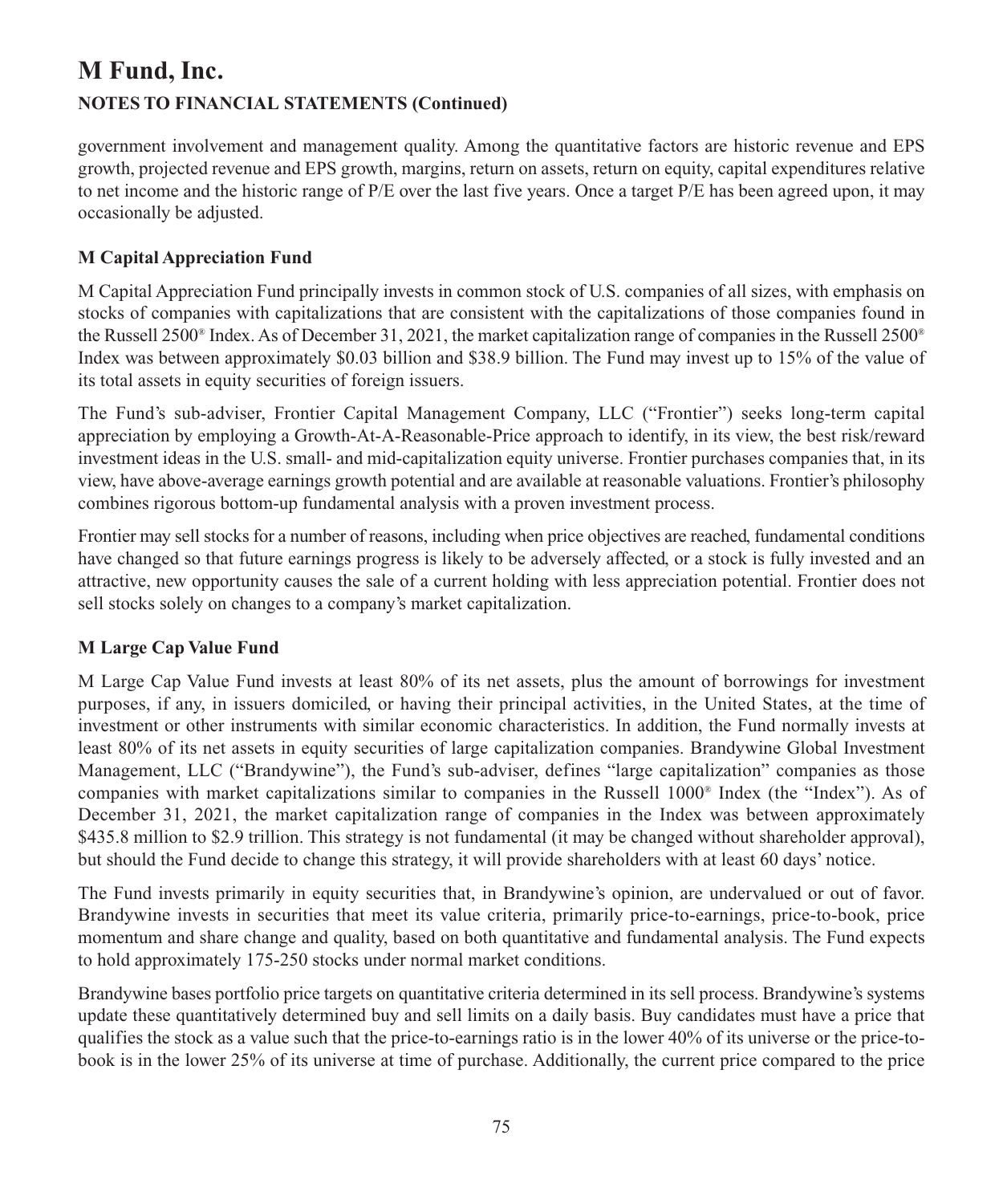# M Fund, Inc.

## NOTES TO FINANCIAL STATEMENTS (Continued)

government involvement and management quality. Among the quantitative factors are historic revenue and EPS growth, projected revenue and EPS growth, margins, return on assets, return on equity, capital expenditures relative to net income and the historic range of P/E over the last five years. Once a target P/E has been agreed upon, it may occasionally be adjusted.

### M Capital Appreciation Fund

M Capital Appreciation Fund principally invests in common stock of U.S. companies of all sizes, with emphasis on stocks of companies with capitalizations that are consistent with the capitalizations of those companies found in the Russell 2500® Index. As of December 31, 2021, the market capitalization range of companies in the Russell 2500® Index was between approximately $0.03 billion and $38.9 billion. The Fund may invest up to 15% of the value of its total assets in equity securities of foreign issuers.

The Fund's sub-adviser, Frontier Capital Management Company, LLC ("Frontier") seeks long-term capital appreciation by employing a Growth-At-A-Reasonable-Price approach to identify, in its view, the best risk/reward investment ideas in the U.S. small- and mid-capitalization equity universe. Frontier purchases companies that, in its view, have above-average earnings growth potential and are available at reasonable valuations. Frontier's philosophy combines rigorous bottom-up fundamental analysis with a proven investment process.

Frontier may sell stocks for a number of reasons, including when price objectives are reached, fundamental conditions have changed so that future earnings progress is likely to be adversely affected, or a stock is fully invested and an attractive, new opportunity causes the sale of a current holding with less appreciation potential. Frontier does not sell stocks solely on changes to a company's market capitalization.

### M Large Cap Value Fund

M Large Cap Value Fund invests at least 80% of its net assets, plus the amount of borrowings for investment purposes, if any, in issuers domiciled, or having their principal activities, in the United States, at the time of investment or other instruments with similar economic characteristics. In addition, the Fund normally invests at least 80% of its net assets in equity securities of large capitalization companies. Brandywine Global Investment Management, LLC ("Brandywine"), the Fund's sub-adviser, defines "large capitalization" companies as those companies with market capitalizations similar to companies in the Russell 1000® Index (the "Index"). As of December 31, 2021, the market capitalization range of companies in the Index was between approximately $435.8 million to $2.9 trillion. This strategy is not fundamental (it may be changed without shareholder approval), but should the Fund decide to change this strategy, it will provide shareholders with at least 60 days' notice.

The Fund invests primarily in equity securities that, in Brandywine's opinion, are undervalued or out of favor. Brandywine invests in securities that meet its value criteria, primarily price-to-earnings, price-to-book, price momentum and share change and quality, based on both quantitative and fundamental analysis. The Fund expects to hold approximately 175-250 stocks under normal market conditions.

Brandywine bases portfolio price targets on quantitative criteria determined in its sell process. Brandywine's systems update these quantitatively determined buy and sell limits on a daily basis. Buy candidates must have a price that qualifies the stock as a value such that the price-to-earnings ratio is in the lower 40% of its universe or the price-to-book is in the lower 25% of its universe at time of purchase. Additionally, the current price compared to the price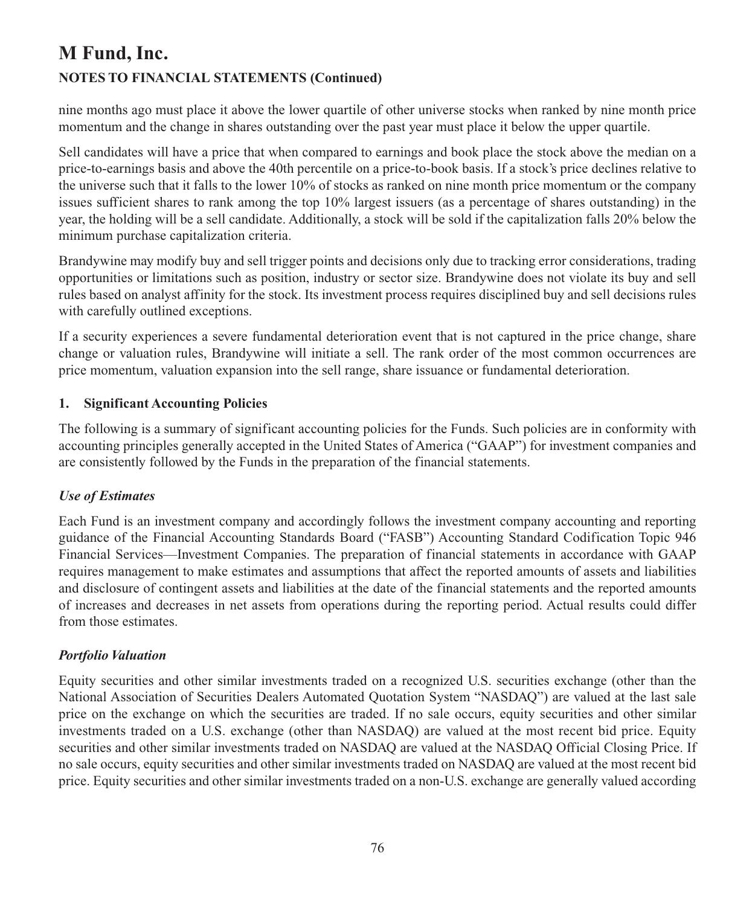# M Fund, Inc.

**NOTES TO FINANCIAL STATEMENTS (Continued)**

nine months ago must place it above the lower quartile of other universe stocks when ranked by nine month price momentum and the change in shares outstanding over the past year must place it below the upper quartile.

Sell candidates will have a price that when compared to earnings and book place the stock above the median on a price-to-earnings basis and above the 40th percentile on a price-to-book basis. If a stock's price declines relative to the universe such that it falls to the lower 10% of stocks as ranked on nine month price momentum or the company issues sufficient shares to rank among the top 10% largest issuers (as a percentage of shares outstanding) in the year, the holding will be a sell candidate. Additionally, a stock will be sold if the capitalization falls 20% below the minimum purchase capitalization criteria.

Brandywine may modify buy and sell trigger points and decisions only due to tracking error considerations, trading opportunities or limitations such as position, industry or sector size. Brandywine does not violate its buy and sell rules based on analyst affinity for the stock. Its investment process requires disciplined buy and sell decisions rules with carefully outlined exceptions.

If a security experiences a severe fundamental deterioration event that is not captured in the price change, share change or valuation rules, Brandywine will initiate a sell. The rank order of the most common occurrences are price momentum, valuation expansion into the sell range, share issuance or fundamental deterioration.

## 1. Significant Accounting Policies

The following is a summary of significant accounting policies for the Funds. Such policies are in conformity with accounting principles generally accepted in the United States of America ("GAAP") for investment companies and are consistently followed by the Funds in the preparation of the financial statements.

### *Use of Estimates*

Each Fund is an investment company and accordingly follows the investment company accounting and reporting guidance of the Financial Accounting Standards Board ("FASB") Accounting Standard Codification Topic 946 Financial Services—Investment Companies. The preparation of financial statements in accordance with GAAP requires management to make estimates and assumptions that affect the reported amounts of assets and liabilities and disclosure of contingent assets and liabilities at the date of the financial statements and the reported amounts of increases and decreases in net assets from operations during the reporting period. Actual results could differ from those estimates.

### *Portfolio Valuation*

Equity securities and other similar investments traded on a recognized U.S. securities exchange (other than the National Association of Securities Dealers Automated Quotation System "NASDAQ") are valued at the last sale price on the exchange on which the securities are traded. If no sale occurs, equity securities and other similar investments traded on a U.S. exchange (other than NASDAQ) are valued at the most recent bid price. Equity securities and other similar investments traded on NASDAQ are valued at the NASDAQ Official Closing Price. If no sale occurs, equity securities and other similar investments traded on NASDAQ are valued at the most recent bid price. Equity securities and other similar investments traded on a non-U.S. exchange are generally valued according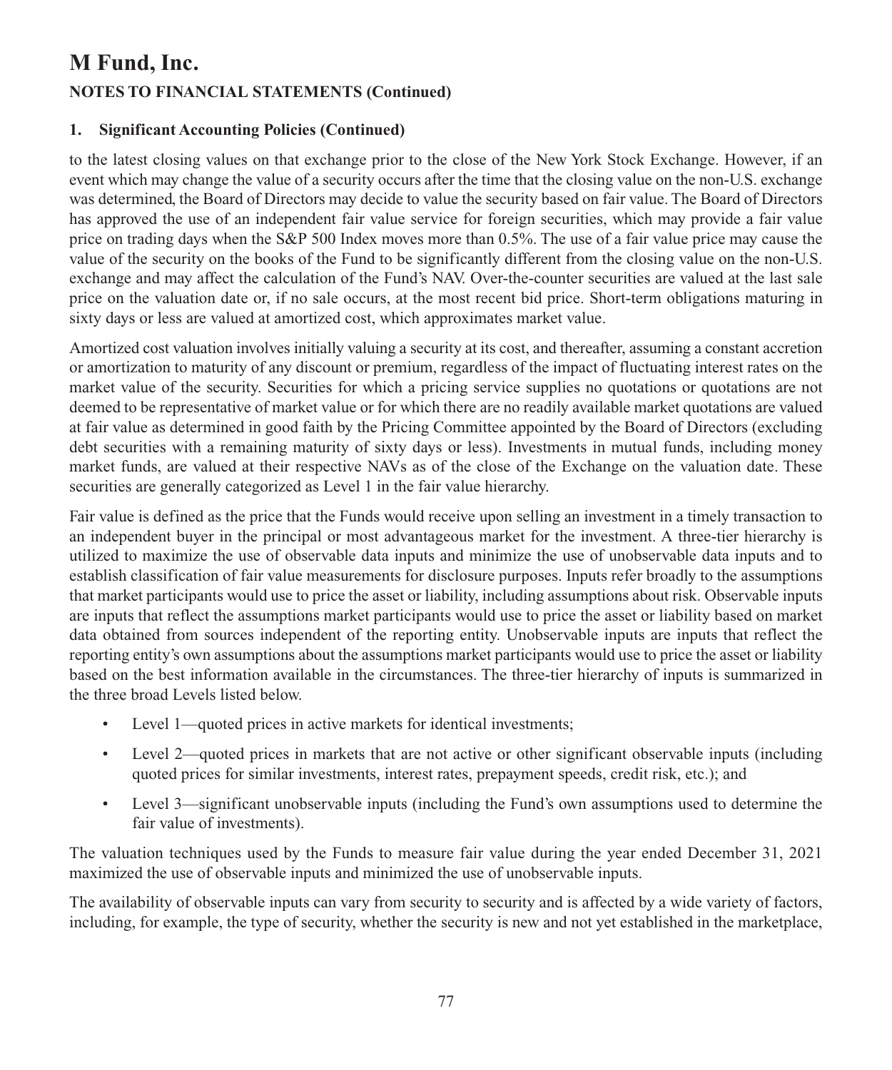# M Fund, Inc.

**NOTES TO FINANCIAL STATEMENTS (Continued)**

### 1. Significant Accounting Policies (Continued)

to the latest closing values on that exchange prior to the close of the New York Stock Exchange. However, if an event which may change the value of a security occurs after the time that the closing value on the non-U.S. exchange was determined, the Board of Directors may decide to value the security based on fair value. The Board of Directors has approved the use of an independent fair value service for foreign securities, which may provide a fair value price on trading days when the S&P 500 Index moves more than 0.5%. The use of a fair value price may cause the value of the security on the books of the Fund to be significantly different from the closing value on the non-U.S. exchange and may affect the calculation of the Fund's NAV. Over-the-counter securities are valued at the last sale price on the valuation date or, if no sale occurs, at the most recent bid price. Short-term obligations maturing in sixty days or less are valued at amortized cost, which approximates market value.

Amortized cost valuation involves initially valuing a security at its cost, and thereafter, assuming a constant accretion or amortization to maturity of any discount or premium, regardless of the impact of fluctuating interest rates on the market value of the security. Securities for which a pricing service supplies no quotations or quotations are not deemed to be representative of market value or for which there are no readily available market quotations are valued at fair value as determined in good faith by the Pricing Committee appointed by the Board of Directors (excluding debt securities with a remaining maturity of sixty days or less). Investments in mutual funds, including money market funds, are valued at their respective NAVs as of the close of the Exchange on the valuation date. These securities are generally categorized as Level 1 in the fair value hierarchy.

Fair value is defined as the price that the Funds would receive upon selling an investment in a timely transaction to an independent buyer in the principal or most advantageous market for the investment. A three-tier hierarchy is utilized to maximize the use of observable data inputs and minimize the use of unobservable data inputs and to establish classification of fair value measurements for disclosure purposes. Inputs refer broadly to the assumptions that market participants would use to price the asset or liability, including assumptions about risk. Observable inputs are inputs that reflect the assumptions market participants would use to price the asset or liability based on market data obtained from sources independent of the reporting entity. Unobservable inputs are inputs that reflect the reporting entity's own assumptions about the assumptions market participants would use to price the asset or liability based on the best information available in the circumstances. The three-tier hierarchy of inputs is summarized in the three broad Levels listed below.

- Level 1—quoted prices in active markets for identical investments;
- Level 2—quoted prices in markets that are not active or other significant observable inputs (including quoted prices for similar investments, interest rates, prepayment speeds, credit risk, etc.); and
- Level 3—significant unobservable inputs (including the Fund's own assumptions used to determine the fair value of investments).

The valuation techniques used by the Funds to measure fair value during the year ended December 31, 2021 maximized the use of observable inputs and minimized the use of unobservable inputs.

The availability of observable inputs can vary from security to security and is affected by a wide variety of factors, including, for example, the type of security, whether the security is new and not yet established in the marketplace,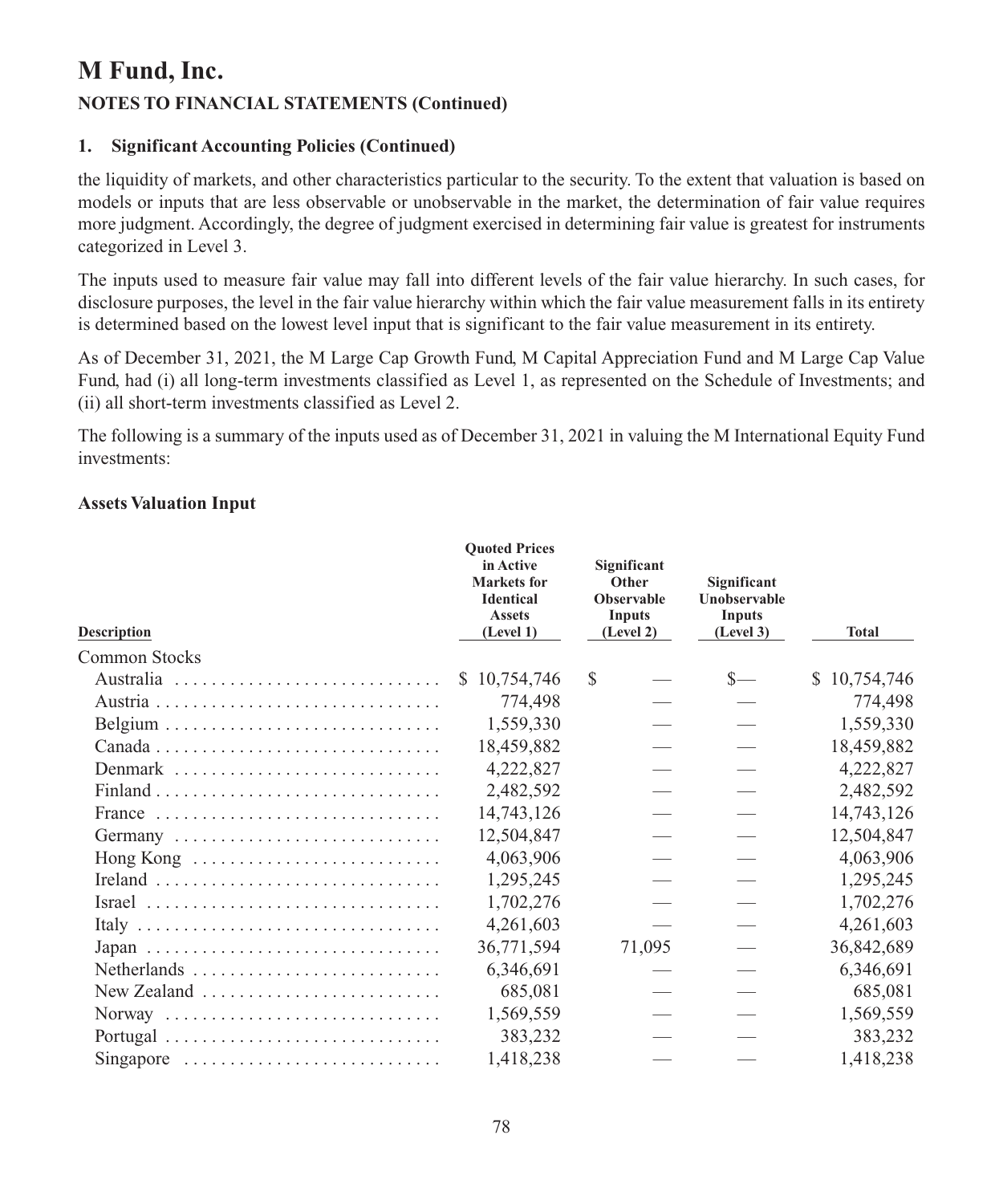# M Fund, Inc.

**NOTES TO FINANCIAL STATEMENTS (Continued)**

**1. Significant Accounting Policies (Continued)**

the liquidity of markets, and other characteristics particular to the security. To the extent that valuation is based on models or inputs that are less observable or unobservable in the market, the determination of fair value requires more judgment. Accordingly, the degree of judgment exercised in determining fair value is greatest for instruments categorized in Level 3.

The inputs used to measure fair value may fall into different levels of the fair value hierarchy. In such cases, for disclosure purposes, the level in the fair value hierarchy within which the fair value measurement falls in its entirety is determined based on the lowest level input that is significant to the fair value measurement in its entirety.

As of December 31, 2021, the M Large Cap Growth Fund, M Capital Appreciation Fund and M Large Cap Value Fund, had (i) all long-term investments classified as Level 1, as represented on the Schedule of Investments; and (ii) all short-term investments classified as Level 2.

The following is a summary of the inputs used as of December 31, 2021 in valuing the M International Equity Fund investments:

**Assets Valuation Input**

| Description | Quoted Prices in Active Markets for Identical Assets (Level 1) | Significant Other Observable Inputs (Level 2) | Significant Unobservable Inputs (Level 3) | Total |
|---|---|---|---|---|
| Common Stocks | | | | |
| Australia | $ 10,754,746 | $ — | $— | $ 10,754,746 |
| Austria | 774,498 | — | — | 774,498 |
| Belgium | 1,559,330 | — | — | 1,559,330 |
| Canada | 18,459,882 | — | — | 18,459,882 |
| Denmark | 4,222,827 | — | — | 4,222,827 |
| Finland | 2,482,592 | — | — | 2,482,592 |
| France | 14,743,126 | — | — | 14,743,126 |
| Germany | 12,504,847 | — | — | 12,504,847 |
| Hong Kong | 4,063,906 | — | — | 4,063,906 |
| Ireland | 1,295,245 | — | — | 1,295,245 |
| Israel | 1,702,276 | — | — | 1,702,276 |
| Italy | 4,261,603 | — | — | 4,261,603 |
| Japan | 36,771,594 | 71,095 | — | 36,842,689 |
| Netherlands | 6,346,691 | — | — | 6,346,691 |
| New Zealand | 685,081 | — | — | 685,081 |
| Norway | 1,569,559 | — | — | 1,569,559 |
| Portugal | 383,232 | — | — | 383,232 |
| Singapore | 1,418,238 | — | — | 1,418,238 |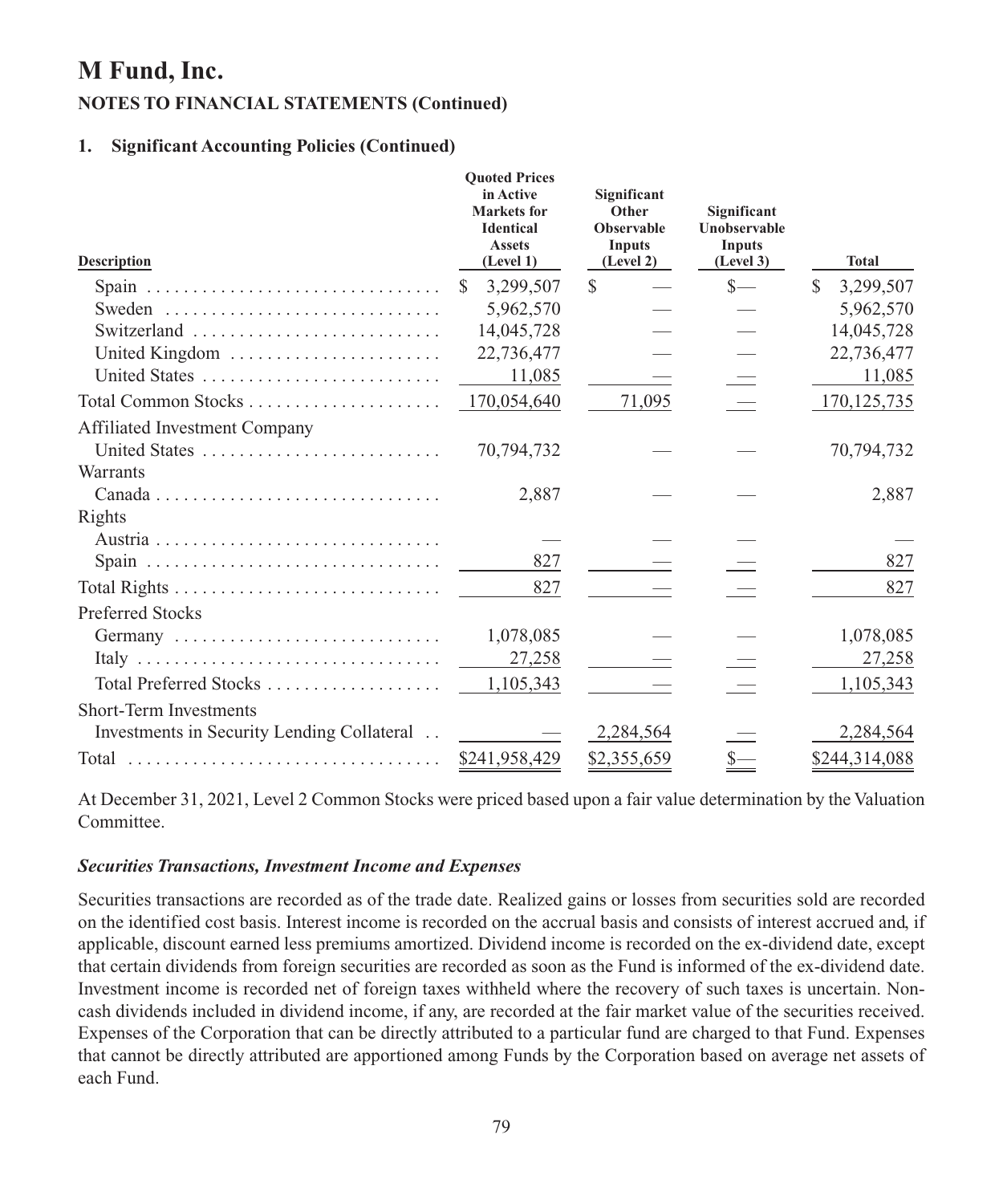# M Fund, Inc.

## NOTES TO FINANCIAL STATEMENTS (Continued)

### 1. Significant Accounting Policies (Continued)

| Description | Quoted Prices in Active Markets for Identical Assets (Level 1) | Significant Other Observable Inputs (Level 2) | Significant Unobservable Inputs (Level 3) | Total |
|---|---|---|---|---|
| Spain | $ 3,299,507 | $ — | $— | $ 3,299,507 |
| Sweden | 5,962,570 | — | — | 5,962,570 |
| Switzerland | 14,045,728 | — | — | 14,045,728 |
| United Kingdom | 22,736,477 | — | — | 22,736,477 |
| United States | 11,085 | — | — | 11,085 |
| Total Common Stocks | 170,054,640 | 71,095 | — | 170,125,735 |
| Affiliated Investment Company | | | | |
| United States | 70,794,732 | — | — | 70,794,732 |
| Warrants | | | | |
| Canada | 2,887 | — | — | 2,887 |
| Rights | | | | |
| Austria | — | — | — | — |
| Spain | 827 | — | — | 827 |
| Total Rights | 827 | — | — | 827 |
| Preferred Stocks | | | | |
| Germany | 1,078,085 | — | — | 1,078,085 |
| Italy | 27,258 | — | — | 27,258 |
| Total Preferred Stocks | 1,105,343 | — | — | 1,105,343 |
| Short-Term Investments | | | | |
| Investments in Security Lending Collateral | — | 2,284,564 | — | 2,284,564 |
| Total | $241,958,429 | $2,355,659 | $— | $244,314,088 |

At December 31, 2021, Level 2 Common Stocks were priced based upon a fair value determination by the Valuation Committee.

#### *Securities Transactions, Investment Income and Expenses*

Securities transactions are recorded as of the trade date. Realized gains or losses from securities sold are recorded on the identified cost basis. Interest income is recorded on the accrual basis and consists of interest accrued and, if applicable, discount earned less premiums amortized. Dividend income is recorded on the ex-dividend date, except that certain dividends from foreign securities are recorded as soon as the Fund is informed of the ex-dividend date. Investment income is recorded net of foreign taxes withheld where the recovery of such taxes is uncertain. Non-cash dividends included in dividend income, if any, are recorded at the fair market value of the securities received. Expenses of the Corporation that can be directly attributed to a particular fund are charged to that Fund. Expenses that cannot be directly attributed are apportioned among Funds by the Corporation based on average net assets of each Fund.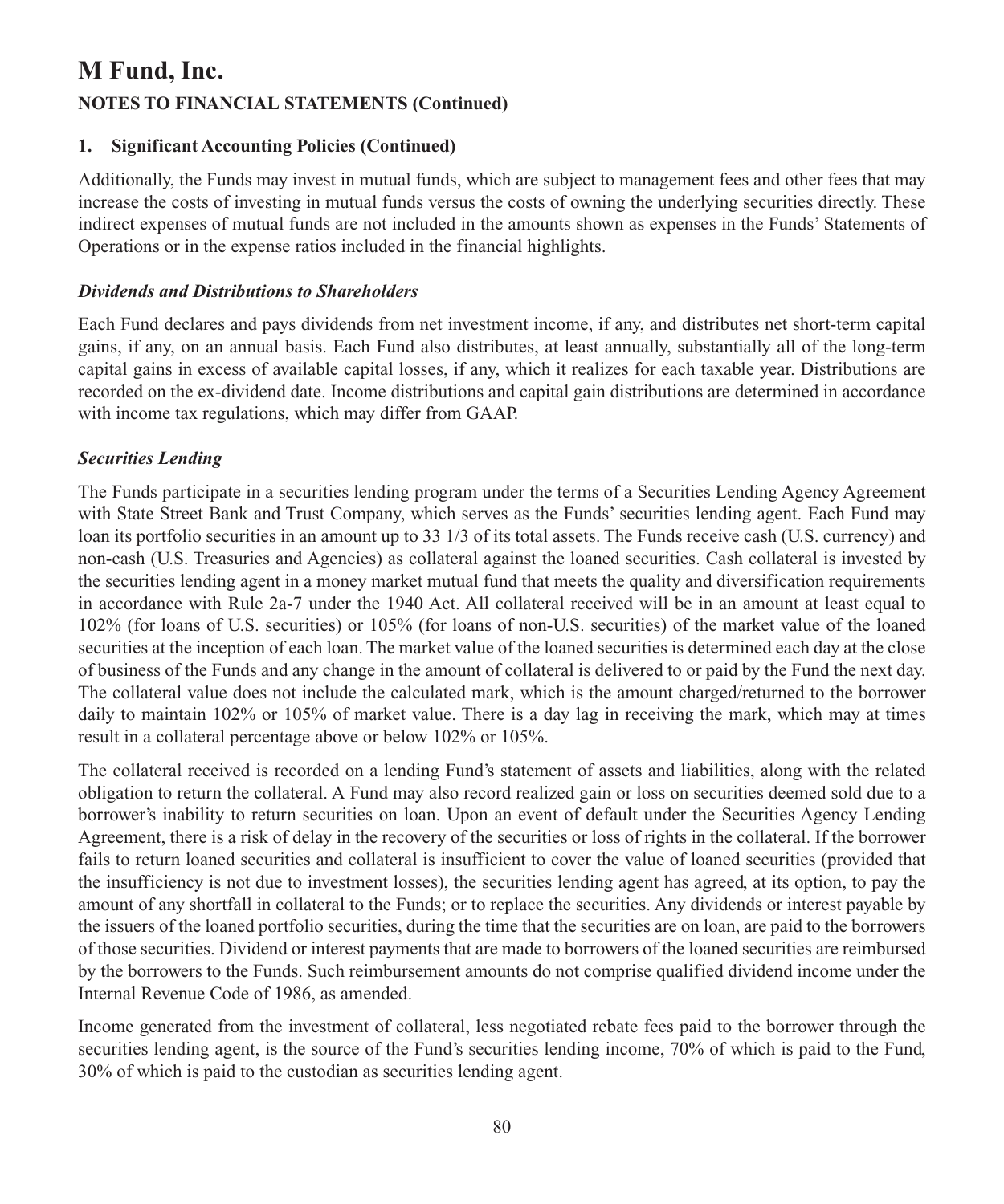# M Fund, Inc.

**NOTES TO FINANCIAL STATEMENTS (Continued)**

**1. Significant Accounting Policies (Continued)**

Additionally, the Funds may invest in mutual funds, which are subject to management fees and other fees that may increase the costs of investing in mutual funds versus the costs of owning the underlying securities directly. These indirect expenses of mutual funds are not included in the amounts shown as expenses in the Funds' Statements of Operations or in the expense ratios included in the financial highlights.

***Dividends and Distributions to Shareholders***

Each Fund declares and pays dividends from net investment income, if any, and distributes net short-term capital gains, if any, on an annual basis. Each Fund also distributes, at least annually, substantially all of the long-term capital gains in excess of available capital losses, if any, which it realizes for each taxable year. Distributions are recorded on the ex-dividend date. Income distributions and capital gain distributions are determined in accordance with income tax regulations, which may differ from GAAP.

***Securities Lending***

The Funds participate in a securities lending program under the terms of a Securities Lending Agency Agreement with State Street Bank and Trust Company, which serves as the Funds' securities lending agent. Each Fund may loan its portfolio securities in an amount up to 33 1/3 of its total assets. The Funds receive cash (U.S. currency) and non-cash (U.S. Treasuries and Agencies) as collateral against the loaned securities. Cash collateral is invested by the securities lending agent in a money market mutual fund that meets the quality and diversification requirements in accordance with Rule 2a-7 under the 1940 Act. All collateral received will be in an amount at least equal to 102% (for loans of U.S. securities) or 105% (for loans of non-U.S. securities) of the market value of the loaned securities at the inception of each loan. The market value of the loaned securities is determined each day at the close of business of the Funds and any change in the amount of collateral is delivered to or paid by the Fund the next day. The collateral value does not include the calculated mark, which is the amount charged/returned to the borrower daily to maintain 102% or 105% of market value. There is a day lag in receiving the mark, which may at times result in a collateral percentage above or below 102% or 105%.

The collateral received is recorded on a lending Fund's statement of assets and liabilities, along with the related obligation to return the collateral. A Fund may also record realized gain or loss on securities deemed sold due to a borrower's inability to return securities on loan. Upon an event of default under the Securities Agency Lending Agreement, there is a risk of delay in the recovery of the securities or loss of rights in the collateral. If the borrower fails to return loaned securities and collateral is insufficient to cover the value of loaned securities (provided that the insufficiency is not due to investment losses), the securities lending agent has agreed, at its option, to pay the amount of any shortfall in collateral to the Funds; or to replace the securities. Any dividends or interest payable by the issuers of the loaned portfolio securities, during the time that the securities are on loan, are paid to the borrowers of those securities. Dividend or interest payments that are made to borrowers of the loaned securities are reimbursed by the borrowers to the Funds. Such reimbursement amounts do not comprise qualified dividend income under the Internal Revenue Code of 1986, as amended.

Income generated from the investment of collateral, less negotiated rebate fees paid to the borrower through the securities lending agent, is the source of the Fund's securities lending income, 70% of which is paid to the Fund, 30% of which is paid to the custodian as securities lending agent.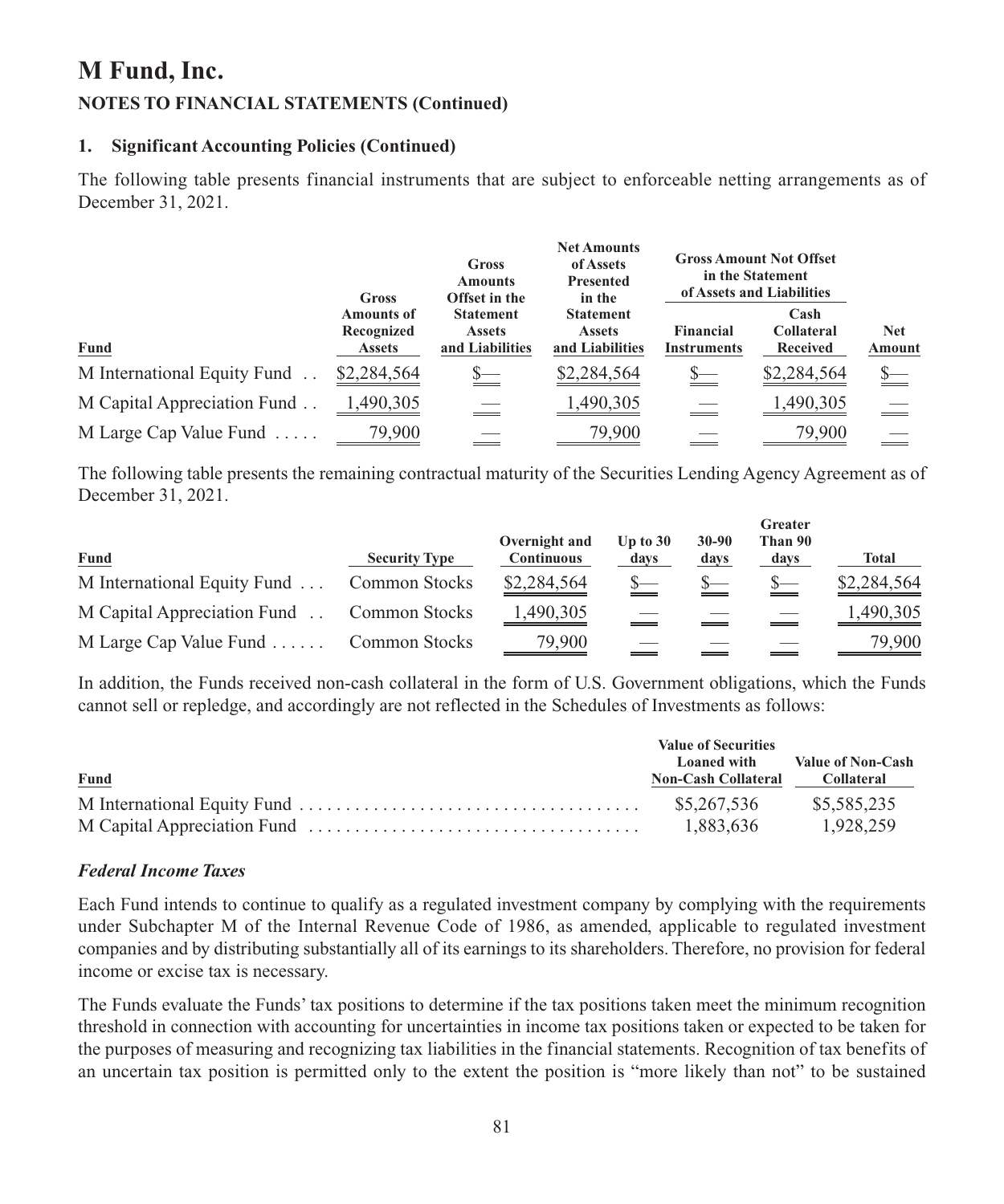# M Fund, Inc.

## NOTES TO FINANCIAL STATEMENTS (Continued)

### 1. Significant Accounting Policies (Continued)

The following table presents financial instruments that are subject to enforceable netting arrangements as of December 31, 2021.

| Fund | Gross Amounts of Recognized Assets | Gross Amounts Offset in the Statement Assets and Liabilities | Net Amounts of Assets Presented in the Statement Assets and Liabilities | Gross Amount Not Offset in the Statement of Assets and Liabilities | | Net Amount |
|---|---|---|---|---|---|---|
| | | | | Financial Instruments | Cash Collateral Received | |
| M International Equity Fund | $2,284,564 | $— | $2,284,564 | $— | $2,284,564 | $— |
| M Capital Appreciation Fund | 1,490,305 | — | 1,490,305 | — | 1,490,305 | — |
| M Large Cap Value Fund | 79,900 | — | 79,900 | — | 79,900 | — |

The following table presents the remaining contractual maturity of the Securities Lending Agency Agreement as of December 31, 2021.

| Fund | Security Type | Overnight and Continuous | Up to 30 days | 30-90 days | Greater Than 90 days | Total |
|---|---|---|---|---|---|---|
| M International Equity Fund | Common Stocks | $2,284,564 | $— | $— | $— | $2,284,564 |
| M Capital Appreciation Fund | Common Stocks | 1,490,305 | — | — | — | 1,490,305 |
| M Large Cap Value Fund | Common Stocks | 79,900 | — | — | — | 79,900 |

In addition, the Funds received non-cash collateral in the form of U.S. Government obligations, which the Funds cannot sell or repledge, and accordingly are not reflected in the Schedules of Investments as follows:

| Fund | Value of Securities Loaned with Non-Cash Collateral | Value of Non-Cash Collateral |
|---|---|---|
| M International Equity Fund | $5,267,536 | $5,585,235 |
| M Capital Appreciation Fund | 1,883,636 | 1,928,259 |

***Federal Income Taxes***

Each Fund intends to continue to qualify as a regulated investment company by complying with the requirements under Subchapter M of the Internal Revenue Code of 1986, as amended, applicable to regulated investment companies and by distributing substantially all of its earnings to its shareholders. Therefore, no provision for federal income or excise tax is necessary.

The Funds evaluate the Funds' tax positions to determine if the tax positions taken meet the minimum recognition threshold in connection with accounting for uncertainties in income tax positions taken or expected to be taken for the purposes of measuring and recognizing tax liabilities in the financial statements. Recognition of tax benefits of an uncertain tax position is permitted only to the extent the position is "more likely than not" to be sustained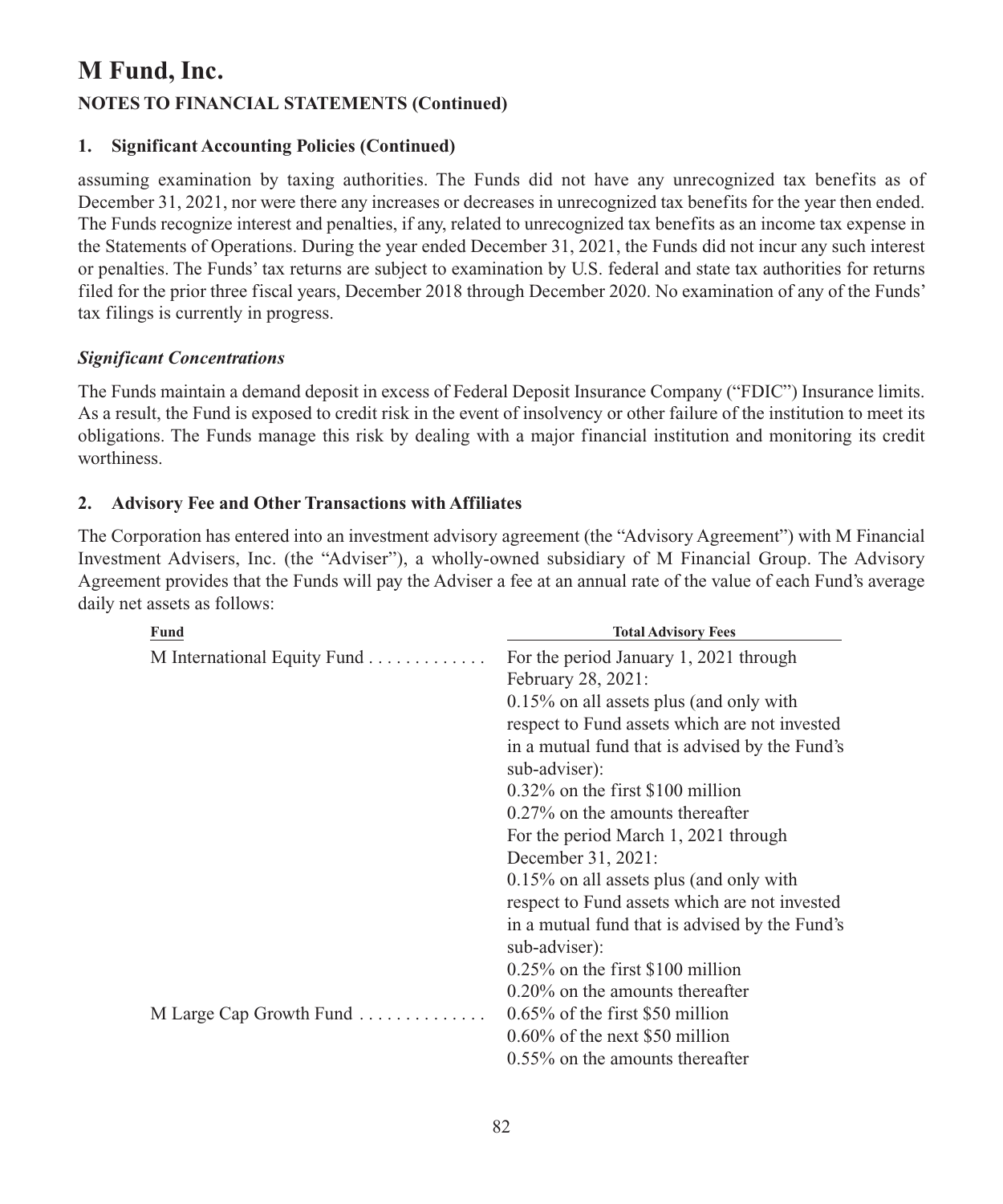# M Fund, Inc.

## NOTES TO FINANCIAL STATEMENTS (Continued)

### 1. Significant Accounting Policies (Continued)

assuming examination by taxing authorities. The Funds did not have any unrecognized tax benefits as of December 31, 2021, nor were there any increases or decreases in unrecognized tax benefits for the year then ended. The Funds recognize interest and penalties, if any, related to unrecognized tax benefits as an income tax expense in the Statements of Operations. During the year ended December 31, 2021, the Funds did not incur any such interest or penalties. The Funds' tax returns are subject to examination by U.S. federal and state tax authorities for returns filed for the prior three fiscal years, December 2018 through December 2020. No examination of any of the Funds' tax filings is currently in progress.

***Significant Concentrations***

The Funds maintain a demand deposit in excess of Federal Deposit Insurance Company ("FDIC") Insurance limits. As a result, the Fund is exposed to credit risk in the event of insolvency or other failure of the institution to meet its obligations. The Funds manage this risk by dealing with a major financial institution and monitoring its credit worthiness.

### 2. Advisory Fee and Other Transactions with Affiliates

The Corporation has entered into an investment advisory agreement (the "Advisory Agreement") with M Financial Investment Advisers, Inc. (the "Adviser"), a wholly-owned subsidiary of M Financial Group. The Advisory Agreement provides that the Funds will pay the Adviser a fee at an annual rate of the value of each Fund's average daily net assets as follows:

| Fund | Total Advisory Fees |
|---|---|
| M International Equity Fund | For the period January 1, 2021 through February 28, 2021:<br>0.15% on all assets plus (and only with respect to Fund assets which are not invested in a mutual fund that is advised by the Fund's sub-adviser):<br>0.32% on the first $100 million<br>0.27% on the amounts thereafter<br>For the period March 1, 2021 through December 31, 2021:<br>0.15% on all assets plus (and only with respect to Fund assets which are not invested in a mutual fund that is advised by the Fund's sub-adviser):<br>0.25% on the first $100 million<br>0.20% on the amounts thereafter |
| M Large Cap Growth Fund | 0.65% of the first $50 million<br>0.60% of the next $50 million<br>0.55% on the amounts thereafter |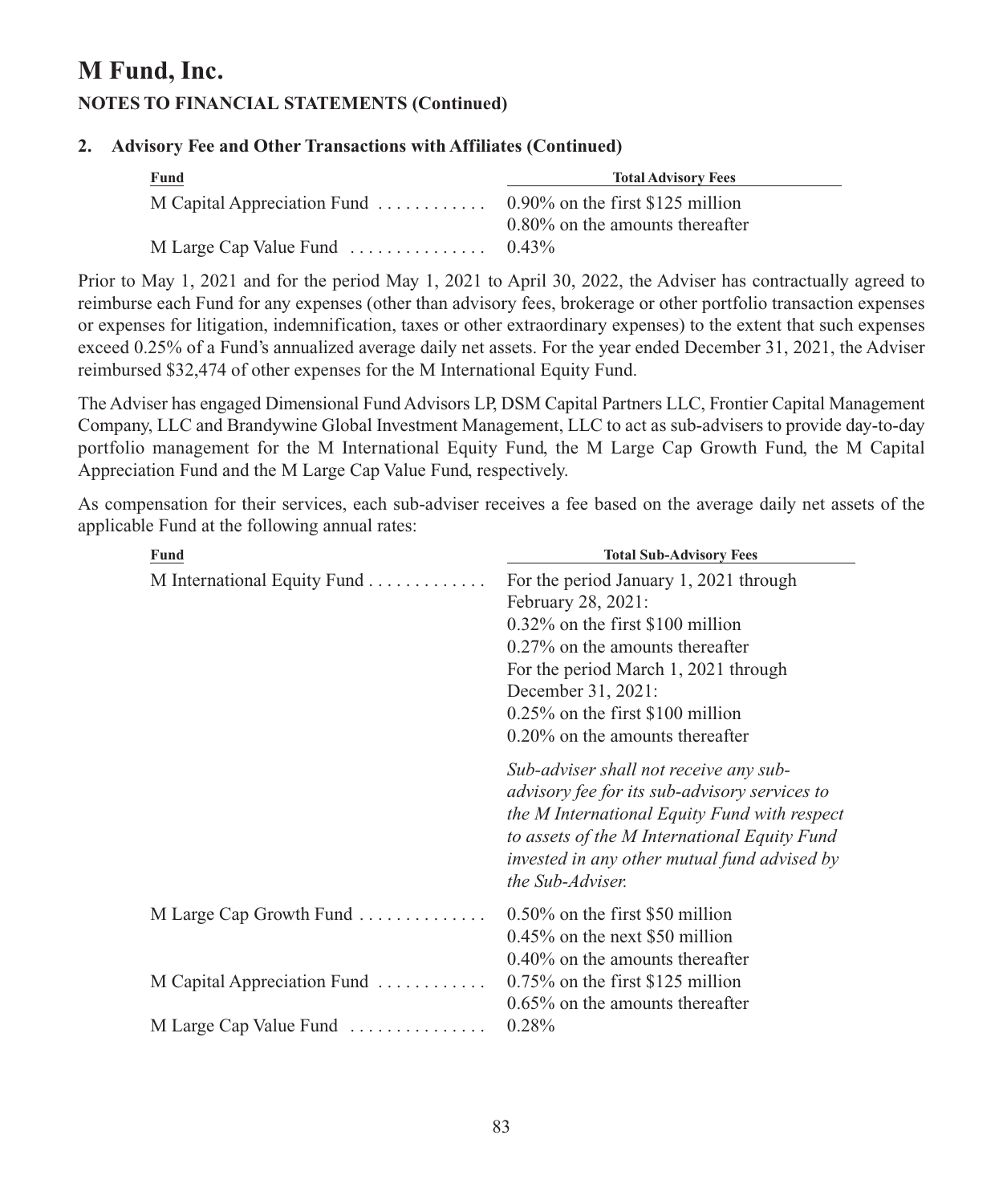# M Fund, Inc.

**NOTES TO FINANCIAL STATEMENTS (Continued)**

## 2. Advisory Fee and Other Transactions with Affiliates (Continued)

| Fund | Total Advisory Fees |
|---|---|
| M Capital Appreciation Fund | 0.90% on the first $125 million<br>0.80% on the amounts thereafter |
| M Large Cap Value Fund | 0.43% |

Prior to May 1, 2021 and for the period May 1, 2021 to April 30, 2022, the Adviser has contractually agreed to reimburse each Fund for any expenses (other than advisory fees, brokerage or other portfolio transaction expenses or expenses for litigation, indemnification, taxes or other extraordinary expenses) to the extent that such expenses exceed 0.25% of a Fund's annualized average daily net assets. For the year ended December 31, 2021, the Adviser reimbursed $32,474 of other expenses for the M International Equity Fund.

The Adviser has engaged Dimensional Fund Advisors LP, DSM Capital Partners LLC, Frontier Capital Management Company, LLC and Brandywine Global Investment Management, LLC to act as sub-advisers to provide day-to-day portfolio management for the M International Equity Fund, the M Large Cap Growth Fund, the M Capital Appreciation Fund and the M Large Cap Value Fund, respectively.

As compensation for their services, each sub-adviser receives a fee based on the average daily net assets of the applicable Fund at the following annual rates:

| Fund | Total Sub-Advisory Fees |
|---|---|
| M International Equity Fund | For the period January 1, 2021 through February 28, 2021:<br>0.32% on the first $100 million<br>0.27% on the amounts thereafter<br>For the period March 1, 2021 through December 31, 2021:<br>0.25% on the first $100 million<br>0.20% on the amounts thereafter<br>*Sub-adviser shall not receive any sub-advisory fee for its sub-advisory services to the M International Equity Fund with respect to assets of the M International Equity Fund invested in any other mutual fund advised by the Sub-Adviser.* |
| M Large Cap Growth Fund | 0.50% on the first $50 million<br>0.45% on the next $50 million<br>0.40% on the amounts thereafter |
| M Capital Appreciation Fund | 0.75% on the first $125 million<br>0.65% on the amounts thereafter |
| M Large Cap Value Fund | 0.28% |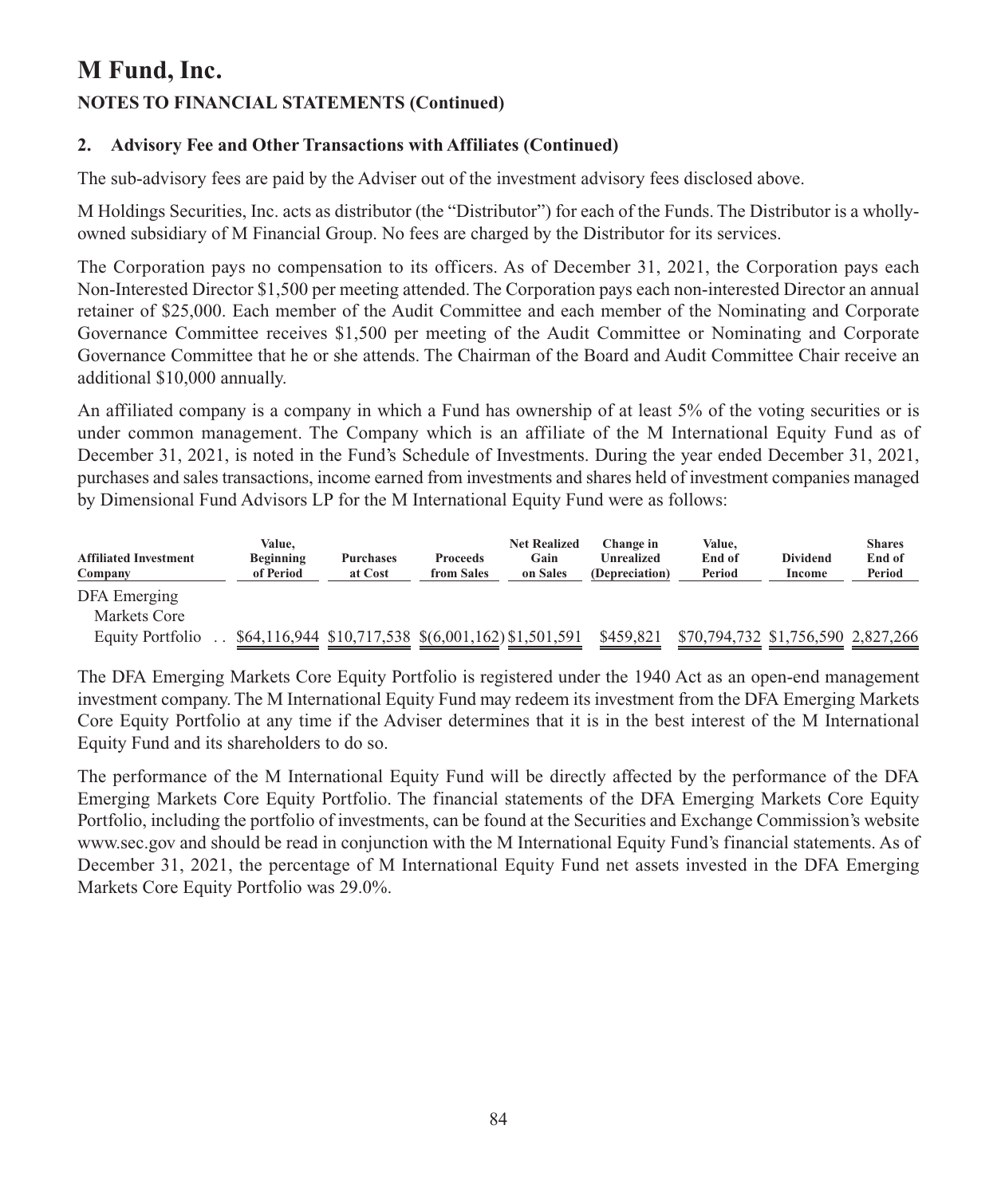# M Fund, Inc.

## NOTES TO FINANCIAL STATEMENTS (Continued)

### 2. Advisory Fee and Other Transactions with Affiliates (Continued)

The sub-advisory fees are paid by the Adviser out of the investment advisory fees disclosed above.

M Holdings Securities, Inc. acts as distributor (the "Distributor") for each of the Funds. The Distributor is a wholly-owned subsidiary of M Financial Group. No fees are charged by the Distributor for its services.

The Corporation pays no compensation to its officers. As of December 31, 2021, the Corporation pays each Non-Interested Director $1,500 per meeting attended. The Corporation pays each non-interested Director an annual retainer of $25,000. Each member of the Audit Committee and each member of the Nominating and Corporate Governance Committee receives $1,500 per meeting of the Audit Committee or Nominating and Corporate Governance Committee that he or she attends. The Chairman of the Board and Audit Committee Chair receive an additional $10,000 annually.

An affiliated company is a company in which a Fund has ownership of at least 5% of the voting securities or is under common management. The Company which is an affiliate of the M International Equity Fund as of December 31, 2021, is noted in the Fund's Schedule of Investments. During the year ended December 31, 2021, purchases and sales transactions, income earned from investments and shares held of investment companies managed by Dimensional Fund Advisors LP for the M International Equity Fund were as follows:

| Affiliated Investment Company | Value, Beginning of Period | Purchases at Cost | Proceeds from Sales | Net Realized Gain on Sales | Change in Unrealized (Depreciation) | Value, End of Period | Dividend Income | Shares End of Period |
|---|---|---|---|---|---|---|---|---|
| DFA Emerging Markets Core Equity Portfolio | $64,116,944 | $10,717,538 | $(6,001,162) | $1,501,591 | $459,821 | $70,794,732 | $1,756,590 | 2,827,266 |

The DFA Emerging Markets Core Equity Portfolio is registered under the 1940 Act as an open-end management investment company. The M International Equity Fund may redeem its investment from the DFA Emerging Markets Core Equity Portfolio at any time if the Adviser determines that it is in the best interest of the M International Equity Fund and its shareholders to do so.

The performance of the M International Equity Fund will be directly affected by the performance of the DFA Emerging Markets Core Equity Portfolio. The financial statements of the DFA Emerging Markets Core Equity Portfolio, including the portfolio of investments, can be found at the Securities and Exchange Commission's website www.sec.gov and should be read in conjunction with the M International Equity Fund's financial statements. As of December 31, 2021, the percentage of M International Equity Fund net assets invested in the DFA Emerging Markets Core Equity Portfolio was 29.0%.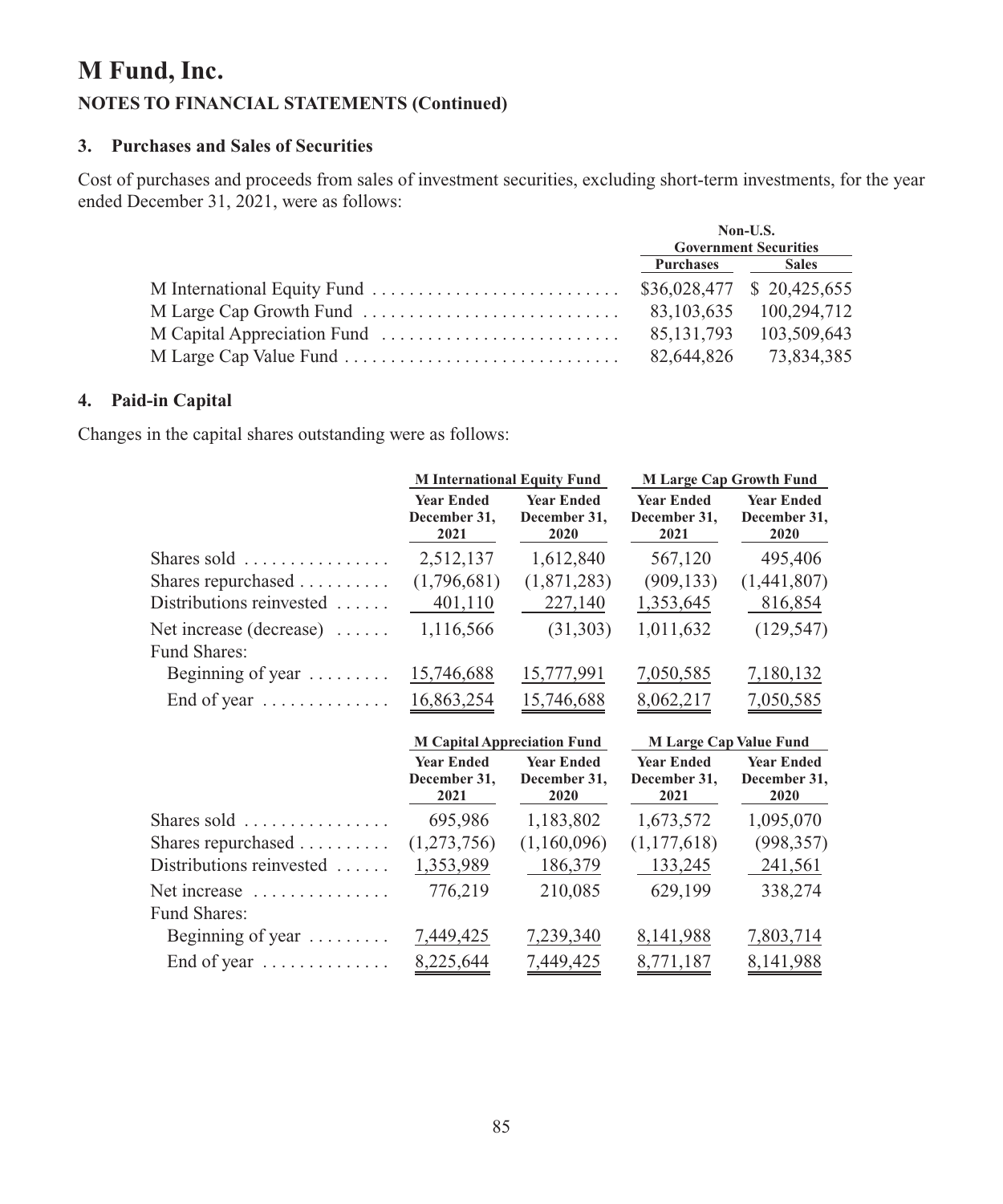# M Fund, Inc.

**NOTES TO FINANCIAL STATEMENTS (Continued)**

### 3. Purchases and Sales of Securities

Cost of purchases and proceeds from sales of investment securities, excluding short-term investments, for the year ended December 31, 2021, were as follows:

| | Non-U.S. Government Securities | |
|---|---|---|
| | **Purchases** | **Sales** |
| M International Equity Fund | $36,028,477 | $ 20,425,655 |
| M Large Cap Growth Fund | 83,103,635 | 100,294,712 |
| M Capital Appreciation Fund | 85,131,793 | 103,509,643 |
| M Large Cap Value Fund | 82,644,826 | 73,834,385 |

### 4. Paid-in Capital

Changes in the capital shares outstanding were as follows:

| | M International Equity Fund | | M Large Cap Growth Fund | |
|---|---|---|---|---|
| | **Year Ended December 31, 2021** | **Year Ended December 31, 2020** | **Year Ended December 31, 2021** | **Year Ended December 31, 2020** |
| Shares sold | 2,512,137 | 1,612,840 | 567,120 | 495,406 |
| Shares repurchased | (1,796,681) | (1,871,283) | (909,133) | (1,441,807) |
| Distributions reinvested | 401,110 | 227,140 | 1,353,645 | 816,854 |
| Net increase (decrease) | 1,116,566 | (31,303) | 1,011,632 | (129,547) |
| Fund Shares: | | | | |
| Beginning of year | 15,746,688 | 15,777,991 | 7,050,585 | 7,180,132 |
| End of year | 16,863,254 | 15,746,688 | 8,062,217 | 7,050,585 |

| | M Capital Appreciation Fund | | M Large Cap Value Fund | |
|---|---|---|---|---|
| | **Year Ended December 31, 2021** | **Year Ended December 31, 2020** | **Year Ended December 31, 2021** | **Year Ended December 31, 2020** |
| Shares sold | 695,986 | 1,183,802 | 1,673,572 | 1,095,070 |
| Shares repurchased | (1,273,756) | (1,160,096) | (1,177,618) | (998,357) |
| Distributions reinvested | 1,353,989 | 186,379 | 133,245 | 241,561 |
| Net increase | 776,219 | 210,085 | 629,199 | 338,274 |
| Fund Shares: | | | | |
| Beginning of year | 7,449,425 | 7,239,340 | 8,141,988 | 7,803,714 |
| End of year | 8,225,644 | 7,449,425 | 8,771,187 | 8,141,988 |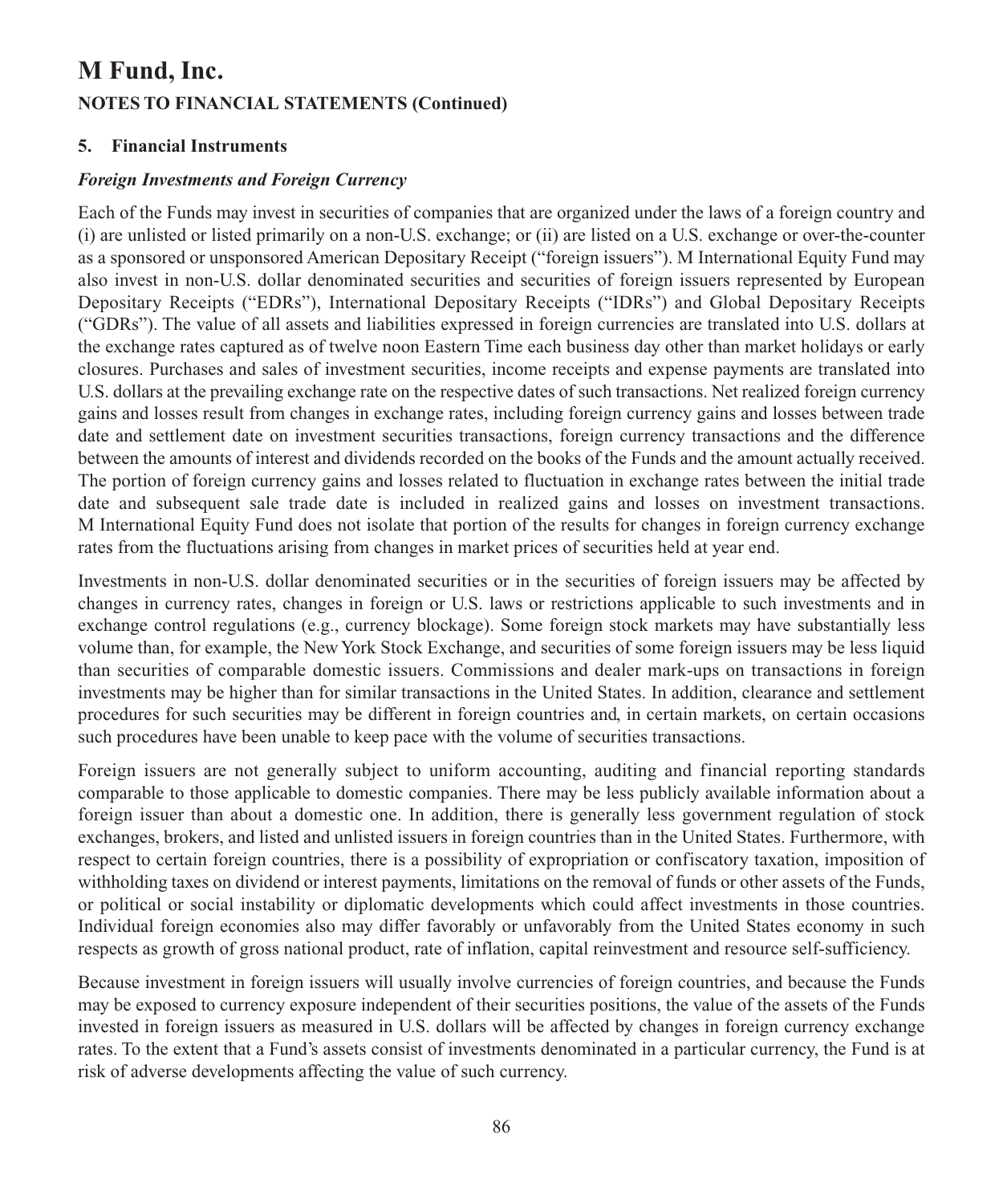# M Fund, Inc.

**NOTES TO FINANCIAL STATEMENTS (Continued)**

## 5. Financial Instruments

### *Foreign Investments and Foreign Currency*

Each of the Funds may invest in securities of companies that are organized under the laws of a foreign country and (i) are unlisted or listed primarily on a non-U.S. exchange; or (ii) are listed on a U.S. exchange or over-the-counter as a sponsored or unsponsored American Depositary Receipt ("foreign issuers"). M International Equity Fund may also invest in non-U.S. dollar denominated securities and securities of foreign issuers represented by European Depositary Receipts ("EDRs"), International Depositary Receipts ("IDRs") and Global Depositary Receipts ("GDRs"). The value of all assets and liabilities expressed in foreign currencies are translated into U.S. dollars at the exchange rates captured as of twelve noon Eastern Time each business day other than market holidays or early closures. Purchases and sales of investment securities, income receipts and expense payments are translated into U.S. dollars at the prevailing exchange rate on the respective dates of such transactions. Net realized foreign currency gains and losses result from changes in exchange rates, including foreign currency gains and losses between trade date and settlement date on investment securities transactions, foreign currency transactions and the difference between the amounts of interest and dividends recorded on the books of the Funds and the amount actually received. The portion of foreign currency gains and losses related to fluctuation in exchange rates between the initial trade date and subsequent sale trade date is included in realized gains and losses on investment transactions. M International Equity Fund does not isolate that portion of the results for changes in foreign currency exchange rates from the fluctuations arising from changes in market prices of securities held at year end.

Investments in non-U.S. dollar denominated securities or in the securities of foreign issuers may be affected by changes in currency rates, changes in foreign or U.S. laws or restrictions applicable to such investments and in exchange control regulations (e.g., currency blockage). Some foreign stock markets may have substantially less volume than, for example, the New York Stock Exchange, and securities of some foreign issuers may be less liquid than securities of comparable domestic issuers. Commissions and dealer mark-ups on transactions in foreign investments may be higher than for similar transactions in the United States. In addition, clearance and settlement procedures for such securities may be different in foreign countries and, in certain markets, on certain occasions such procedures have been unable to keep pace with the volume of securities transactions.

Foreign issuers are not generally subject to uniform accounting, auditing and financial reporting standards comparable to those applicable to domestic companies. There may be less publicly available information about a foreign issuer than about a domestic one. In addition, there is generally less government regulation of stock exchanges, brokers, and listed and unlisted issuers in foreign countries than in the United States. Furthermore, with respect to certain foreign countries, there is a possibility of expropriation or confiscatory taxation, imposition of withholding taxes on dividend or interest payments, limitations on the removal of funds or other assets of the Funds, or political or social instability or diplomatic developments which could affect investments in those countries. Individual foreign economies also may differ favorably or unfavorably from the United States economy in such respects as growth of gross national product, rate of inflation, capital reinvestment and resource self-sufficiency.

Because investment in foreign issuers will usually involve currencies of foreign countries, and because the Funds may be exposed to currency exposure independent of their securities positions, the value of the assets of the Funds invested in foreign issuers as measured in U.S. dollars will be affected by changes in foreign currency exchange rates. To the extent that a Fund's assets consist of investments denominated in a particular currency, the Fund is at risk of adverse developments affecting the value of such currency.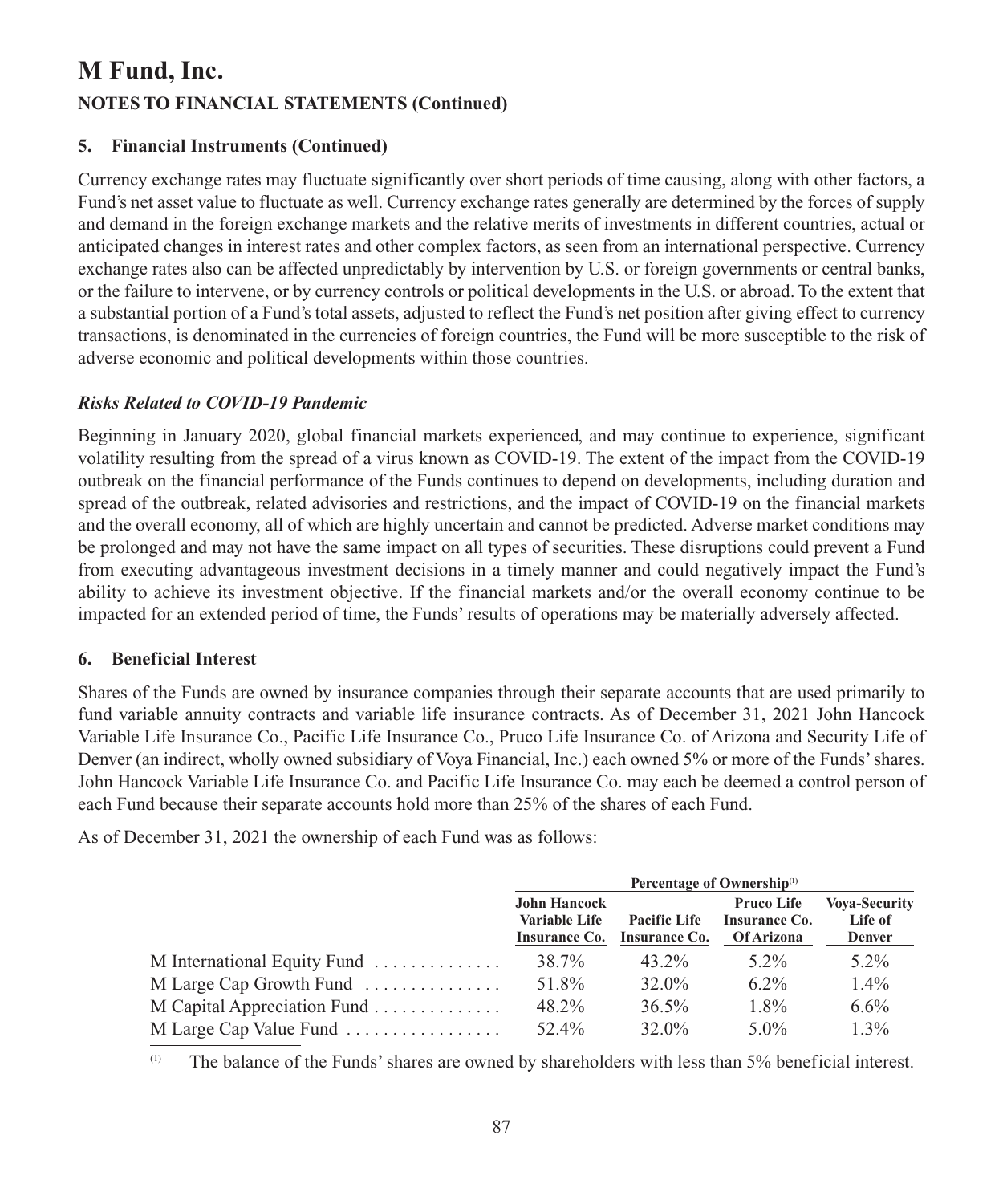# M Fund, Inc.

**NOTES TO FINANCIAL STATEMENTS (Continued)**

## 5. Financial Instruments (Continued)

Currency exchange rates may fluctuate significantly over short periods of time causing, along with other factors, a Fund's net asset value to fluctuate as well. Currency exchange rates generally are determined by the forces of supply and demand in the foreign exchange markets and the relative merits of investments in different countries, actual or anticipated changes in interest rates and other complex factors, as seen from an international perspective. Currency exchange rates also can be affected unpredictably by intervention by U.S. or foreign governments or central banks, or the failure to intervene, or by currency controls or political developments in the U.S. or abroad. To the extent that a substantial portion of a Fund's total assets, adjusted to reflect the Fund's net position after giving effect to currency transactions, is denominated in the currencies of foreign countries, the Fund will be more susceptible to the risk of adverse economic and political developments within those countries.

### *Risks Related to COVID-19 Pandemic*

Beginning in January 2020, global financial markets experienced, and may continue to experience, significant volatility resulting from the spread of a virus known as COVID-19. The extent of the impact from the COVID-19 outbreak on the financial performance of the Funds continues to depend on developments, including duration and spread of the outbreak, related advisories and restrictions, and the impact of COVID-19 on the financial markets and the overall economy, all of which are highly uncertain and cannot be predicted. Adverse market conditions may be prolonged and may not have the same impact on all types of securities. These disruptions could prevent a Fund from executing advantageous investment decisions in a timely manner and could negatively impact the Fund's ability to achieve its investment objective. If the financial markets and/or the overall economy continue to be impacted for an extended period of time, the Funds' results of operations may be materially adversely affected.

## 6. Beneficial Interest

Shares of the Funds are owned by insurance companies through their separate accounts that are used primarily to fund variable annuity contracts and variable life insurance contracts. As of December 31, 2021 John Hancock Variable Life Insurance Co., Pacific Life Insurance Co., Pruco Life Insurance Co. of Arizona and Security Life of Denver (an indirect, wholly owned subsidiary of Voya Financial, Inc.) each owned 5% or more of the Funds' shares. John Hancock Variable Life Insurance Co. and Pacific Life Insurance Co. may each be deemed a control person of each Fund because their separate accounts hold more than 25% of the shares of each Fund.

As of December 31, 2021 the ownership of each Fund was as follows:

| | Percentage of Ownership[1] | | | |
|---|---|---|---|---|
| | **John Hancock Variable Life Insurance Co.** | **Pacific Life Insurance Co.** | **Pruco Life Insurance Co. Of Arizona** | **Voya-Security Life of Denver** |
| M International Equity Fund | 38.7% | 43.2% | 5.2% | 5.2% |
| M Large Cap Growth Fund | 51.8% | 32.0% | 6.2% | 1.4% |
| M Capital Appreciation Fund | 48.2% | 36.5% | 1.8% | 6.6% |
| M Large Cap Value Fund | 52.4% | 32.0% | 5.0% | 1.3% |

[1] The balance of the Funds' shares are owned by shareholders with less than 5% beneficial interest.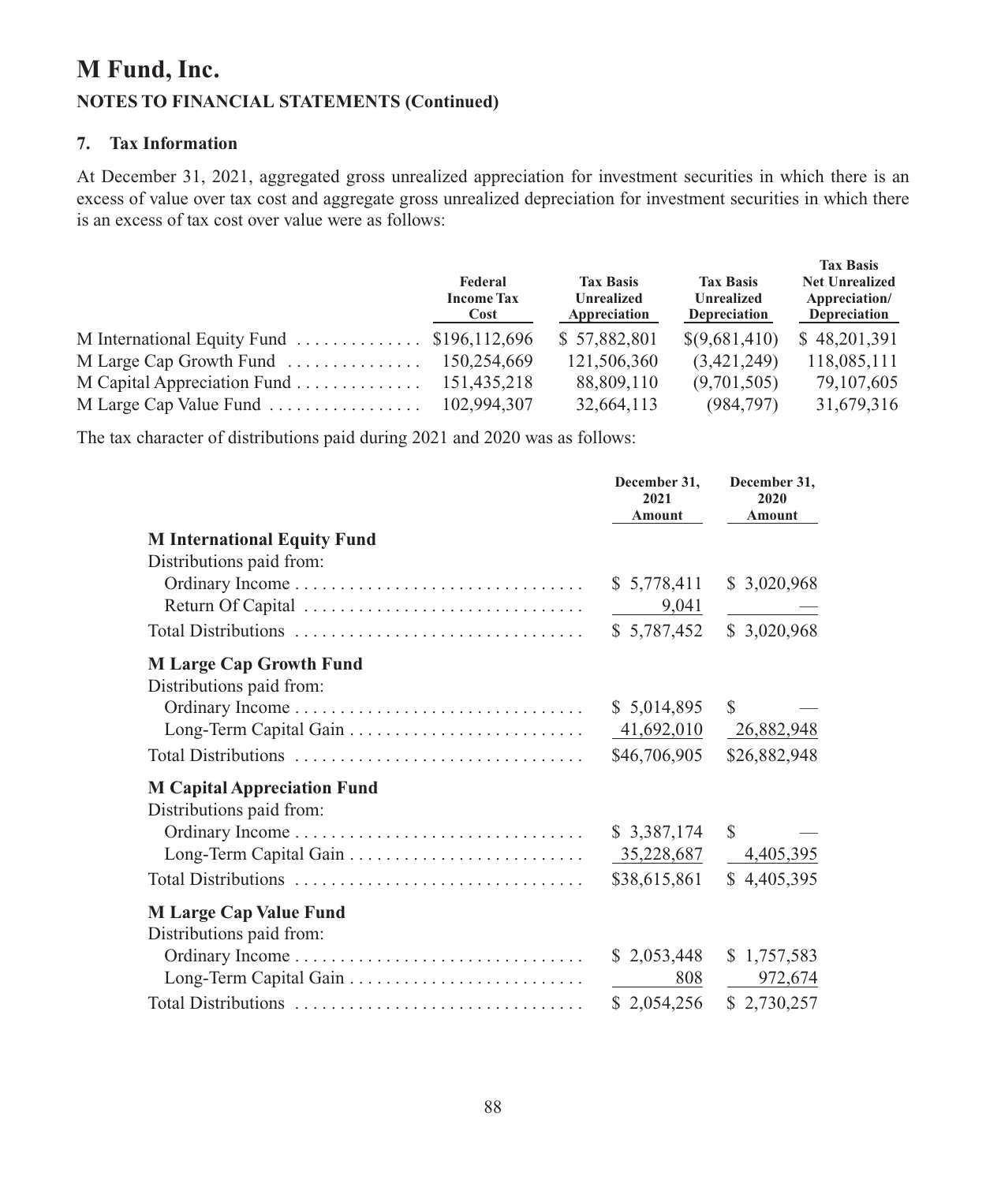# M Fund, Inc.

## NOTES TO FINANCIAL STATEMENTS (Continued)

### 7. Tax Information

At December 31, 2021, aggregated gross unrealized appreciation for investment securities in which there is an excess of value over tax cost and aggregate gross unrealized depreciation for investment securities in which there is an excess of tax cost over value were as follows:

| | Federal Income Tax Cost | Tax Basis Unrealized Appreciation | Tax Basis Unrealized Depreciation | Tax Basis Net Unrealized Appreciation/ Depreciation |
|---|---|---|---|---|
| M International Equity Fund | $196,112,696 | $ 57,882,801 | $(9,681,410) | $ 48,201,391 |
| M Large Cap Growth Fund | 150,254,669 | 121,506,360 | (3,421,249) | 118,085,111 |
| M Capital Appreciation Fund | 151,435,218 | 88,809,110 | (9,701,505) | 79,107,605 |
| M Large Cap Value Fund | 102,994,307 | 32,664,113 | (984,797) | 31,679,316 |

The tax character of distributions paid during 2021 and 2020 was as follows:

| | December 31, 2021 Amount | December 31, 2020 Amount |
|---|---|---|
| **M International Equity Fund** | | |
| Distributions paid from: | | |
| Ordinary Income | $ 5,778,411 | $ 3,020,968 |
| Return Of Capital | 9,041 | — |
| Total Distributions | $ 5,787,452 | $ 3,020,968 |
| **M Large Cap Growth Fund** | | |
| Distributions paid from: | | |
| Ordinary Income | $ 5,014,895 | $ — |
| Long-Term Capital Gain | 41,692,010 | 26,882,948 |
| Total Distributions | $46,706,905 | $26,882,948 |
| **M Capital Appreciation Fund** | | |
| Distributions paid from: | | |
| Ordinary Income | $ 3,387,174 | $ — |
| Long-Term Capital Gain | 35,228,687 | 4,405,395 |
| Total Distributions | $38,615,861 | $ 4,405,395 |
| **M Large Cap Value Fund** | | |
| Distributions paid from: | | |
| Ordinary Income | $ 2,053,448 | $ 1,757,583 |
| Long-Term Capital Gain | 808 | 972,674 |
| Total Distributions | $ 2,054,256 | $ 2,730,257 |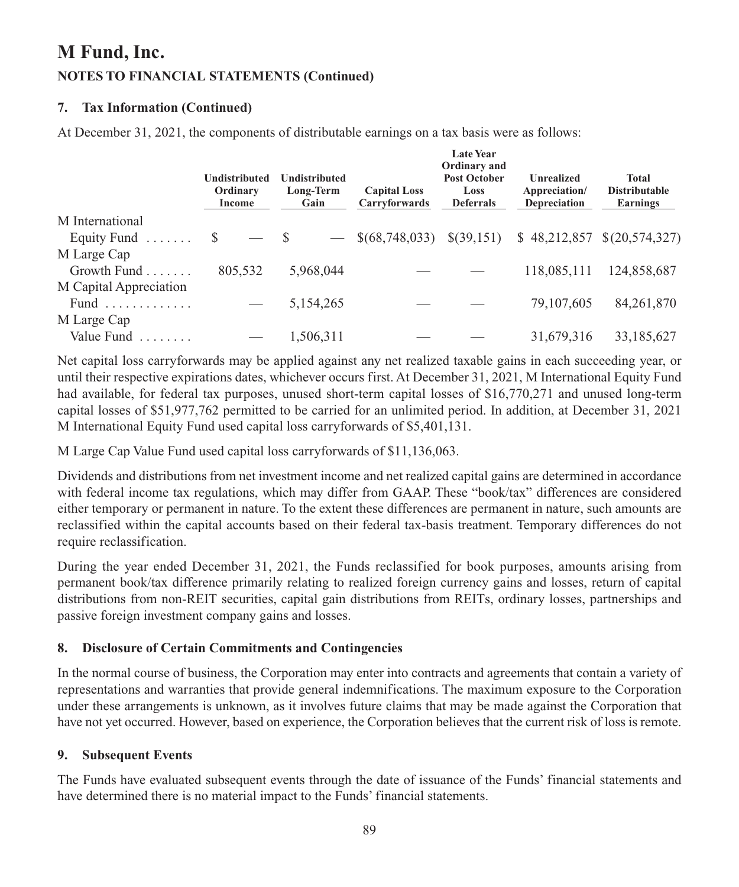# M Fund, Inc.

## NOTES TO FINANCIAL STATEMENTS (Continued)

### 7. Tax Information (Continued)

At December 31, 2021, the components of distributable earnings on a tax basis were as follows:

| | Undistributed Ordinary Income | Undistributed Long-Term Gain | Capital Loss Carryforwards | Late Year Ordinary and Post October Loss Deferrals | Unrealized Appreciation/ Depreciation | Total Distributable Earnings |
|---|---|---|---|---|---|---|
| M International Equity Fund | $ — | $ — | $(68,748,033) | $(39,151) | $ 48,212,857 | $(20,574,327) |
| M Large Cap Growth Fund | 805,532 | 5,968,044 | — | — | 118,085,111 | 124,858,687 |
| M Capital Appreciation Fund | — | 5,154,265 | — | — | 79,107,605 | 84,261,870 |
| M Large Cap Value Fund | — | 1,506,311 | — | — | 31,679,316 | 33,185,627 |

Net capital loss carryforwards may be applied against any net realized taxable gains in each succeeding year, or until their respective expirations dates, whichever occurs first. At December 31, 2021, M International Equity Fund had available, for federal tax purposes, unused short-term capital losses of $16,770,271 and unused long-term capital losses of $51,977,762 permitted to be carried for an unlimited period. In addition, at December 31, 2021 M International Equity Fund used capital loss carryforwards of $5,401,131.

M Large Cap Value Fund used capital loss carryforwards of $11,136,063.

Dividends and distributions from net investment income and net realized capital gains are determined in accordance with federal income tax regulations, which may differ from GAAP. These "book/tax" differences are considered either temporary or permanent in nature. To the extent these differences are permanent in nature, such amounts are reclassified within the capital accounts based on their federal tax-basis treatment. Temporary differences do not require reclassification.

During the year ended December 31, 2021, the Funds reclassified for book purposes, amounts arising from permanent book/tax difference primarily relating to realized foreign currency gains and losses, return of capital distributions from non-REIT securities, capital gain distributions from REITs, ordinary losses, partnerships and passive foreign investment company gains and losses.

### 8. Disclosure of Certain Commitments and Contingencies

In the normal course of business, the Corporation may enter into contracts and agreements that contain a variety of representations and warranties that provide general indemnifications. The maximum exposure to the Corporation under these arrangements is unknown, as it involves future claims that may be made against the Corporation that have not yet occurred. However, based on experience, the Corporation believes that the current risk of loss is remote.

### 9. Subsequent Events

The Funds have evaluated subsequent events through the date of issuance of the Funds' financial statements and have determined there is no material impact to the Funds' financial statements.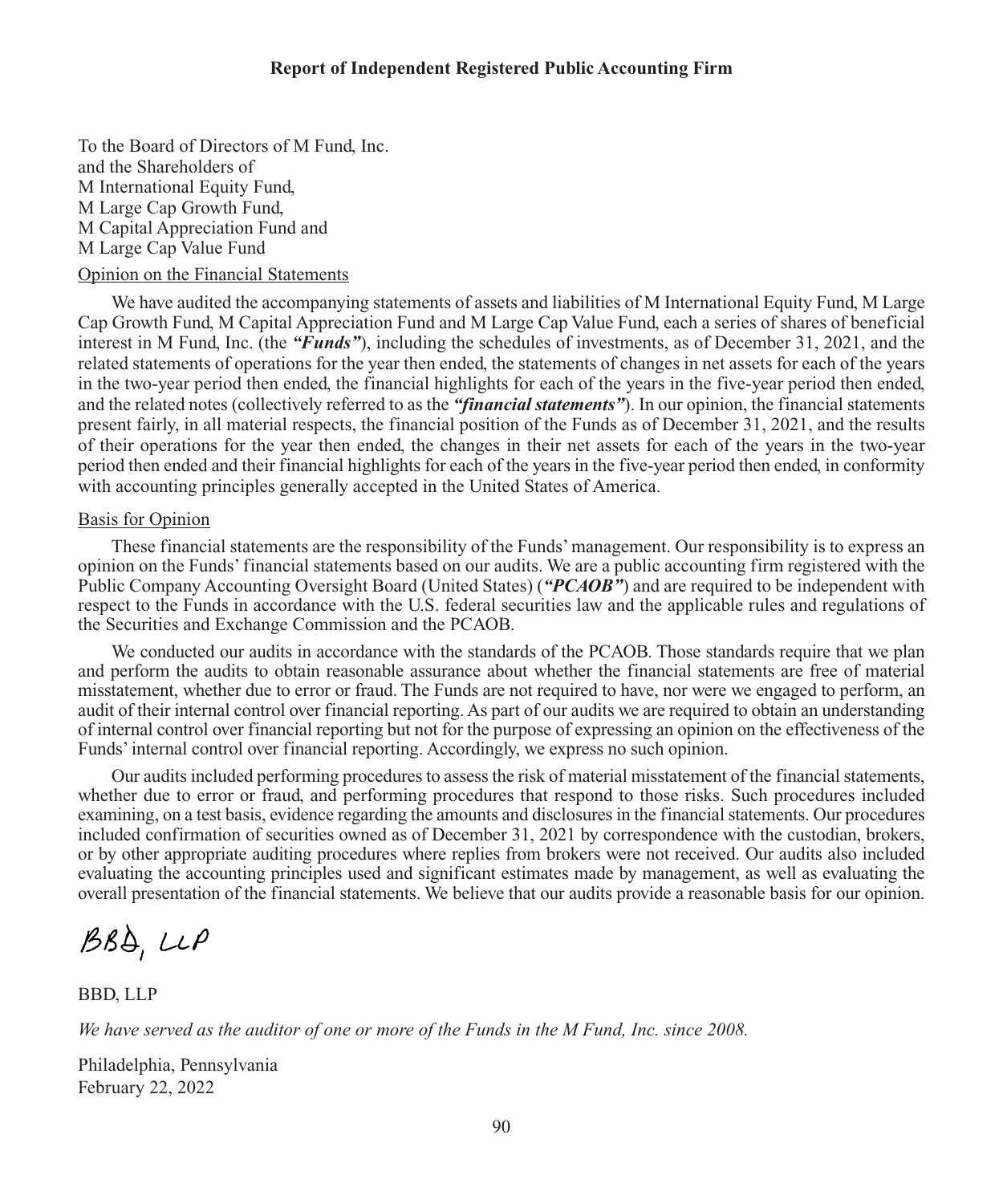# Report of Independent Registered Public Accounting Firm

To the Board of Directors of M Fund, Inc.
and the Shareholders of
M International Equity Fund,
M Large Cap Growth Fund,
M Capital Appreciation Fund and
M Large Cap Value Fund

## Opinion on the Financial Statements

We have audited the accompanying statements of assets and liabilities of M International Equity Fund, M Large Cap Growth Fund, M Capital Appreciation Fund and M Large Cap Value Fund, each a series of shares of beneficial interest in M Fund, Inc. (the ***"Funds"***), including the schedules of investments, as of December 31, 2021, and the related statements of operations for the year then ended, the statements of changes in net assets for each of the years in the two-year period then ended, the financial highlights for each of the years in the five-year period then ended, and the related notes (collectively referred to as the ***"financial statements"***). In our opinion, the financial statements present fairly, in all material respects, the financial position of the Funds as of December 31, 2021, and the results of their operations for the year then ended, the changes in their net assets for each of the years in the two-year period then ended and their financial highlights for each of the years in the five-year period then ended, in conformity with accounting principles generally accepted in the United States of America.

## Basis for Opinion

These financial statements are the responsibility of the Funds' management. Our responsibility is to express an opinion on the Funds' financial statements based on our audits. We are a public accounting firm registered with the Public Company Accounting Oversight Board (United States) (***"PCAOB"***) and are required to be independent with respect to the Funds in accordance with the U.S. federal securities law and the applicable rules and regulations of the Securities and Exchange Commission and the PCAOB.

We conducted our audits in accordance with the standards of the PCAOB. Those standards require that we plan and perform the audits to obtain reasonable assurance about whether the financial statements are free of material misstatement, whether due to error or fraud. The Funds are not required to have, nor were we engaged to perform, an audit of their internal control over financial reporting. As part of our audits we are required to obtain an understanding of internal control over financial reporting but not for the purpose of expressing an opinion on the effectiveness of the Funds' internal control over financial reporting. Accordingly, we express no such opinion.

Our audits included performing procedures to assess the risk of material misstatement of the financial statements, whether due to error or fraud, and performing procedures that respond to those risks. Such procedures included examining, on a test basis, evidence regarding the amounts and disclosures in the financial statements. Our procedures included confirmation of securities owned as of December 31, 2021 by correspondence with the custodian, brokers, or by other appropriate auditing procedures where replies from brokers were not received. Our audits also included evaluating the accounting principles used and significant estimates made by management, as well as evaluating the overall presentation of the financial statements. We believe that our audits provide a reasonable basis for our opinion.

BBD, LLP

BBD, LLP

*We have served as the auditor of one or more of the Funds in the M Fund, Inc. since 2008.*

Philadelphia, Pennsylvania
February 22, 2022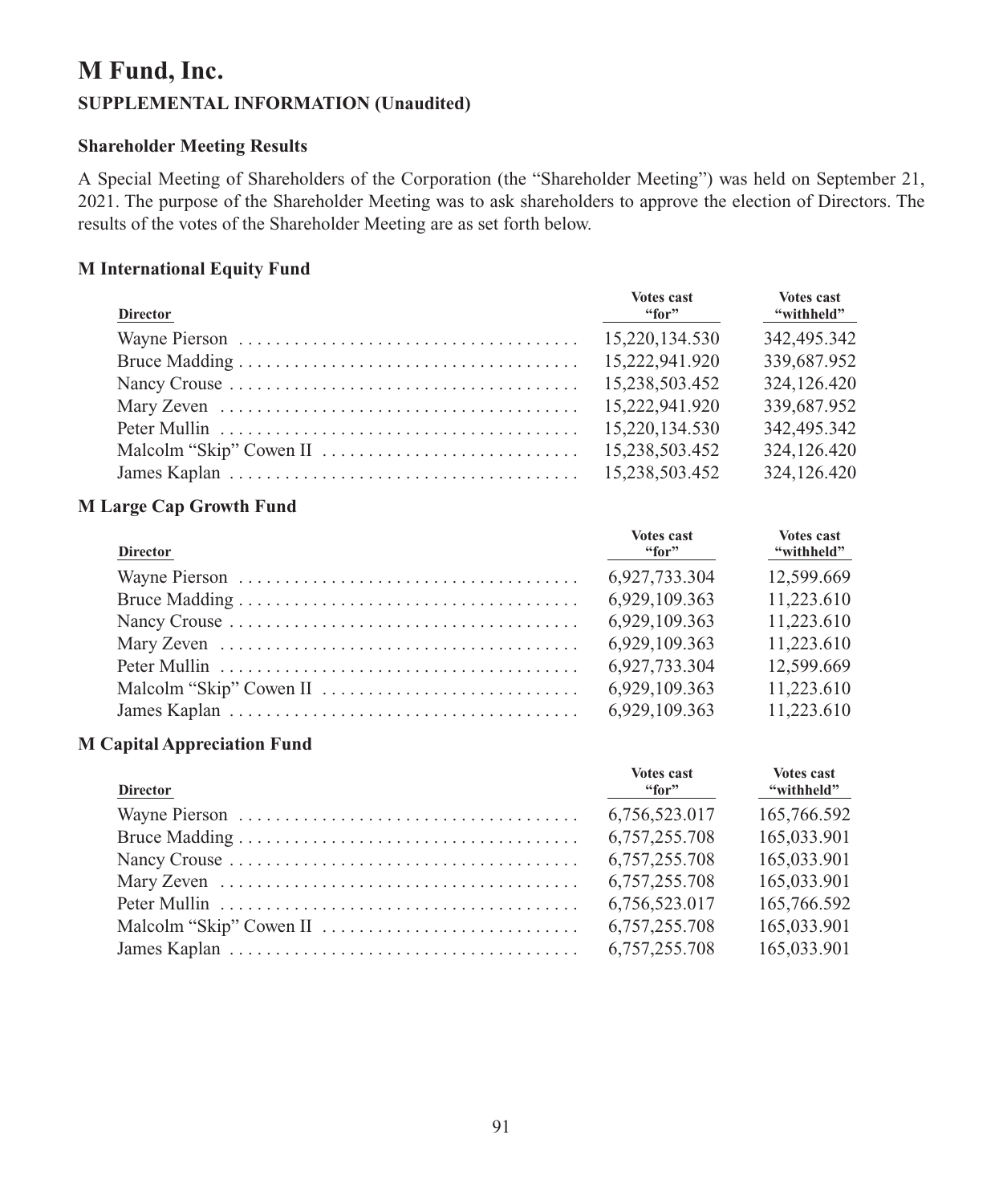# M Fund, Inc.

## SUPPLEMENTAL INFORMATION (Unaudited)

### Shareholder Meeting Results

A Special Meeting of Shareholders of the Corporation (the "Shareholder Meeting") was held on September 21, 2021. The purpose of the Shareholder Meeting was to ask shareholders to approve the election of Directors. The results of the votes of the Shareholder Meeting are as set forth below.

### M International Equity Fund

| Director | Votes cast "for" | Votes cast "withheld" |
|---|---|---|
| Wayne Pierson | 15,220,134.530 | 342,495.342 |
| Bruce Madding | 15,222,941.920 | 339,687.952 |
| Nancy Crouse | 15,238,503.452 | 324,126.420 |
| Mary Zeven | 15,222,941.920 | 339,687.952 |
| Peter Mullin | 15,220,134.530 | 342,495.342 |
| Malcolm "Skip" Cowen II | 15,238,503.452 | 324,126.420 |
| James Kaplan | 15,238,503.452 | 324,126.420 |

### M Large Cap Growth Fund

| Director | Votes cast "for" | Votes cast "withheld" |
|---|---|---|
| Wayne Pierson | 6,927,733.304 | 12,599.669 |
| Bruce Madding | 6,929,109.363 | 11,223.610 |
| Nancy Crouse | 6,929,109.363 | 11,223.610 |
| Mary Zeven | 6,929,109.363 | 11,223.610 |
| Peter Mullin | 6,927,733.304 | 12,599.669 |
| Malcolm "Skip" Cowen II | 6,929,109.363 | 11,223.610 |
| James Kaplan | 6,929,109.363 | 11,223.610 |

### M Capital Appreciation Fund

| Director | Votes cast "for" | Votes cast "withheld" |
|---|---|---|
| Wayne Pierson | 6,756,523.017 | 165,766.592 |
| Bruce Madding | 6,757,255.708 | 165,033.901 |
| Nancy Crouse | 6,757,255.708 | 165,033.901 |
| Mary Zeven | 6,757,255.708 | 165,033.901 |
| Peter Mullin | 6,756,523.017 | 165,766.592 |
| Malcolm "Skip" Cowen II | 6,757,255.708 | 165,033.901 |
| James Kaplan | 6,757,255.708 | 165,033.901 |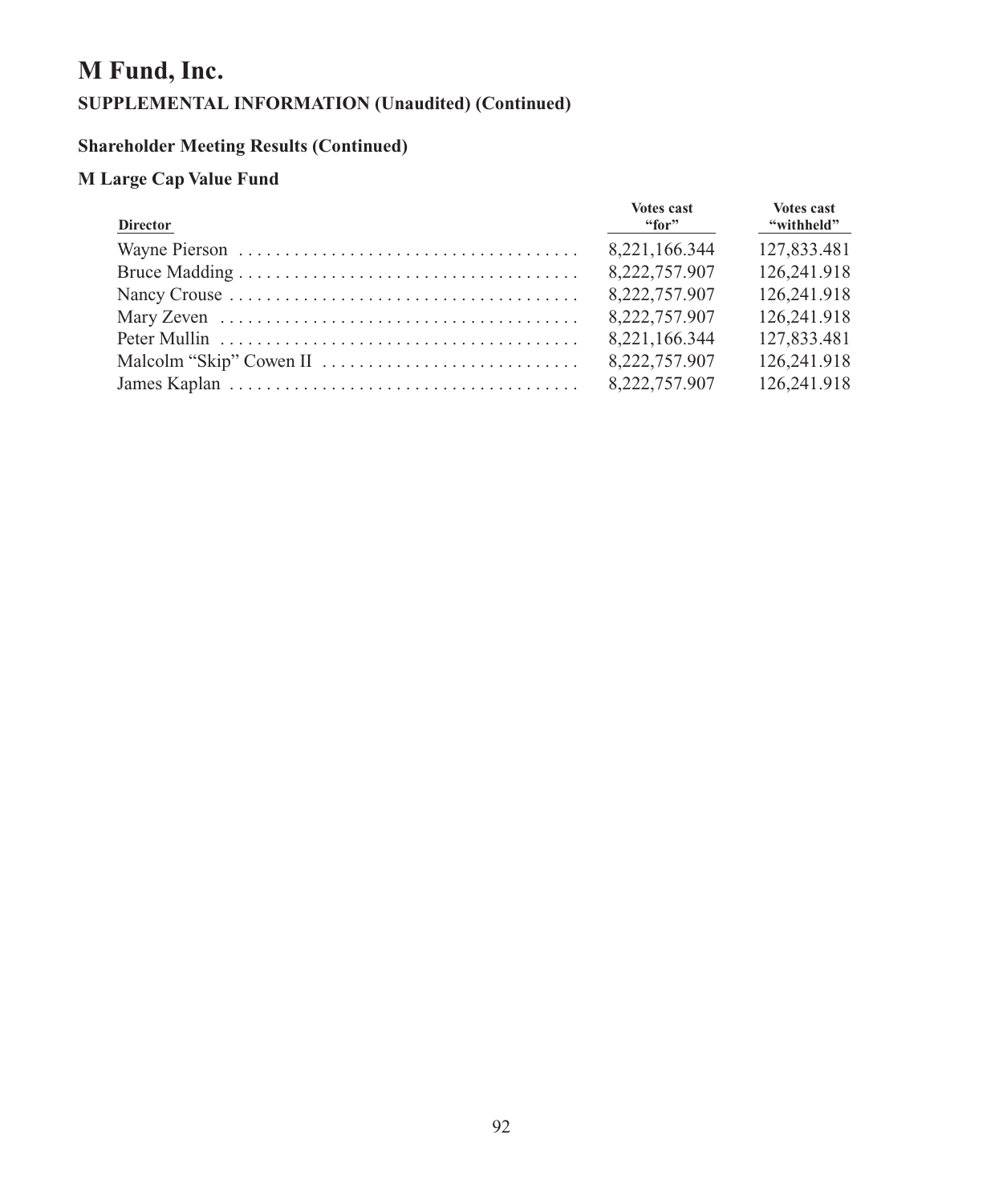# M Fund, Inc.

## SUPPLEMENTAL INFORMATION (Unaudited) (Continued)

### Shareholder Meeting Results (Continued)

### M Large Cap Value Fund

| Director | Votes cast "for" | Votes cast "withheld" |
|---|---|---|
| Wayne Pierson | 8,221,166.344 | 127,833.481 |
| Bruce Madding | 8,222,757.907 | 126,241.918 |
| Nancy Crouse | 8,222,757.907 | 126,241.918 |
| Mary Zeven | 8,222,757.907 | 126,241.918 |
| Peter Mullin | 8,221,166.344 | 127,833.481 |
| Malcolm "Skip" Cowen II | 8,222,757.907 | 126,241.918 |
| James Kaplan | 8,222,757.907 | 126,241.918 |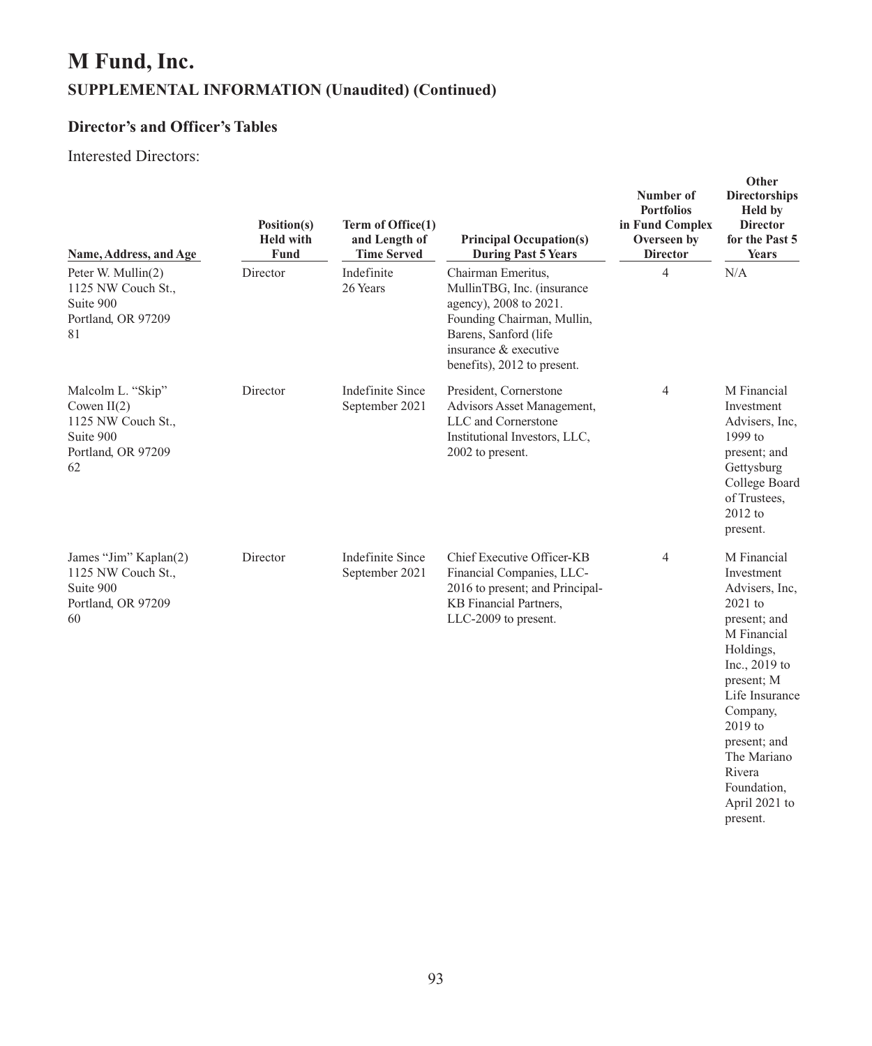# M Fund, Inc.

## SUPPLEMENTAL INFORMATION (Unaudited) (Continued)

### Director's and Officer's Tables

Interested Directors:

| Name, Address, and Age | Position(s) Held with Fund | Term of Office(1) and Length of Time Served | Principal Occupation(s) During Past 5 Years | Number of Portfolios in Fund Complex Overseen by Director | Other Directorships Held by Director for the Past 5 Years |
|---|---|---|---|---|---|
| Peter W. Mullin(2)<br>1125 NW Couch St.,<br>Suite 900<br>Portland, OR 97209<br>81 | Director | Indefinite<br>26 Years | Chairman Emeritus, MullinTBG, Inc. (insurance agency), 2008 to 2021. Founding Chairman, Mullin, Barens, Sanford (life insurance & executive benefits), 2012 to present. | 4 | N/A |
| Malcolm L. "Skip" Cowen II(2)<br>1125 NW Couch St.,<br>Suite 900<br>Portland, OR 97209<br>62 | Director | Indefinite Since September 2021 | President, Cornerstone Advisors Asset Management, LLC and Cornerstone Institutional Investors, LLC, 2002 to present. | 4 | M Financial Investment Advisers, Inc, 1999 to present; and Gettysburg College Board of Trustees, 2012 to present. |
| James "Jim" Kaplan(2)<br>1125 NW Couch St.,<br>Suite 900<br>Portland, OR 97209<br>60 | Director | Indefinite Since September 2021 | Chief Executive Officer-KB Financial Companies, LLC-2016 to present; and Principal-KB Financial Partners, LLC-2009 to present. | 4 | M Financial Investment Advisers, Inc, 2021 to present; and M Financial Holdings, Inc., 2019 to present; M Life Insurance Company, 2019 to present; and The Mariano Rivera Foundation, April 2021 to present. |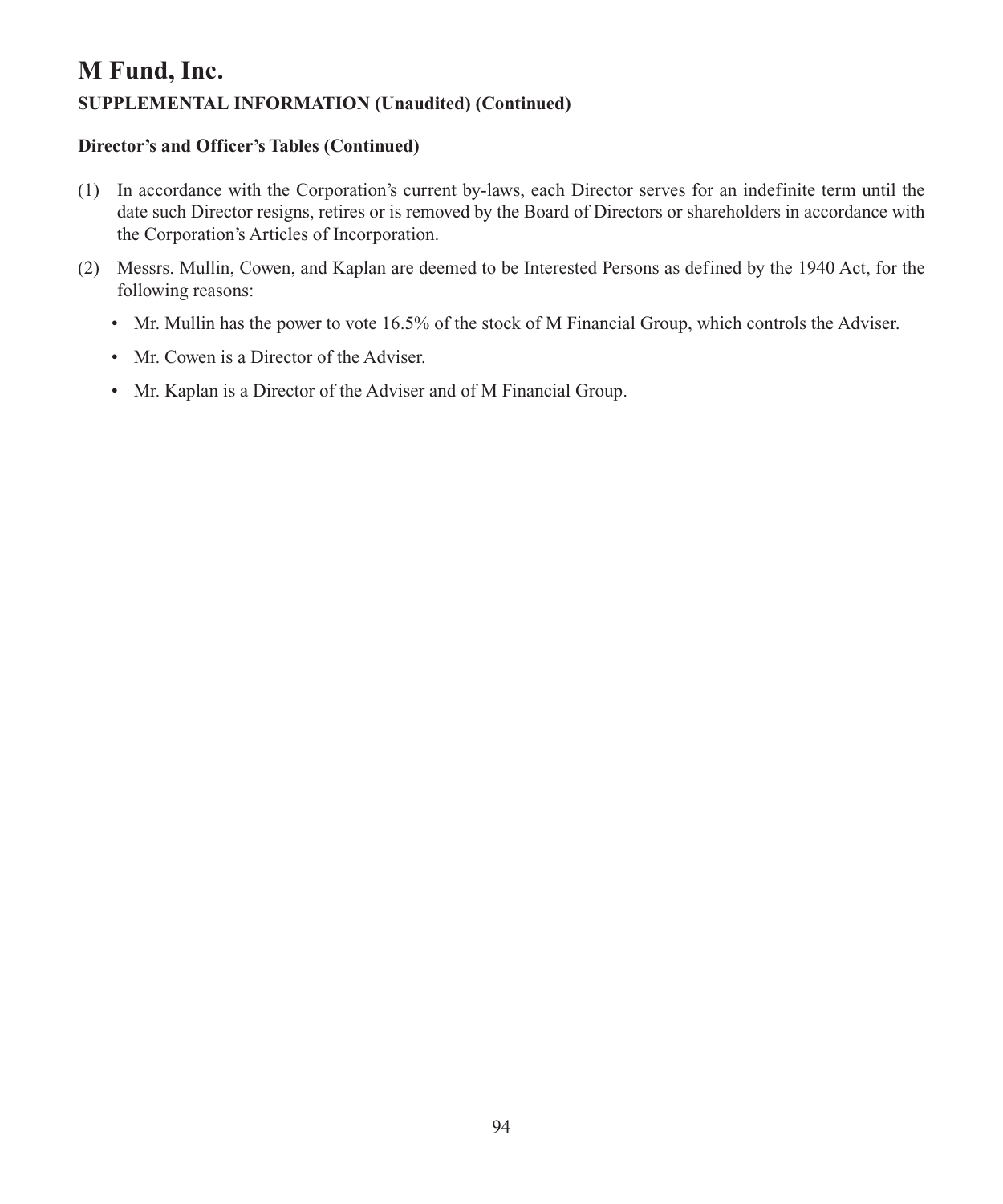# M Fund, Inc.

**SUPPLEMENTAL INFORMATION (Unaudited) (Continued)**

**Director's and Officer's Tables (Continued)**

---

(1) In accordance with the Corporation's current by-laws, each Director serves for an indefinite term until the date such Director resigns, retires or is removed by the Board of Directors or shareholders in accordance with the Corporation's Articles of Incorporation.

(2) Messrs. Mullin, Cowen, and Kaplan are deemed to be Interested Persons as defined by the 1940 Act, for the following reasons:

- Mr. Mullin has the power to vote 16.5% of the stock of M Financial Group, which controls the Adviser.
- Mr. Cowen is a Director of the Adviser.
- Mr. Kaplan is a Director of the Adviser and of M Financial Group.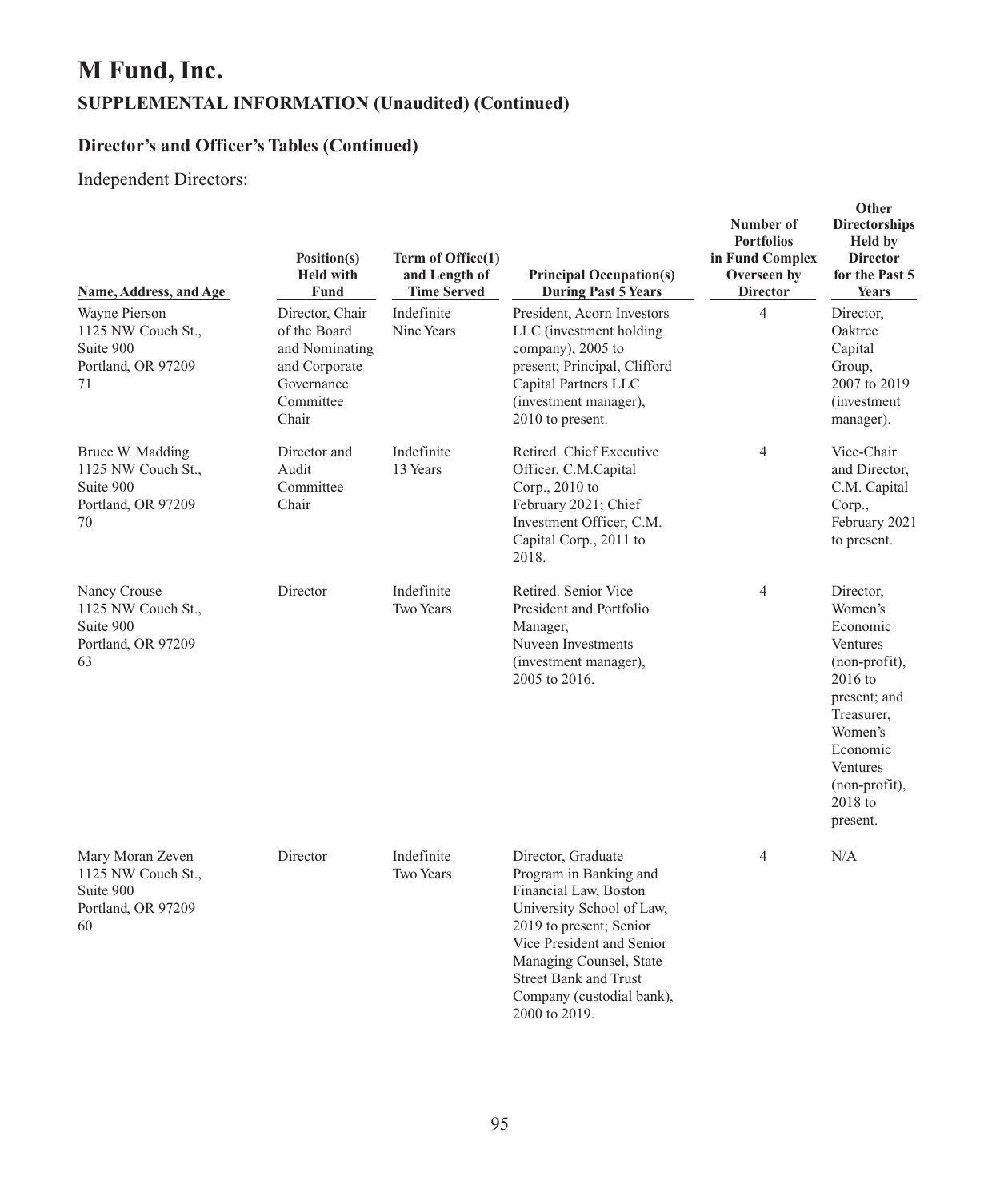# M Fund, Inc.

## SUPPLEMENTAL INFORMATION (Unaudited) (Continued)

### Director's and Officer's Tables (Continued)

Independent Directors:

| Name, Address, and Age | Position(s) Held with Fund | Term of Office(1) and Length of Time Served | Principal Occupation(s) During Past 5 Years | Number of Portfolios in Fund Complex Overseen by Director | Other Directorships Held by Director for the Past 5 Years |
|---|---|---|---|---|---|
| Wayne Pierson<br>1125 NW Couch St.,<br>Suite 900<br>Portland, OR 97209<br>71 | Director, Chair of the Board and Nominating and Corporate Governance Committee Chair | Indefinite<br>Nine Years | President, Acorn Investors LLC (investment holding company), 2005 to present; Principal, Clifford Capital Partners LLC (investment manager), 2010 to present. | 4 | Director, Oaktree Capital Group, 2007 to 2019 (investment manager). |
| Bruce W. Madding<br>1125 NW Couch St.,<br>Suite 900<br>Portland, OR 97209<br>70 | Director and Audit Committee Chair | Indefinite<br>13 Years | Retired. Chief Executive Officer, C.M.Capital Corp., 2010 to February 2021; Chief Investment Officer, C.M. Capital Corp., 2011 to 2018. | 4 | Vice-Chair and Director, C.M. Capital Corp., February 2021 to present. |
| Nancy Crouse<br>1125 NW Couch St.,<br>Suite 900<br>Portland, OR 97209<br>63 | Director | Indefinite<br>Two Years | Retired. Senior Vice President and Portfolio Manager, Nuveen Investments (investment manager), 2005 to 2016. | 4 | Director, Women's Economic Ventures (non-profit), 2016 to present; and Treasurer, Women's Economic Ventures (non-profit), 2018 to present. |
| Mary Moran Zeven<br>1125 NW Couch St.,<br>Suite 900<br>Portland, OR 97209<br>60 | Director | Indefinite<br>Two Years | Director, Graduate Program in Banking and Financial Law, Boston University School of Law, 2019 to present; Senior Vice President and Senior Managing Counsel, State Street Bank and Trust Company (custodial bank), 2000 to 2019. | 4 | N/A |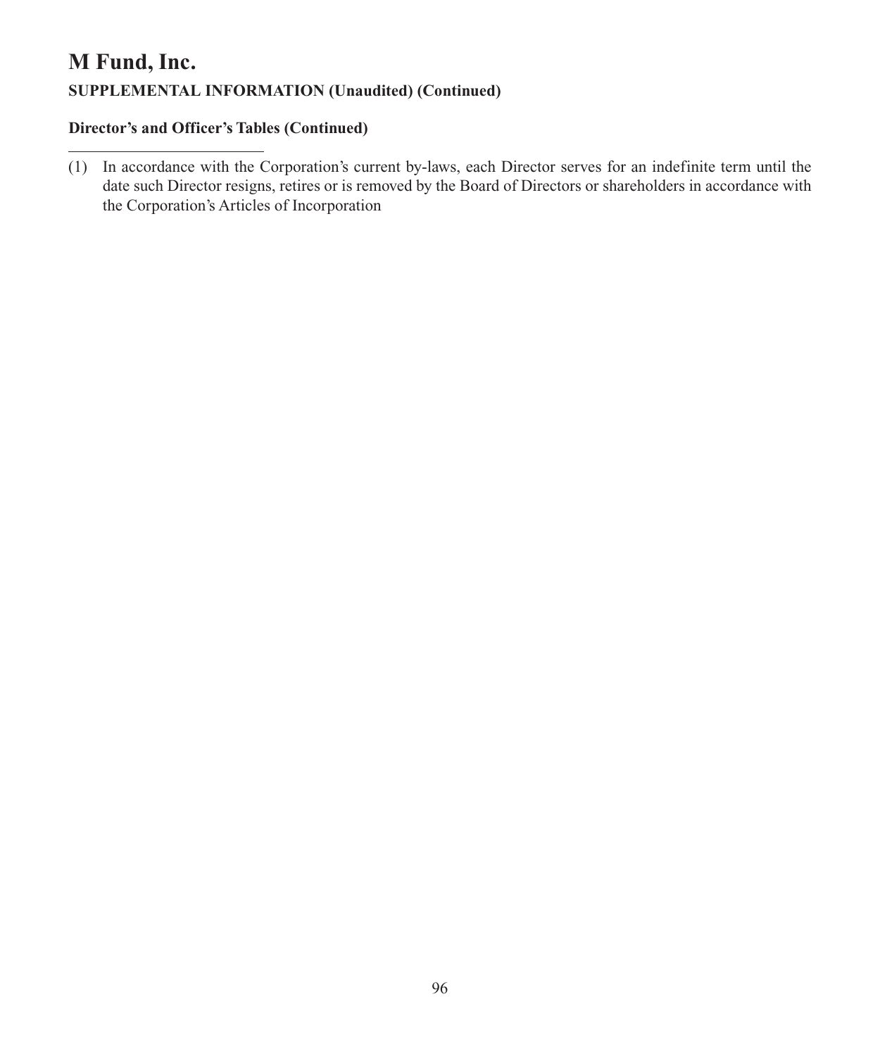# M Fund, Inc.

**SUPPLEMENTAL INFORMATION (Unaudited) (Continued)**

**Director's and Officer's Tables (Continued)**

---

(1) In accordance with the Corporation's current by-laws, each Director serves for an indefinite term until the date such Director resigns, retires or is removed by the Board of Directors or shareholders in accordance with the Corporation's Articles of Incorporation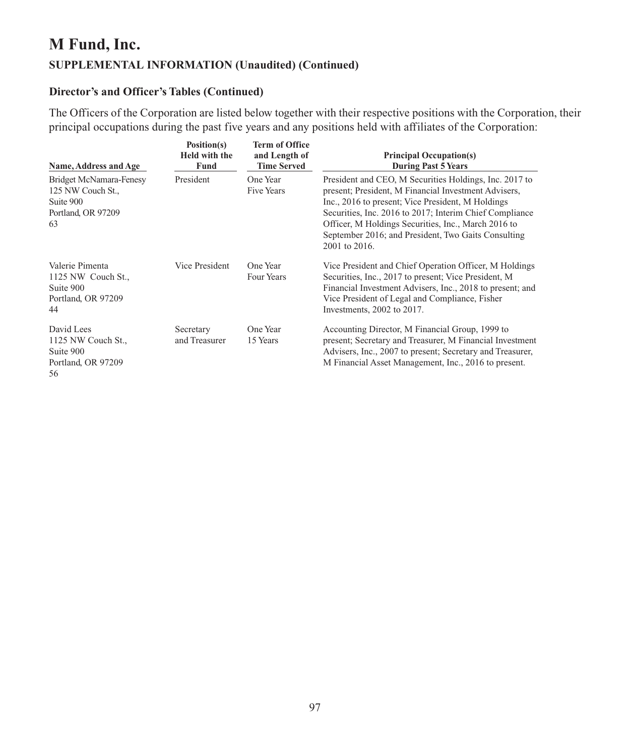# M Fund, Inc.

## SUPPLEMENTAL INFORMATION (Unaudited) (Continued)

### Director's and Officer's Tables (Continued)

The Officers of the Corporation are listed below together with their respective positions with the Corporation, their principal occupations during the past five years and any positions held with affiliates of the Corporation:

| Name, Address and Age | Position(s) Held with the Fund | Term of Office and Length of Time Served | Principal Occupation(s) During Past 5 Years |
|---|---|---|---|
| Bridget McNamara-Fenesy<br>125 NW Couch St.,<br>Suite 900<br>Portland, OR 97209<br>63 | President | One Year<br>Five Years | President and CEO, M Securities Holdings, Inc. 2017 to present; President, M Financial Investment Advisers, Inc., 2016 to present; Vice President, M Holdings Securities, Inc. 2016 to 2017; Interim Chief Compliance Officer, M Holdings Securities, Inc., March 2016 to September 2016; and President, Two Gaits Consulting 2001 to 2016. |
| Valerie Pimenta<br>1125 NW Couch St.,<br>Suite 900<br>Portland, OR 97209<br>44 | Vice President | One Year<br>Four Years | Vice President and Chief Operation Officer, M Holdings Securities, Inc., 2017 to present; Vice President, M Financial Investment Advisers, Inc., 2018 to present; and Vice President of Legal and Compliance, Fisher Investments, 2002 to 2017. |
| David Lees<br>1125 NW Couch St.,<br>Suite 900<br>Portland, OR 97209<br>56 | Secretary and Treasurer | One Year<br>15 Years | Accounting Director, M Financial Group, 1999 to present; Secretary and Treasurer, M Financial Investment Advisers, Inc., 2007 to present; Secretary and Treasurer, M Financial Asset Management, Inc., 2016 to present. |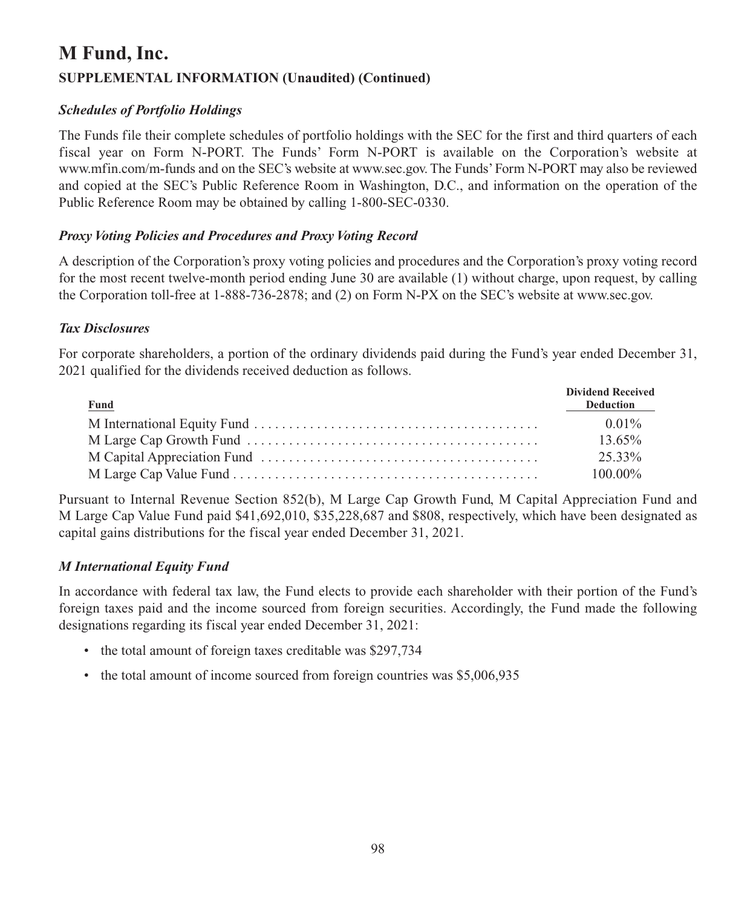# M Fund, Inc.

**SUPPLEMENTAL INFORMATION (Unaudited) (Continued)**

### *Schedules of Portfolio Holdings*

The Funds file their complete schedules of portfolio holdings with the SEC for the first and third quarters of each fiscal year on Form N-PORT. The Funds' Form N-PORT is available on the Corporation's website at www.mfin.com/m-funds and on the SEC's website at www.sec.gov. The Funds' Form N-PORT may also be reviewed and copied at the SEC's Public Reference Room in Washington, D.C., and information on the operation of the Public Reference Room may be obtained by calling 1-800-SEC-0330.

### *Proxy Voting Policies and Procedures and Proxy Voting Record*

A description of the Corporation's proxy voting policies and procedures and the Corporation's proxy voting record for the most recent twelve-month period ending June 30 are available (1) without charge, upon request, by calling the Corporation toll-free at 1-888-736-2878; and (2) on Form N-PX on the SEC's website at www.sec.gov.

### *Tax Disclosures*

For corporate shareholders, a portion of the ordinary dividends paid during the Fund's year ended December 31, 2021 qualified for the dividends received deduction as follows.

| Fund | Dividend Received Deduction |
|---|---|
| M International Equity Fund | 0.01% |
| M Large Cap Growth Fund | 13.65% |
| M Capital Appreciation Fund | 25.33% |
| M Large Cap Value Fund | 100.00% |

Pursuant to Internal Revenue Section 852(b), M Large Cap Growth Fund, M Capital Appreciation Fund and M Large Cap Value Fund paid $41,692,010, $35,228,687 and $808, respectively, which have been designated as capital gains distributions for the fiscal year ended December 31, 2021.

### *M International Equity Fund*

In accordance with federal tax law, the Fund elects to provide each shareholder with their portion of the Fund's foreign taxes paid and the income sourced from foreign securities. Accordingly, the Fund made the following designations regarding its fiscal year ended December 31, 2021:

- the total amount of foreign taxes creditable was $297,734
- the total amount of income sourced from foreign countries was $5,006,935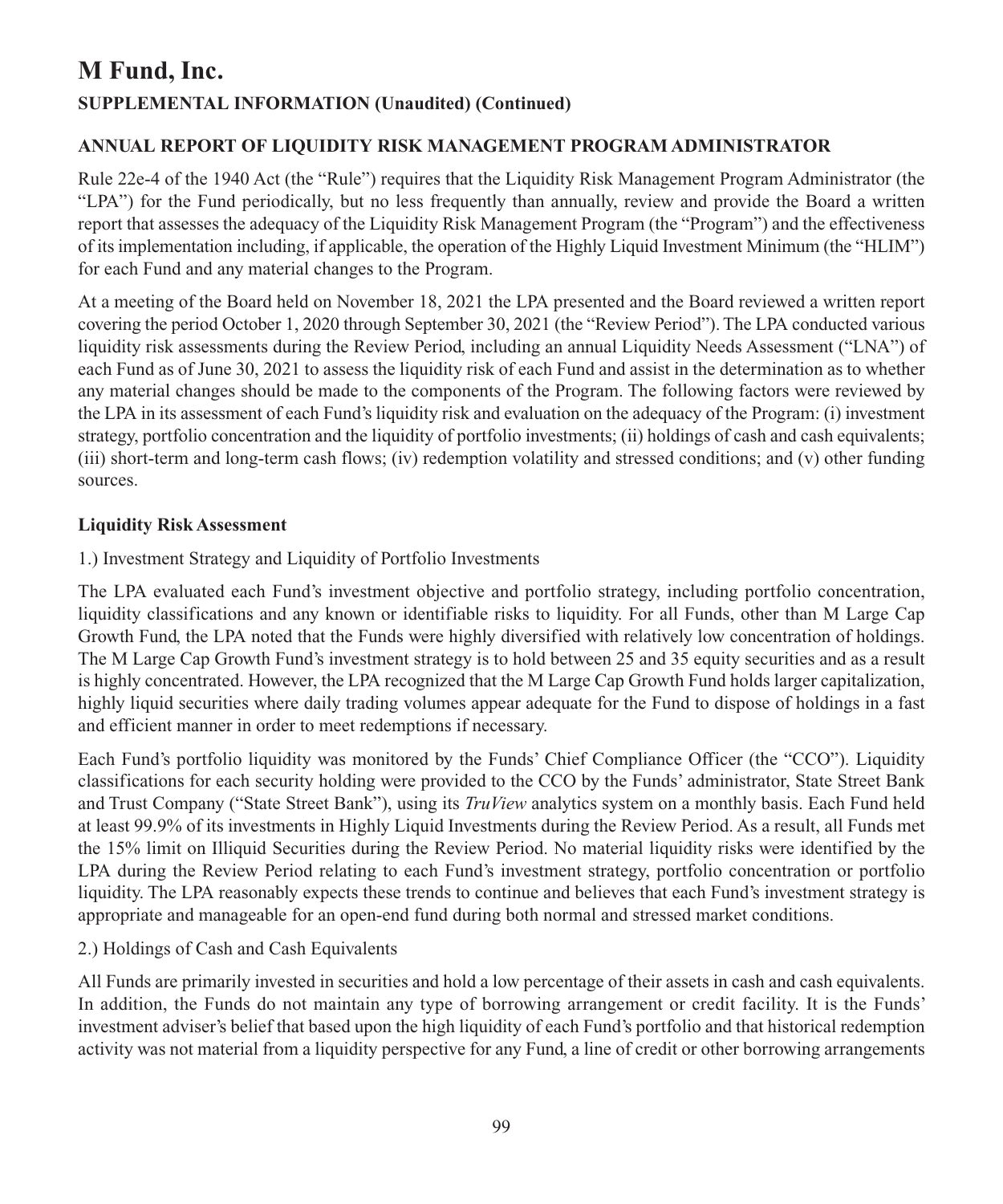# M Fund, Inc.

**SUPPLEMENTAL INFORMATION (Unaudited) (Continued)**

## ANNUAL REPORT OF LIQUIDITY RISK MANAGEMENT PROGRAM ADMINISTRATOR

Rule 22e-4 of the 1940 Act (the "Rule") requires that the Liquidity Risk Management Program Administrator (the "LPA") for the Fund periodically, but no less frequently than annually, review and provide the Board a written report that assesses the adequacy of the Liquidity Risk Management Program (the "Program") and the effectiveness of its implementation including, if applicable, the operation of the Highly Liquid Investment Minimum (the "HLIM") for each Fund and any material changes to the Program.

At a meeting of the Board held on November 18, 2021 the LPA presented and the Board reviewed a written report covering the period October 1, 2020 through September 30, 2021 (the "Review Period"). The LPA conducted various liquidity risk assessments during the Review Period, including an annual Liquidity Needs Assessment ("LNA") of each Fund as of June 30, 2021 to assess the liquidity risk of each Fund and assist in the determination as to whether any material changes should be made to the components of the Program. The following factors were reviewed by the LPA in its assessment of each Fund's liquidity risk and evaluation on the adequacy of the Program: (i) investment strategy, portfolio concentration and the liquidity of portfolio investments; (ii) holdings of cash and cash equivalents; (iii) short-term and long-term cash flows; (iv) redemption volatility and stressed conditions; and (v) other funding sources.

### Liquidity Risk Assessment

1.) Investment Strategy and Liquidity of Portfolio Investments

The LPA evaluated each Fund's investment objective and portfolio strategy, including portfolio concentration, liquidity classifications and any known or identifiable risks to liquidity. For all Funds, other than M Large Cap Growth Fund, the LPA noted that the Funds were highly diversified with relatively low concentration of holdings. The M Large Cap Growth Fund's investment strategy is to hold between 25 and 35 equity securities and as a result is highly concentrated. However, the LPA recognized that the M Large Cap Growth Fund holds larger capitalization, highly liquid securities where daily trading volumes appear adequate for the Fund to dispose of holdings in a fast and efficient manner in order to meet redemptions if necessary.

Each Fund's portfolio liquidity was monitored by the Funds' Chief Compliance Officer (the "CCO"). Liquidity classifications for each security holding were provided to the CCO by the Funds' administrator, State Street Bank and Trust Company ("State Street Bank"), using its *TruView* analytics system on a monthly basis. Each Fund held at least 99.9% of its investments in Highly Liquid Investments during the Review Period. As a result, all Funds met the 15% limit on Illiquid Securities during the Review Period. No material liquidity risks were identified by the LPA during the Review Period relating to each Fund's investment strategy, portfolio concentration or portfolio liquidity. The LPA reasonably expects these trends to continue and believes that each Fund's investment strategy is appropriate and manageable for an open-end fund during both normal and stressed market conditions.

2.) Holdings of Cash and Cash Equivalents

All Funds are primarily invested in securities and hold a low percentage of their assets in cash and cash equivalents. In addition, the Funds do not maintain any type of borrowing arrangement or credit facility. It is the Funds' investment adviser's belief that based upon the high liquidity of each Fund's portfolio and that historical redemption activity was not material from a liquidity perspective for any Fund, a line of credit or other borrowing arrangements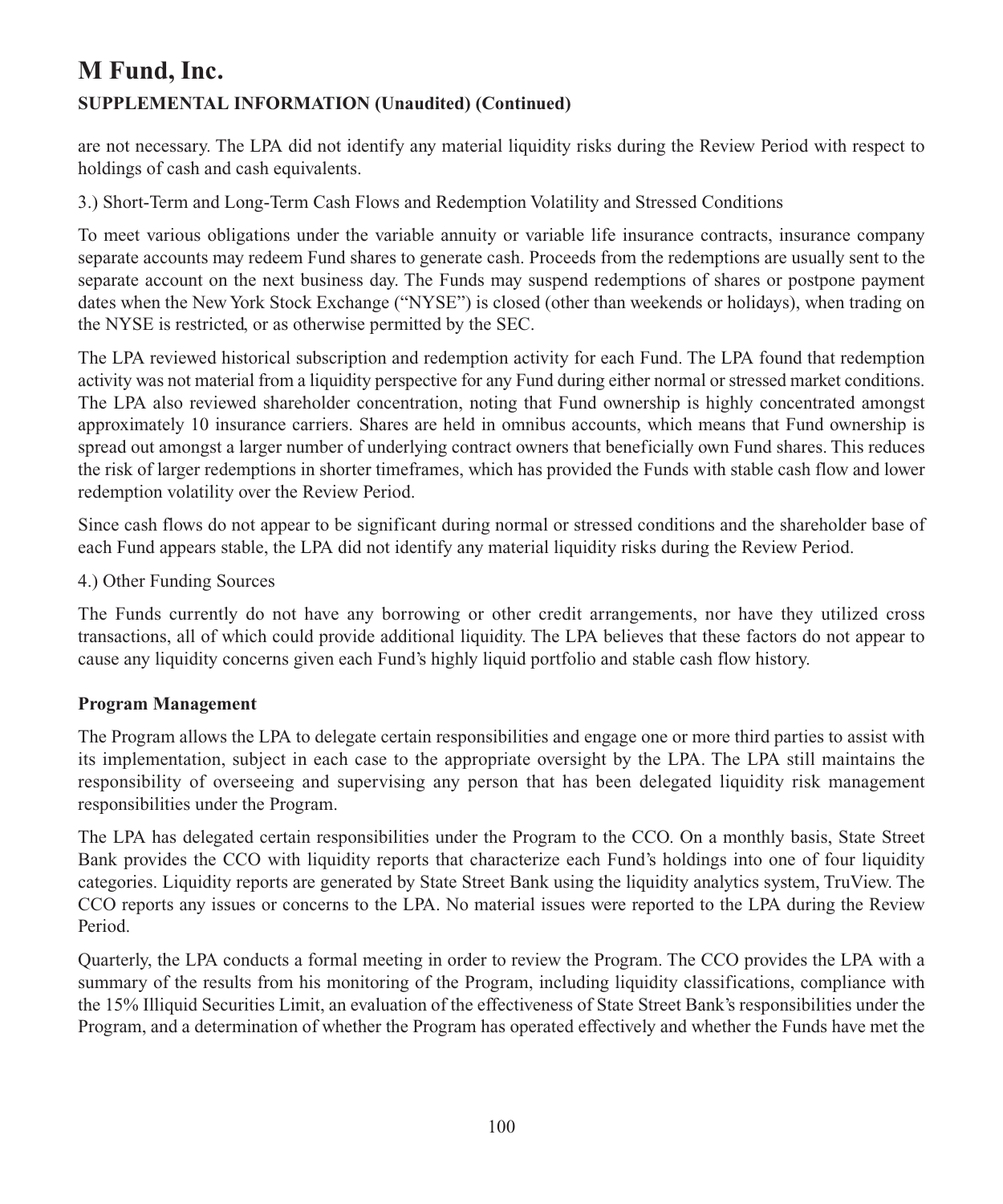are not necessary. The LPA did not identify any material liquidity risks during the Review Period with respect to holdings of cash and cash equivalents.

3.) Short-Term and Long-Term Cash Flows and Redemption Volatility and Stressed Conditions

To meet various obligations under the variable annuity or variable life insurance contracts, insurance company separate accounts may redeem Fund shares to generate cash. Proceeds from the redemptions are usually sent to the separate account on the next business day. The Funds may suspend redemptions of shares or postpone payment dates when the New York Stock Exchange ("NYSE") is closed (other than weekends or holidays), when trading on the NYSE is restricted, or as otherwise permitted by the SEC.

The LPA reviewed historical subscription and redemption activity for each Fund. The LPA found that redemption activity was not material from a liquidity perspective for any Fund during either normal or stressed market conditions. The LPA also reviewed shareholder concentration, noting that Fund ownership is highly concentrated amongst approximately 10 insurance carriers. Shares are held in omnibus accounts, which means that Fund ownership is spread out amongst a larger number of underlying contract owners that beneficially own Fund shares. This reduces the risk of larger redemptions in shorter timeframes, which has provided the Funds with stable cash flow and lower redemption volatility over the Review Period.

Since cash flows do not appear to be significant during normal or stressed conditions and the shareholder base of each Fund appears stable, the LPA did not identify any material liquidity risks during the Review Period.

4.) Other Funding Sources

The Funds currently do not have any borrowing or other credit arrangements, nor have they utilized cross transactions, all of which could provide additional liquidity. The LPA believes that these factors do not appear to cause any liquidity concerns given each Fund's highly liquid portfolio and stable cash flow history.

**Program Management**

The Program allows the LPA to delegate certain responsibilities and engage one or more third parties to assist with its implementation, subject in each case to the appropriate oversight by the LPA. The LPA still maintains the responsibility of overseeing and supervising any person that has been delegated liquidity risk management responsibilities under the Program.

The LPA has delegated certain responsibilities under the Program to the CCO. On a monthly basis, State Street Bank provides the CCO with liquidity reports that characterize each Fund's holdings into one of four liquidity categories. Liquidity reports are generated by State Street Bank using the liquidity analytics system, TruView. The CCO reports any issues or concerns to the LPA. No material issues were reported to the LPA during the Review Period.

Quarterly, the LPA conducts a formal meeting in order to review the Program. The CCO provides the LPA with a summary of the results from his monitoring of the Program, including liquidity classifications, compliance with the 15% Illiquid Securities Limit, an evaluation of the effectiveness of State Street Bank's responsibilities under the Program, and a determination of whether the Program has operated effectively and whether the Funds have met the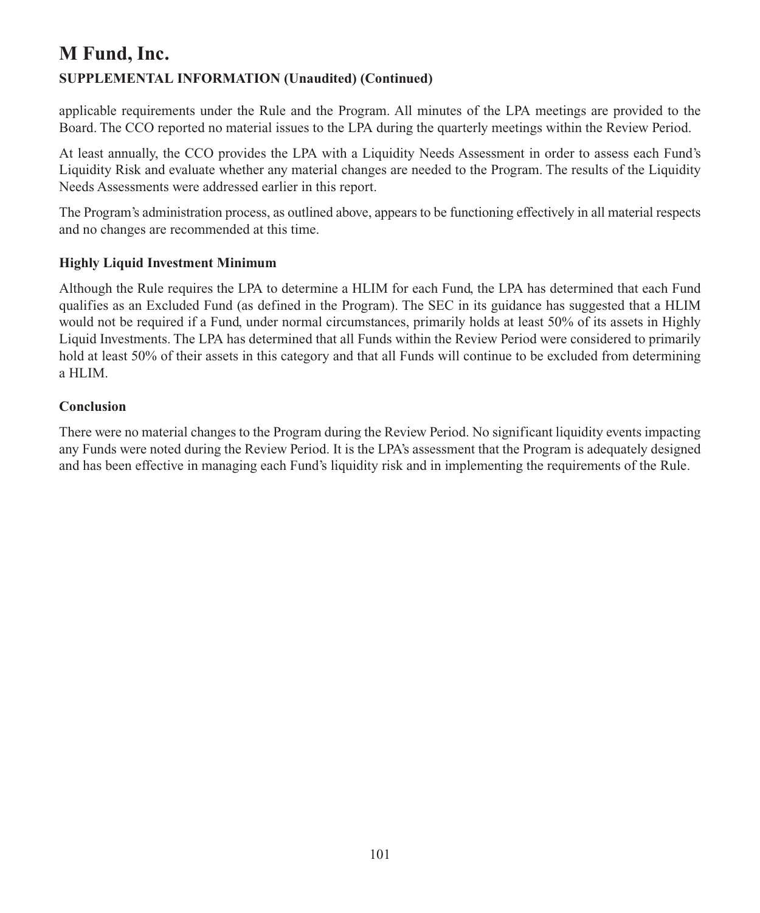applicable requirements under the Rule and the Program. All minutes of the LPA meetings are provided to the Board. The CCO reported no material issues to the LPA during the quarterly meetings within the Review Period.

At least annually, the CCO provides the LPA with a Liquidity Needs Assessment in order to assess each Fund's Liquidity Risk and evaluate whether any material changes are needed to the Program. The results of the Liquidity Needs Assessments were addressed earlier in this report.

The Program's administration process, as outlined above, appears to be functioning effectively in all material respects and no changes are recommended at this time.

### Highly Liquid Investment Minimum

Although the Rule requires the LPA to determine a HLIM for each Fund, the LPA has determined that each Fund qualifies as an Excluded Fund (as defined in the Program). The SEC in its guidance has suggested that a HLIM would not be required if a Fund, under normal circumstances, primarily holds at least 50% of its assets in Highly Liquid Investments. The LPA has determined that all Funds within the Review Period were considered to primarily hold at least 50% of their assets in this category and that all Funds will continue to be excluded from determining a HLIM.

### Conclusion

There were no material changes to the Program during the Review Period. No significant liquidity events impacting any Funds were noted during the Review Period. It is the LPA's assessment that the Program is adequately designed and has been effective in managing each Fund's liquidity risk and in implementing the requirements of the Rule.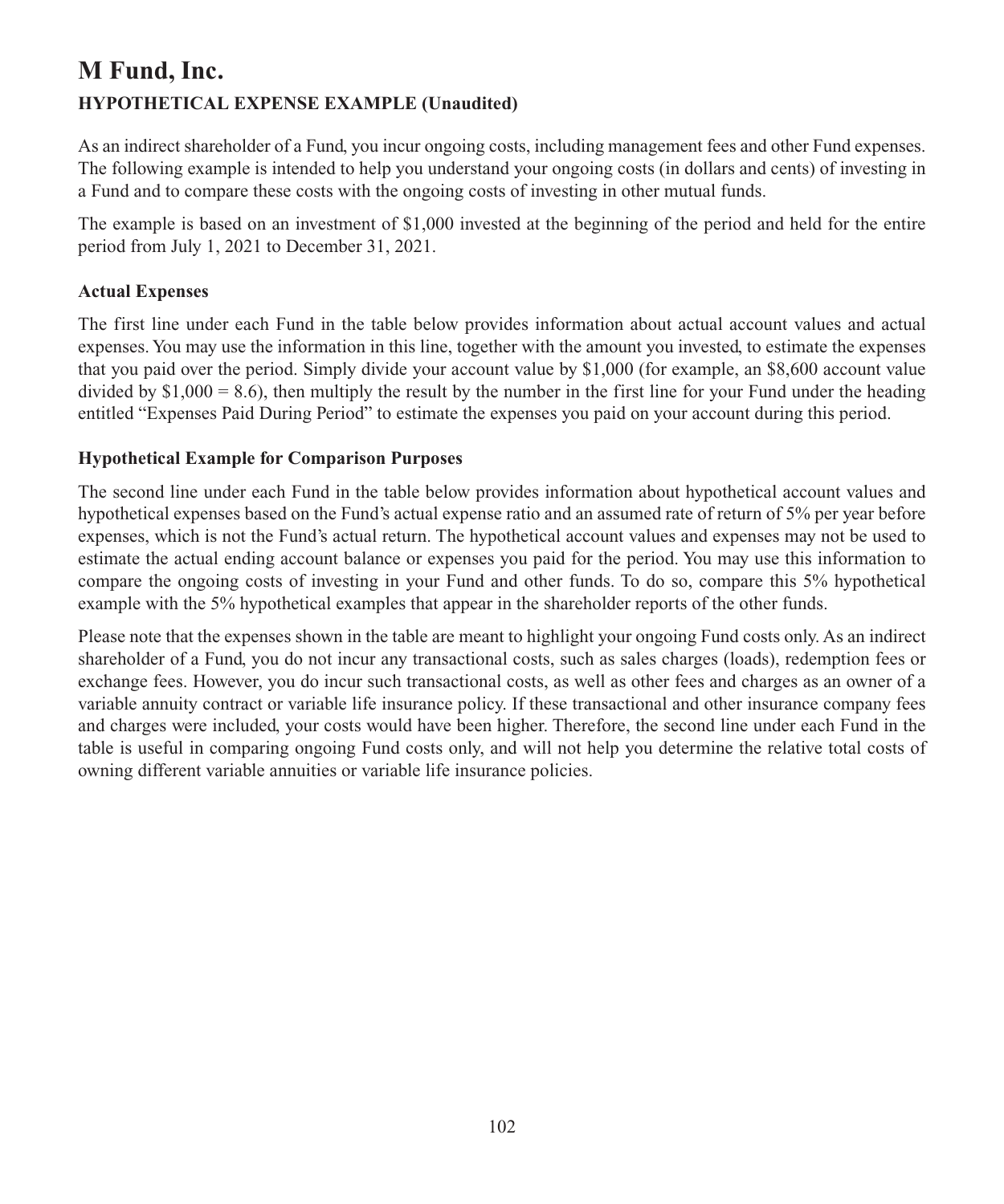# M Fund, Inc.

### HYPOTHETICAL EXPENSE EXAMPLE (Unaudited)

As an indirect shareholder of a Fund, you incur ongoing costs, including management fees and other Fund expenses. The following example is intended to help you understand your ongoing costs (in dollars and cents) of investing in a Fund and to compare these costs with the ongoing costs of investing in other mutual funds.

The example is based on an investment of $1,000 invested at the beginning of the period and held for the entire period from July 1, 2021 to December 31, 2021.

### Actual Expenses

The first line under each Fund in the table below provides information about actual account values and actual expenses. You may use the information in this line, together with the amount you invested, to estimate the expenses that you paid over the period. Simply divide your account value by $1,000 (for example, an $8,600 account value divided by $1,000 = 8.6), then multiply the result by the number in the first line for your Fund under the heading entitled "Expenses Paid During Period" to estimate the expenses you paid on your account during this period.

### Hypothetical Example for Comparison Purposes

The second line under each Fund in the table below provides information about hypothetical account values and hypothetical expenses based on the Fund's actual expense ratio and an assumed rate of return of 5% per year before expenses, which is not the Fund's actual return. The hypothetical account values and expenses may not be used to estimate the actual ending account balance or expenses you paid for the period. You may use this information to compare the ongoing costs of investing in your Fund and other funds. To do so, compare this 5% hypothetical example with the 5% hypothetical examples that appear in the shareholder reports of the other funds.

Please note that the expenses shown in the table are meant to highlight your ongoing Fund costs only. As an indirect shareholder of a Fund, you do not incur any transactional costs, such as sales charges (loads), redemption fees or exchange fees. However, you do incur such transactional costs, as well as other fees and charges as an owner of a variable annuity contract or variable life insurance policy. If these transactional and other insurance company fees and charges were included, your costs would have been higher. Therefore, the second line under each Fund in the table is useful in comparing ongoing Fund costs only, and will not help you determine the relative total costs of owning different variable annuities or variable life insurance policies.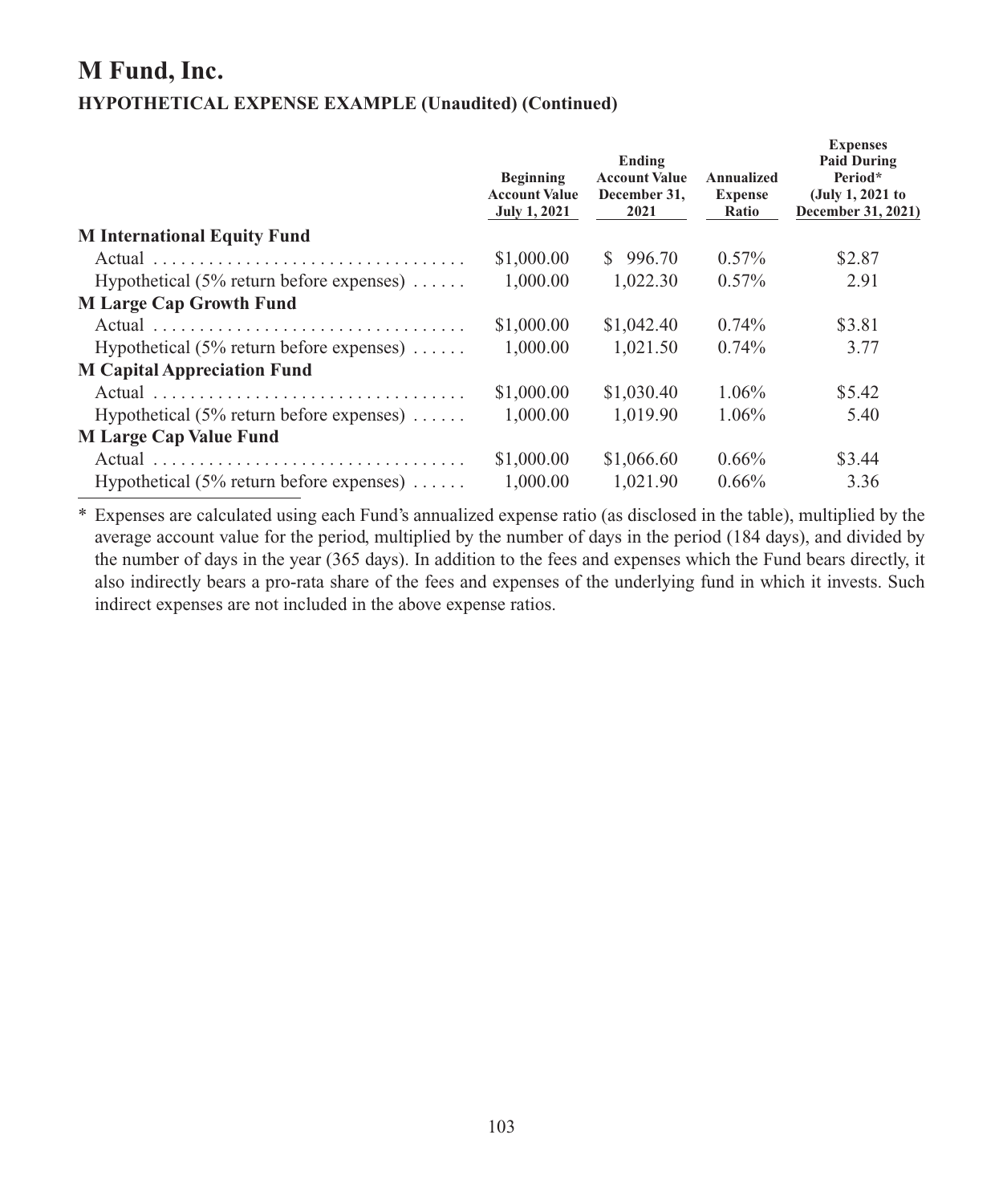# M Fund, Inc.

**HYPOTHETICAL EXPENSE EXAMPLE (Unaudited) (Continued)**

| | Beginning Account Value July 1, 2021 | Ending Account Value December 31, 2021 | Annualized Expense Ratio | Expenses Paid During Period* (July 1, 2021 to December 31, 2021) |
|---|---|---|---|---|
| **M International Equity Fund** | | | | |
| Actual | $1,000.00 | $ 996.70 | 0.57% | $2.87 |
| Hypothetical (5% return before expenses) | 1,000.00 | 1,022.30 | 0.57% | 2.91 |
| **M Large Cap Growth Fund** | | | | |
| Actual | $1,000.00 | $1,042.40 | 0.74% | $3.81 |
| Hypothetical (5% return before expenses) | 1,000.00 | 1,021.50 | 0.74% | 3.77 |
| **M Capital Appreciation Fund** | | | | |
| Actual | $1,000.00 | $1,030.40 | 1.06% | $5.42 |
| Hypothetical (5% return before expenses) | 1,000.00 | 1,019.90 | 1.06% | 5.40 |
| **M Large Cap Value Fund** | | | | |
| Actual | $1,000.00 | $1,066.60 | 0.66% | $3.44 |
| Hypothetical (5% return before expenses) | 1,000.00 | 1,021.90 | 0.66% | 3.36 |

\* Expenses are calculated using each Fund's annualized expense ratio (as disclosed in the table), multiplied by the average account value for the period, multiplied by the number of days in the period (184 days), and divided by the number of days in the year (365 days). In addition to the fees and expenses which the Fund bears directly, it also indirectly bears a pro-rata share of the fees and expenses of the underlying fund in which it invests. Such indirect expenses are not included in the above expense ratios.